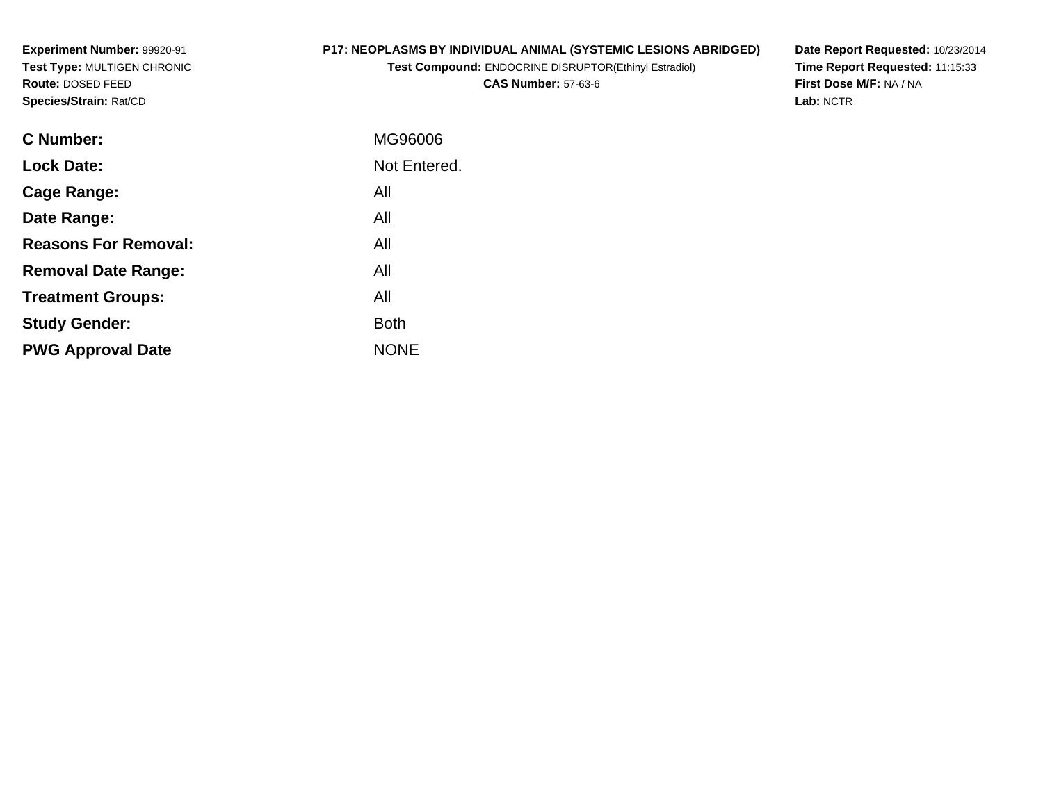**Experiment Number:** 99920-91
**Test Type:** MULTIGEN CHRONIC
**Route:** DOSED FEED
**Species/Strain:** Rat/CD

**P17: NEOPLASMS BY INDIVIDUAL ANIMAL (SYSTEMIC LESIONS ABRIDGED)**
**Test Compound:** ENDOCRINE DISRUPTOR(Ethinyl Estradiol)
**CAS Number:** 57-63-6

**Date Report Requested:** 10/23/2014
**Time Report Requested:** 11:15:33
**First Dose M/F:** NA / NA
**Lab:** NCTR

| | |
|---|---|
| **C Number:** | MG96006 |
| **Lock Date:** | Not Entered. |
| **Cage Range:** | All |
| **Date Range:** | All |
| **Reasons For Removal:** | All |
| **Removal Date Range:** | All |
| **Treatment Groups:** | All |
| **Study Gender:** | Both |
| **PWG Approval Date** | NONE |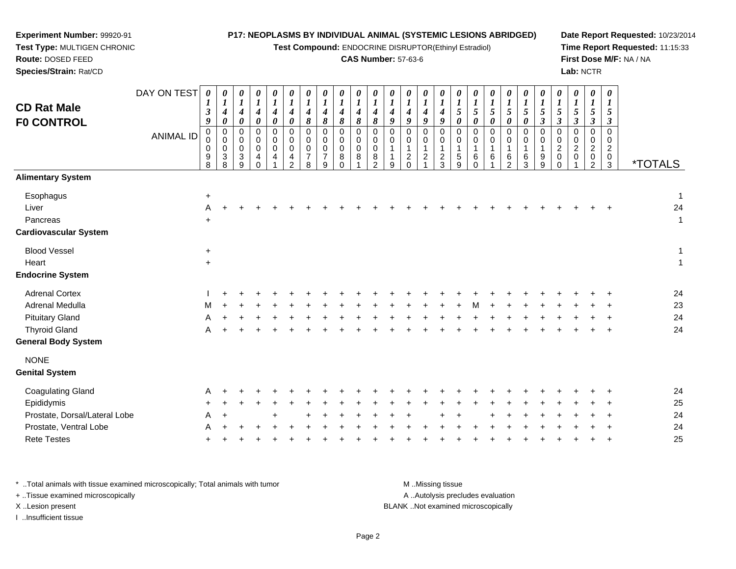**Experiment Number:** 99920-91
**Test Type:** MULTIGEN CHRONIC
**Route:** DOSED FEED
**Species/Strain:** Rat/CD

**P17: NEOPLASMS BY INDIVIDUAL ANIMAL (SYSTEMIC LESIONS ABRIDGED)**
**Test Compound:** ENDOCRINE DISRUPTOR(Ethinyl Estradiol)
**CAS Number:** 57-63-6

**Date Report Requested:** 10/23/2014
**Time Report Requested:** 11:15:33
**First Dose M/F:** NA / NA
**Lab:** NCTR

## CD Rat Male F0 CONTROL

| DAY ON TEST | 0139 | 0140 | 0140 | 0140 | 0140 | 0140 | 0148 | 0148 | 0148 | 0148 | 0148 | 0149 | 0149 | 0149 | 0149 | 0150 | 0150 | 0150 | 0150 | 0150 | 0153 | 0153 | 0153 | 0153 | 0153 | |
|---|---|---|---|---|---|---|---|---|---|---|---|---|---|---|---|---|---|---|---|---|---|---|---|---|---|---|
| **ANIMAL ID** | 00098 | 00038 | 00039 | 00040 | 00041 | 00042 | 00078 | 00079 | 00080 | 00081 | 00082 | 00119 | 00120 | 00121 | 00123 | 00159 | 00160 | 00161 | 00162 | 00163 | 00199 | 00200 | 00201 | 00202 | 00203 | ***TOTALS** |
| **Alimentary System** | | | | | | | | | | | | | | | | | | | | | | | | | | |
| Esophagus | + | | | | | | | | | | | | | | | | | | | | | | | | | 1 |
| Liver | A | + | + | + | + | + | + | + | + | + | + | + | + | + | + | + | + | + | + | + | + | + | + | + | + | 24 |
| Pancreas | + | | | | | | | | | | | | | | | | | | | | | | | | | 1 |
| **Cardiovascular System** | | | | | | | | | | | | | | | | | | | | | | | | | | |
| Blood Vessel | + | | | | | | | | | | | | | | | | | | | | | | | | | 1 |
| Heart | + | | | | | | | | | | | | | | | | | | | | | | | | | 1 |
| **Endocrine System** | | | | | | | | | | | | | | | | | | | | | | | | | | |
| Adrenal Cortex | I | + | + | + | + | + | + | + | + | + | + | + | + | + | + | + | + | + | + | + | + | + | + | + | + | 24 |
| Adrenal Medulla | M | + | + | + | + | + | + | + | + | + | + | + | + | + | + | + | M | + | + | + | + | + | + | + | + | 23 |
| Pituitary Gland | A | + | + | + | + | + | + | + | + | + | + | + | + | + | + | + | + | + | + | + | + | + | + | + | + | 24 |
| Thyroid Gland | A | + | + | + | + | + | + | + | + | + | + | + | + | + | + | + | + | + | + | + | + | + | + | + | + | 24 |
| **General Body System** | | | | | | | | | | | | | | | | | | | | | | | | | | |
| NONE | | | | | | | | | | | | | | | | | | | | | | | | | | |
| **Genital System** | | | | | | | | | | | | | | | | | | | | | | | | | | |
| Coagulating Gland | A | + | + | + | + | + | + | + | + | + | + | + | + | + | + | + | + | + | + | + | + | + | + | + | + | 24 |
| Epididymis | + | + | + | + | + | + | + | + | + | + | + | + | + | + | + | + | + | + | + | + | + | + | + | + | + | 25 |
| Prostate, Dorsal/Lateral Lobe | A | + | | | + | | + | + | + | + | + | + | + | | + | + | | + | + | + | + | + | + | + | + | 24 |
| Prostate, Ventral Lobe | A | + | + | + | + | + | + | + | + | + | + | + | + | + | + | + | + | + | + | + | + | + | + | + | + | 24 |
| Rete Testes | + | + | + | + | + | + | + | + | + | + | + | + | + | + | + | + | + | + | + | + | + | + | + | + | + | 25 |

\* ..Total animals with tissue examined microscopically; Total animals with tumor
\+ ..Tissue examined microscopically
X ..Lesion present
I ..Insufficient tissue

M ..Missing tissue
A ..Autolysis precludes evaluation
BLANK ..Not examined microscopically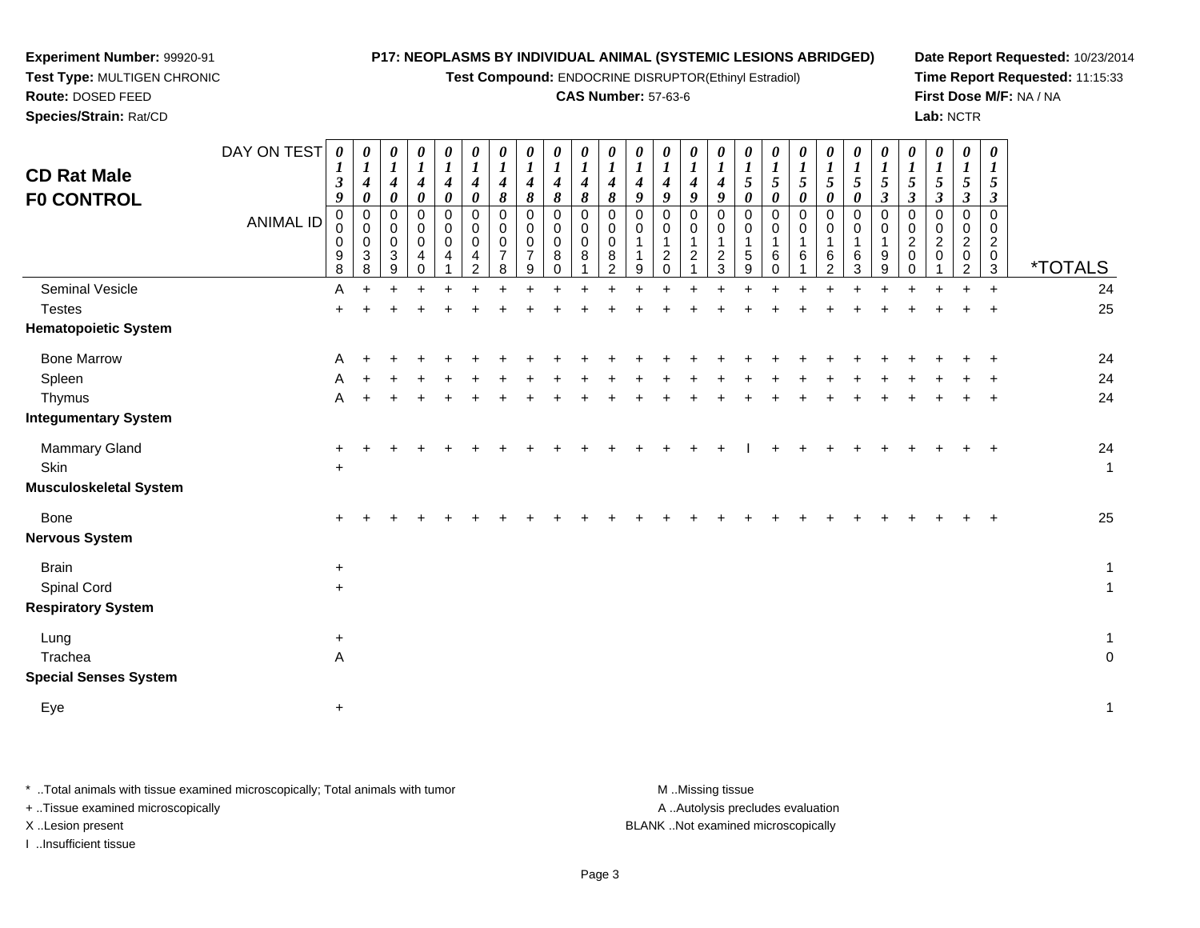**Experiment Number:** 99920-91
**Test Type:** MULTIGEN CHRONIC
**Route:** DOSED FEED
**Species/Strain:** Rat/CD

**P17: NEOPLASMS BY INDIVIDUAL ANIMAL (SYSTEMIC LESIONS ABRIDGED)**
**Test Compound:** ENDOCRINE DISRUPTOR(Ethinyl Estradiol)
**CAS Number:** 57-63-6

**Date Report Requested:** 10/23/2014
**Time Report Requested:** 11:15:33
**First Dose M/F:** NA / NA
**Lab:** NCTR

## CD Rat Male F0 CONTROL

| DAY ON TEST | 0139 | 0140 | 0140 | 0140 | 0140 | 0140 | 0148 | 0148 | 0148 | 0148 | 0148 | 0149 | 0149 | 0149 | 0149 | 0150 | 0150 | 0150 | 0150 | 0150 | 0153 | 0153 | 0153 | 0153 | 0153 | |
|---|---|---|---|---|---|---|---|---|---|---|---|---|---|---|---|---|---|---|---|---|---|---|---|---|---|---|
| **ANIMAL ID** | 00098 | 00038 | 00039 | 00040 | 00041 | 00042 | 00078 | 00079 | 00080 | 00081 | 00082 | 00119 | 00120 | 00121 | 00123 | 00159 | 00160 | 00161 | 00162 | 00163 | 00199 | 00200 | 00201 | 00202 | 00203 | ***TOTALS** |
| Seminal Vesicle | A | + | + | + | + | + | + | + | + | + | + | + | + | + | + | + | + | + | + | + | + | + | + | + | + | 24 |
| Testes | + | + | + | + | + | + | + | + | + | + | + | + | + | + | + | + | + | + | + | + | + | + | + | + | + | 25 |
| **Hematopoietic System** | | | | | | | | | | | | | | | | | | | | | | | | | | |
| Bone Marrow | A | + | + | + | + | + | + | + | + | + | + | + | + | + | + | + | + | + | + | + | + | + | + | + | + | 24 |
| Spleen | A | + | + | + | + | + | + | + | + | + | + | + | + | + | + | + | + | + | + | + | + | + | + | + | + | 24 |
| Thymus | A | + | + | + | + | + | + | + | + | + | + | + | + | + | + | + | + | + | + | + | + | + | + | + | + | 24 |
| **Integumentary System** | | | | | | | | | | | | | | | | | | | | | | | | | | |
| Mammary Gland | + | + | + | + | + | + | + | + | + | + | + | + | + | + | + | I | + | + | + | + | + | + | + | + | + | 24 |
| Skin | + | | | | | | | | | | | | | | | | | | | | | | | | | 1 |
| **Musculoskeletal System** | | | | | | | | | | | | | | | | | | | | | | | | | | |
| Bone | + | + | + | + | + | + | + | + | + | + | + | + | + | + | + | + | + | + | + | + | + | + | + | + | + | 25 |
| **Nervous System** | | | | | | | | | | | | | | | | | | | | | | | | | | |
| Brain | + | | | | | | | | | | | | | | | | | | | | | | | | | 1 |
| Spinal Cord | + | | | | | | | | | | | | | | | | | | | | | | | | | 1 |
| **Respiratory System** | | | | | | | | | | | | | | | | | | | | | | | | | | |
| Lung | + | | | | | | | | | | | | | | | | | | | | | | | | | 1 |
| Trachea | A | | | | | | | | | | | | | | | | | | | | | | | | | 0 |
| **Special Senses System** | | | | | | | | | | | | | | | | | | | | | | | | | | |
| Eye | + | | | | | | | | | | | | | | | | | | | | | | | | | 1 |

\* ..Total animals with tissue examined microscopically; Total animals with tumor
\+ ..Tissue examined microscopically
X ..Lesion present
I ..Insufficient tissue

M ..Missing tissue
A ..Autolysis precludes evaluation
BLANK ..Not examined microscopically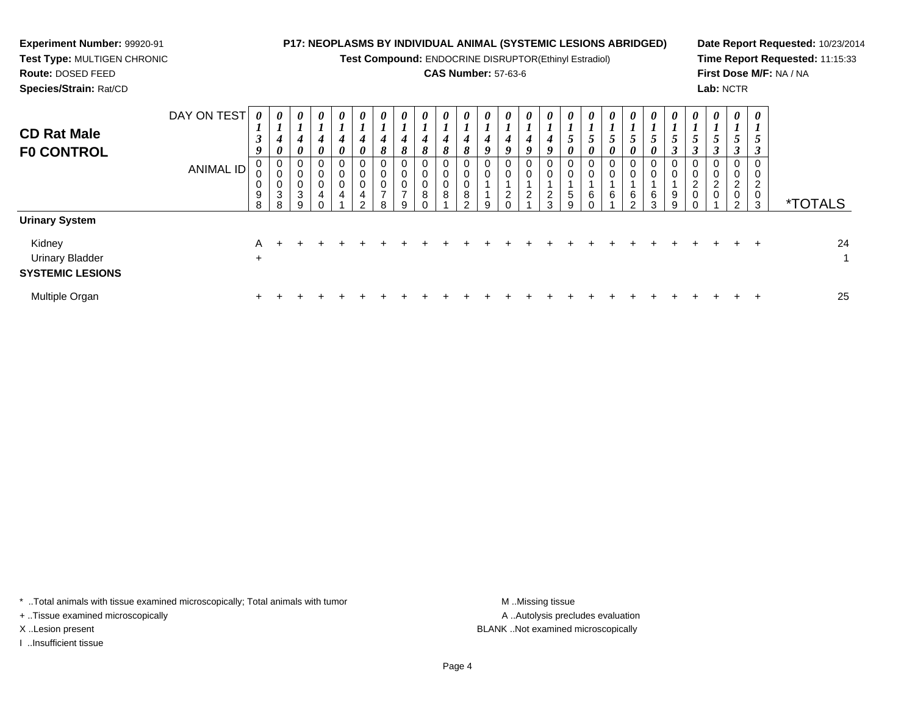**Experiment Number:** 99920-91
**Test Type:** MULTIGEN CHRONIC
**Route:** DOSED FEED
**Species/Strain:** Rat/CD

**P17: NEOPLASMS BY INDIVIDUAL ANIMAL (SYSTEMIC LESIONS ABRIDGED)**
**Test Compound:** ENDOCRINE DISRUPTOR(Ethinyl Estradiol)
**CAS Number:** 57-63-6

**Date Report Requested:** 10/23/2014
**Time Report Requested:** 11:15:33
**First Dose M/F:** NA / NA
**Lab:** NCTR

## CD Rat Male F0 CONTROL

| DAY ON TEST | 0139 | 0140 | 0140 | 0140 | 0140 | 0140 | 0148 | 0148 | 0148 | 0148 | 0148 | 0149 | 0149 | 0149 | 0149 | 0150 | 0150 | 0150 | 0150 | 0150 | 0153 | 0153 | 0153 | 0153 | 0153 | |
|---|---|---|---|---|---|---|---|---|---|---|---|---|---|---|---|---|---|---|---|---|---|---|---|---|---|---|
| **ANIMAL ID** | 00098 | 00038 | 00039 | 00040 | 00041 | 00042 | 00078 | 00079 | 00080 | 00081 | 00082 | 00119 | 00120 | 00121 | 00123 | 00159 | 00160 | 00161 | 00162 | 00163 | 00199 | 00200 | 00201 | 00202 | 00203 | ***TOTALS** |
| **Urinary System** | | | | | | | | | | | | | | | | | | | | | | | | | | |
| Kidney | A | + | + | + | + | + | + | + | + | + | + | + | + | + | + | + | + | + | + | + | + | + | + | + | + | 24 |
| Urinary Bladder | + | | | | | | | | | | | | | | | | | | | | | | | | | 1 |
| **SYSTEMIC LESIONS** | | | | | | | | | | | | | | | | | | | | | | | | | | |
| Multiple Organ | + | + | + | + | + | + | + | + | + | + | + | + | + | + | + | + | + | + | + | + | + | + | + | + | + | 25 |

\* ..Total animals with tissue examined microscopically; Total animals with tumor
\+ ..Tissue examined microscopically
X ..Lesion present
I ..Insufficient tissue

M ..Missing tissue
A ..Autolysis precludes evaluation
BLANK ..Not examined microscopically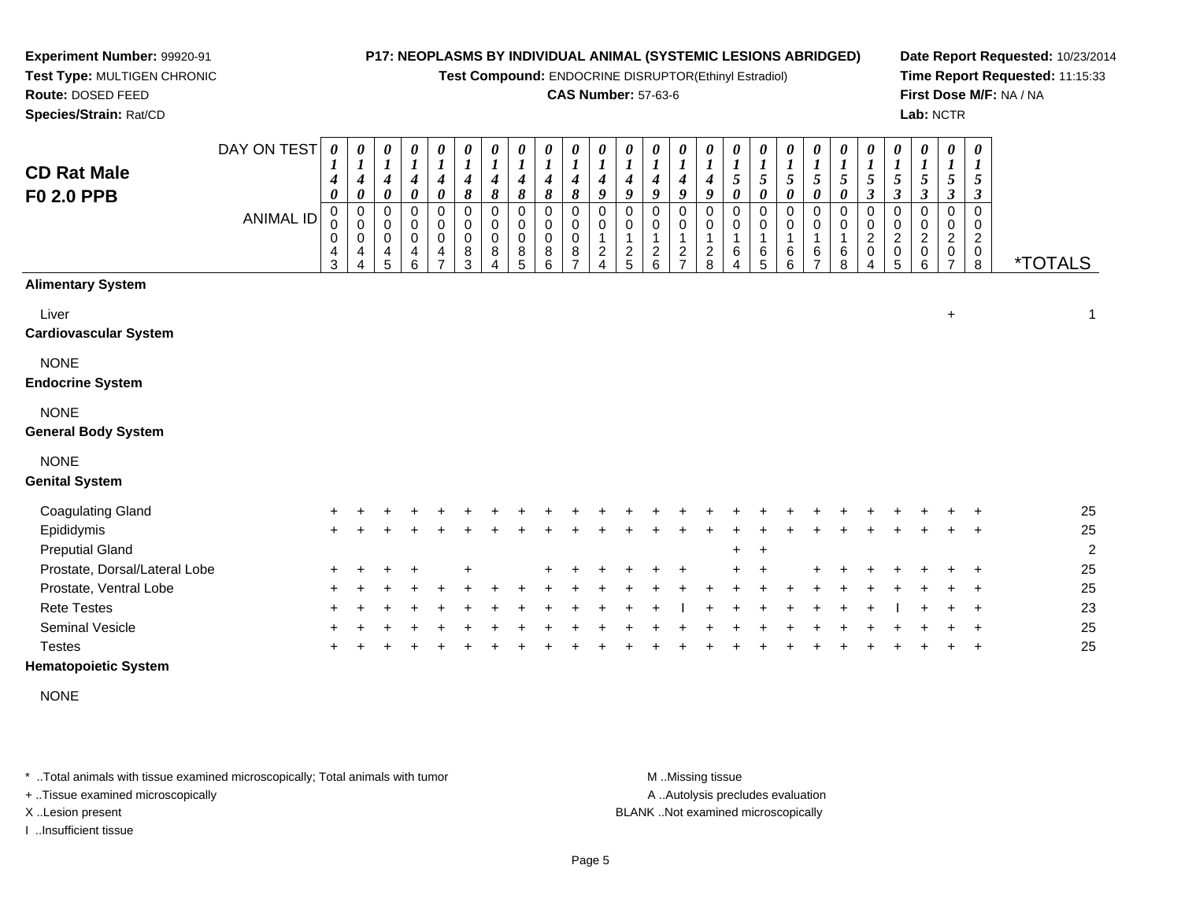**Experiment Number:** 99920-91
**Test Type:** MULTIGEN CHRONIC
**Route:** DOSED FEED
**Species/Strain:** Rat/CD

**P17: NEOPLASMS BY INDIVIDUAL ANIMAL (SYSTEMIC LESIONS ABRIDGED)**
**Test Compound:** ENDOCRINE DISRUPTOR(Ethinyl Estradiol)
**CAS Number:** 57-63-6

**Date Report Requested:** 10/23/2014
**Time Report Requested:** 11:15:33
**First Dose M/F:** NA / NA
**Lab:** NCTR

## CD Rat Male F0 2.0 PPB

| DAY ON TEST | 0140 | 0140 | 0140 | 0140 | 0140 | 0148 | 0148 | 0148 | 0148 | 0148 | 0149 | 0149 | 0149 | 0149 | 0149 | 0150 | 0150 | 0150 | 0150 | 0150 | 0153 | 0153 | 0153 | 0153 | 0153 | |
|---|---|---|---|---|---|---|---|---|---|---|---|---|---|---|---|---|---|---|---|---|---|---|---|---|---|---|
| **ANIMAL ID** | 0043 | 0044 | 0045 | 0046 | 0047 | 0083 | 0084 | 0085 | 0086 | 0087 | 0124 | 0125 | 0126 | 0127 | 0128 | 0164 | 0165 | 0166 | 0167 | 0168 | 0204 | 0205 | 0206 | 0207 | 0208 | ***TOTALS** |
| **Alimentary System** | | | | | | | | | | | | | | | | | | | | | | | | | | |
| Liver | | | | | | | | | | | | | | | | | | | | | | | | + | | 1 |
| **Cardiovascular System** | | | | | | | | | | | | | | | | | | | | | | | | | | |
| NONE | | | | | | | | | | | | | | | | | | | | | | | | | | |
| **Endocrine System** | | | | | | | | | | | | | | | | | | | | | | | | | | |
| NONE | | | | | | | | | | | | | | | | | | | | | | | | | | |
| **General Body System** | | | | | | | | | | | | | | | | | | | | | | | | | | |
| NONE | | | | | | | | | | | | | | | | | | | | | | | | | | |
| **Genital System** | | | | | | | | | | | | | | | | | | | | | | | | | | |
| Coagulating Gland | + | + | + | + | + | + | + | + | + | + | + | + | + | + | + | + | + | + | + | + | + | + | + | + | + | 25 |
| Epididymis | + | + | + | + | + | + | + | + | + | + | + | + | + | + | + | + | + | + | + | + | + | + | + | + | + | 25 |
| Preputial Gland | | | | | | | | | | | | | | | | + | + | | | | | | | | | 2 |
| Prostate, Dorsal/Lateral Lobe | + | + | + | + | | + | | | + | + | + | + | + | + | | + | + | | + | + | + | + | + | + | + | 25 |
| Prostate, Ventral Lobe | + | + | + | + | + | + | + | + | + | + | + | + | + | + | + | + | + | + | + | + | + | + | + | + | + | 25 |
| Rete Testes | + | + | + | + | + | + | + | + | + | + | + | + | + | I | + | + | + | + | + | + | + | I | + | + | + | 23 |
| Seminal Vesicle | + | + | + | + | + | + | + | + | + | + | + | + | + | + | + | + | + | + | + | + | + | + | + | + | + | 25 |
| Testes | + | + | + | + | + | + | + | + | + | + | + | + | + | + | + | + | + | + | + | + | + | + | + | + | + | 25 |
| **Hematopoietic System** | | | | | | | | | | | | | | | | | | | | | | | | | | |
| NONE | | | | | | | | | | | | | | | | | | | | | | | | | | |

\* ..Total animals with tissue examined microscopically; Total animals with tumor
\+ ..Tissue examined microscopically
X ..Lesion present
I ..Insufficient tissue

M ..Missing tissue
A ..Autolysis precludes evaluation
BLANK ..Not examined microscopically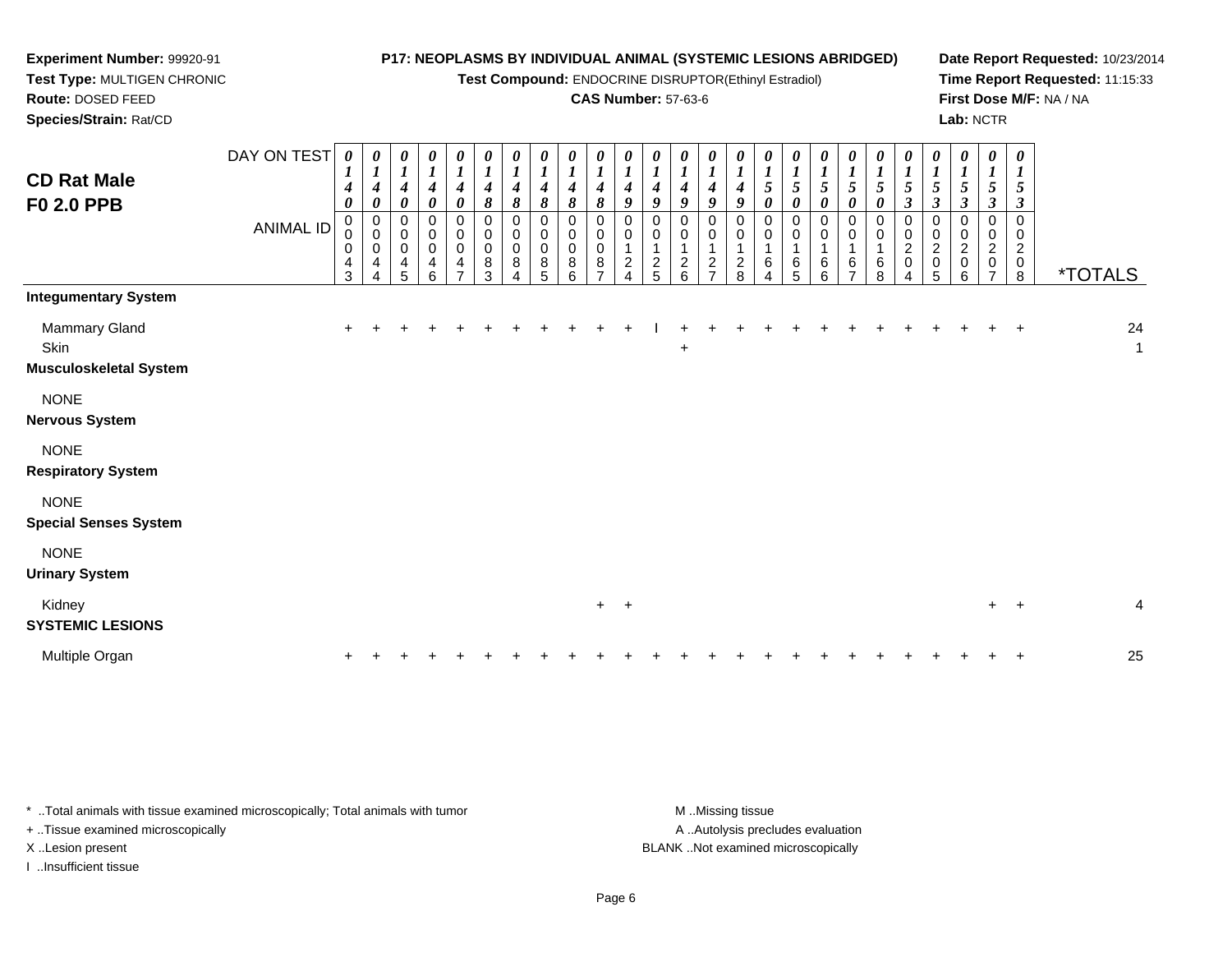**Experiment Number:** 99920-91
**Test Type:** MULTIGEN CHRONIC
**Route:** DOSED FEED
**Species/Strain:** Rat/CD

**P17: NEOPLASMS BY INDIVIDUAL ANIMAL (SYSTEMIC LESIONS ABRIDGED)**
**Test Compound:** ENDOCRINE DISRUPTOR(Ethinyl Estradiol)
**CAS Number:** 57-63-6

**Date Report Requested:** 10/23/2014
**Time Report Requested:** 11:15:33
**First Dose M/F:** NA / NA
**Lab:** NCTR

## CD Rat Male F0 2.0 PPB

| DAY ON TEST | 0140 | 0140 | 0140 | 0140 | 0140 | 0148 | 0148 | 0148 | 0148 | 0148 | 0149 | 0149 | 0149 | 0149 | 0149 | 0150 | 0150 | 0150 | 0150 | 0150 | 0153 | 0153 | 0153 | 0153 | 0153 | |
|---|---|---|---|---|---|---|---|---|---|---|---|---|---|---|---|---|---|---|---|---|---|---|---|---|---|---|
| ANIMAL ID | 00043 | 00044 | 00045 | 00046 | 00047 | 00083 | 00084 | 00085 | 00086 | 00087 | 00124 | 00125 | 00126 | 00127 | 00128 | 00164 | 00165 | 00166 | 00167 | 00168 | 00204 | 00205 | 00206 | 00207 | 00208 | *TOTALS |
| **Integumentary System** | | | | | | | | | | | | | | | | | | | | | | | | | | |
| Mammary Gland | + | + | + | + | + | + | + | + | + | + | + | I | + | + | + | + | + | + | + | + | + | + | + | + | + | 24 |
| Skin | | | | | | | | | | | | | + | | | | | | | | | | | | | 1 |
| **Musculoskeletal System** | | | | | | | | | | | | | | | | | | | | | | | | | | |
| NONE | | | | | | | | | | | | | | | | | | | | | | | | | | |
| **Nervous System** | | | | | | | | | | | | | | | | | | | | | | | | | | |
| NONE | | | | | | | | | | | | | | | | | | | | | | | | | | |
| **Respiratory System** | | | | | | | | | | | | | | | | | | | | | | | | | | |
| NONE | | | | | | | | | | | | | | | | | | | | | | | | | | |
| **Special Senses System** | | | | | | | | | | | | | | | | | | | | | | | | | | |
| NONE | | | | | | | | | | | | | | | | | | | | | | | | | | |
| **Urinary System** | | | | | | | | | | | | | | | | | | | | | | | | | | |
| Kidney | | | | | | | | | | + | + | | | | | | | | | | | | | + | + | 4 |
| **SYSTEMIC LESIONS** | | | | | | | | | | | | | | | | | | | | | | | | | | |
| Multiple Organ | + | + | + | + | + | + | + | + | + | + | + | + | + | + | + | + | + | + | + | + | + | + | + | + | + | 25 |

* ..Total animals with tissue examined microscopically; Total animals with tumor
+ ..Tissue examined microscopically
X ..Lesion present
I ..Insufficient tissue

M ..Missing tissue
A ..Autolysis precludes evaluation
BLANK ..Not examined microscopically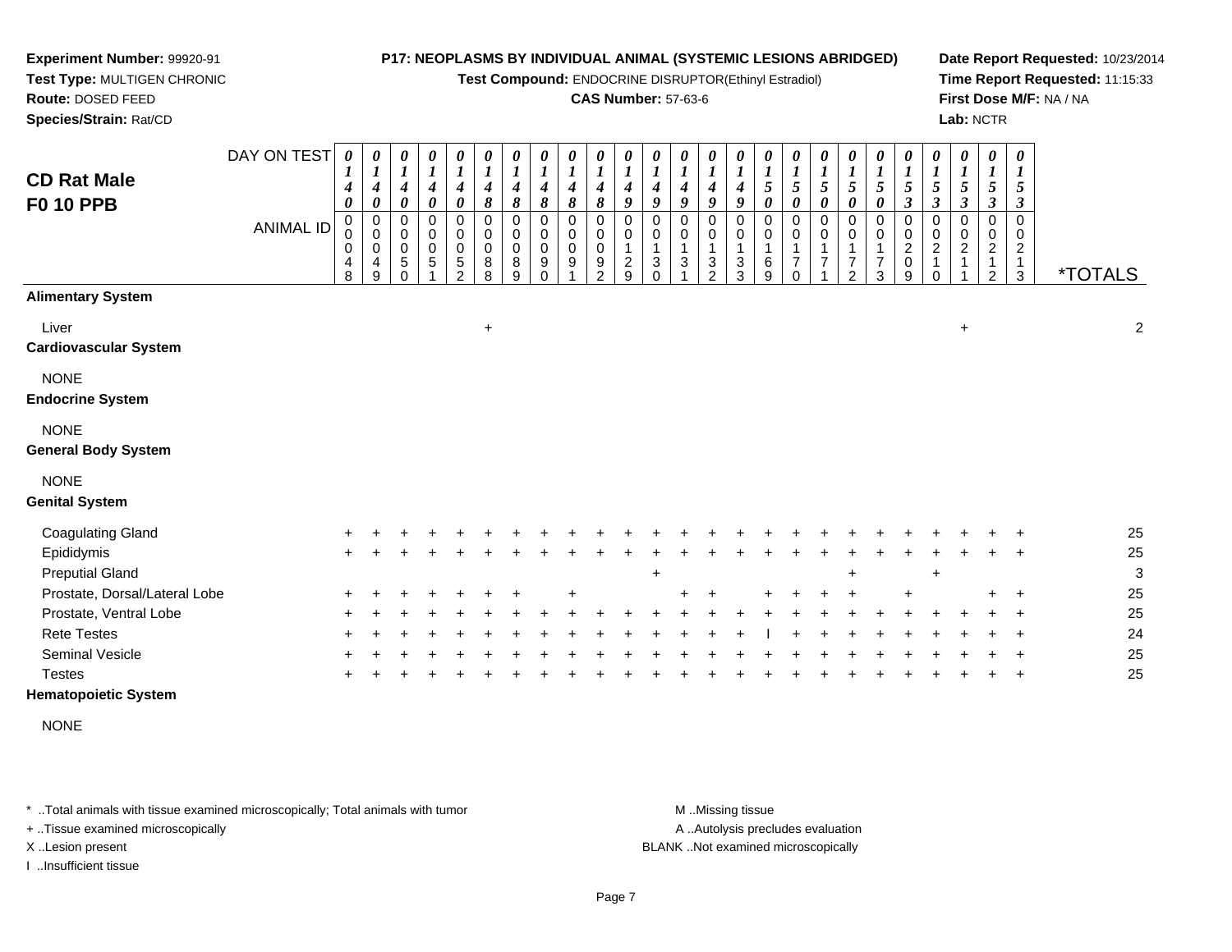**Experiment Number:** 99920-91
**Test Type:** MULTIGEN CHRONIC
**Route:** DOSED FEED
**Species/Strain:** Rat/CD

**P17: NEOPLASMS BY INDIVIDUAL ANIMAL (SYSTEMIC LESIONS ABRIDGED)**
**Test Compound:** ENDOCRINE DISRUPTOR(Ethinyl Estradiol)
**CAS Number:** 57-63-6

**Date Report Requested:** 10/23/2014
**Time Report Requested:** 11:15:33
**First Dose M/F:** NA / NA
**Lab:** NCTR

## CD Rat Male F0 10 PPB

| DAY ON TEST | 0140 | 0140 | 0140 | 0140 | 0140 | 0148 | 0148 | 0148 | 0148 | 0148 | 0149 | 0149 | 0149 | 0149 | 0149 | 0150 | 0150 | 0150 | 0150 | 0150 | 0153 | 0153 | 0153 | 0153 | 0153 | |
|---|---|---|---|---|---|---|---|---|---|---|---|---|---|---|---|---|---|---|---|---|---|---|---|---|---|---|
| ANIMAL ID | 00048 | 00049 | 00050 | 00051 | 00052 | 00088 | 00089 | 00090 | 00091 | 00092 | 00129 | 00130 | 00131 | 00132 | 00133 | 00169 | 00170 | 00171 | 00172 | 00173 | 00209 | 00210 | 00211 | 00212 | 00213 | *TOTALS |
| **Alimentary System** | | | | | | | | | | | | | | | | | | | | | | | | | | |
| Liver | | | | | | + | | | | | | | | | | | | | | | | | + | | | 2 |
| **Cardiovascular System** | | | | | | | | | | | | | | | | | | | | | | | | | | |
| NONE | | | | | | | | | | | | | | | | | | | | | | | | | | |
| **Endocrine System** | | | | | | | | | | | | | | | | | | | | | | | | | | |
| NONE | | | | | | | | | | | | | | | | | | | | | | | | | | |
| **General Body System** | | | | | | | | | | | | | | | | | | | | | | | | | | |
| NONE | | | | | | | | | | | | | | | | | | | | | | | | | | |
| **Genital System** | | | | | | | | | | | | | | | | | | | | | | | | | | |
| Coagulating Gland | + | + | + | + | + | + | + | + | + | + | + | + | + | + | + | + | + | + | + | + | + | + | + | + | + | 25 |
| Epididymis | + | + | + | + | + | + | + | + | + | + | + | + | + | + | + | + | + | + | + | + | + | + | + | + | + | 25 |
| Preputial Gland | | | | | | | | | | | | + | | | | | | | + | | | + | | | | 3 |
| Prostate, Dorsal/Lateral Lobe | + | + | + | + | + | + | + | | + | | | | + | + | | + | + | + | + | | + | | | + | + | 25 |
| Prostate, Ventral Lobe | + | + | + | + | + | + | + | + | + | + | + | + | + | + | + | + | + | + | + | + | + | + | + | + | + | 25 |
| Rete Testes | + | + | + | + | + | + | + | + | + | + | + | + | + | + | + | I | + | + | + | + | + | + | + | + | + | 24 |
| Seminal Vesicle | + | + | + | + | + | + | + | + | + | + | + | + | + | + | + | + | + | + | + | + | + | + | + | + | + | 25 |
| Testes | + | + | + | + | + | + | + | + | + | + | + | + | + | + | + | + | + | + | + | + | + | + | + | + | + | 25 |
| **Hematopoietic System** | | | | | | | | | | | | | | | | | | | | | | | | | | |
| NONE | | | | | | | | | | | | | | | | | | | | | | | | | | |

* ..Total animals with tissue examined microscopically; Total animals with tumor
+ ..Tissue examined microscopically
X ..Lesion present
I ..Insufficient tissue

M ..Missing tissue
A ..Autolysis precludes evaluation
BLANK ..Not examined microscopically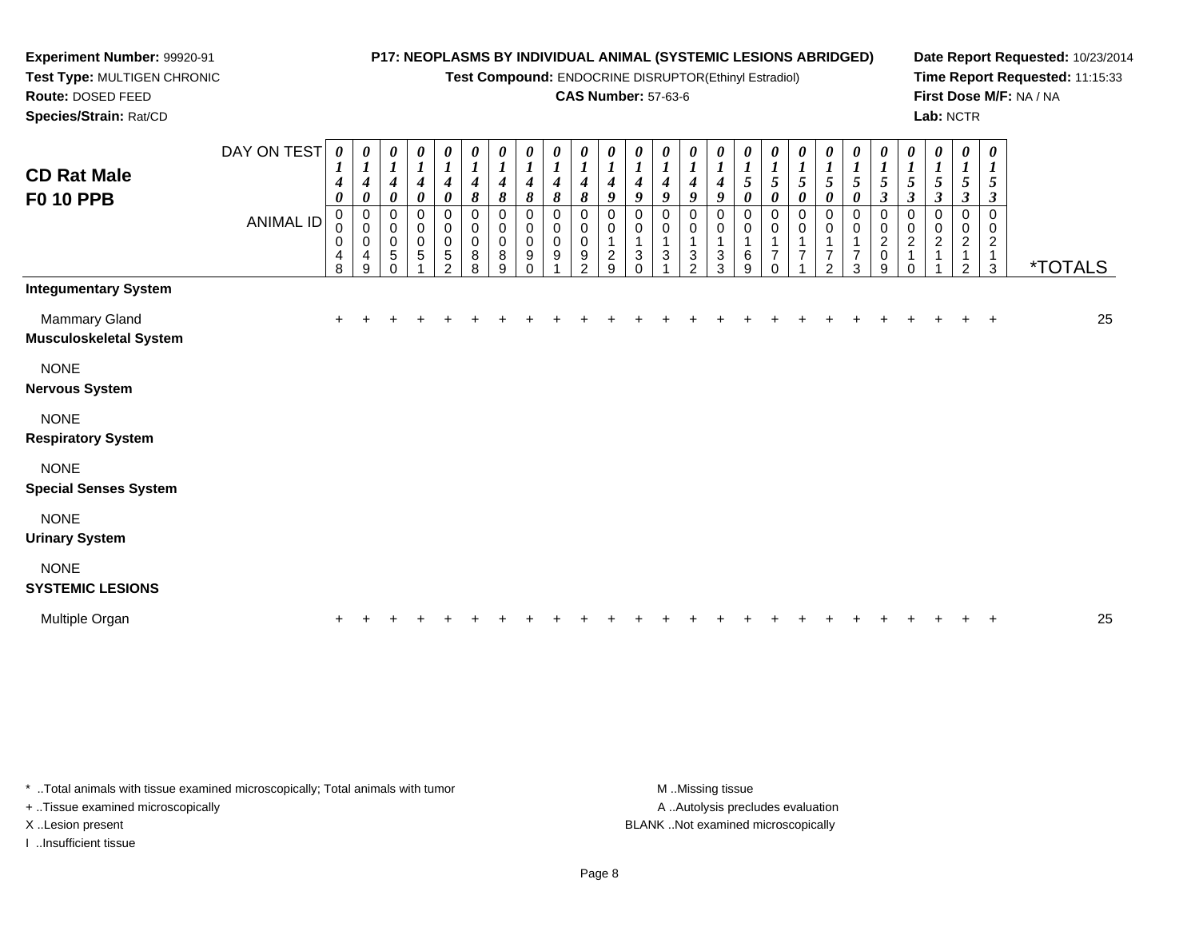**Experiment Number:** 99920-91
**Test Type:** MULTIGEN CHRONIC
**Route:** DOSED FEED
**Species/Strain:** Rat/CD

**P17: NEOPLASMS BY INDIVIDUAL ANIMAL (SYSTEMIC LESIONS ABRIDGED)**
**Test Compound:** ENDOCRINE DISRUPTOR(Ethinyl Estradiol)
**CAS Number:** 57-63-6

**Date Report Requested:** 10/23/2014
**Time Report Requested:** 11:15:33
**First Dose M/F:** NA / NA
**Lab:** NCTR

## CD Rat Male F0 10 PPB

| DAY ON TEST | 0140 | 0140 | 0140 | 0140 | 0140 | 0148 | 0148 | 0148 | 0148 | 0148 | 0149 | 0149 | 0149 | 0149 | 0149 | 0150 | 0150 | 0150 | 0150 | 0150 | 0153 | 0153 | 0153 | 0153 | 0153 | |
|---|---|---|---|---|---|---|---|---|---|---|---|---|---|---|---|---|---|---|---|---|---|---|---|---|---|---|
| **ANIMAL ID** | 00048 | 00049 | 00050 | 00051 | 00052 | 00088 | 00089 | 00090 | 00091 | 00092 | 00129 | 00130 | 00131 | 00132 | 00133 | 00169 | 00170 | 00171 | 00172 | 00173 | 00209 | 00210 | 00211 | 00212 | 00213 | ***TOTALS** |
| **Integumentary System** | | | | | | | | | | | | | | | | | | | | | | | | | | |
| Mammary Gland | + | + | + | + | + | + | + | + | + | + | + | + | + | + | + | + | + | + | + | + | + | + | + | + | + | 25 |
| **Musculoskeletal System** | | | | | | | | | | | | | | | | | | | | | | | | | | |
| NONE | | | | | | | | | | | | | | | | | | | | | | | | | | |
| **Nervous System** | | | | | | | | | | | | | | | | | | | | | | | | | | |
| NONE | | | | | | | | | | | | | | | | | | | | | | | | | | |
| **Respiratory System** | | | | | | | | | | | | | | | | | | | | | | | | | | |
| NONE | | | | | | | | | | | | | | | | | | | | | | | | | | |
| **Special Senses System** | | | | | | | | | | | | | | | | | | | | | | | | | | |
| NONE | | | | | | | | | | | | | | | | | | | | | | | | | | |
| **Urinary System** | | | | | | | | | | | | | | | | | | | | | | | | | | |
| NONE | | | | | | | | | | | | | | | | | | | | | | | | | | |
| **SYSTEMIC LESIONS** | | | | | | | | | | | | | | | | | | | | | | | | | | |
| Multiple Organ | + | + | + | + | + | + | + | + | + | + | + | + | + | + | + | + | + | + | + | + | + | + | + | + | + | 25 |

* ..Total animals with tissue examined microscopically; Total animals with tumor
+ ..Tissue examined microscopically
X ..Lesion present
I ..Insufficient tissue

M ..Missing tissue
A ..Autolysis precludes evaluation
BLANK ..Not examined microscopically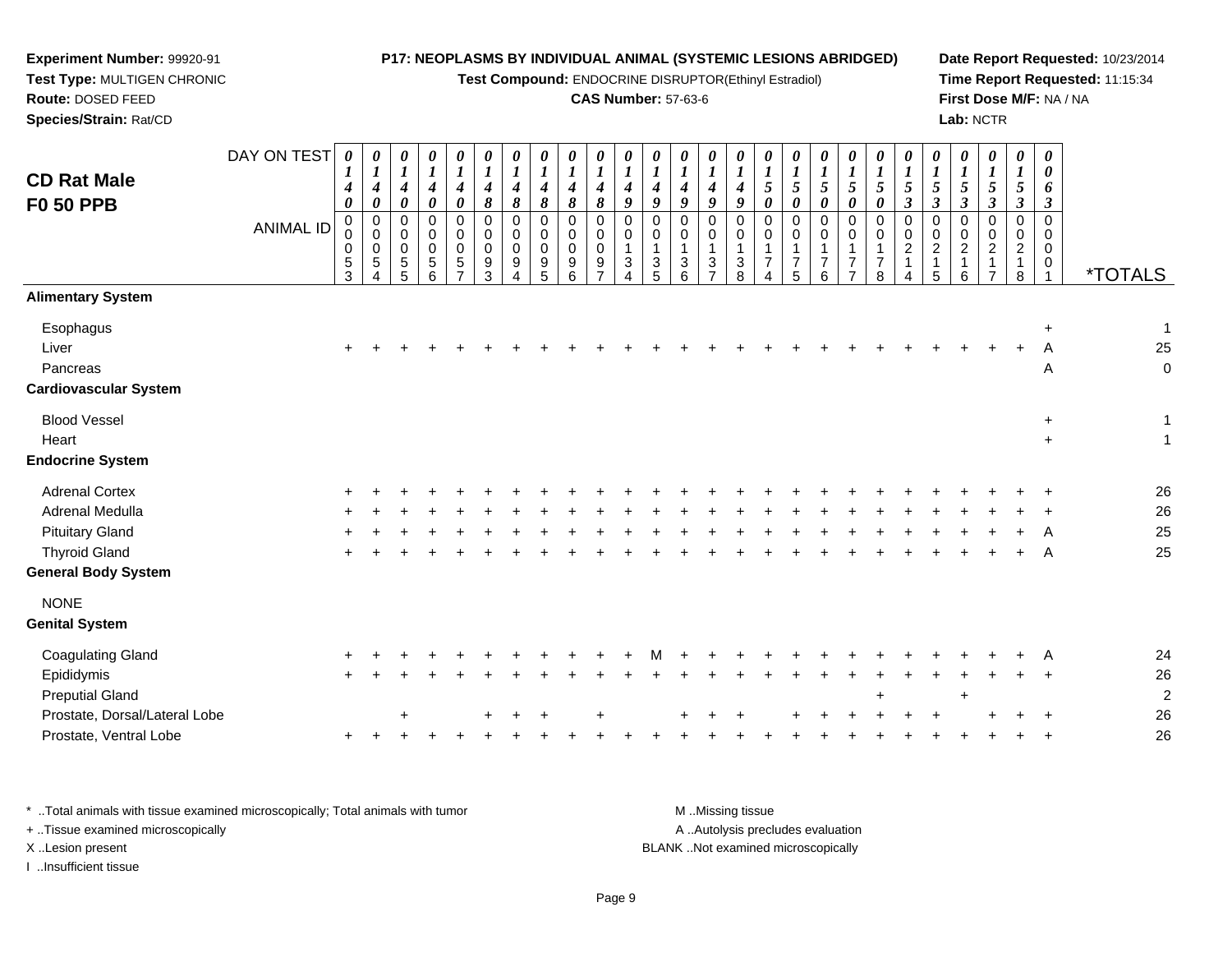**Experiment Number:** 99920-91
**Test Type:** MULTIGEN CHRONIC
**Route:** DOSED FEED
**Species/Strain:** Rat/CD

**P17: NEOPLASMS BY INDIVIDUAL ANIMAL (SYSTEMIC LESIONS ABRIDGED)**
**Test Compound:** ENDOCRINE DISRUPTOR(Ethinyl Estradiol)
**CAS Number:** 57-63-6

**Date Report Requested:** 10/23/2014
**Time Report Requested:** 11:15:34
**First Dose M/F:** NA / NA
**Lab:** NCTR

## CD Rat Male F0 50 PPB

| DAY ON TEST | 0140 | 0140 | 0140 | 0140 | 0140 | 0148 | 0148 | 0148 | 0148 | 0148 | 0149 | 0149 | 0149 | 0149 | 0149 | 0150 | 0150 | 0150 | 0150 | 0150 | 0153 | 0153 | 0153 | 0153 | 0153 | 0063 | |
|---|---|---|---|---|---|---|---|---|---|---|---|---|---|---|---|---|---|---|---|---|---|---|---|---|---|---|---|
| **ANIMAL ID** | 00053 | 00054 | 00055 | 00056 | 00057 | 00093 | 00094 | 00095 | 00096 | 00097 | 00134 | 00135 | 00136 | 00137 | 00138 | 00174 | 00175 | 00176 | 00177 | 00178 | 00214 | 00215 | 00216 | 00217 | 00218 | 00001 | ***TOTALS** |
| **Alimentary System** | | | | | | | | | | | | | | | | | | | | | | | | | | | |
| Esophagus | | | | | | | | | | | | | | | | | | | | | | | | | | + | 1 |
| Liver | + | + | + | + | + | + | + | + | + | + | + | + | + | + | + | + | + | + | + | + | + | + | + | + | + | A | 25 |
| Pancreas | | | | | | | | | | | | | | | | | | | | | | | | | | A | 0 |
| **Cardiovascular System** | | | | | | | | | | | | | | | | | | | | | | | | | | | |
| Blood Vessel | | | | | | | | | | | | | | | | | | | | | | | | | | + | 1 |
| Heart | | | | | | | | | | | | | | | | | | | | | | | | | | + | 1 |
| **Endocrine System** | | | | | | | | | | | | | | | | | | | | | | | | | | | |
| Adrenal Cortex | + | + | + | + | + | + | + | + | + | + | + | + | + | + | + | + | + | + | + | + | + | + | + | + | + | + | 26 |
| Adrenal Medulla | + | + | + | + | + | + | + | + | + | + | + | + | + | + | + | + | + | + | + | + | + | + | + | + | + | + | 26 |
| Pituitary Gland | + | + | + | + | + | + | + | + | + | + | + | + | + | + | + | + | + | + | + | + | + | + | + | + | + | A | 25 |
| Thyroid Gland | + | + | + | + | + | + | + | + | + | + | + | + | + | + | + | + | + | + | + | + | + | + | + | + | + | A | 25 |
| **General Body System** | | | | | | | | | | | | | | | | | | | | | | | | | | | |
| NONE | | | | | | | | | | | | | | | | | | | | | | | | | | | |
| **Genital System** | | | | | | | | | | | | | | | | | | | | | | | | | | | |
| Coagulating Gland | + | + | + | + | + | + | + | + | + | + | + | M | + | + | + | + | + | + | + | + | + | + | + | + | + | A | 24 |
| Epididymis | + | + | + | + | + | + | + | + | + | + | + | + | + | + | + | + | + | + | + | + | + | + | + | + | + | + | 26 |
| Preputial Gland | | | | | | | | | | | | | | | | | | | | + | | | + | | | | 2 |
| Prostate, Dorsal/Lateral Lobe | | | + | | | + | + | + | | + | | | + | + | + | | + | + | + | + | + | + | | + | + | + | 26 |
| Prostate, Ventral Lobe | + | + | + | + | + | + | + | + | + | + | + | + | + | + | + | + | + | + | + | + | + | + | + | + | + | + | 26 |

\* ..Total animals with tissue examined microscopically; Total animals with tumor
\+ ..Tissue examined microscopically
X ..Lesion present
I ..Insufficient tissue
M ..Missing tissue
A ..Autolysis precludes evaluation
BLANK ..Not examined microscopically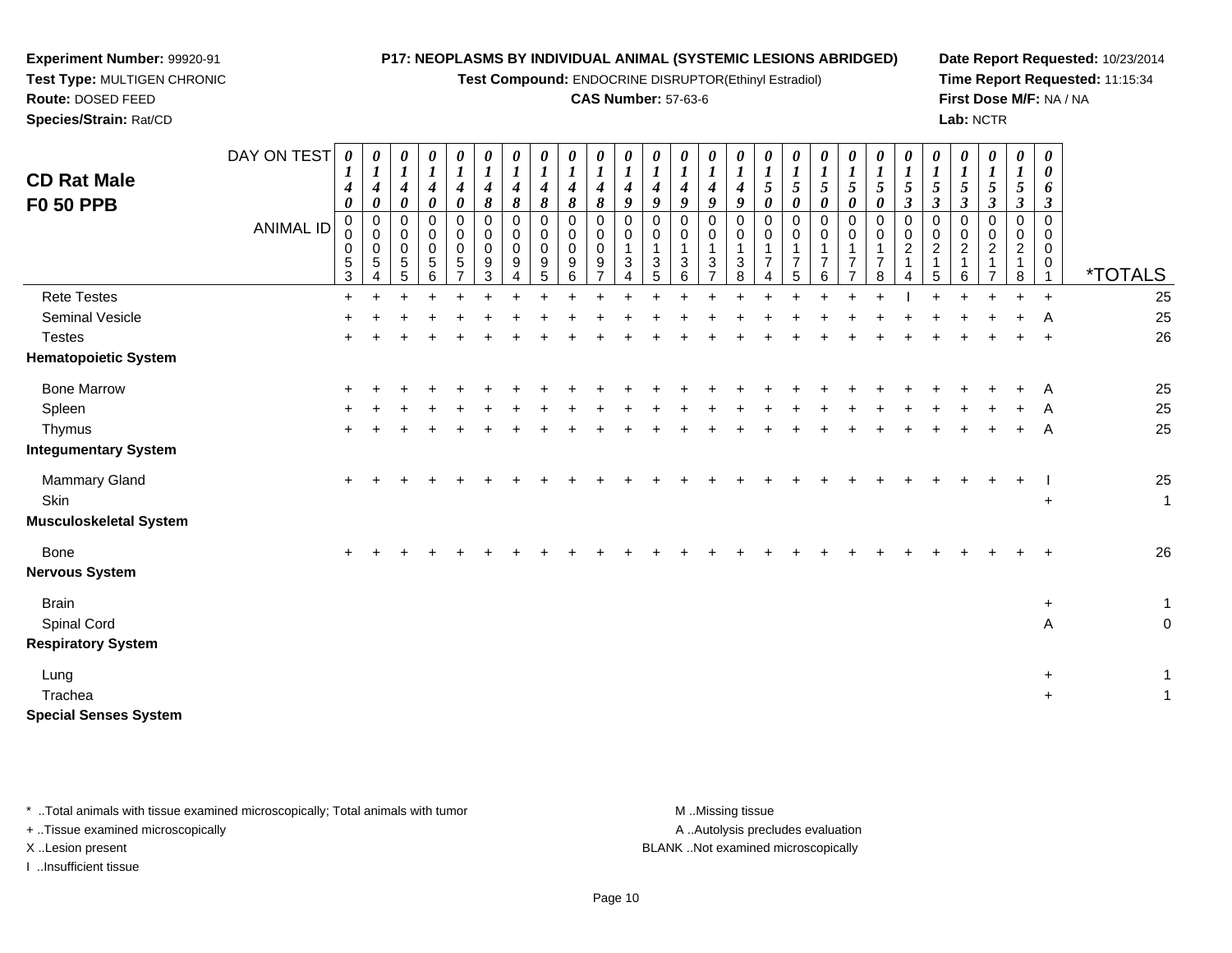**Experiment Number:** 99920-91
**Test Type:** MULTIGEN CHRONIC
**Route:** DOSED FEED
**Species/Strain:** Rat/CD

**P17: NEOPLASMS BY INDIVIDUAL ANIMAL (SYSTEMIC LESIONS ABRIDGED)**
**Test Compound:** ENDOCRINE DISRUPTOR(Ethinyl Estradiol)
**CAS Number:** 57-63-6

**Date Report Requested:** 10/23/2014
**Time Report Requested:** 11:15:34
**First Dose M/F:** NA / NA
**Lab:** NCTR

## CD Rat Male F0 50 PPB

| DAY ON TEST | 0140 | 0140 | 0140 | 0140 | 0140 | 0148 | 0148 | 0148 | 0148 | 0148 | 0149 | 0149 | 0149 | 0149 | 0149 | 0150 | 0150 | 0150 | 0150 | 0150 | 0153 | 0153 | 0153 | 0153 | 0153 | 0063 | |
|---|---|---|---|---|---|---|---|---|---|---|---|---|---|---|---|---|---|---|---|---|---|---|---|---|---|---|---|
| **ANIMAL ID** | 00053 | 00054 | 00055 | 00056 | 00057 | 00093 | 00094 | 00095 | 00096 | 00097 | 00134 | 00135 | 00136 | 00137 | 00138 | 00174 | 00175 | 00176 | 00177 | 00178 | 00214 | 00215 | 00216 | 00217 | 00218 | 00001 | ***TOTALS** |
| Rete Testes | + | + | + | + | + | + | + | + | + | + | + | + | + | + | + | + | + | + | + | + | I | + | + | + | + | + | 25 |
| Seminal Vesicle | + | + | + | + | + | + | + | + | + | + | + | + | + | + | + | + | + | + | + | + | + | + | + | + | + | A | 25 |
| Testes | + | + | + | + | + | + | + | + | + | + | + | + | + | + | + | + | + | + | + | + | + | + | + | + | + | + | 26 |
| **Hematopoietic System** | | | | | | | | | | | | | | | | | | | | | | | | | | | |
| Bone Marrow | + | + | + | + | + | + | + | + | + | + | + | + | + | + | + | + | + | + | + | + | + | + | + | + | + | A | 25 |
| Spleen | + | + | + | + | + | + | + | + | + | + | + | + | + | + | + | + | + | + | + | + | + | + | + | + | + | A | 25 |
| Thymus | + | + | + | + | + | + | + | + | + | + | + | + | + | + | + | + | + | + | + | + | + | + | + | + | + | A | 25 |
| **Integumentary System** | | | | | | | | | | | | | | | | | | | | | | | | | | | |
| Mammary Gland | + | + | + | + | + | + | + | + | + | + | + | + | + | + | + | + | + | + | + | + | + | + | + | + | + | I | 25 |
| Skin | | | | | | | | | | | | | | | | | | | | | | | | | | + | 1 |
| **Musculoskeletal System** | | | | | | | | | | | | | | | | | | | | | | | | | | | |
| Bone | + | + | + | + | + | + | + | + | + | + | + | + | + | + | + | + | + | + | + | + | + | + | + | + | + | + | 26 |
| **Nervous System** | | | | | | | | | | | | | | | | | | | | | | | | | | | |
| Brain | | | | | | | | | | | | | | | | | | | | | | | | | | + | 1 |
| Spinal Cord | | | | | | | | | | | | | | | | | | | | | | | | | | A | 0 |
| **Respiratory System** | | | | | | | | | | | | | | | | | | | | | | | | | | | |
| Lung | | | | | | | | | | | | | | | | | | | | | | | | | | + | 1 |
| Trachea | | | | | | | | | | | | | | | | | | | | | | | | | | + | 1 |
| **Special Senses System** | | | | | | | | | | | | | | | | | | | | | | | | | | | |

\* ..Total animals with tissue examined microscopically; Total animals with tumor
\+ ..Tissue examined microscopically
X ..Lesion present
I ..Insufficient tissue

M ..Missing tissue
A ..Autolysis precludes evaluation
BLANK ..Not examined microscopically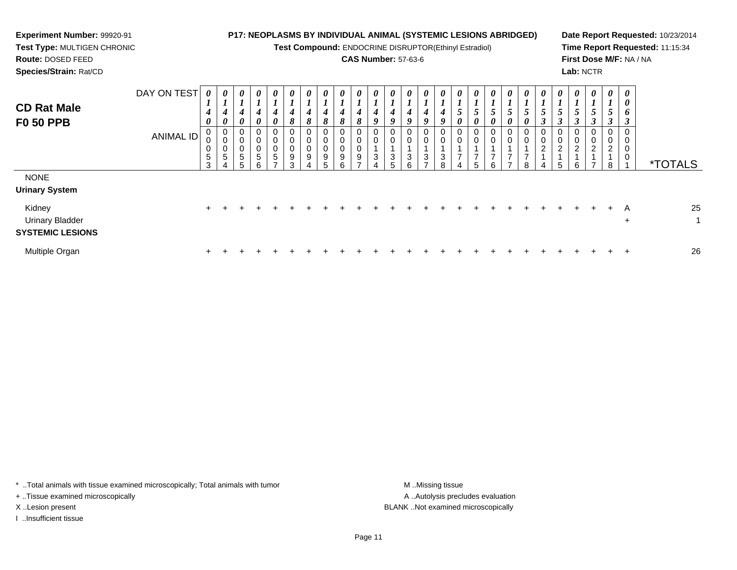**Experiment Number:** 99920-91
**Test Type:** MULTIGEN CHRONIC
**Route:** DOSED FEED
**Species/Strain:** Rat/CD

**P17: NEOPLASMS BY INDIVIDUAL ANIMAL (SYSTEMIC LESIONS ABRIDGED)**
**Test Compound:** ENDOCRINE DISRUPTOR(Ethinyl Estradiol)
**CAS Number:** 57-63-6

**Date Report Requested:** 10/23/2014
**Time Report Requested:** 11:15:34
**First Dose M/F:** NA / NA
**Lab:** NCTR

## CD Rat Male F0 50 PPB

| DAY ON TEST | 0140 | 0140 | 0140 | 0140 | 0140 | 0148 | 0148 | 0148 | 0148 | 0148 | 0149 | 0149 | 0149 | 0149 | 0149 | 0150 | 0150 | 0150 | 0150 | 0150 | 0153 | 0153 | 0153 | 0153 | 0153 | 0063 | |
|---|---|---|---|---|---|---|---|---|---|---|---|---|---|---|---|---|---|---|---|---|---|---|---|---|---|---|---|
| **ANIMAL ID** | 00053 | 00054 | 00055 | 00056 | 00057 | 00093 | 00094 | 00095 | 00096 | 00097 | 00134 | 00135 | 00136 | 00137 | 00138 | 00174 | 00175 | 00176 | 00177 | 00178 | 00214 | 00215 | 00216 | 00217 | 00218 | 00001 | ***TOTALS** |
| NONE | | | | | | | | | | | | | | | | | | | | | | | | | | | |
| **Urinary System** | | | | | | | | | | | | | | | | | | | | | | | | | | | |
| Kidney | + | + | + | + | + | + | + | + | + | + | + | + | + | + | + | + | + | + | + | + | + | + | + | + | + | A | 25 |
| Urinary Bladder | | | | | | | | | | | | | | | | | | | | | | | | | | + | 1 |
| **SYSTEMIC LESIONS** | | | | | | | | | | | | | | | | | | | | | | | | | | | |
| Multiple Organ | + | + | + | + | + | + | + | + | + | + | + | + | + | + | + | + | + | + | + | + | + | + | + | + | + | + | 26 |

* ..Total animals with tissue examined microscopically; Total animals with tumor
+ ..Tissue examined microscopically
X ..Lesion present
I ..Insufficient tissue

M ..Missing tissue
A ..Autolysis precludes evaluation
BLANK ..Not examined microscopically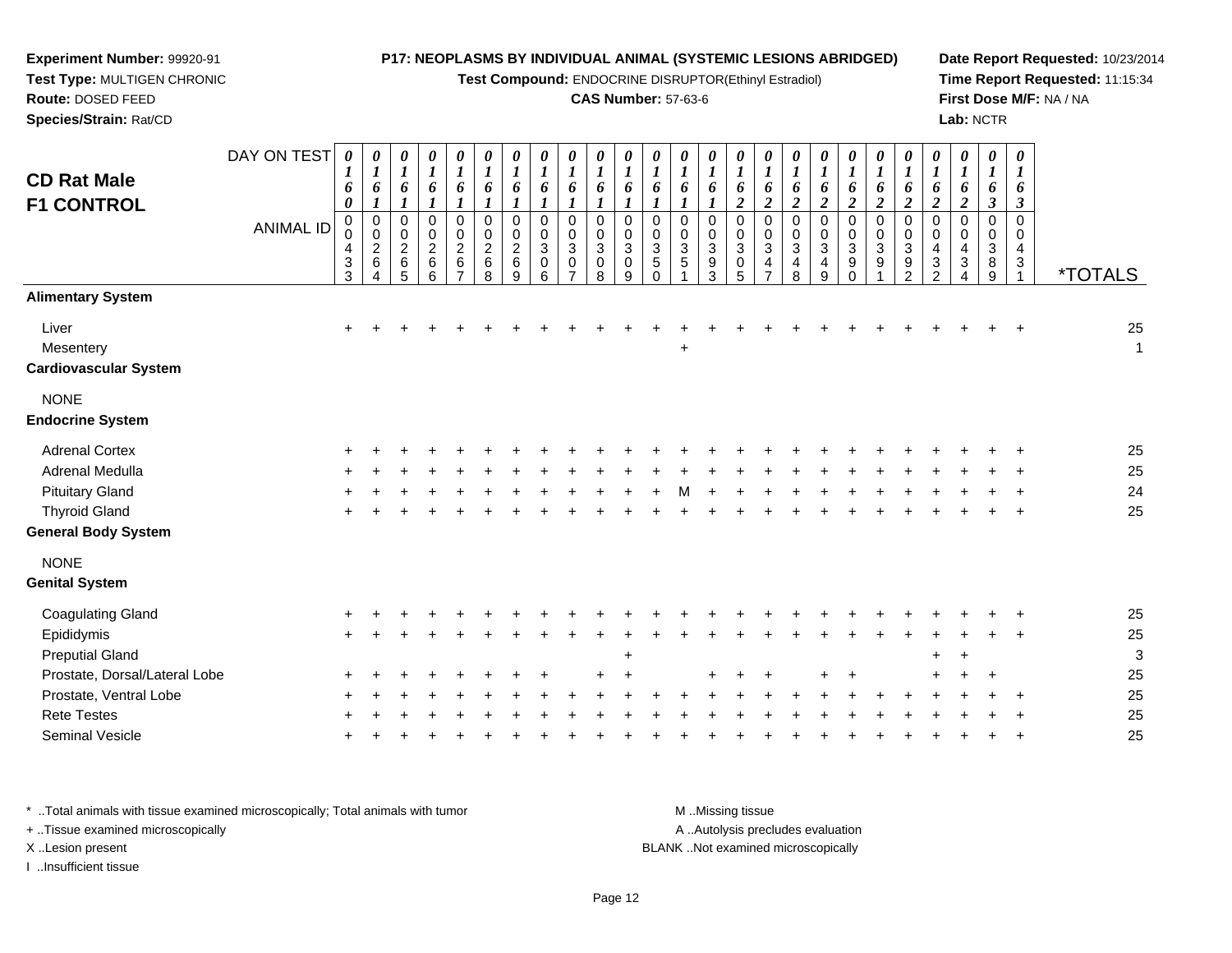**Experiment Number:** 99920-91
**Test Type:** MULTIGEN CHRONIC
**Route:** DOSED FEED
**Species/Strain:** Rat/CD

**P17: NEOPLASMS BY INDIVIDUAL ANIMAL (SYSTEMIC LESIONS ABRIDGED)**
**Test Compound:** ENDOCRINE DISRUPTOR(Ethinyl Estradiol)
**CAS Number:** 57-63-6

**Date Report Requested:** 10/23/2014
**Time Report Requested:** 11:15:34
**First Dose M/F:** NA / NA
**Lab:** NCTR

## CD Rat Male F1 CONTROL

| DAY ON TEST | 0160 | 0161 | 0161 | 0161 | 0161 | 0161 | 0161 | 0161 | 0161 | 0161 | 0161 | 0161 | 0161 | 0161 | 0162 | 0162 | 0162 | 0162 | 0162 | 0162 | 0162 | 0162 | 0162 | 0163 | 0163 | |
|---|---|---|---|---|---|---|---|---|---|---|---|---|---|---|---|---|---|---|---|---|---|---|---|---|---|---|
| **ANIMAL ID** | 00433 | 00264 | 00265 | 00266 | 00267 | 00268 | 00269 | 00306 | 00307 | 00308 | 00309 | 00350 | 00351 | 00393 | 00305 | 00347 | 00348 | 00349 | 00390 | 00391 | 00392 | 00432 | 00434 | 00389 | 00431 | ***TOTALS** |
| **Alimentary System** | | | | | | | | | | | | | | | | | | | | | | | | | | |
| Liver | + | + | + | + | + | + | + | + | + | + | + | + | + | + | + | + | + | + | + | + | + | + | + | + | + | 25 |
| Mesentery | | | | | | | | | | | | | + | | | | | | | | | | | | | 1 |
| **Cardiovascular System** | | | | | | | | | | | | | | | | | | | | | | | | | | |
| NONE | | | | | | | | | | | | | | | | | | | | | | | | | | |
| **Endocrine System** | | | | | | | | | | | | | | | | | | | | | | | | | | |
| Adrenal Cortex | + | + | + | + | + | + | + | + | + | + | + | + | + | + | + | + | + | + | + | + | + | + | + | + | + | 25 |
| Adrenal Medulla | + | + | + | + | + | + | + | + | + | + | + | + | + | + | + | + | + | + | + | + | + | + | + | + | + | 25 |
| Pituitary Gland | + | + | + | + | + | + | + | + | + | + | + | + | M | + | + | + | + | + | + | + | + | + | + | + | + | 24 |
| Thyroid Gland | + | + | + | + | + | + | + | + | + | + | + | + | + | + | + | + | + | + | + | + | + | + | + | + | + | 25 |
| **General Body System** | | | | | | | | | | | | | | | | | | | | | | | | | | |
| NONE | | | | | | | | | | | | | | | | | | | | | | | | | | |
| **Genital System** | | | | | | | | | | | | | | | | | | | | | | | | | | |
| Coagulating Gland | + | + | + | + | + | + | + | + | + | + | + | + | + | + | + | + | + | + | + | + | + | + | + | + | + | 25 |
| Epididymis | + | + | + | + | + | + | + | + | + | + | + | + | + | + | + | + | + | + | + | + | + | + | + | + | + | 25 |
| Preputial Gland | | | | | | | | | | | + | | | | | | | | | | | + | + | | | 3 |
| Prostate, Dorsal/Lateral Lobe | + | + | + | + | + | + | + | + | | + | + | | | + | + | + | | + | + | | | + | + | + | | 25 |
| Prostate, Ventral Lobe | + | + | + | + | + | + | + | + | + | + | + | + | + | + | + | + | + | + | + | + | + | + | + | + | + | 25 |
| Rete Testes | + | + | + | + | + | + | + | + | + | + | + | + | + | + | + | + | + | + | + | + | + | + | + | + | + | 25 |
| Seminal Vesicle | + | + | + | + | + | + | + | + | + | + | + | + | + | + | + | + | + | + | + | + | + | + | + | + | + | 25 |

\* ..Total animals with tissue examined microscopically; Total animals with tumor
\+ ..Tissue examined microscopically
X ..Lesion present
I ..Insufficient tissue

M ..Missing tissue
A ..Autolysis precludes evaluation
BLANK ..Not examined microscopically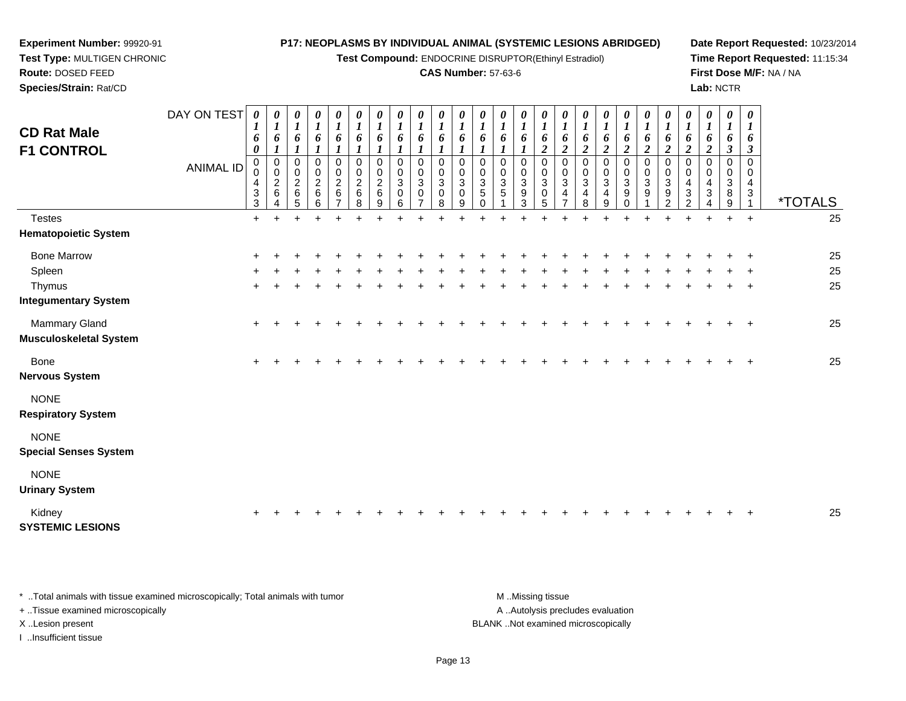**Experiment Number:** 99920-91
**Test Type:** MULTIGEN CHRONIC
**Route:** DOSED FEED
**Species/Strain:** Rat/CD

**P17: NEOPLASMS BY INDIVIDUAL ANIMAL (SYSTEMIC LESIONS ABRIDGED)**
**Test Compound:** ENDOCRINE DISRUPTOR(Ethinyl Estradiol)
**CAS Number:** 57-63-6

**Date Report Requested:** 10/23/2014
**Time Report Requested:** 11:15:34
**First Dose M/F:** NA / NA
**Lab:** NCTR

# CD Rat Male F1 CONTROL

| DAY ON TEST | 0160 | 0161 | 0161 | 0161 | 0161 | 0161 | 0161 | 0161 | 0161 | 0161 | 0161 | 0161 | 0161 | 0161 | 0162 | 0162 | 0162 | 0162 | 0162 | 0162 | 0162 | 0162 | 0162 | 0163 | 0163 | |
|---|---|---|---|---|---|---|---|---|---|---|---|---|---|---|---|---|---|---|---|---|---|---|---|---|---|---|
| **ANIMAL ID** | 00433 | 00264 | 00265 | 00266 | 00267 | 00268 | 00269 | 00306 | 00307 | 00308 | 00309 | 00350 | 00351 | 00393 | 00305 | 00347 | 00348 | 00349 | 00390 | 00391 | 00392 | 00432 | 00434 | 00389 | 00431 | ***TOTALS** |
| Testes | + | + | + | + | + | + | + | + | + | + | + | + | + | + | + | + | + | + | + | + | + | + | + | + | + | 25 |
| **Hematopoietic System** | | | | | | | | | | | | | | | | | | | | | | | | | | |
| Bone Marrow | + | + | + | + | + | + | + | + | + | + | + | + | + | + | + | + | + | + | + | + | + | + | + | + | + | 25 |
| Spleen | + | + | + | + | + | + | + | + | + | + | + | + | + | + | + | + | + | + | + | + | + | + | + | + | + | 25 |
| Thymus | + | + | + | + | + | + | + | + | + | + | + | + | + | + | + | + | + | + | + | + | + | + | + | + | + | 25 |
| **Integumentary System** | | | | | | | | | | | | | | | | | | | | | | | | | | |
| Mammary Gland | + | + | + | + | + | + | + | + | + | + | + | + | + | + | + | + | + | + | + | + | + | + | + | + | + | 25 |
| **Musculoskeletal System** | | | | | | | | | | | | | | | | | | | | | | | | | | |
| Bone | + | + | + | + | + | + | + | + | + | + | + | + | + | + | + | + | + | + | + | + | + | + | + | + | + | 25 |
| **Nervous System** | | | | | | | | | | | | | | | | | | | | | | | | | | |
| NONE | | | | | | | | | | | | | | | | | | | | | | | | | | |
| **Respiratory System** | | | | | | | | | | | | | | | | | | | | | | | | | | |
| NONE | | | | | | | | | | | | | | | | | | | | | | | | | | |
| **Special Senses System** | | | | | | | | | | | | | | | | | | | | | | | | | | |
| NONE | | | | | | | | | | | | | | | | | | | | | | | | | | |
| **Urinary System** | | | | | | | | | | | | | | | | | | | | | | | | | | |
| Kidney | + | + | + | + | + | + | + | + | + | + | + | + | + | + | + | + | + | + | + | + | + | + | + | + | + | 25 |
| **SYSTEMIC LESIONS** | | | | | | | | | | | | | | | | | | | | | | | | | | |

* ..Total animals with tissue examined microscopically; Total animals with tumor
+ ..Tissue examined microscopically
X ..Lesion present
I ..Insufficient tissue

M ..Missing tissue
A ..Autolysis precludes evaluation
BLANK ..Not examined microscopically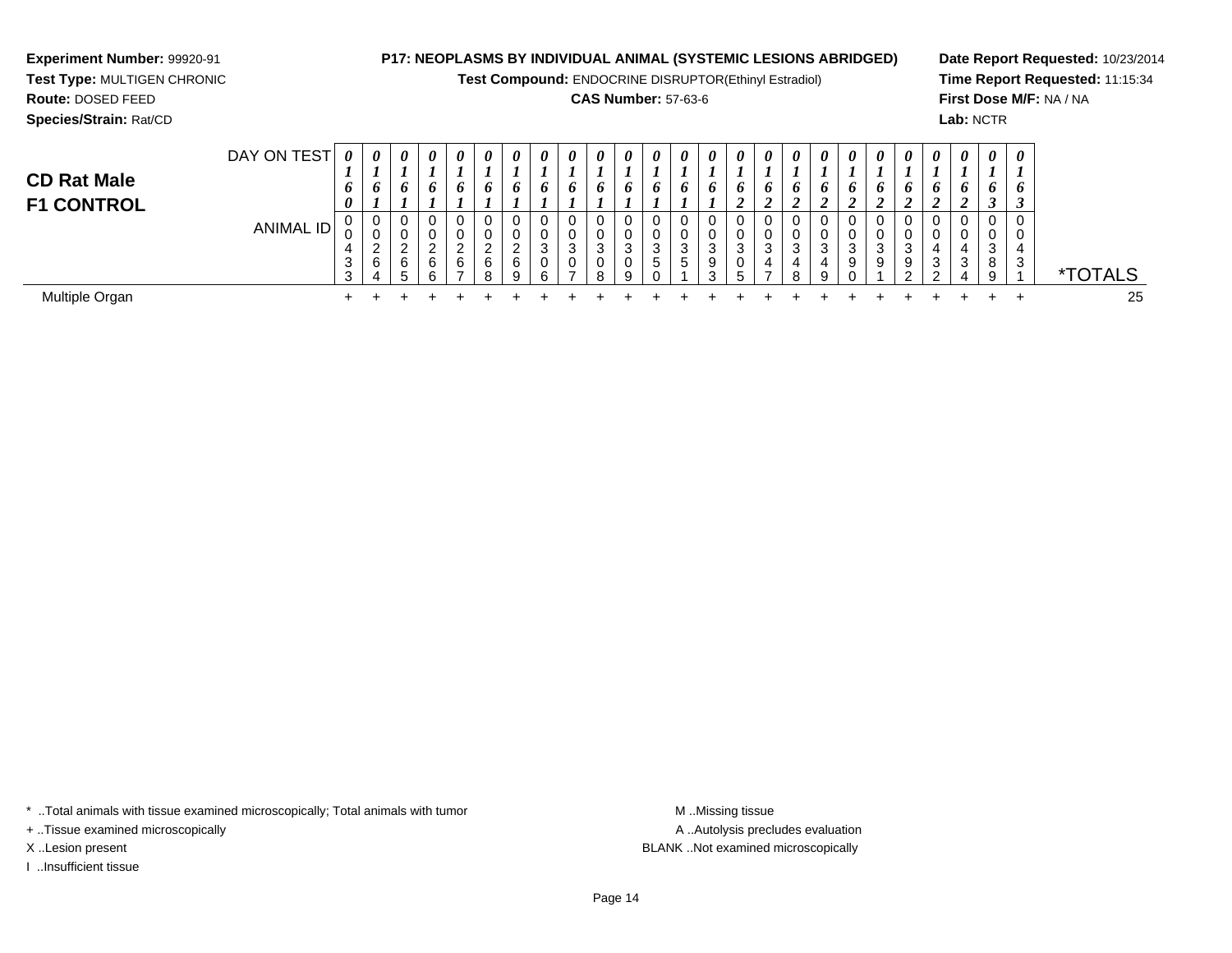**Experiment Number:** 99920-91

**Test Type:** MULTIGEN CHRONIC

**Route:** DOSED FEED

**Species/Strain:** Rat/CD

**P17: NEOPLASMS BY INDIVIDUAL ANIMAL (SYSTEMIC LESIONS ABRIDGED)**

**Test Compound:** ENDOCRINE DISRUPTOR(Ethinyl Estradiol)

**CAS Number:** 57-63-6

**Date Report Requested:** 10/23/2014

**Time Report Requested:** 11:15:34

**First Dose M/F:** NA / NA

**Lab:** NCTR

## CD Rat Male
## F1 CONTROL

| DAY ON TEST | 0160 | 0161 | 0161 | 0161 | 0161 | 0161 | 0161 | 0161 | 0161 | 0161 | 0161 | 0161 | 0161 | 0161 | 0162 | 0162 | 0162 | 0162 | 0162 | 0162 | 0162 | 0162 | 0162 | 0163 | 0163 | |
|---|---|---|---|---|---|---|---|---|---|---|---|---|---|---|---|---|---|---|---|---|---|---|---|---|---|---|
| ANIMAL ID | 00433 | 00264 | 00265 | 00266 | 00267 | 00268 | 00269 | 00306 | 00307 | 00308 | 00309 | 00350 | 00351 | 00393 | 00305 | 00347 | 00348 | 00349 | 00390 | 00391 | 00392 | 00432 | 00434 | 00389 | 00431 | *TOTALS |
| Multiple Organ | + | + | + | + | + | + | + | + | + | + | + | + | + | + | + | + | + | + | + | + | + | + | + | + | + | 25 |

* ..Total animals with tissue examined microscopically; Total animals with tumor

+ ..Tissue examined microscopically

X ..Lesion present

I ..Insufficient tissue

M ..Missing tissue

A ..Autolysis precludes evaluation

BLANK ..Not examined microscopically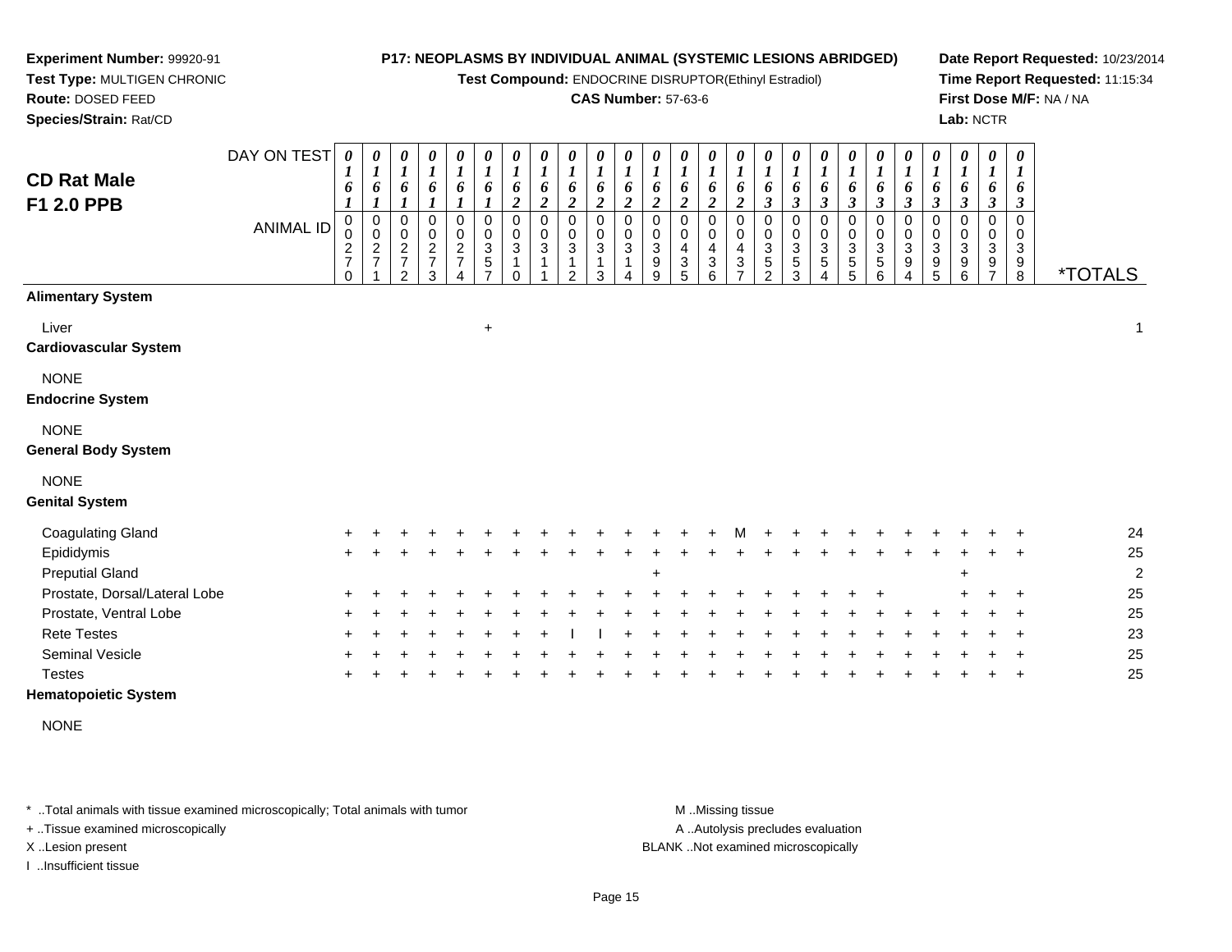**Experiment Number:** 99920-91
**Test Type:** MULTIGEN CHRONIC
**Route:** DOSED FEED
**Species/Strain:** Rat/CD

**P17: NEOPLASMS BY INDIVIDUAL ANIMAL (SYSTEMIC LESIONS ABRIDGED)**
**Test Compound:** ENDOCRINE DISRUPTOR(Ethinyl Estradiol)
**CAS Number:** 57-63-6

**Date Report Requested:** 10/23/2014
**Time Report Requested:** 11:15:34
**First Dose M/F:** NA / NA
**Lab:** NCTR

## CD Rat Male F1 2.0 PPB

| DAY ON TEST | 0161 | 0161 | 0161 | 0161 | 0161 | 0161 | 0162 | 0162 | 0162 | 0162 | 0162 | 0162 | 0162 | 0162 | 0162 | 0163 | 0163 | 0163 | 0163 | 0163 | 0163 | 0163 | 0163 | 0163 | 0163 | |
|---|---|---|---|---|---|---|---|---|---|---|---|---|---|---|---|---|---|---|---|---|---|---|---|---|---|---|
| **ANIMAL ID** | 00270 | 00271 | 00272 | 00273 | 00274 | 00357 | 00310 | 00311 | 00312 | 00313 | 00314 | 00399 | 00435 | 00436 | 00437 | 00352 | 00353 | 00354 | 00355 | 00356 | 00394 | 00395 | 00396 | 00397 | 00398 | ***TOTALS** |
| **Alimentary System** | | | | | | | | | | | | | | | | | | | | | | | | | | |
| Liver | | | | | | + | | | | | | | | | | | | | | | | | | | | 1 |
| **Cardiovascular System** | | | | | | | | | | | | | | | | | | | | | | | | | | |
| NONE | | | | | | | | | | | | | | | | | | | | | | | | | | |
| **Endocrine System** | | | | | | | | | | | | | | | | | | | | | | | | | | |
| NONE | | | | | | | | | | | | | | | | | | | | | | | | | | |
| **General Body System** | | | | | | | | | | | | | | | | | | | | | | | | | | |
| NONE | | | | | | | | | | | | | | | | | | | | | | | | | | |
| **Genital System** | | | | | | | | | | | | | | | | | | | | | | | | | | |
| Coagulating Gland | + | + | + | + | + | + | + | + | + | + | + | + | + | + | M | + | + | + | + | + | + | + | + | + | + | 24 |
| Epididymis | + | + | + | + | + | + | + | + | + | + | + | + | + | + | + | + | + | + | + | + | + | + | + | + | + | 25 |
| Preputial Gland | | | | | | | | | | | | + | | | | | | | | | | | + | | | 2 |
| Prostate, Dorsal/Lateral Lobe | + | + | + | + | + | + | + | + | + | + | + | + | + | + | + | + | + | + | + | + | | | + | + | + | 25 |
| Prostate, Ventral Lobe | + | + | + | + | + | + | + | + | + | + | + | + | + | + | + | + | + | + | + | + | + | + | + | + | + | 25 |
| Rete Testes | + | + | + | + | + | + | + | + | I | I | + | + | + | + | + | + | + | + | + | + | + | + | + | + | + | 23 |
| Seminal Vesicle | + | + | + | + | + | + | + | + | + | + | + | + | + | + | + | + | + | + | + | + | + | + | + | + | + | 25 |
| Testes | + | + | + | + | + | + | + | + | + | + | + | + | + | + | + | + | + | + | + | + | + | + | + | + | + | 25 |
| **Hematopoietic System** | | | | | | | | | | | | | | | | | | | | | | | | | | |
| NONE | | | | | | | | | | | | | | | | | | | | | | | | | | |

\* ..Total animals with tissue examined microscopically; Total animals with tumor
\+ ..Tissue examined microscopically
X ..Lesion present
I ..Insufficient tissue

M ..Missing tissue
A ..Autolysis precludes evaluation
BLANK ..Not examined microscopically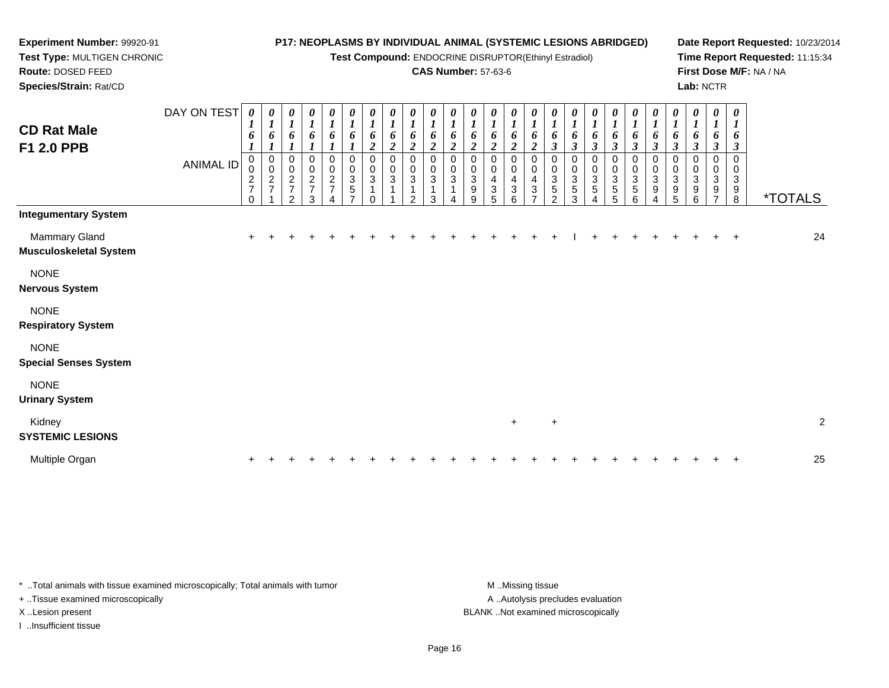**Experiment Number:** 99920-91
**Test Type:** MULTIGEN CHRONIC
**Route:** DOSED FEED
**Species/Strain:** Rat/CD

**P17: NEOPLASMS BY INDIVIDUAL ANIMAL (SYSTEMIC LESIONS ABRIDGED)**
**Test Compound:** ENDOCRINE DISRUPTOR(Ethinyl Estradiol)
**CAS Number:** 57-63-6

**Date Report Requested:** 10/23/2014
**Time Report Requested:** 11:15:34
**First Dose M/F:** NA / NA
**Lab:** NCTR

## CD Rat Male F1 2.0 PPB

| DAY ON TEST | 0161 | 0161 | 0161 | 0161 | 0161 | 0161 | 0162 | 0162 | 0162 | 0162 | 0162 | 0162 | 0162 | 0162 | 0162 | 0163 | 0163 | 0163 | 0163 | 0163 | 0163 | 0163 | 0163 | 0163 | 0163 | |
|---|---|---|---|---|---|---|---|---|---|---|---|---|---|---|---|---|---|---|---|---|---|---|---|---|---|---|
| **ANIMAL ID** | 00270 | 00271 | 00272 | 00273 | 00274 | 00357 | 00310 | 00311 | 00312 | 00313 | 00314 | 00399 | 00435 | 00436 | 00437 | 00352 | 00353 | 00354 | 00355 | 00356 | 00394 | 00395 | 00396 | 00397 | 00398 | ***TOTALS** |
| **Integumentary System** | | | | | | | | | | | | | | | | | | | | | | | | | | |
| Mammary Gland | + | + | + | + | + | + | + | + | + | + | + | + | + | + | + | + | I | + | + | + | + | + | + | + | + | 24 |
| **Musculoskeletal System** | | | | | | | | | | | | | | | | | | | | | | | | | | |
| NONE | | | | | | | | | | | | | | | | | | | | | | | | | | |
| **Nervous System** | | | | | | | | | | | | | | | | | | | | | | | | | | |
| NONE | | | | | | | | | | | | | | | | | | | | | | | | | | |
| **Respiratory System** | | | | | | | | | | | | | | | | | | | | | | | | | | |
| NONE | | | | | | | | | | | | | | | | | | | | | | | | | | |
| **Special Senses System** | | | | | | | | | | | | | | | | | | | | | | | | | | |
| NONE | | | | | | | | | | | | | | | | | | | | | | | | | | |
| **Urinary System** | | | | | | | | | | | | | | | | | | | | | | | | | | |
| Kidney | | | | | | | | | | | | | | + | | + | | | | | | | | | | 2 |
| **SYSTEMIC LESIONS** | | | | | | | | | | | | | | | | | | | | | | | | | | |
| Multiple Organ | + | + | + | + | + | + | + | + | + | + | + | + | + | + | + | + | + | + | + | + | + | + | + | + | + | 25 |

* ..Total animals with tissue examined microscopically; Total animals with tumor
+ ..Tissue examined microscopically
X ..Lesion present
I ..Insufficient tissue

M ..Missing tissue
A ..Autolysis precludes evaluation
BLANK ..Not examined microscopically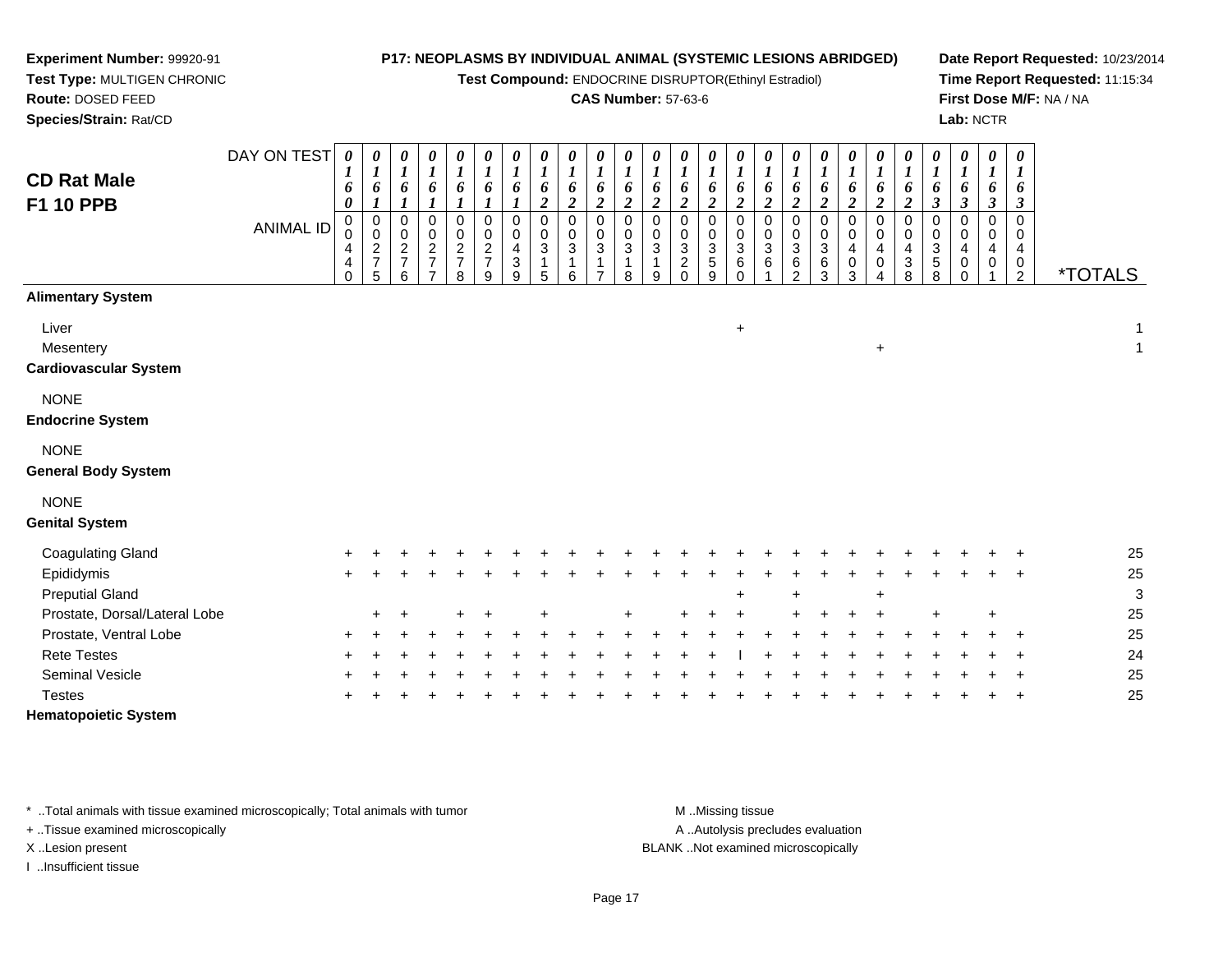**Experiment Number:** 99920-91
**Test Type:** MULTIGEN CHRONIC
**Route:** DOSED FEED
**Species/Strain:** Rat/CD

**P17: NEOPLASMS BY INDIVIDUAL ANIMAL (SYSTEMIC LESIONS ABRIDGED)**
**Test Compound:** ENDOCRINE DISRUPTOR(Ethinyl Estradiol)
**CAS Number:** 57-63-6

**Date Report Requested:** 10/23/2014
**Time Report Requested:** 11:15:34
**First Dose M/F:** NA / NA
**Lab:** NCTR

## CD Rat Male
## F1 10 PPB

| DAY ON TEST | 0160 | 0161 | 0161 | 0161 | 0161 | 0161 | 0161 | 0162 | 0162 | 0162 | 0162 | 0162 | 0162 | 0162 | 0162 | 0162 | 0162 | 0162 | 0162 | 0162 | 0162 | 0163 | 0163 | 0163 | 0163 | |
|---|---|---|---|---|---|---|---|---|---|---|---|---|---|---|---|---|---|---|---|---|---|---|---|---|---|---|
| **ANIMAL ID** | 0440 | 0275 | 0276 | 0277 | 0278 | 0279 | 0439 | 0315 | 0316 | 0317 | 0318 | 0319 | 0320 | 0359 | 0360 | 0361 | 0362 | 0363 | 0403 | 0404 | 0438 | 0358 | 0400 | 0401 | 0402 | ***TOTALS** |
| **Alimentary System** | | | | | | | | | | | | | | | | | | | | | | | | | | |
| Liver | | | | | | | | | | | | | | | + | | | | | | | | | | | 1 |
| Mesentery | | | | | | | | | | | | | | | | | | | | + | | | | | | 1 |
| **Cardiovascular System** | | | | | | | | | | | | | | | | | | | | | | | | | | |
| NONE | | | | | | | | | | | | | | | | | | | | | | | | | | |
| **Endocrine System** | | | | | | | | | | | | | | | | | | | | | | | | | | |
| NONE | | | | | | | | | | | | | | | | | | | | | | | | | | |
| **General Body System** | | | | | | | | | | | | | | | | | | | | | | | | | | |
| NONE | | | | | | | | | | | | | | | | | | | | | | | | | | |
| **Genital System** | | | | | | | | | | | | | | | | | | | | | | | | | | |
| Coagulating Gland | + | + | + | + | + | + | + | + | + | + | + | + | + | + | + | + | + | + | + | + | + | + | + | + | + | 25 |
| Epididymis | + | + | + | + | + | + | + | + | + | + | + | + | + | + | + | + | + | + | + | + | + | + | + | + | + | 25 |
| Preputial Gland | | | | | | | | | | | | | | | + | | + | | | + | | | | | | 3 |
| Prostate, Dorsal/Lateral Lobe | | + | + | | + | + | | + | | | + | | + | + | + | | + | + | + | + | | + | | + | | 25 |
| Prostate, Ventral Lobe | + | + | + | + | + | + | + | + | + | + | + | + | + | + | + | + | + | + | + | + | + | + | + | + | + | 25 |
| Rete Testes | + | + | + | + | + | + | + | + | + | + | + | + | + | + | I | + | + | + | + | + | + | + | + | + | + | 24 |
| Seminal Vesicle | + | + | + | + | + | + | + | + | + | + | + | + | + | + | + | + | + | + | + | + | + | + | + | + | + | 25 |
| Testes | + | + | + | + | + | + | + | + | + | + | + | + | + | + | + | + | + | + | + | + | + | + | + | + | + | 25 |
| **Hematopoietic System** | | | | | | | | | | | | | | | | | | | | | | | | | | |

\* ..Total animals with tissue examined microscopically; Total animals with tumor
\+ ..Tissue examined microscopically
X ..Lesion present
I ..Insufficient tissue

M ..Missing tissue
A ..Autolysis precludes evaluation
BLANK ..Not examined microscopically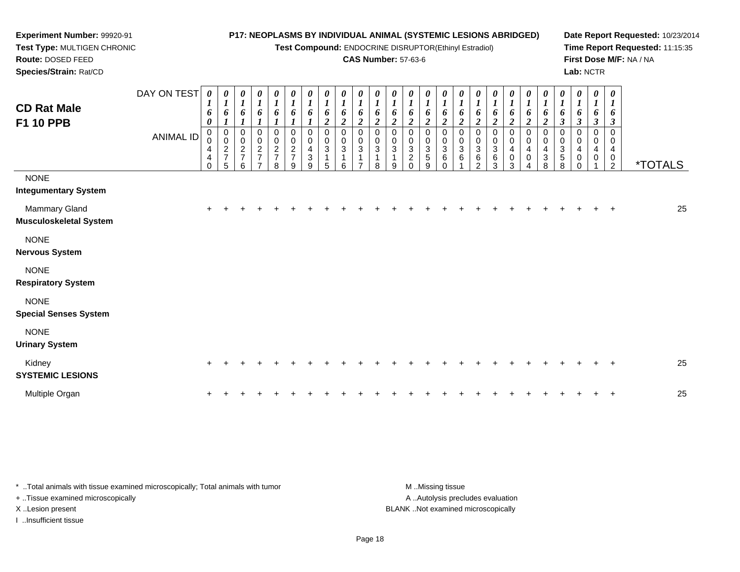**Experiment Number:** 99920-91
**Test Type:** MULTIGEN CHRONIC
**Route:** DOSED FEED
**Species/Strain:** Rat/CD

**P17: NEOPLASMS BY INDIVIDUAL ANIMAL (SYSTEMIC LESIONS ABRIDGED)**
**Test Compound:** ENDOCRINE DISRUPTOR(Ethinyl Estradiol)
**CAS Number:** 57-63-6

**Date Report Requested:** 10/23/2014
**Time Report Requested:** 11:15:35
**First Dose M/F:** NA / NA
**Lab:** NCTR

## CD Rat Male
## F1 10 PPB

| DAY ON TEST | 0160 | 0161 | 0161 | 0161 | 0161 | 0161 | 0161 | 0162 | 0162 | 0162 | 0162 | 0162 | 0162 | 0162 | 0162 | 0162 | 0162 | 0162 | 0162 | 0162 | 0162 | 0163 | 0163 | 0163 | 0163 | |
|---|---|---|---|---|---|---|---|---|---|---|---|---|---|---|---|---|---|---|---|---|---|---|---|---|---|---|
| **ANIMAL ID** | 00440 | 00275 | 00276 | 00277 | 00278 | 00279 | 00439 | 00315 | 00316 | 00317 | 00318 | 00319 | 00320 | 00359 | 00360 | 00361 | 00362 | 00363 | 00403 | 00404 | 00438 | 00358 | 00400 | 00401 | 00402 | ***TOTALS** |
| NONE | | | | | | | | | | | | | | | | | | | | | | | | | | |
| **Integumentary System** | | | | | | | | | | | | | | | | | | | | | | | | | | |
| Mammary Gland | + | + | + | + | + | + | + | + | + | + | + | + | + | + | + | + | + | + | + | + | + | + | + | + | + | 25 |
| **Musculoskeletal System** | | | | | | | | | | | | | | | | | | | | | | | | | | |
| NONE | | | | | | | | | | | | | | | | | | | | | | | | | | |
| **Nervous System** | | | | | | | | | | | | | | | | | | | | | | | | | | |
| NONE | | | | | | | | | | | | | | | | | | | | | | | | | | |
| **Respiratory System** | | | | | | | | | | | | | | | | | | | | | | | | | | |
| NONE | | | | | | | | | | | | | | | | | | | | | | | | | | |
| **Special Senses System** | | | | | | | | | | | | | | | | | | | | | | | | | | |
| NONE | | | | | | | | | | | | | | | | | | | | | | | | | | |
| **Urinary System** | | | | | | | | | | | | | | | | | | | | | | | | | | |
| Kidney | + | + | + | + | + | + | + | + | + | + | + | + | + | + | + | + | + | + | + | + | + | + | + | + | + | 25 |
| **SYSTEMIC LESIONS** | | | | | | | | | | | | | | | | | | | | | | | | | | |
| Multiple Organ | + | + | + | + | + | + | + | + | + | + | + | + | + | + | + | + | + | + | + | + | + | + | + | + | + | 25 |

* ..Total animals with tissue examined microscopically; Total animals with tumor
+ ..Tissue examined microscopically
X ..Lesion present
I ..Insufficient tissue

M ..Missing tissue
A ..Autolysis precludes evaluation
BLANK ..Not examined microscopically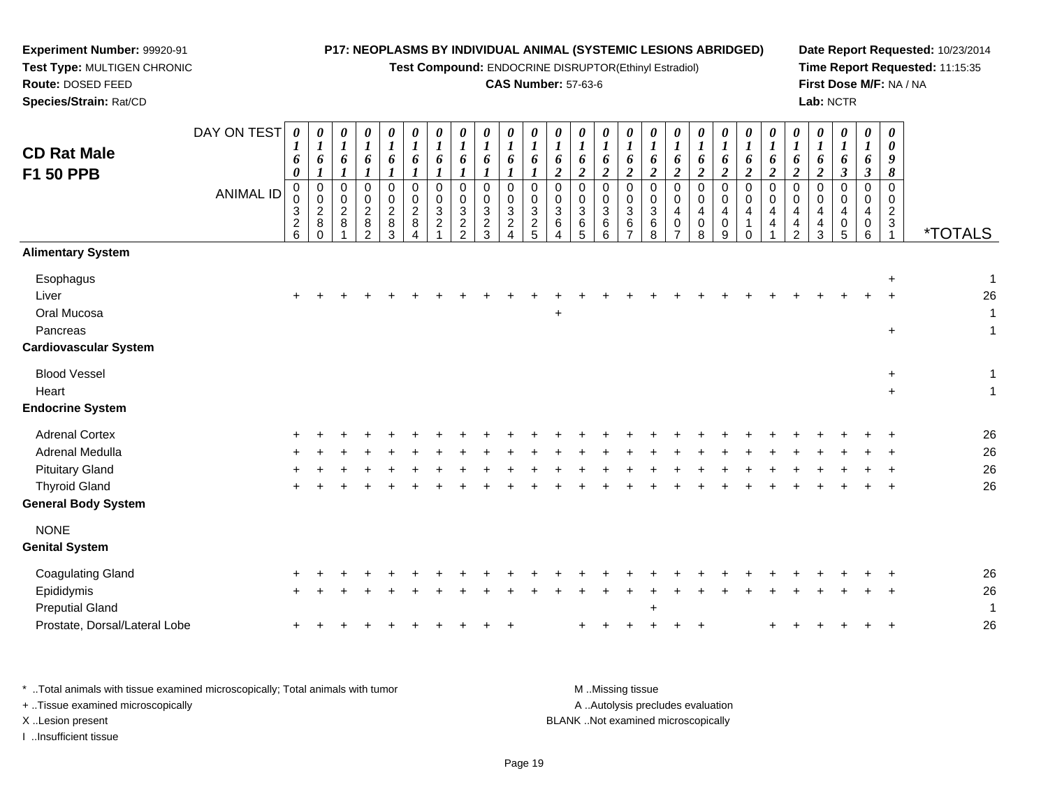**Experiment Number:** 99920-91
**Test Type:** MULTIGEN CHRONIC
**Route:** DOSED FEED
**Species/Strain:** Rat/CD

**P17: NEOPLASMS BY INDIVIDUAL ANIMAL (SYSTEMIC LESIONS ABRIDGED)**
**Test Compound:** ENDOCRINE DISRUPTOR(Ethinyl Estradiol)
**CAS Number:** 57-63-6

**Date Report Requested:** 10/23/2014
**Time Report Requested:** 11:15:35
**First Dose M/F:** NA / NA
**Lab:** NCTR

## CD Rat Male F1 50 PPB

| DAY ON TEST | 0160 | 0161 | 0161 | 0161 | 0161 | 0161 | 0161 | 0161 | 0161 | 0161 | 0161 | 0162 | 0162 | 0162 | 0162 | 0162 | 0162 | 0162 | 0162 | 0162 | 0162 | 0162 | 0162 | 0163 | 0163 | 0098 | |
|---|---|---|---|---|---|---|---|---|---|---|---|---|---|---|---|---|---|---|---|---|---|---|---|---|---|---|---|
| **ANIMAL ID** | 0326 | 0280 | 0281 | 0282 | 0283 | 0284 | 0321 | 0322 | 0323 | 0324 | 0325 | 0364 | 0365 | 0366 | 0367 | 0368 | 0407 | 0408 | 0409 | 0410 | 0441 | 0442 | 0443 | 0405 | 0406 | 0231 | ***TOTALS** |
| **Alimentary System** | | | | | | | | | | | | | | | | | | | | | | | | | | | |
| Esophagus | | | | | | | | | | | | | | | | | | | | | | | | | | + | 1 |
| Liver | + | + | + | + | + | + | + | + | + | + | + | + | + | + | + | + | + | + | + | + | + | + | + | + | + | + | 26 |
| Oral Mucosa | | | | | | | | | | | | + | | | | | | | | | | | | | | | 1 |
| Pancreas | | | | | | | | | | | | | | | | | | | | | | | | | | + | 1 |
| **Cardiovascular System** | | | | | | | | | | | | | | | | | | | | | | | | | | | |
| Blood Vessel | | | | | | | | | | | | | | | | | | | | | | | | | | + | 1 |
| Heart | | | | | | | | | | | | | | | | | | | | | | | | | | + | 1 |
| **Endocrine System** | | | | | | | | | | | | | | | | | | | | | | | | | | | |
| Adrenal Cortex | + | + | + | + | + | + | + | + | + | + | + | + | + | + | + | + | + | + | + | + | + | + | + | + | + | + | 26 |
| Adrenal Medulla | + | + | + | + | + | + | + | + | + | + | + | + | + | + | + | + | + | + | + | + | + | + | + | + | + | + | 26 |
| Pituitary Gland | + | + | + | + | + | + | + | + | + | + | + | + | + | + | + | + | + | + | + | + | + | + | + | + | + | + | 26 |
| Thyroid Gland | + | + | + | + | + | + | + | + | + | + | + | + | + | + | + | + | + | + | + | + | + | + | + | + | + | + | 26 |
| **General Body System** | | | | | | | | | | | | | | | | | | | | | | | | | | | |
| NONE | | | | | | | | | | | | | | | | | | | | | | | | | | | |
| **Genital System** | | | | | | | | | | | | | | | | | | | | | | | | | | | |
| Coagulating Gland | + | + | + | + | + | + | + | + | + | + | + | + | + | + | + | + | + | + | + | + | + | + | + | + | + | + | 26 |
| Epididymis | + | + | + | + | + | + | + | + | + | + | + | + | + | + | + | + | + | + | + | + | + | + | + | + | + | + | 26 |
| Preputial Gland | | | | | | | | | | | | | | | | + | | | | | | | | | | | 1 |
| Prostate, Dorsal/Lateral Lobe | + | + | + | + | + | + | + | + | + | + | | | + | + | + | + | + | + | | | + | + | + | + | + | + | 26 |

\* ..Total animals with tissue examined microscopically; Total animals with tumor
\+ ..Tissue examined microscopically
X ..Lesion present
I ..Insufficient tissue

M ..Missing tissue
A ..Autolysis precludes evaluation
BLANK ..Not examined microscopically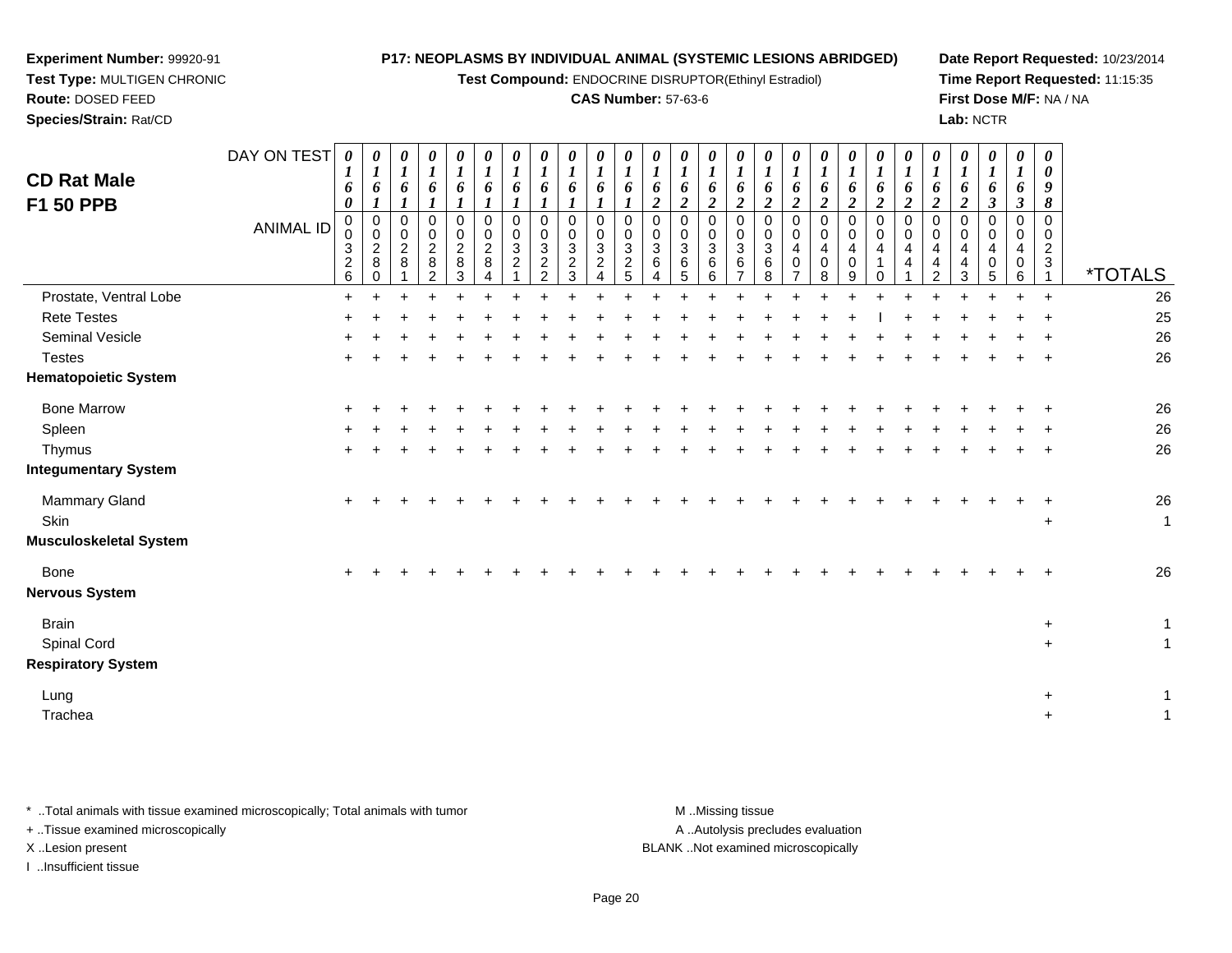**Experiment Number:** 99920-91
**Test Type:** MULTIGEN CHRONIC
**Route:** DOSED FEED
**Species/Strain:** Rat/CD

**P17: NEOPLASMS BY INDIVIDUAL ANIMAL (SYSTEMIC LESIONS ABRIDGED)**
**Test Compound:** ENDOCRINE DISRUPTOR(Ethinyl Estradiol)
**CAS Number:** 57-63-6

**Date Report Requested:** 10/23/2014
**Time Report Requested:** 11:15:35
**First Dose M/F:** NA / NA
**Lab:** NCTR

## CD Rat Male F1 50 PPB

| DAY ON TEST | 0160 | 0161 | 0161 | 0161 | 0161 | 0161 | 0161 | 0161 | 0161 | 0161 | 0161 | 0162 | 0162 | 0162 | 0162 | 0162 | 0162 | 0162 | 0162 | 0162 | 0162 | 0162 | 0162 | 0163 | 0163 | 0098 | |
|---|---|---|---|---|---|---|---|---|---|---|---|---|---|---|---|---|---|---|---|---|---|---|---|---|---|---|---|
| **ANIMAL ID** | 00326 | 00280 | 00281 | 00282 | 00283 | 00284 | 00321 | 00322 | 00323 | 00324 | 00325 | 00364 | 00365 | 00366 | 00367 | 00368 | 00407 | 00408 | 00409 | 00410 | 00441 | 00442 | 00443 | 00405 | 00406 | 00231 | ***TOTALS** |
| Prostate, Ventral Lobe | + | + | + | + | + | + | + | + | + | + | + | + | + | + | + | + | + | + | + | + | + | + | + | + | + | + | 26 |
| Rete Testes | + | + | + | + | + | + | + | + | + | + | + | + | + | + | + | + | + | + | + | I | + | + | + | + | + | + | 25 |
| Seminal Vesicle | + | + | + | + | + | + | + | + | + | + | + | + | + | + | + | + | + | + | + | + | + | + | + | + | + | + | 26 |
| Testes | + | + | + | + | + | + | + | + | + | + | + | + | + | + | + | + | + | + | + | + | + | + | + | + | + | + | 26 |
| **Hematopoietic System** | | | | | | | | | | | | | | | | | | | | | | | | | | | |
| Bone Marrow | + | + | + | + | + | + | + | + | + | + | + | + | + | + | + | + | + | + | + | + | + | + | + | + | + | + | 26 |
| Spleen | + | + | + | + | + | + | + | + | + | + | + | + | + | + | + | + | + | + | + | + | + | + | + | + | + | + | 26 |
| Thymus | + | + | + | + | + | + | + | + | + | + | + | + | + | + | + | + | + | + | + | + | + | + | + | + | + | + | 26 |
| **Integumentary System** | | | | | | | | | | | | | | | | | | | | | | | | | | | |
| Mammary Gland | + | + | + | + | + | + | + | + | + | + | + | + | + | + | + | + | + | + | + | + | + | + | + | + | + | + | 26 |
| Skin | | | | | | | | | | | | | | | | | | | | | | | | | | + | 1 |
| **Musculoskeletal System** | | | | | | | | | | | | | | | | | | | | | | | | | | | |
| Bone | + | + | + | + | + | + | + | + | + | + | + | + | + | + | + | + | + | + | + | + | + | + | + | + | + | + | 26 |
| **Nervous System** | | | | | | | | | | | | | | | | | | | | | | | | | | | |
| Brain | | | | | | | | | | | | | | | | | | | | | | | | | | + | 1 |
| Spinal Cord | | | | | | | | | | | | | | | | | | | | | | | | | | + | 1 |
| **Respiratory System** | | | | | | | | | | | | | | | | | | | | | | | | | | | |
| Lung | | | | | | | | | | | | | | | | | | | | | | | | | | + | 1 |
| Trachea | | | | | | | | | | | | | | | | | | | | | | | | | | + | 1 |

\* ..Total animals with tissue examined microscopically; Total animals with tumor
\+ ..Tissue examined microscopically
X ..Lesion present
I ..Insufficient tissue

M ..Missing tissue
A ..Autolysis precludes evaluation
BLANK ..Not examined microscopically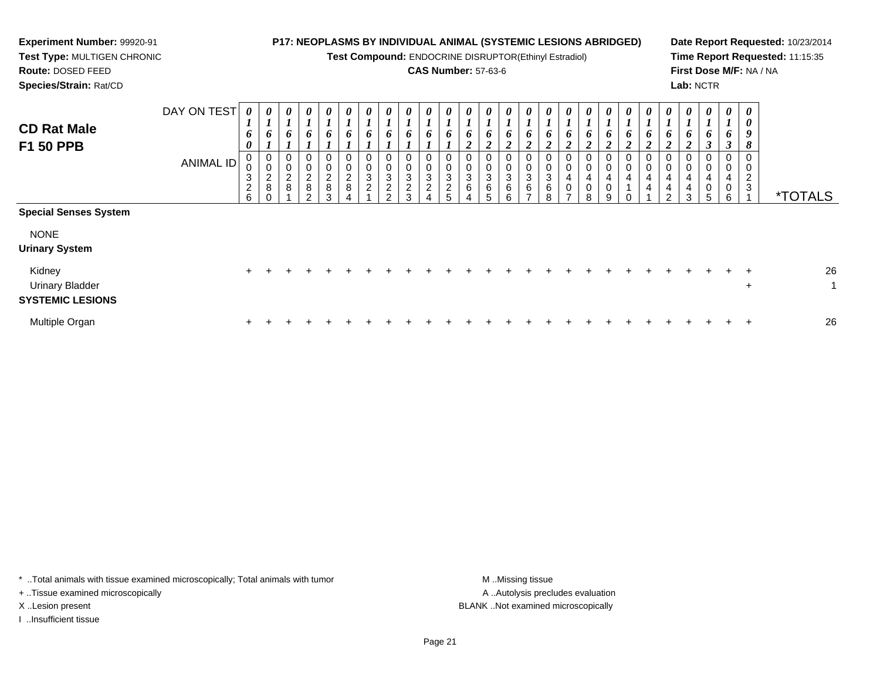**Experiment Number:** 99920-91
**Test Type:** MULTIGEN CHRONIC
**Route:** DOSED FEED
**Species/Strain:** Rat/CD

**P17: NEOPLASMS BY INDIVIDUAL ANIMAL (SYSTEMIC LESIONS ABRIDGED)**
**Test Compound:** ENDOCRINE DISRUPTOR(Ethinyl Estradiol)
**CAS Number:** 57-63-6

**Date Report Requested:** 10/23/2014
**Time Report Requested:** 11:15:35
**First Dose M/F:** NA / NA
**Lab:** NCTR

## CD Rat Male F1 50 PPB

| DAY ON TEST | 0160 | 0161 | 0161 | 0161 | 0161 | 0161 | 0161 | 0161 | 0161 | 0161 | 0161 | 0162 | 0162 | 0162 | 0162 | 0162 | 0162 | 0162 | 0162 | 0162 | 0162 | 0162 | 0162 | 0163 | 0163 | 0098 | |
|---|---|---|---|---|---|---|---|---|---|---|---|---|---|---|---|---|---|---|---|---|---|---|---|---|---|---|---|
| ANIMAL ID | 00326 | 00280 | 00281 | 00282 | 00283 | 00284 | 00321 | 00322 | 00323 | 00324 | 00325 | 00364 | 00365 | 00366 | 00367 | 00368 | 00407 | 00408 | 00409 | 00410 | 00441 | 00442 | 00443 | 00405 | 00406 | 00231 | *TOTALS |
| **Special Senses System** | | | | | | | | | | | | | | | | | | | | | | | | | | | |
| NONE | | | | | | | | | | | | | | | | | | | | | | | | | | | |
| **Urinary System** | | | | | | | | | | | | | | | | | | | | | | | | | | | |
| Kidney | + | + | + | + | + | + | + | + | + | + | + | + | + | + | + | + | + | + | + | + | + | + | + | + | + | + | 26 |
| Urinary Bladder | | | | | | | | | | | | | | | | | | | | | | | | | | + | 1 |
| **SYSTEMIC LESIONS** | | | | | | | | | | | | | | | | | | | | | | | | | | | |
| Multiple Organ | + | + | + | + | + | + | + | + | + | + | + | + | + | + | + | + | + | + | + | + | + | + | + | + | + | + | 26 |

\* ..Total animals with tissue examined microscopically; Total animals with tumor
+ ..Tissue examined microscopically
X ..Lesion present
I ..Insufficient tissue

M ..Missing tissue
A ..Autolysis precludes evaluation
BLANK ..Not examined microscopically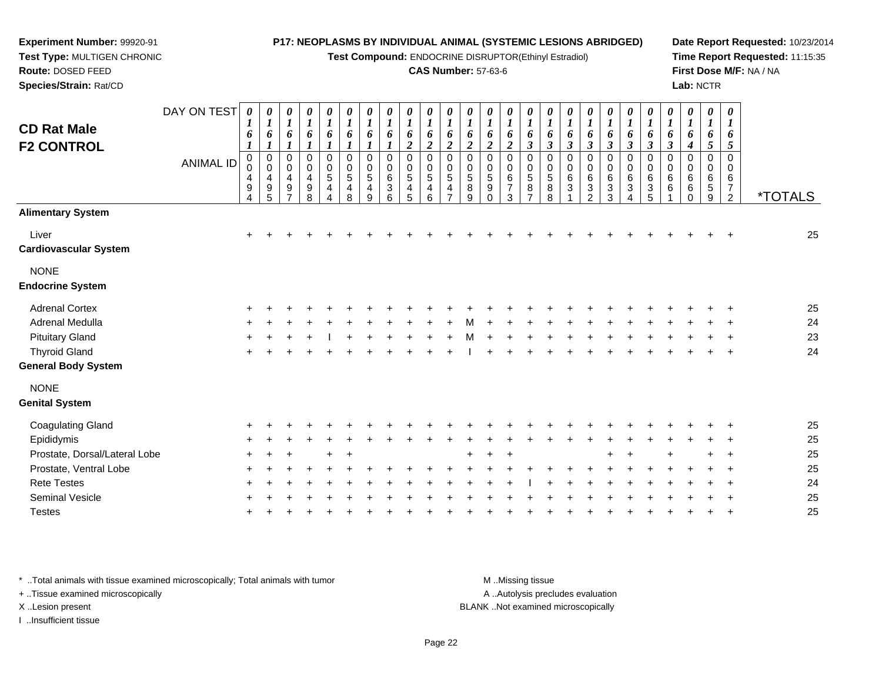**Experiment Number:** 99920-91
**Test Type:** MULTIGEN CHRONIC
**Route:** DOSED FEED
**Species/Strain:** Rat/CD

**P17: NEOPLASMS BY INDIVIDUAL ANIMAL (SYSTEMIC LESIONS ABRIDGED)**
**Test Compound:** ENDOCRINE DISRUPTOR(Ethinyl Estradiol)
**CAS Number:** 57-63-6

**Date Report Requested:** 10/23/2014
**Time Report Requested:** 11:15:35
**First Dose M/F:** NA / NA
**Lab:** NCTR

## CD Rat Male F2 CONTROL

| DAY ON TEST | 0161 | 0161 | 0161 | 0161 | 0161 | 0161 | 0161 | 0161 | 0162 | 0162 | 0162 | 0162 | 0162 | 0162 | 0163 | 0163 | 0163 | 0163 | 0163 | 0163 | 0163 | 0163 | 0164 | 0165 | 0165 | |
|---|---|---|---|---|---|---|---|---|---|---|---|---|---|---|---|---|---|---|---|---|---|---|---|---|---|---|
| **ANIMAL ID** | 00494 | 00495 | 00497 | 00498 | 00544 | 00548 | 00549 | 00636 | 00545 | 00546 | 00547 | 00589 | 00590 | 00673 | 00587 | 00588 | 00631 | 00632 | 00633 | 00634 | 00635 | 00661 | 00660 | 00659 | 00672 | ***TOTALS** |
| **Alimentary System** | | | | | | | | | | | | | | | | | | | | | | | | | | |
| Liver | + | + | + | + | + | + | + | + | + | + | + | + | + | + | + | + | + | + | + | + | + | + | + | + | + | 25 |
| **Cardiovascular System** | | | | | | | | | | | | | | | | | | | | | | | | | | |
| NONE | | | | | | | | | | | | | | | | | | | | | | | | | | |
| **Endocrine System** | | | | | | | | | | | | | | | | | | | | | | | | | | |
| Adrenal Cortex | + | + | + | + | + | + | + | + | + | + | + | + | + | + | + | + | + | + | + | + | + | + | + | + | + | 25 |
| Adrenal Medulla | + | + | + | + | + | + | + | + | + | + | + | M | + | + | + | + | + | + | + | + | + | + | + | + | + | 24 |
| Pituitary Gland | + | + | + | + | I | + | + | + | + | + | + | M | + | + | + | + | + | + | + | + | + | + | + | + | + | 23 |
| Thyroid Gland | + | + | + | + | + | + | + | + | + | + | + | I | + | + | + | + | + | + | + | + | + | + | + | + | + | 24 |
| **General Body System** | | | | | | | | | | | | | | | | | | | | | | | | | | |
| NONE | | | | | | | | | | | | | | | | | | | | | | | | | | |
| **Genital System** | | | | | | | | | | | | | | | | | | | | | | | | | | |
| Coagulating Gland | + | + | + | + | + | + | + | + | + | + | + | + | + | + | + | + | + | + | + | + | + | + | + | + | + | 25 |
| Epididymis | + | + | + | + | + | + | + | + | + | + | + | + | + | + | + | + | + | + | + | + | + | + | + | + | + | 25 |
| Prostate, Dorsal/Lateral Lobe | + | + | + | | + | + | | | | | | + | + | + | | | | | + | + | | + | | + | + | 25 |
| Prostate, Ventral Lobe | + | + | + | + | + | + | + | + | + | + | + | + | + | + | + | + | + | + | + | + | + | + | + | + | + | 25 |
| Rete Testes | + | + | + | + | + | + | + | + | + | + | + | + | + | + | I | + | + | + | + | + | + | + | + | + | + | 24 |
| Seminal Vesicle | + | + | + | + | + | + | + | + | + | + | + | + | + | + | + | + | + | + | + | + | + | + | + | + | + | 25 |
| Testes | + | + | + | + | + | + | + | + | + | + | + | + | + | + | + | + | + | + | + | + | + | + | + | + | + | 25 |

\* ..Total animals with tissue examined microscopically; Total animals with tumor
\+ ..Tissue examined microscopically
X ..Lesion present
I ..Insufficient tissue

M ..Missing tissue
A ..Autolysis precludes evaluation
BLANK ..Not examined microscopically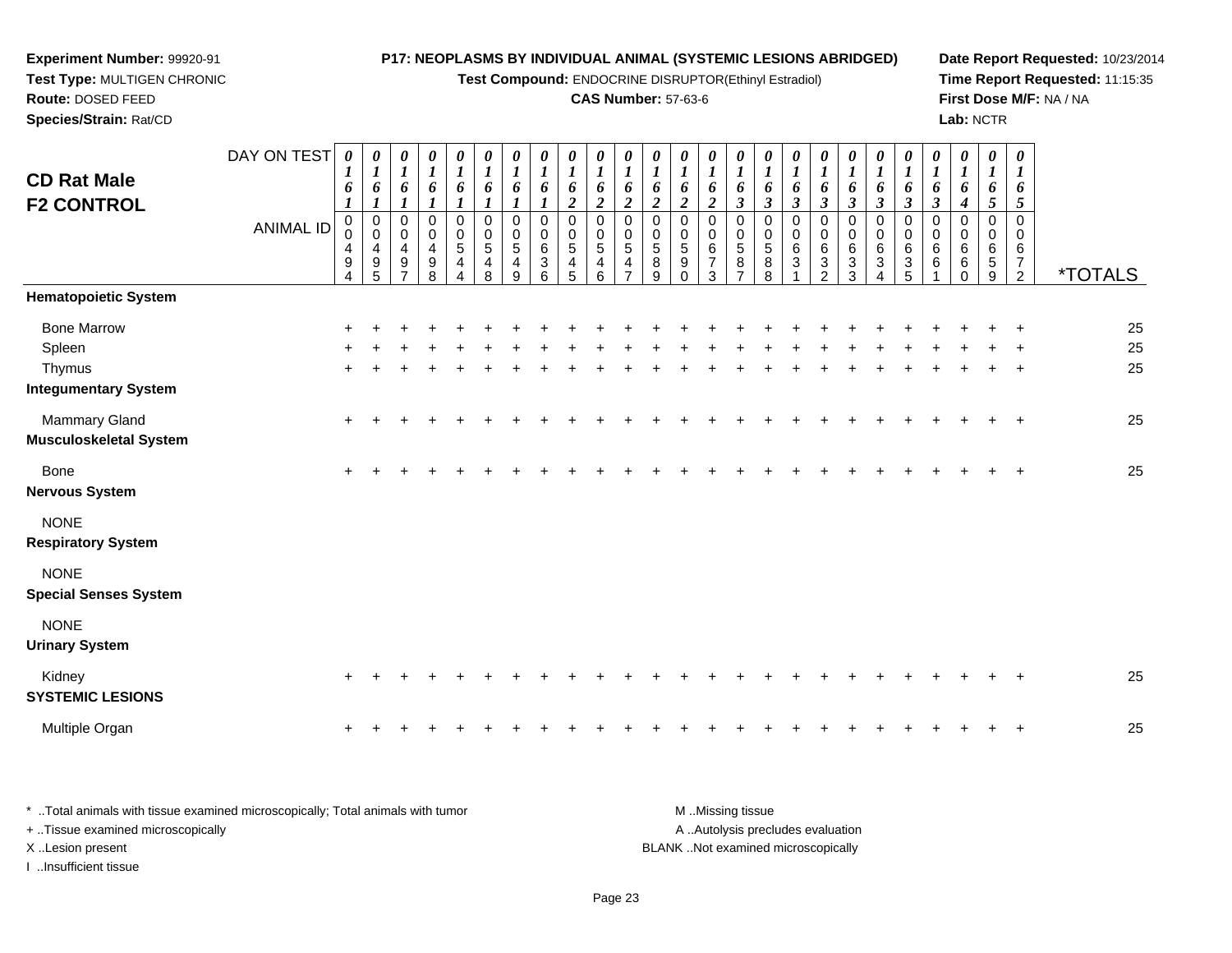**Experiment Number:** 99920-91
**Test Type:** MULTIGEN CHRONIC
**Route:** DOSED FEED
**Species/Strain:** Rat/CD

**P17: NEOPLASMS BY INDIVIDUAL ANIMAL (SYSTEMIC LESIONS ABRIDGED)**
**Test Compound:** ENDOCRINE DISRUPTOR(Ethinyl Estradiol)
**CAS Number:** 57-63-6

**Date Report Requested:** 10/23/2014
**Time Report Requested:** 11:15:35
**First Dose M/F:** NA / NA
**Lab:** NCTR

## CD Rat Male F2 CONTROL

| DAY ON TEST | 0161 | 0161 | 0161 | 0161 | 0161 | 0161 | 0161 | 0161 | 0162 | 0162 | 0162 | 0162 | 0162 | 0162 | 0163 | 0163 | 0163 | 0163 | 0163 | 0163 | 0163 | 0163 | 0164 | 0165 | 0165 | |
|---|---|---|---|---|---|---|---|---|---|---|---|---|---|---|---|---|---|---|---|---|---|---|---|---|---|---|
| **ANIMAL ID** | 00494 | 00495 | 00497 | 00498 | 00544 | 00548 | 00549 | 00636 | 00545 | 00546 | 00547 | 00589 | 00590 | 00673 | 00587 | 00588 | 00631 | 00632 | 00633 | 00634 | 00635 | 00661 | 00660 | 00659 | 00672 | ***TOTALS** |
| **Hematopoietic System** | | | | | | | | | | | | | | | | | | | | | | | | | | |
| Bone Marrow | + | + | + | + | + | + | + | + | + | + | + | + | + | + | + | + | + | + | + | + | + | + | + | + | + | 25 |
| Spleen | + | + | + | + | + | + | + | + | + | + | + | + | + | + | + | + | + | + | + | + | + | + | + | + | + | 25 |
| Thymus | + | + | + | + | + | + | + | + | + | + | + | + | + | + | + | + | + | + | + | + | + | + | + | + | + | 25 |
| **Integumentary System** | | | | | | | | | | | | | | | | | | | | | | | | | | |
| Mammary Gland | + | + | + | + | + | + | + | + | + | + | + | + | + | + | + | + | + | + | + | + | + | + | + | + | + | 25 |
| **Musculoskeletal System** | | | | | | | | | | | | | | | | | | | | | | | | | | |
| Bone | + | + | + | + | + | + | + | + | + | + | + | + | + | + | + | + | + | + | + | + | + | + | + | + | + | 25 |
| **Nervous System** | | | | | | | | | | | | | | | | | | | | | | | | | | |
| NONE | | | | | | | | | | | | | | | | | | | | | | | | | | |
| **Respiratory System** | | | | | | | | | | | | | | | | | | | | | | | | | | |
| NONE | | | | | | | | | | | | | | | | | | | | | | | | | | |
| **Special Senses System** | | | | | | | | | | | | | | | | | | | | | | | | | | |
| NONE | | | | | | | | | | | | | | | | | | | | | | | | | | |
| **Urinary System** | | | | | | | | | | | | | | | | | | | | | | | | | | |
| Kidney | + | + | + | + | + | + | + | + | + | + | + | + | + | + | + | + | + | + | + | + | + | + | + | + | + | 25 |
| **SYSTEMIC LESIONS** | | | | | | | | | | | | | | | | | | | | | | | | | | |
| Multiple Organ | + | + | + | + | + | + | + | + | + | + | + | + | + | + | + | + | + | + | + | + | + | + | + | + | + | 25 |

* ..Total animals with tissue examined microscopically; Total animals with tumor
+ ..Tissue examined microscopically
X ..Lesion present
I ..Insufficient tissue

M ..Missing tissue
A ..Autolysis precludes evaluation
BLANK ..Not examined microscopically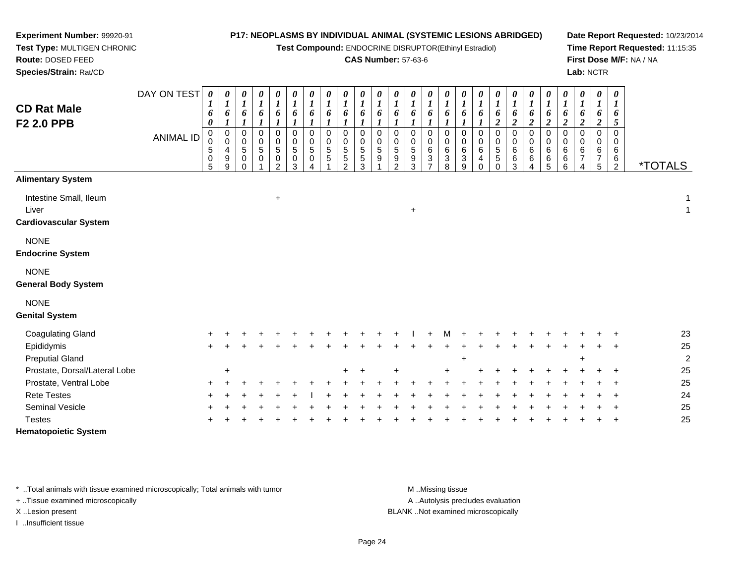**Experiment Number:** 99920-91
**Test Type:** MULTIGEN CHRONIC
**Route:** DOSED FEED
**Species/Strain:** Rat/CD

**P17: NEOPLASMS BY INDIVIDUAL ANIMAL (SYSTEMIC LESIONS ABRIDGED)**
**Test Compound:** ENDOCRINE DISRUPTOR(Ethinyl Estradiol)
**CAS Number:** 57-63-6

**Date Report Requested:** 10/23/2014
**Time Report Requested:** 11:15:35
**First Dose M/F:** NA / NA
**Lab:** NCTR

## CD Rat Male F2 2.0 PPB

| DAY ON TEST | 0160 | 0161 | 0161 | 0161 | 0161 | 0161 | 0161 | 0161 | 0161 | 0161 | 0161 | 0161 | 0161 | 0161 | 0161 | 0161 | 0161 | 0162 | 0162 | 0162 | 0162 | 0162 | 0162 | 0162 | 0165 | |
|---|---|---|---|---|---|---|---|---|---|---|---|---|---|---|---|---|---|---|---|---|---|---|---|---|---|---|
| **ANIMAL ID** | 00505 | 00499 | 00500 | 00501 | 00502 | 00503 | 00504 | 00551 | 00552 | 00553 | 00591 | 00592 | 00593 | 00637 | 00638 | 00639 | 00640 | 00550 | 00663 | 00664 | 00665 | 00666 | 00674 | 00675 | 00662 | ***TOTALS** |
| **Alimentary System** | | | | | | | | | | | | | | | | | | | | | | | | | | |
| Intestine Small, Ileum | | | | | + | | | | | | | | | | | | | | | | | | | | | 1 |
| Liver | | | | | | | | | | | | | + | | | | | | | | | | | | | 1 |
| **Cardiovascular System** | | | | | | | | | | | | | | | | | | | | | | | | | | |
| NONE | | | | | | | | | | | | | | | | | | | | | | | | | | |
| **Endocrine System** | | | | | | | | | | | | | | | | | | | | | | | | | | |
| NONE | | | | | | | | | | | | | | | | | | | | | | | | | | |
| **General Body System** | | | | | | | | | | | | | | | | | | | | | | | | | | |
| NONE | | | | | | | | | | | | | | | | | | | | | | | | | | |
| **Genital System** | | | | | | | | | | | | | | | | | | | | | | | | | | |
| Coagulating Gland | + | + | + | + | + | + | + | + | + | + | + | + | I | + | M | + | + | + | + | + | + | + | + | + | + | 23 |
| Epididymis | + | + | + | + | + | + | + | + | + | + | + | + | + | + | + | + | + | + | + | + | + | + | + | + | + | 25 |
| Preputial Gland | | | | | | | | | | | | | | | | + | | | | | | | + | | | 2 |
| Prostate, Dorsal/Lateral Lobe | | + | | | | | | | + | + | | + | | | + | | + | + | + | + | + | + | + | + | + | 25 |
| Prostate, Ventral Lobe | + | + | + | + | + | + | + | + | + | + | + | + | + | + | + | + | + | + | + | + | + | + | + | + | + | 25 |
| Rete Testes | + | + | + | + | + | + | I | + | + | + | + | + | + | + | + | + | + | + | + | + | + | + | + | + | + | 24 |
| Seminal Vesicle | + | + | + | + | + | + | + | + | + | + | + | + | + | + | + | + | + | + | + | + | + | + | + | + | + | 25 |
| Testes | + | + | + | + | + | + | + | + | + | + | + | + | + | + | + | + | + | + | + | + | + | + | + | + | + | 25 |
| **Hematopoietic System** | | | | | | | | | | | | | | | | | | | | | | | | | | |

* ..Total animals with tissue examined microscopically; Total animals with tumor
+ ..Tissue examined microscopically
X ..Lesion present
I ..Insufficient tissue

M ..Missing tissue
A ..Autolysis precludes evaluation
BLANK ..Not examined microscopically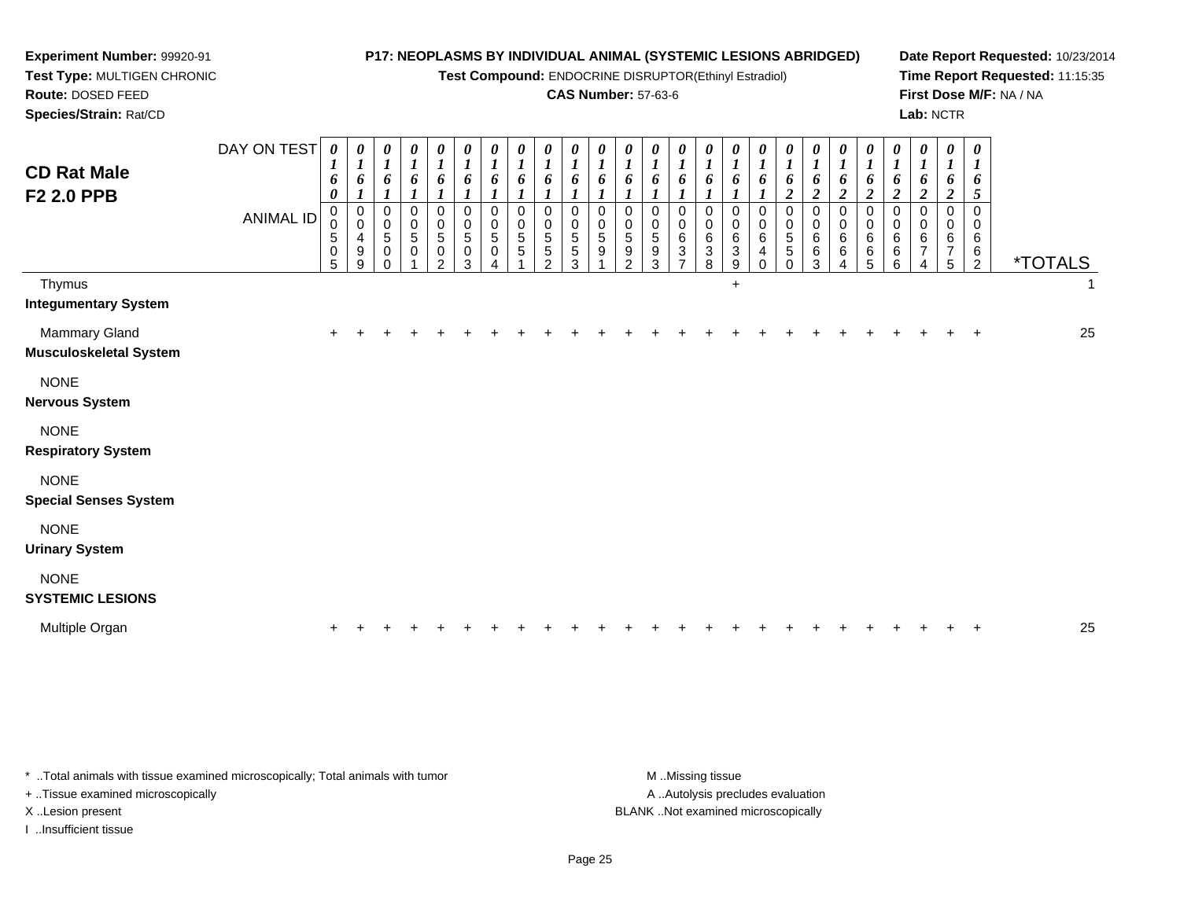**Experiment Number:** 99920-91
**Test Type:** MULTIGEN CHRONIC
**Route:** DOSED FEED
**Species/Strain:** Rat/CD

**P17: NEOPLASMS BY INDIVIDUAL ANIMAL (SYSTEMIC LESIONS ABRIDGED)**
**Test Compound:** ENDOCRINE DISRUPTOR(Ethinyl Estradiol)
**CAS Number:** 57-63-6

**Date Report Requested:** 10/23/2014
**Time Report Requested:** 11:15:35
**First Dose M/F:** NA / NA
**Lab:** NCTR

## CD Rat Male F2 2.0 PPB

| DAY ON TEST | 0160 | 0161 | 0161 | 0161 | 0161 | 0161 | 0161 | 0161 | 0161 | 0161 | 0161 | 0161 | 0161 | 0161 | 0161 | 0161 | 0161 | 0162 | 0162 | 0162 | 0162 | 0162 | 0162 | 0162 | 0165 | |
|---|---|---|---|---|---|---|---|---|---|---|---|---|---|---|---|---|---|---|---|---|---|---|---|---|---|---|
| **ANIMAL ID** | 00505 | 00499 | 00500 | 00501 | 00502 | 00503 | 00504 | 00551 | 00552 | 00553 | 00591 | 00592 | 00593 | 00637 | 00638 | 00639 | 00640 | 00550 | 00663 | 00664 | 00665 | 00666 | 00674 | 00675 | 00662 | ***TOTALS** |
| Thymus | | | | | | | | | | | | | | | | + | | | | | | | | | | 1 |
| **Integumentary System** | | | | | | | | | | | | | | | | | | | | | | | | | | |
| Mammary Gland | + | + | + | + | + | + | + | + | + | + | + | + | + | + | + | + | + | + | + | + | + | + | + | + | + | 25 |
| **Musculoskeletal System** | | | | | | | | | | | | | | | | | | | | | | | | | | |
| NONE | | | | | | | | | | | | | | | | | | | | | | | | | | |
| **Nervous System** | | | | | | | | | | | | | | | | | | | | | | | | | | |
| NONE | | | | | | | | | | | | | | | | | | | | | | | | | | |
| **Respiratory System** | | | | | | | | | | | | | | | | | | | | | | | | | | |
| NONE | | | | | | | | | | | | | | | | | | | | | | | | | | |
| **Special Senses System** | | | | | | | | | | | | | | | | | | | | | | | | | | |
| NONE | | | | | | | | | | | | | | | | | | | | | | | | | | |
| **Urinary System** | | | | | | | | | | | | | | | | | | | | | | | | | | |
| NONE | | | | | | | | | | | | | | | | | | | | | | | | | | |
| **SYSTEMIC LESIONS** | | | | | | | | | | | | | | | | | | | | | | | | | | |
| Multiple Organ | + | + | + | + | + | + | + | + | + | + | + | + | + | + | + | + | + | + | + | + | + | + | + | + | + | 25 |

\* ..Total animals with tissue examined microscopically; Total animals with tumor
\+ ..Tissue examined microscopically
X ..Lesion present
I ..Insufficient tissue

M ..Missing tissue
A ..Autolysis precludes evaluation
BLANK ..Not examined microscopically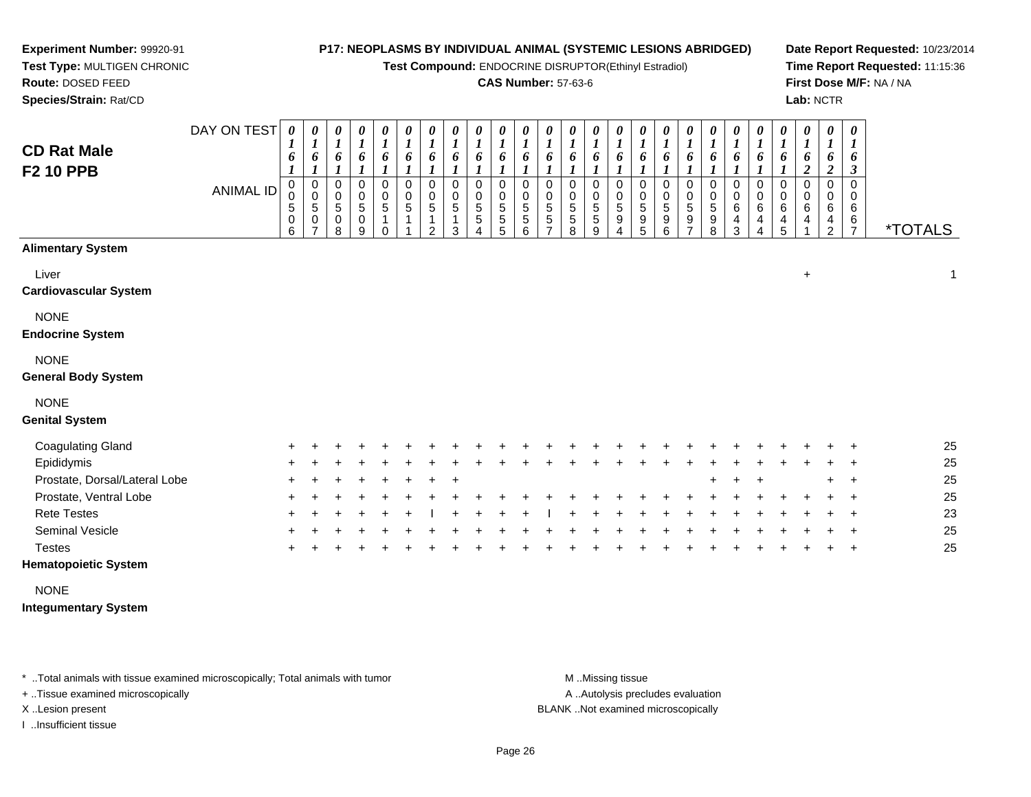**Experiment Number:** 99920-91
**Test Type:** MULTIGEN CHRONIC
**Route:** DOSED FEED
**Species/Strain:** Rat/CD

**P17: NEOPLASMS BY INDIVIDUAL ANIMAL (SYSTEMIC LESIONS ABRIDGED)**
**Test Compound:** ENDOCRINE DISRUPTOR(Ethinyl Estradiol)
**CAS Number:** 57-63-6

**Date Report Requested:** 10/23/2014
**Time Report Requested:** 11:15:36
**First Dose M/F:** NA / NA
**Lab:** NCTR

## CD Rat Male F2 10 PPB

| DAY ON TEST | 0161 | 0161 | 0161 | 0161 | 0161 | 0161 | 0161 | 0161 | 0161 | 0161 | 0161 | 0161 | 0161 | 0161 | 0161 | 0161 | 0161 | 0161 | 0161 | 0161 | 0161 | 0161 | 0162 | 0162 | 0163 | |
|---|---|---|---|---|---|---|---|---|---|---|---|---|---|---|---|---|---|---|---|---|---|---|---|---|---|---|
| **ANIMAL ID** | 00506 | 00507 | 00508 | 00509 | 00510 | 00511 | 00512 | 00513 | 00554 | 00555 | 00556 | 00557 | 00558 | 00559 | 00594 | 00595 | 00596 | 00597 | 00598 | 00643 | 00644 | 00645 | 00641 | 00642 | 00667 | ***TOTALS** |
| **Alimentary System** | | | | | | | | | | | | | | | | | | | | | | | | | | |
| Liver | | | | | | | | | | | | | | | | | | | | | | | + | | | 1 |
| **Cardiovascular System** | | | | | | | | | | | | | | | | | | | | | | | | | | |
| NONE | | | | | | | | | | | | | | | | | | | | | | | | | | |
| **Endocrine System** | | | | | | | | | | | | | | | | | | | | | | | | | | |
| NONE | | | | | | | | | | | | | | | | | | | | | | | | | | |
| **General Body System** | | | | | | | | | | | | | | | | | | | | | | | | | | |
| NONE | | | | | | | | | | | | | | | | | | | | | | | | | | |
| **Genital System** | | | | | | | | | | | | | | | | | | | | | | | | | | |
| Coagulating Gland | + | + | + | + | + | + | + | + | + | + | + | + | + | + | + | + | + | + | + | + | + | + | + | + | + | 25 |
| Epididymis | + | + | + | + | + | + | + | + | + | + | + | + | + | + | + | + | + | + | + | + | + | + | + | + | + | 25 |
| Prostate, Dorsal/Lateral Lobe | + | + | + | + | + | + | + | + | | | | | | | | | | | + | + | + | | | + | + | 25 |
| Prostate, Ventral Lobe | + | + | + | + | + | + | + | + | + | + | + | + | + | + | + | + | + | + | + | + | + | + | + | + | + | 25 |
| Rete Testes | + | + | + | + | + | + | I | + | + | + | + | I | + | + | + | + | + | + | + | + | + | + | + | + | + | 23 |
| Seminal Vesicle | + | + | + | + | + | + | + | + | + | + | + | + | + | + | + | + | + | + | + | + | + | + | + | + | + | 25 |
| Testes | + | + | + | + | + | + | + | + | + | + | + | + | + | + | + | + | + | + | + | + | + | + | + | + | + | 25 |
| **Hematopoietic System** | | | | | | | | | | | | | | | | | | | | | | | | | | |
| NONE | | | | | | | | | | | | | | | | | | | | | | | | | | |
| **Integumentary System** | | | | | | | | | | | | | | | | | | | | | | | | | | |

\* ..Total animals with tissue examined microscopically; Total animals with tumor
\+ ..Tissue examined microscopically
X ..Lesion present
I ..Insufficient tissue

M ..Missing tissue
A ..Autolysis precludes evaluation
BLANK ..Not examined microscopically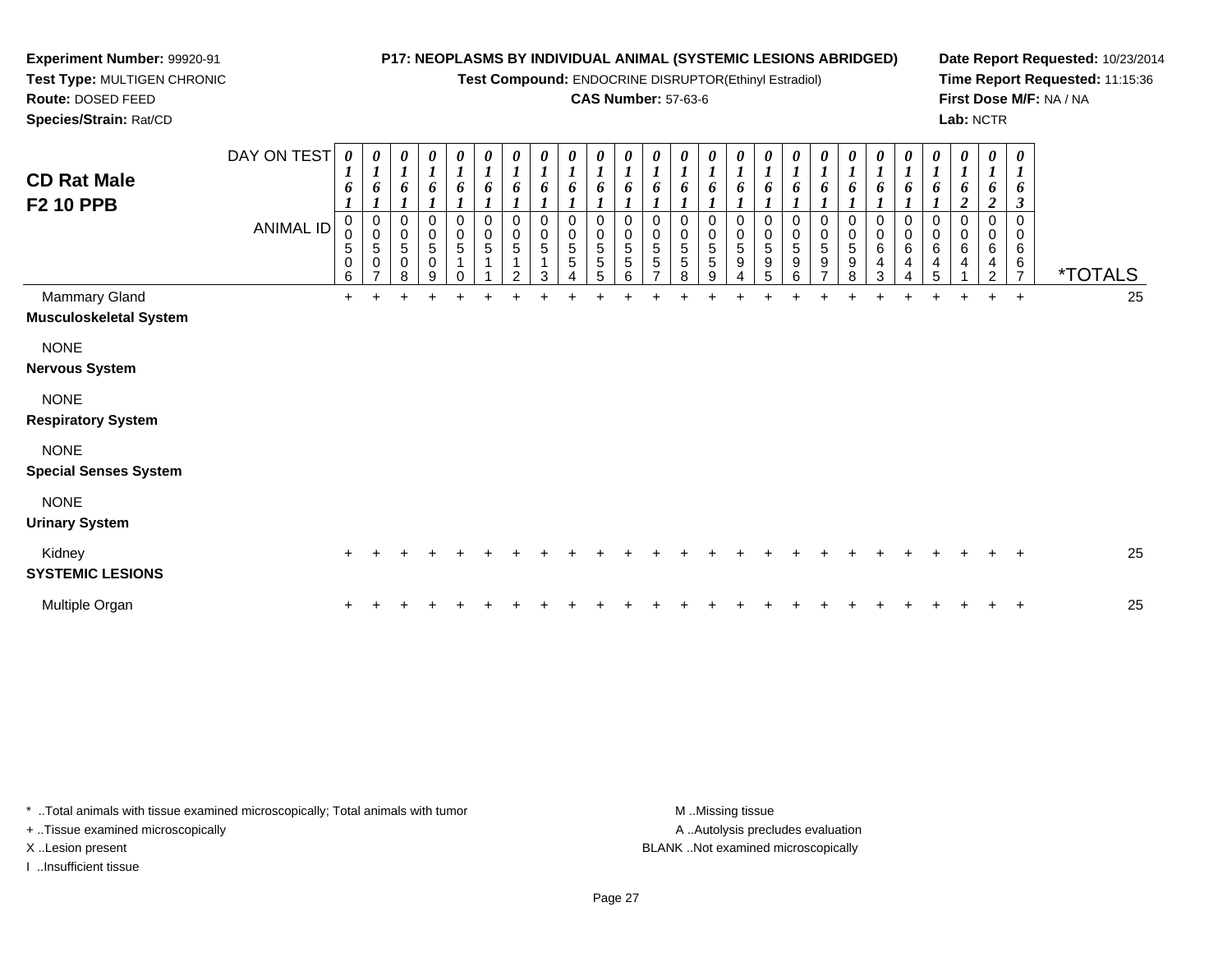**Experiment Number:** 99920-91
**Test Type:** MULTIGEN CHRONIC
**Route:** DOSED FEED
**Species/Strain:** Rat/CD

**P17: NEOPLASMS BY INDIVIDUAL ANIMAL (SYSTEMIC LESIONS ABRIDGED)**
**Test Compound:** ENDOCRINE DISRUPTOR(Ethinyl Estradiol)
**CAS Number:** 57-63-6

**Date Report Requested:** 10/23/2014
**Time Report Requested:** 11:15:36
**First Dose M/F:** NA / NA
**Lab:** NCTR

## CD Rat Male F2 10 PPB

| DAY ON TEST | 0161 | 0161 | 0161 | 0161 | 0161 | 0161 | 0161 | 0161 | 0161 | 0161 | 0161 | 0161 | 0161 | 0161 | 0161 | 0161 | 0161 | 0161 | 0161 | 0161 | 0161 | 0161 | 0162 | 0162 | 0163 | |
|---|---|---|---|---|---|---|---|---|---|---|---|---|---|---|---|---|---|---|---|---|---|---|---|---|---|---|
| **ANIMAL ID** | 00506 | 00507 | 00508 | 00509 | 00510 | 00511 | 00512 | 00513 | 00554 | 00555 | 00556 | 00557 | 00558 | 00559 | 00594 | 00595 | 00596 | 00597 | 00598 | 00643 | 00644 | 00645 | 00641 | 00642 | 00667 | ***TOTALS** |
| Mammary Gland | + | + | + | + | + | + | + | + | + | + | + | + | + | + | + | + | + | + | + | + | + | + | + | + | + | 25 |
| **Musculoskeletal System** | | | | | | | | | | | | | | | | | | | | | | | | | | |
| NONE | | | | | | | | | | | | | | | | | | | | | | | | | | |
| **Nervous System** | | | | | | | | | | | | | | | | | | | | | | | | | | |
| NONE | | | | | | | | | | | | | | | | | | | | | | | | | | |
| **Respiratory System** | | | | | | | | | | | | | | | | | | | | | | | | | | |
| NONE | | | | | | | | | | | | | | | | | | | | | | | | | | |
| **Special Senses System** | | | | | | | | | | | | | | | | | | | | | | | | | | |
| NONE | | | | | | | | | | | | | | | | | | | | | | | | | | |
| **Urinary System** | | | | | | | | | | | | | | | | | | | | | | | | | | |
| Kidney | + | + | + | + | + | + | + | + | + | + | + | + | + | + | + | + | + | + | + | + | + | + | + | + | + | 25 |
| **SYSTEMIC LESIONS** | | | | | | | | | | | | | | | | | | | | | | | | | | |
| Multiple Organ | + | + | + | + | + | + | + | + | + | + | + | + | + | + | + | + | + | + | + | + | + | + | + | + | + | 25 |

* ..Total animals with tissue examined microscopically; Total animals with tumor
+ ..Tissue examined microscopically
X ..Lesion present
I ..Insufficient tissue

M ..Missing tissue
A ..Autolysis precludes evaluation
BLANK ..Not examined microscopically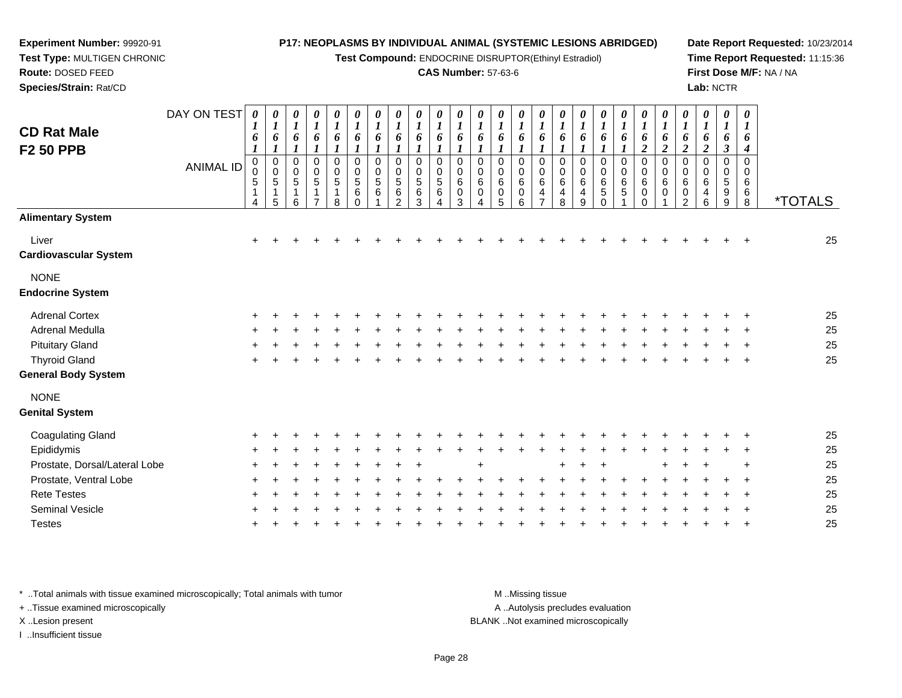**Experiment Number:** 99920-91
**Test Type:** MULTIGEN CHRONIC
**Route:** DOSED FEED
**Species/Strain:** Rat/CD

**P17: NEOPLASMS BY INDIVIDUAL ANIMAL (SYSTEMIC LESIONS ABRIDGED)**
**Test Compound:** ENDOCRINE DISRUPTOR(Ethinyl Estradiol)
**CAS Number:** 57-63-6

**Date Report Requested:** 10/23/2014
**Time Report Requested:** 11:15:36
**First Dose M/F:** NA / NA
**Lab:** NCTR

## CD Rat Male F2 50 PPB

| DAY ON TEST | 0161 | 0161 | 0161 | 0161 | 0161 | 0161 | 0161 | 0161 | 0161 | 0161 | 0161 | 0161 | 0161 | 0161 | 0161 | 0161 | 0161 | 0161 | 0161 | 0162 | 0162 | 0162 | 0162 | 0163 | 0164 | |
|---|---|---|---|---|---|---|---|---|---|---|---|---|---|---|---|---|---|---|---|---|---|---|---|---|---|---|
| **ANIMAL ID** | 0514 | 0515 | 0516 | 0517 | 0518 | 0560 | 0561 | 0562 | 0563 | 0564 | 0603 | 0604 | 0605 | 0606 | 0647 | 0648 | 0649 | 0650 | 0651 | 0600 | 0601 | 0602 | 0646 | 0599 | 0668 | ***TOTALS** |
| **Alimentary System** | | | | | | | | | | | | | | | | | | | | | | | | | | |
| Liver | + | + | + | + | + | + | + | + | + | + | + | + | + | + | + | + | + | + | + | + | + | + | + | + | + | 25 |
| **Cardiovascular System** | | | | | | | | | | | | | | | | | | | | | | | | | | |
| NONE | | | | | | | | | | | | | | | | | | | | | | | | | | |
| **Endocrine System** | | | | | | | | | | | | | | | | | | | | | | | | | | |
| Adrenal Cortex | + | + | + | + | + | + | + | + | + | + | + | + | + | + | + | + | + | + | + | + | + | + | + | + | + | 25 |
| Adrenal Medulla | + | + | + | + | + | + | + | + | + | + | + | + | + | + | + | + | + | + | + | + | + | + | + | + | + | 25 |
| Pituitary Gland | + | + | + | + | + | + | + | + | + | + | + | + | + | + | + | + | + | + | + | + | + | + | + | + | + | 25 |
| Thyroid Gland | + | + | + | + | + | + | + | + | + | + | + | + | + | + | + | + | + | + | + | + | + | + | + | + | + | 25 |
| **General Body System** | | | | | | | | | | | | | | | | | | | | | | | | | | |
| NONE | | | | | | | | | | | | | | | | | | | | | | | | | | |
| **Genital System** | | | | | | | | | | | | | | | | | | | | | | | | | | |
| Coagulating Gland | + | + | + | + | + | + | + | + | + | + | + | + | + | + | + | + | + | + | + | + | + | + | + | + | + | 25 |
| Epididymis | + | + | + | + | + | + | + | + | + | + | + | + | + | + | + | + | + | + | + | + | + | + | + | + | + | 25 |
| Prostate, Dorsal/Lateral Lobe | + | + | + | + | + | + | + | + | + | | | + | | | | + | + | + | | | + | + | + | | + | 25 |
| Prostate, Ventral Lobe | + | + | + | + | + | + | + | + | + | + | + | + | + | + | + | + | + | + | + | + | + | + | + | + | + | 25 |
| Rete Testes | + | + | + | + | + | + | + | + | + | + | + | + | + | + | + | + | + | + | + | + | + | + | + | + | + | 25 |
| Seminal Vesicle | + | + | + | + | + | + | + | + | + | + | + | + | + | + | + | + | + | + | + | + | + | + | + | + | + | 25 |
| Testes | + | + | + | + | + | + | + | + | + | + | + | + | + | + | + | + | + | + | + | + | + | + | + | + | + | 25 |

\* ..Total animals with tissue examined microscopically; Total animals with tumor
\+ ..Tissue examined microscopically
X ..Lesion present
I ..Insufficient tissue

M ..Missing tissue
A ..Autolysis precludes evaluation
BLANK ..Not examined microscopically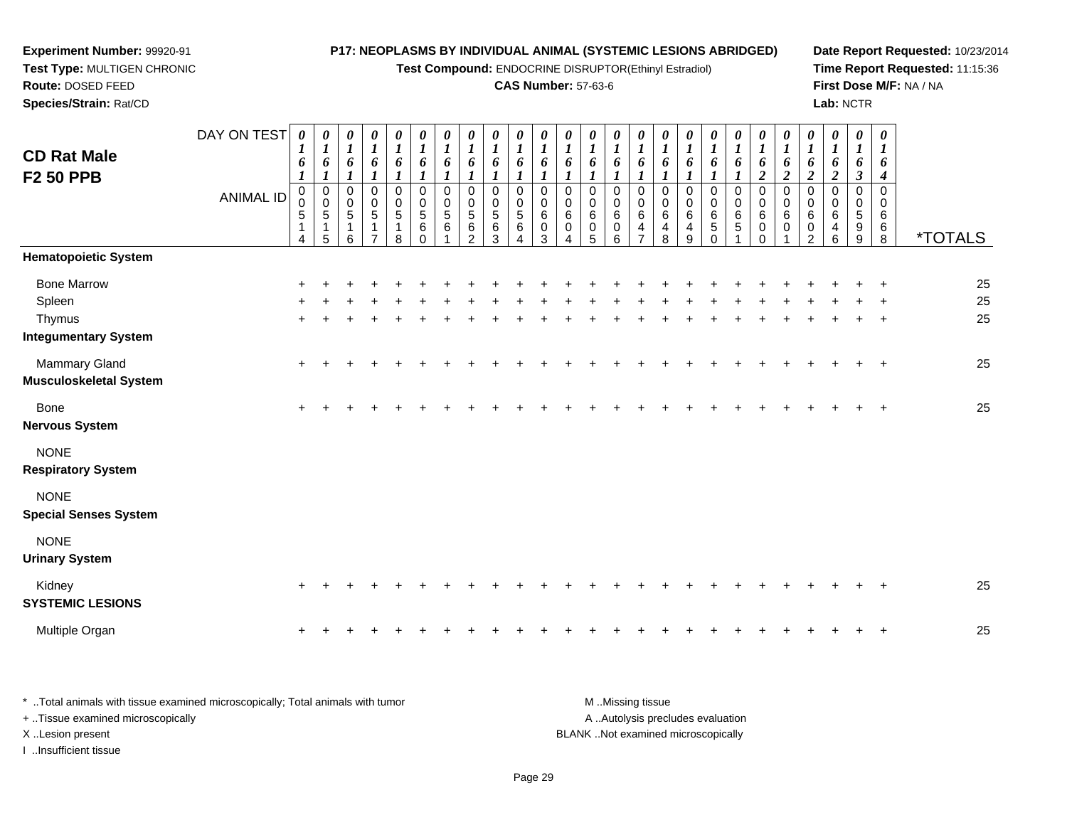**Experiment Number:** 99920-91
**Test Type:** MULTIGEN CHRONIC
**Route:** DOSED FEED
**Species/Strain:** Rat/CD

**P17: NEOPLASMS BY INDIVIDUAL ANIMAL (SYSTEMIC LESIONS ABRIDGED)**
**Test Compound:** ENDOCRINE DISRUPTOR(Ethinyl Estradiol)
**CAS Number:** 57-63-6

**Date Report Requested:** 10/23/2014
**Time Report Requested:** 11:15:36
**First Dose M/F:** NA / NA
**Lab:** NCTR

## CD Rat Male F2 50 PPB

| DAY ON TEST | 0161 | 0161 | 0161 | 0161 | 0161 | 0161 | 0161 | 0161 | 0161 | 0161 | 0161 | 0161 | 0161 | 0161 | 0161 | 0161 | 0161 | 0161 | 0161 | 0162 | 0162 | 0162 | 0162 | 0163 | 0164 | |
|---|---|---|---|---|---|---|---|---|---|---|---|---|---|---|---|---|---|---|---|---|---|---|---|---|---|---|
| **ANIMAL ID** | 00514 | 00515 | 00516 | 00517 | 00518 | 00560 | 00561 | 00562 | 00563 | 00564 | 00603 | 00604 | 00605 | 00606 | 00647 | 00648 | 00649 | 00650 | 00651 | 00600 | 00601 | 00602 | 00646 | 00599 | 00668 | ***TOTALS** |
| **Hematopoietic System** | | | | | | | | | | | | | | | | | | | | | | | | | | |
| Bone Marrow | + | + | + | + | + | + | + | + | + | + | + | + | + | + | + | + | + | + | + | + | + | + | + | + | + | 25 |
| Spleen | + | + | + | + | + | + | + | + | + | + | + | + | + | + | + | + | + | + | + | + | + | + | + | + | + | 25 |
| Thymus | + | + | + | + | + | + | + | + | + | + | + | + | + | + | + | + | + | + | + | + | + | + | + | + | + | 25 |
| **Integumentary System** | | | | | | | | | | | | | | | | | | | | | | | | | | |
| Mammary Gland | + | + | + | + | + | + | + | + | + | + | + | + | + | + | + | + | + | + | + | + | + | + | + | + | + | 25 |
| **Musculoskeletal System** | | | | | | | | | | | | | | | | | | | | | | | | | | |
| Bone | + | + | + | + | + | + | + | + | + | + | + | + | + | + | + | + | + | + | + | + | + | + | + | + | + | 25 |
| **Nervous System** | | | | | | | | | | | | | | | | | | | | | | | | | | |
| NONE | | | | | | | | | | | | | | | | | | | | | | | | | | |
| **Respiratory System** | | | | | | | | | | | | | | | | | | | | | | | | | | |
| NONE | | | | | | | | | | | | | | | | | | | | | | | | | | |
| **Special Senses System** | | | | | | | | | | | | | | | | | | | | | | | | | | |
| NONE | | | | | | | | | | | | | | | | | | | | | | | | | | |
| **Urinary System** | | | | | | | | | | | | | | | | | | | | | | | | | | |
| Kidney | + | + | + | + | + | + | + | + | + | + | + | + | + | + | + | + | + | + | + | + | + | + | + | + | + | 25 |
| **SYSTEMIC LESIONS** | | | | | | | | | | | | | | | | | | | | | | | | | | |
| Multiple Organ | + | + | + | + | + | + | + | + | + | + | + | + | + | + | + | + | + | + | + | + | + | + | + | + | + | 25 |

* ..Total animals with tissue examined microscopically; Total animals with tumor
+ ..Tissue examined microscopically
X ..Lesion present
I ..Insufficient tissue

M ..Missing tissue
A ..Autolysis precludes evaluation
BLANK ..Not examined microscopically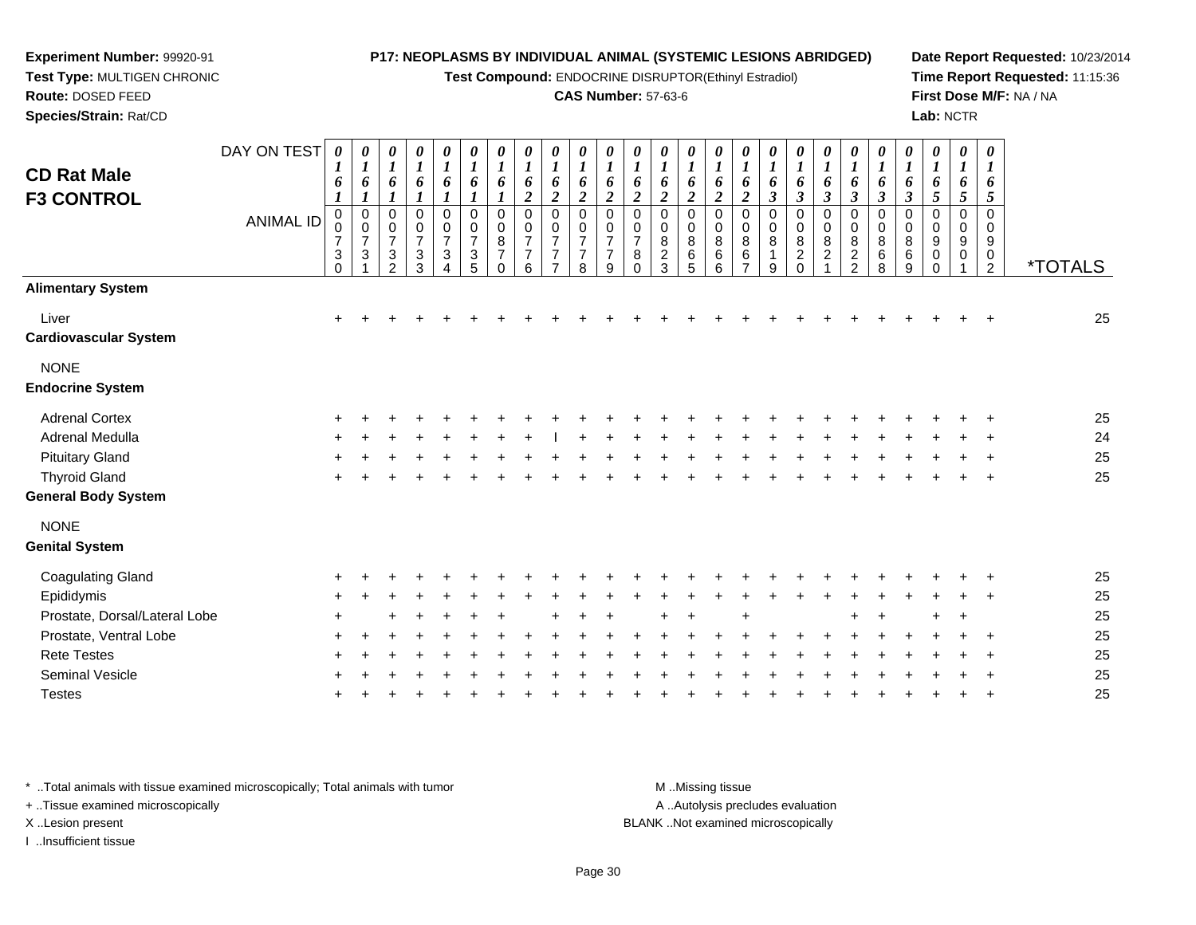**Experiment Number:** 99920-91
**Test Type:** MULTIGEN CHRONIC
**Route:** DOSED FEED
**Species/Strain:** Rat/CD

**P17: NEOPLASMS BY INDIVIDUAL ANIMAL (SYSTEMIC LESIONS ABRIDGED)**
**Test Compound:** ENDOCRINE DISRUPTOR(Ethinyl Estradiol)
**CAS Number:** 57-63-6

**Date Report Requested:** 10/23/2014
**Time Report Requested:** 11:15:36
**First Dose M/F:** NA / NA
**Lab:** NCTR

## CD Rat Male F3 CONTROL

| DAY ON TEST | 0161 | 0161 | 0161 | 0161 | 0161 | 0161 | 0161 | 0162 | 0162 | 0162 | 0162 | 0162 | 0162 | 0162 | 0162 | 0162 | 0163 | 0163 | 0163 | 0163 | 0163 | 0163 | 0165 | 0165 | 0165 | |
|---|---|---|---|---|---|---|---|---|---|---|---|---|---|---|---|---|---|---|---|---|---|---|---|---|---|---|
| **ANIMAL ID** | 0007 30 | 0007 31 | 0007 32 | 0007 33 | 0007 34 | 0007 35 | 0008 70 | 0007 76 | 0007 77 | 0007 78 | 0007 79 | 0007 80 | 0008 23 | 0008 65 | 0008 66 | 0008 67 | 0008 19 | 0008 20 | 0008 21 | 0008 22 | 0008 68 | 0008 69 | 0009 00 | 0009 01 | 0009 02 | ***TOTALS** |
| **Alimentary System** | | | | | | | | | | | | | | | | | | | | | | | | | | |
| Liver | + | + | + | + | + | + | + | + | + | + | + | + | + | + | + | + | + | + | + | + | + | + | + | + | + | 25 |
| **Cardiovascular System** | | | | | | | | | | | | | | | | | | | | | | | | | | |
| NONE | | | | | | | | | | | | | | | | | | | | | | | | | | |
| **Endocrine System** | | | | | | | | | | | | | | | | | | | | | | | | | | |
| Adrenal Cortex | + | + | + | + | + | + | + | + | + | + | + | + | + | + | + | + | + | + | + | + | + | + | + | + | + | 25 |
| Adrenal Medulla | + | + | + | + | + | + | + | + | I | + | + | + | + | + | + | + | + | + | + | + | + | + | + | + | + | 24 |
| Pituitary Gland | + | + | + | + | + | + | + | + | + | + | + | + | + | + | + | + | + | + | + | + | + | + | + | + | + | 25 |
| Thyroid Gland | + | + | + | + | + | + | + | + | + | + | + | + | + | + | + | + | + | + | + | + | + | + | + | + | + | 25 |
| **General Body System** | | | | | | | | | | | | | | | | | | | | | | | | | | |
| NONE | | | | | | | | | | | | | | | | | | | | | | | | | | |
| **Genital System** | | | | | | | | | | | | | | | | | | | | | | | | | | |
| Coagulating Gland | + | + | + | + | + | + | + | + | + | + | + | + | + | + | + | + | + | + | + | + | + | + | + | + | + | 25 |
| Epididymis | + | + | + | + | + | + | + | + | + | + | + | + | + | + | + | + | + | + | + | + | + | + | + | + | + | 25 |
| Prostate, Dorsal/Lateral Lobe | + | | + | + | + | + | + | | + | + | + | | + | + | | + | | | | + | + | | + | + | | 25 |
| Prostate, Ventral Lobe | + | + | + | + | + | + | + | + | + | + | + | + | + | + | + | + | + | + | + | + | + | + | + | + | + | 25 |
| Rete Testes | + | + | + | + | + | + | + | + | + | + | + | + | + | + | + | + | + | + | + | + | + | + | + | + | + | 25 |
| Seminal Vesicle | + | + | + | + | + | + | + | + | + | + | + | + | + | + | + | + | + | + | + | + | + | + | + | + | + | 25 |
| Testes | + | + | + | + | + | + | + | + | + | + | + | + | + | + | + | + | + | + | + | + | + | + | + | + | + | 25 |

* ..Total animals with tissue examined microscopically; Total animals with tumor
+ ..Tissue examined microscopically
X ..Lesion present
I ..Insufficient tissue

M ..Missing tissue
A ..Autolysis precludes evaluation
BLANK ..Not examined microscopically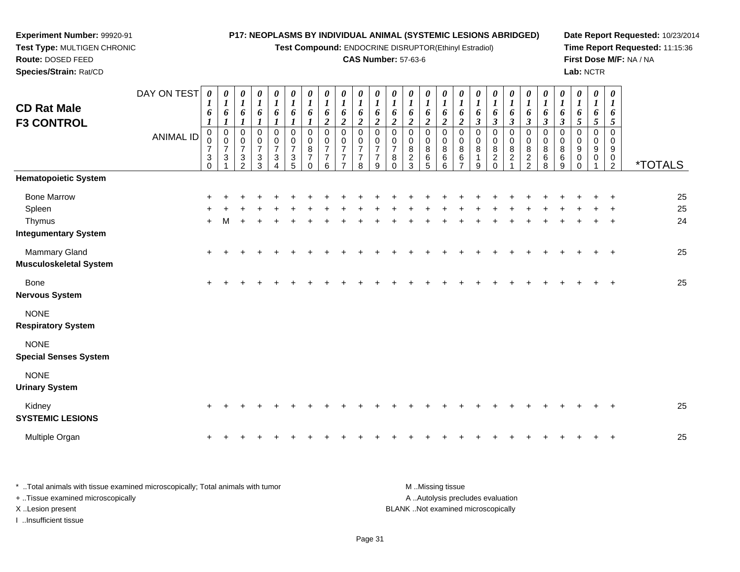**Experiment Number:** 99920-91
**Test Type:** MULTIGEN CHRONIC
**Route:** DOSED FEED
**Species/Strain:** Rat/CD

**P17: NEOPLASMS BY INDIVIDUAL ANIMAL (SYSTEMIC LESIONS ABRIDGED)**
**Test Compound:** ENDOCRINE DISRUPTOR(Ethinyl Estradiol)
**CAS Number:** 57-63-6

**Date Report Requested:** 10/23/2014
**Time Report Requested:** 11:15:36
**First Dose M/F:** NA / NA
**Lab:** NCTR

# CD Rat Male F3 CONTROL

| DAY ON TEST | 0161 | 0161 | 0161 | 0161 | 0161 | 0161 | 0161 | 0162 | 0162 | 0162 | 0162 | 0162 | 0162 | 0162 | 0162 | 0162 | 0163 | 0163 | 0163 | 0163 | 0163 | 0163 | 0165 | 0165 | 0165 | |
|---|---|---|---|---|---|---|---|---|---|---|---|---|---|---|---|---|---|---|---|---|---|---|---|---|---|---|
| **ANIMAL ID** | 00730 | 00731 | 00732 | 00733 | 00734 | 00735 | 00870 | 00776 | 00777 | 00778 | 00779 | 00780 | 00823 | 00865 | 00866 | 00867 | 00819 | 00820 | 00821 | 00822 | 00868 | 00869 | 00900 | 00901 | 00902 | ***TOTALS** |
| **Hematopoietic System** | | | | | | | | | | | | | | | | | | | | | | | | | | |
| Bone Marrow | + | + | + | + | + | + | + | + | + | + | + | + | + | + | + | + | + | + | + | + | + | + | + | + | + | 25 |
| Spleen | + | + | + | + | + | + | + | + | + | + | + | + | + | + | + | + | + | + | + | + | + | + | + | + | + | 25 |
| Thymus | + | M | + | + | + | + | + | + | + | + | + | + | + | + | + | + | + | + | + | + | + | + | + | + | + | 24 |
| **Integumentary System** | | | | | | | | | | | | | | | | | | | | | | | | | | |
| Mammary Gland | + | + | + | + | + | + | + | + | + | + | + | + | + | + | + | + | + | + | + | + | + | + | + | + | + | 25 |
| **Musculoskeletal System** | | | | | | | | | | | | | | | | | | | | | | | | | | |
| Bone | + | + | + | + | + | + | + | + | + | + | + | + | + | + | + | + | + | + | + | + | + | + | + | + | + | 25 |
| **Nervous System** | | | | | | | | | | | | | | | | | | | | | | | | | | |
| NONE | | | | | | | | | | | | | | | | | | | | | | | | | | |
| **Respiratory System** | | | | | | | | | | | | | | | | | | | | | | | | | | |
| NONE | | | | | | | | | | | | | | | | | | | | | | | | | | |
| **Special Senses System** | | | | | | | | | | | | | | | | | | | | | | | | | | |
| NONE | | | | | | | | | | | | | | | | | | | | | | | | | | |
| **Urinary System** | | | | | | | | | | | | | | | | | | | | | | | | | | |
| Kidney | + | + | + | + | + | + | + | + | + | + | + | + | + | + | + | + | + | + | + | + | + | + | + | + | + | 25 |
| **SYSTEMIC LESIONS** | | | | | | | | | | | | | | | | | | | | | | | | | | |
| Multiple Organ | + | + | + | + | + | + | + | + | + | + | + | + | + | + | + | + | + | + | + | + | + | + | + | + | + | 25 |

* ..Total animals with tissue examined microscopically; Total animals with tumor
+ ..Tissue examined microscopically
X ..Lesion present
I ..Insufficient tissue

M ..Missing tissue
A ..Autolysis precludes evaluation
BLANK ..Not examined microscopically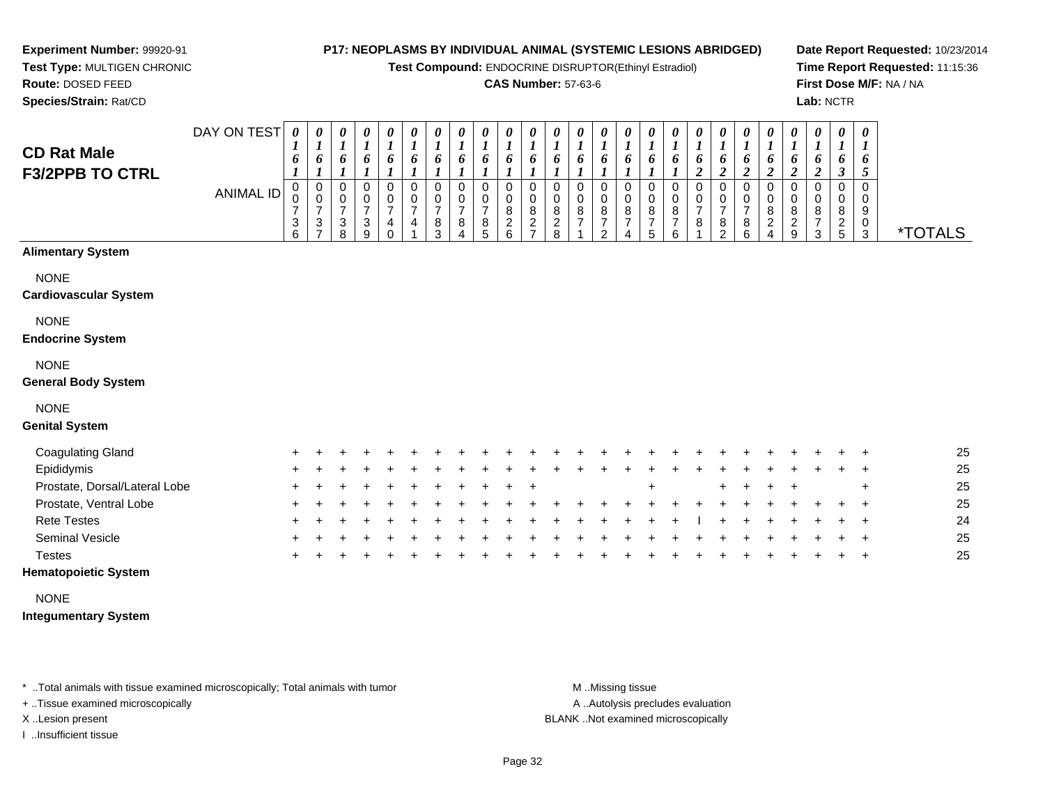**Experiment Number:** 99920-91
**Test Type:** MULTIGEN CHRONIC
**Route:** DOSED FEED
**Species/Strain:** Rat/CD

**P17: NEOPLASMS BY INDIVIDUAL ANIMAL (SYSTEMIC LESIONS ABRIDGED)**
**Test Compound:** ENDOCRINE DISRUPTOR(Ethinyl Estradiol)
**CAS Number:** 57-63-6

**Date Report Requested:** 10/23/2014
**Time Report Requested:** 11:15:36
**First Dose M/F:** NA / NA
**Lab:** NCTR

## CD Rat Male F3/2PPB TO CTRL

| DAY ON TEST | 0161 | 0161 | 0161 | 0161 | 0161 | 0161 | 0161 | 0161 | 0161 | 0161 | 0161 | 0161 | 0161 | 0161 | 0161 | 0161 | 0161 | 0162 | 0162 | 0162 | 0162 | 0162 | 0162 | 0163 | 0165 | |
|---|---|---|---|---|---|---|---|---|---|---|---|---|---|---|---|---|---|---|---|---|---|---|---|---|---|---|
| **ANIMAL ID** | 00736 | 00737 | 00738 | 00739 | 00740 | 00741 | 00783 | 00784 | 00785 | 00826 | 00827 | 00828 | 00871 | 00872 | 00874 | 00875 | 00876 | 00781 | 00782 | 00786 | 00824 | 00829 | 00873 | 00825 | 00903 | ***TOTALS** |
| **Alimentary System** | | | | | | | | | | | | | | | | | | | | | | | | | | |
| NONE | | | | | | | | | | | | | | | | | | | | | | | | | | |
| **Cardiovascular System** | | | | | | | | | | | | | | | | | | | | | | | | | | |
| NONE | | | | | | | | | | | | | | | | | | | | | | | | | | |
| **Endocrine System** | | | | | | | | | | | | | | | | | | | | | | | | | | |
| NONE | | | | | | | | | | | | | | | | | | | | | | | | | | |
| **General Body System** | | | | | | | | | | | | | | | | | | | | | | | | | | |
| NONE | | | | | | | | | | | | | | | | | | | | | | | | | | |
| **Genital System** | | | | | | | | | | | | | | | | | | | | | | | | | | |
| Coagulating Gland | + | + | + | + | + | + | + | + | + | + | + | + | + | + | + | + | + | + | + | + | + | + | + | + | + | 25 |
| Epididymis | + | + | + | + | + | + | + | + | + | + | + | + | + | + | + | + | + | + | + | + | + | + | + | + | + | 25 |
| Prostate, Dorsal/Lateral Lobe | + | + | + | + | + | + | + | + | + | + | + | | | | | + | | | + | + | + | + | | | + | 25 |
| Prostate, Ventral Lobe | + | + | + | + | + | + | + | + | + | + | + | + | + | + | + | + | + | + | + | + | + | + | + | + | + | 25 |
| Rete Testes | + | + | + | + | + | + | + | + | + | + | + | + | + | + | + | + | + | I | + | + | + | + | + | + | + | 24 |
| Seminal Vesicle | + | + | + | + | + | + | + | + | + | + | + | + | + | + | + | + | + | + | + | + | + | + | + | + | + | 25 |
| Testes | + | + | + | + | + | + | + | + | + | + | + | + | + | + | + | + | + | + | + | + | + | + | + | + | + | 25 |
| **Hematopoietic System** | | | | | | | | | | | | | | | | | | | | | | | | | | |
| NONE | | | | | | | | | | | | | | | | | | | | | | | | | | |
| **Integumentary System** | | | | | | | | | | | | | | | | | | | | | | | | | | |

* ..Total animals with tissue examined microscopically; Total animals with tumor
+ ..Tissue examined microscopically
X ..Lesion present
I ..Insufficient tissue

M ..Missing tissue
A ..Autolysis precludes evaluation
BLANK ..Not examined microscopically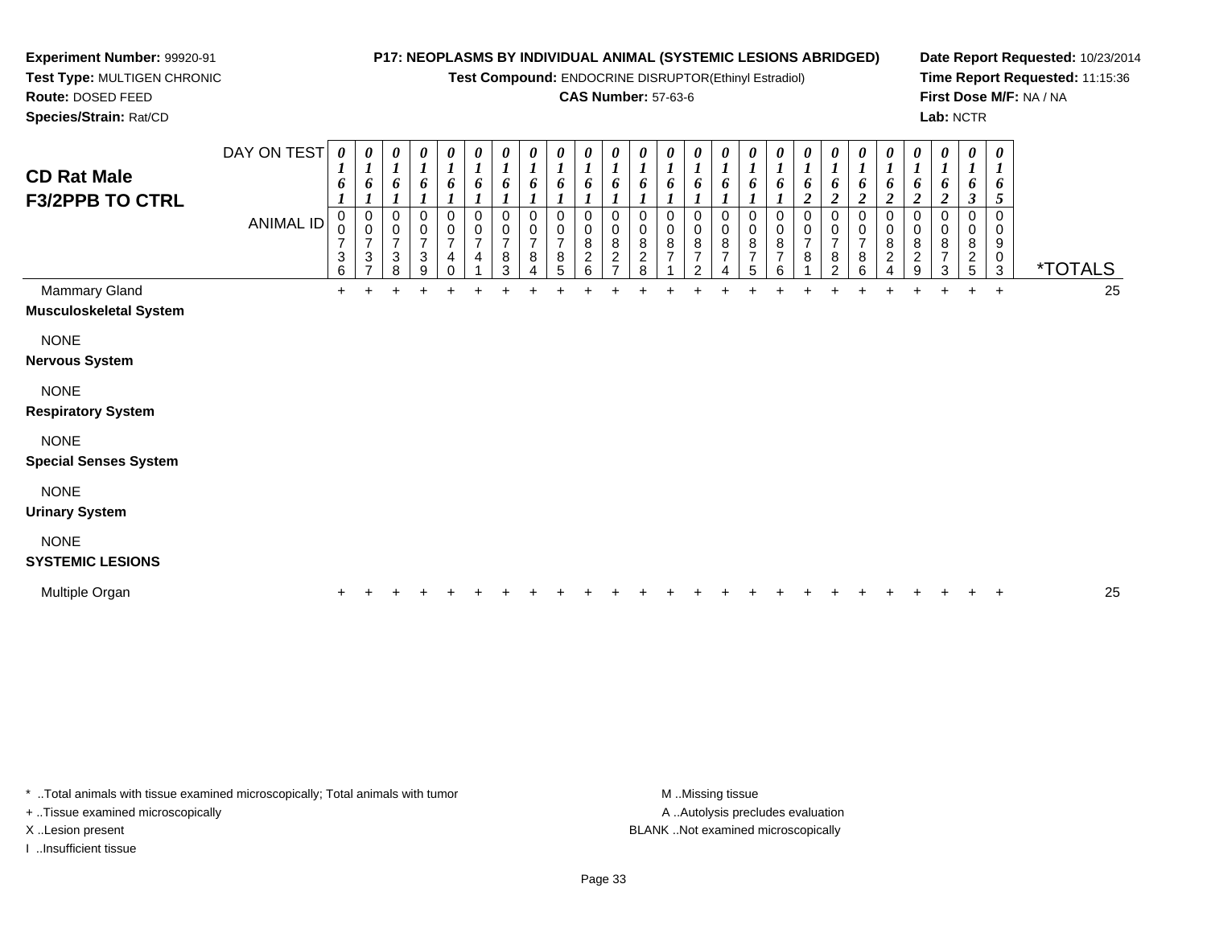**Experiment Number:** 99920-91
**Test Type:** MULTIGEN CHRONIC
**Route:** DOSED FEED
**Species/Strain:** Rat/CD

**P17: NEOPLASMS BY INDIVIDUAL ANIMAL (SYSTEMIC LESIONS ABRIDGED)**
**Test Compound:** ENDOCRINE DISRUPTOR(Ethinyl Estradiol)
**CAS Number:** 57-63-6

**Date Report Requested:** 10/23/2014
**Time Report Requested:** 11:15:36
**First Dose M/F:** NA / NA
**Lab:** NCTR

## CD Rat Male
## F3/2PPB TO CTRL

| DAY ON TEST | 0161 | 0161 | 0161 | 0161 | 0161 | 0161 | 0161 | 0161 | 0161 | 0161 | 0161 | 0161 | 0161 | 0161 | 0161 | 0161 | 0161 | 0162 | 0162 | 0162 | 0162 | 0162 | 0162 | 0163 | 0165 | |
|---|---|---|---|---|---|---|---|---|---|---|---|---|---|---|---|---|---|---|---|---|---|---|---|---|---|---|
| **ANIMAL ID** | 00736 | 00737 | 00738 | 00739 | 00740 | 00741 | 00783 | 00784 | 00785 | 00826 | 00827 | 00828 | 00871 | 00872 | 00874 | 00875 | 00876 | 00781 | 00782 | 00786 | 00824 | 00829 | 00873 | 00825 | 00903 | ***TOTALS** |
| Mammary Gland | + | + | + | + | + | + | + | + | + | + | + | + | + | + | + | + | + | + | + | + | + | + | + | + | + | 25 |
| **Musculoskeletal System** | | | | | | | | | | | | | | | | | | | | | | | | | | |
| NONE | | | | | | | | | | | | | | | | | | | | | | | | | | |
| **Nervous System** | | | | | | | | | | | | | | | | | | | | | | | | | | |
| NONE | | | | | | | | | | | | | | | | | | | | | | | | | | |
| **Respiratory System** | | | | | | | | | | | | | | | | | | | | | | | | | | |
| NONE | | | | | | | | | | | | | | | | | | | | | | | | | | |
| **Special Senses System** | | | | | | | | | | | | | | | | | | | | | | | | | | |
| NONE | | | | | | | | | | | | | | | | | | | | | | | | | | |
| **Urinary System** | | | | | | | | | | | | | | | | | | | | | | | | | | |
| NONE | | | | | | | | | | | | | | | | | | | | | | | | | | |
| **SYSTEMIC LESIONS** | | | | | | | | | | | | | | | | | | | | | | | | | | |
| Multiple Organ | + | + | + | + | + | + | + | + | + | + | + | + | + | + | + | + | + | + | + | + | + | + | + | + | + | 25 |

* ..Total animals with tissue examined microscopically; Total animals with tumor
+ ..Tissue examined microscopically
X ..Lesion present
I ..Insufficient tissue

M ..Missing tissue
A ..Autolysis precludes evaluation
BLANK ..Not examined microscopically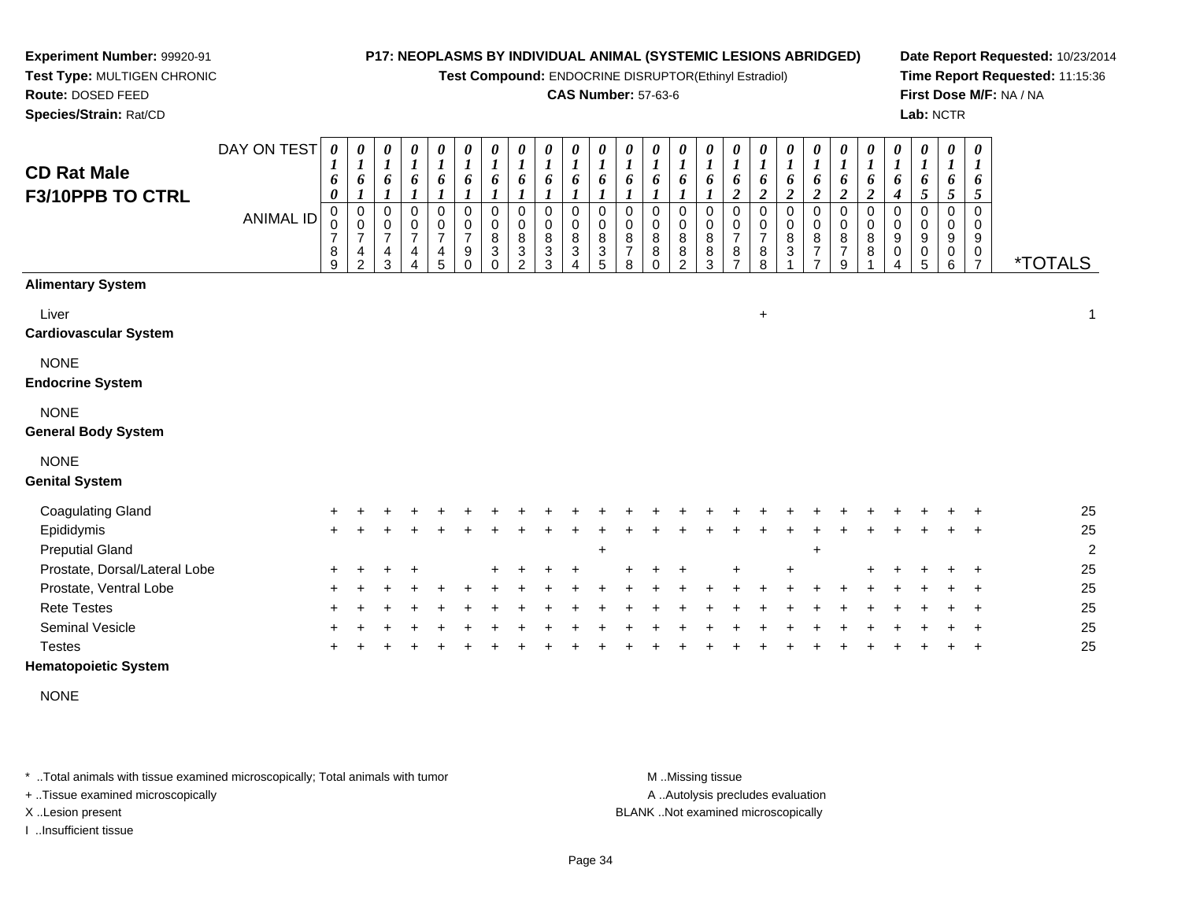**Experiment Number:** 99920-91
**Test Type:** MULTIGEN CHRONIC
**Route:** DOSED FEED
**Species/Strain:** Rat/CD

**P17: NEOPLASMS BY INDIVIDUAL ANIMAL (SYSTEMIC LESIONS ABRIDGED)**
**Test Compound:** ENDOCRINE DISRUPTOR(Ethinyl Estradiol)
**CAS Number:** 57-63-6

**Date Report Requested:** 10/23/2014
**Time Report Requested:** 11:15:36
**First Dose M/F:** NA / NA
**Lab:** NCTR

## CD Rat Male F3/10PPB TO CTRL

| DAY ON TEST | 0160 | 0161 | 0161 | 0161 | 0161 | 0161 | 0161 | 0161 | 0161 | 0161 | 0161 | 0161 | 0161 | 0161 | 0161 | 0162 | 0162 | 0162 | 0162 | 0162 | 0162 | 0164 | 0165 | 0165 | 0165 | |
|---|---|---|---|---|---|---|---|---|---|---|---|---|---|---|---|---|---|---|---|---|---|---|---|---|---|---|
| **ANIMAL ID** | 00789 | 00742 | 00743 | 00744 | 00745 | 00790 | 00830 | 00832 | 00833 | 00834 | 00835 | 00878 | 00880 | 00882 | 00883 | 00787 | 00788 | 00831 | 00877 | 00879 | 00881 | 00904 | 00905 | 00906 | 00907 | ***TOTALS** |
| **Alimentary System** | | | | | | | | | | | | | | | | | | | | | | | | | | |
| Liver | | | | | | | | | | | | | | | | | + | | | | | | | | | 1 |
| **Cardiovascular System** | | | | | | | | | | | | | | | | | | | | | | | | | | |
| NONE | | | | | | | | | | | | | | | | | | | | | | | | | | |
| **Endocrine System** | | | | | | | | | | | | | | | | | | | | | | | | | | |
| NONE | | | | | | | | | | | | | | | | | | | | | | | | | | |
| **General Body System** | | | | | | | | | | | | | | | | | | | | | | | | | | |
| NONE | | | | | | | | | | | | | | | | | | | | | | | | | | |
| **Genital System** | | | | | | | | | | | | | | | | | | | | | | | | | | |
| Coagulating Gland | + | + | + | + | + | + | + | + | + | + | + | + | + | + | + | + | + | + | + | + | + | + | + | + | + | 25 |
| Epididymis | + | + | + | + | + | + | + | + | + | + | + | + | + | + | + | + | + | + | + | + | + | + | + | + | + | 25 |
| Preputial Gland | | | | | | | | | | | + | | | | | | | | + | | | | | | | 2 |
| Prostate, Dorsal/Lateral Lobe | + | + | + | + | | | + | + | + | + | | + | + | + | | + | | + | | | + | + | + | + | + | 25 |
| Prostate, Ventral Lobe | + | + | + | + | + | + | + | + | + | + | | + | + | + | + | + | + | + | + | + | + | + | + | + | + | 25 |
| Rete Testes | + | + | + | + | + | + | + | + | + | + | + | + | + | + | + | + | + | + | + | + | + | + | + | + | + | 25 |
| Seminal Vesicle | + | + | + | + | + | + | + | + | + | + | + | + | + | + | + | + | + | + | + | + | + | + | + | + | + | 25 |
| Testes | + | + | + | + | + | + | + | + | + | + | + | + | + | + | + | + | + | + | + | + | + | + | + | + | + | 25 |
| **Hematopoietic System** | | | | | | | | | | | | | | | | | | | | | | | | | | |
| NONE | | | | | | | | | | | | | | | | | | | | | | | | | | |

* ..Total animals with tissue examined microscopically; Total animals with tumor
+ ..Tissue examined microscopically
X ..Lesion present
I ..Insufficient tissue

M ..Missing tissue
A ..Autolysis precludes evaluation
BLANK ..Not examined microscopically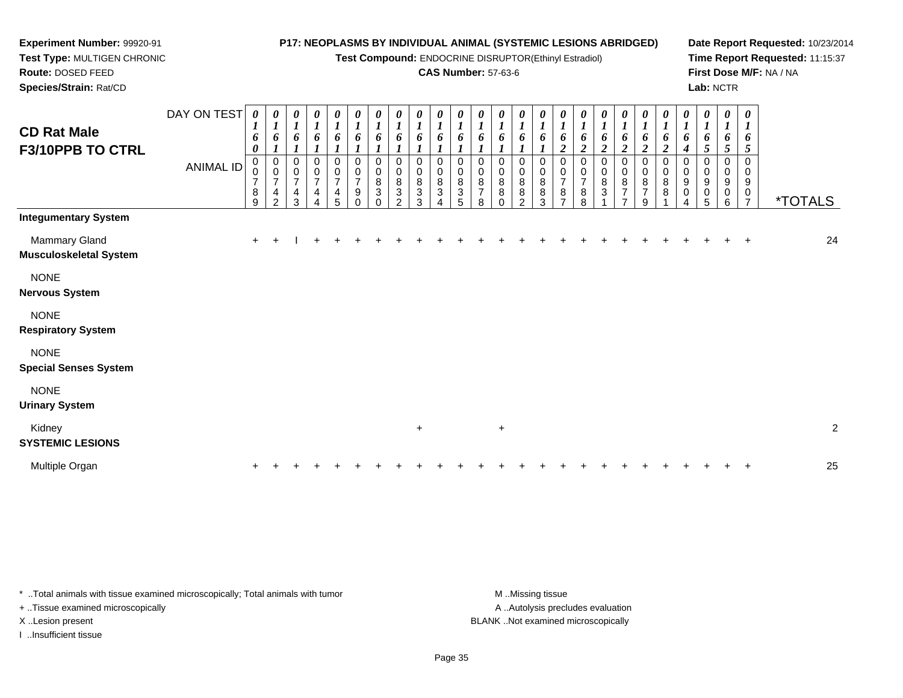**Experiment Number:** 99920-91
**Test Type:** MULTIGEN CHRONIC
**Route:** DOSED FEED
**Species/Strain:** Rat/CD

**P17: NEOPLASMS BY INDIVIDUAL ANIMAL (SYSTEMIC LESIONS ABRIDGED)**
**Test Compound:** ENDOCRINE DISRUPTOR(Ethinyl Estradiol)
**CAS Number:** 57-63-6

**Date Report Requested:** 10/23/2014
**Time Report Requested:** 11:15:37
**First Dose M/F:** NA / NA
**Lab:** NCTR

## CD Rat Male F3/10PPB TO CTRL

| DAY ON TEST | 0160 | 0161 | 0161 | 0161 | 0161 | 0161 | 0161 | 0161 | 0161 | 0161 | 0161 | 0161 | 0161 | 0161 | 0161 | 0162 | 0162 | 0162 | 0162 | 0162 | 0162 | 0164 | 0165 | 0165 | 0165 | |
|---|---|---|---|---|---|---|---|---|---|---|---|---|---|---|---|---|---|---|---|---|---|---|---|---|---|---|
| **ANIMAL ID** | 00789 | 00742 | 00743 | 00744 | 00745 | 00790 | 00830 | 00832 | 00833 | 00834 | 00835 | 00878 | 00880 | 00882 | 00883 | 00787 | 00788 | 00831 | 00877 | 00879 | 00881 | 00904 | 00905 | 00906 | 00907 | ***TOTALS** |
| **Integumentary System** | | | | | | | | | | | | | | | | | | | | | | | | | | |
| Mammary Gland | + | + | I | + | + | + | + | + | + | + | + | + | + | + | + | + | + | + | + | + | + | + | + | + | + | 24 |
| **Musculoskeletal System** | | | | | | | | | | | | | | | | | | | | | | | | | | |
| NONE | | | | | | | | | | | | | | | | | | | | | | | | | | |
| **Nervous System** | | | | | | | | | | | | | | | | | | | | | | | | | | |
| NONE | | | | | | | | | | | | | | | | | | | | | | | | | | |
| **Respiratory System** | | | | | | | | | | | | | | | | | | | | | | | | | | |
| NONE | | | | | | | | | | | | | | | | | | | | | | | | | | |
| **Special Senses System** | | | | | | | | | | | | | | | | | | | | | | | | | | |
| NONE | | | | | | | | | | | | | | | | | | | | | | | | | | |
| **Urinary System** | | | | | | | | | | | | | | | | | | | | | | | | | | |
| Kidney | | | | | | | | | + | | | | + | | | | | | | | | | | | | 2 |
| **SYSTEMIC LESIONS** | | | | | | | | | | | | | | | | | | | | | | | | | | |
| Multiple Organ | + | + | + | + | + | + | + | + | + | + | + | + | + | + | + | + | + | + | + | + | + | + | + | + | + | 25 |

\* ..Total animals with tissue examined microscopically; Total animals with tumor
+ ..Tissue examined microscopically
X ..Lesion present
I ..Insufficient tissue

M ..Missing tissue
A ..Autolysis precludes evaluation
BLANK ..Not examined microscopically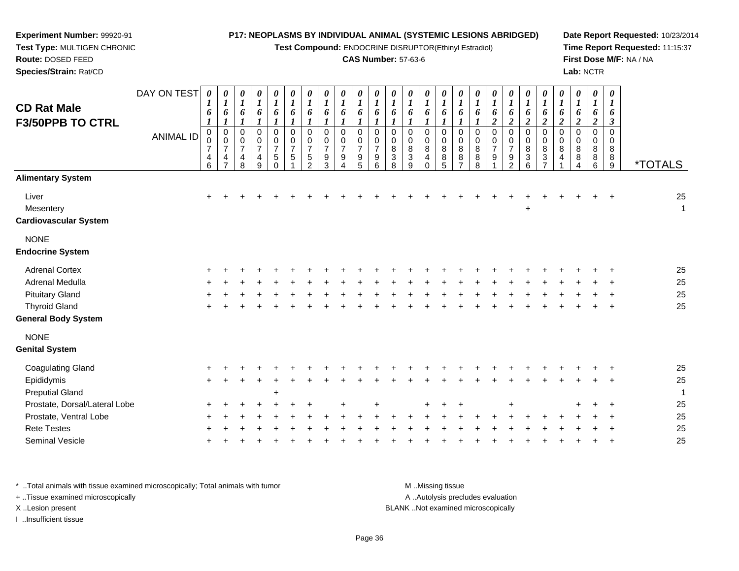**Experiment Number:** 99920-91
**Test Type:** MULTIGEN CHRONIC
**Route:** DOSED FEED
**Species/Strain:** Rat/CD

**P17: NEOPLASMS BY INDIVIDUAL ANIMAL (SYSTEMIC LESIONS ABRIDGED)**
**Test Compound:** ENDOCRINE DISRUPTOR(Ethinyl Estradiol)
**CAS Number:** 57-63-6

**Date Report Requested:** 10/23/2014
**Time Report Requested:** 11:15:37
**First Dose M/F:** NA / NA
**Lab:** NCTR

## CD Rat Male F3/50PPB TO CTRL

| DAY ON TEST | 0161 | 0161 | 0161 | 0161 | 0161 | 0161 | 0161 | 0161 | 0161 | 0161 | 0161 | 0161 | 0161 | 0161 | 0161 | 0161 | 0161 | 0162 | 0162 | 0162 | 0162 | 0162 | 0162 | 0162 | 0163 | |
|---|---|---|---|---|---|---|---|---|---|---|---|---|---|---|---|---|---|---|---|---|---|---|---|---|---|---|
| **ANIMAL ID** | 00746 | 00747 | 00748 | 00749 | 00750 | 00751 | 00752 | 00793 | 00794 | 00795 | 00796 | 00838 | 00839 | 00840 | 00885 | 00887 | 00888 | 00791 | 00792 | 00836 | 00837 | 00841 | 00884 | 00886 | 00889 | ***TOTALS** |
| **Alimentary System** | | | | | | | | | | | | | | | | | | | | | | | | | | |
| Liver | + | + | + | + | + | + | + | + | + | + | + | + | + | + | + | + | + | + | + | + | + | + | + | + | + | 25 |
| Mesentery | | | | | | | | | | | | | | | | | | | | + | | | | | | 1 |
| **Cardiovascular System** | | | | | | | | | | | | | | | | | | | | | | | | | | |
| NONE | | | | | | | | | | | | | | | | | | | | | | | | | | |
| **Endocrine System** | | | | | | | | | | | | | | | | | | | | | | | | | | |
| Adrenal Cortex | + | + | + | + | + | + | + | + | + | + | + | + | + | + | + | + | + | + | + | + | + | + | + | + | + | 25 |
| Adrenal Medulla | + | + | + | + | + | + | + | + | + | + | + | + | + | + | + | + | + | + | + | + | + | + | + | + | + | 25 |
| Pituitary Gland | + | + | + | + | + | + | + | + | + | + | + | + | + | + | + | + | + | + | + | + | + | + | + | + | + | 25 |
| Thyroid Gland | + | + | + | + | + | + | + | + | + | + | + | + | + | + | + | + | + | + | + | + | + | + | + | + | + | 25 |
| **General Body System** | | | | | | | | | | | | | | | | | | | | | | | | | | |
| NONE | | | | | | | | | | | | | | | | | | | | | | | | | | |
| **Genital System** | | | | | | | | | | | | | | | | | | | | | | | | | | |
| Coagulating Gland | + | + | + | + | + | + | + | + | + | + | + | + | + | + | + | + | + | + | + | + | + | + | + | + | + | 25 |
| Epididymis | + | + | + | + | + | + | + | + | + | + | + | + | + | + | + | + | + | + | + | + | + | + | + | + | + | 25 |
| Preputial Gland | | | | | + | | | | | | | | | | | | | | | | | | | | | 1 |
| Prostate, Dorsal/Lateral Lobe | + | + | + | + | + | + | + | | + | | + | | | + | + | + | | | + | | | | + | + | + | 25 |
| Prostate, Ventral Lobe | + | + | + | + | + | + | + | + | + | + | + | + | + | + | + | + | + | + | + | + | + | + | + | + | + | 25 |
| Rete Testes | + | + | + | + | + | + | + | + | + | + | + | + | + | + | + | + | + | + | + | + | + | + | + | + | + | 25 |
| Seminal Vesicle | + | + | + | + | + | + | + | + | + | + | + | + | + | + | + | + | + | + | + | + | + | + | + | + | + | 25 |

* ..Total animals with tissue examined microscopically; Total animals with tumor
+ ..Tissue examined microscopically
X ..Lesion present
I ..Insufficient tissue

M ..Missing tissue
A ..Autolysis precludes evaluation
BLANK ..Not examined microscopically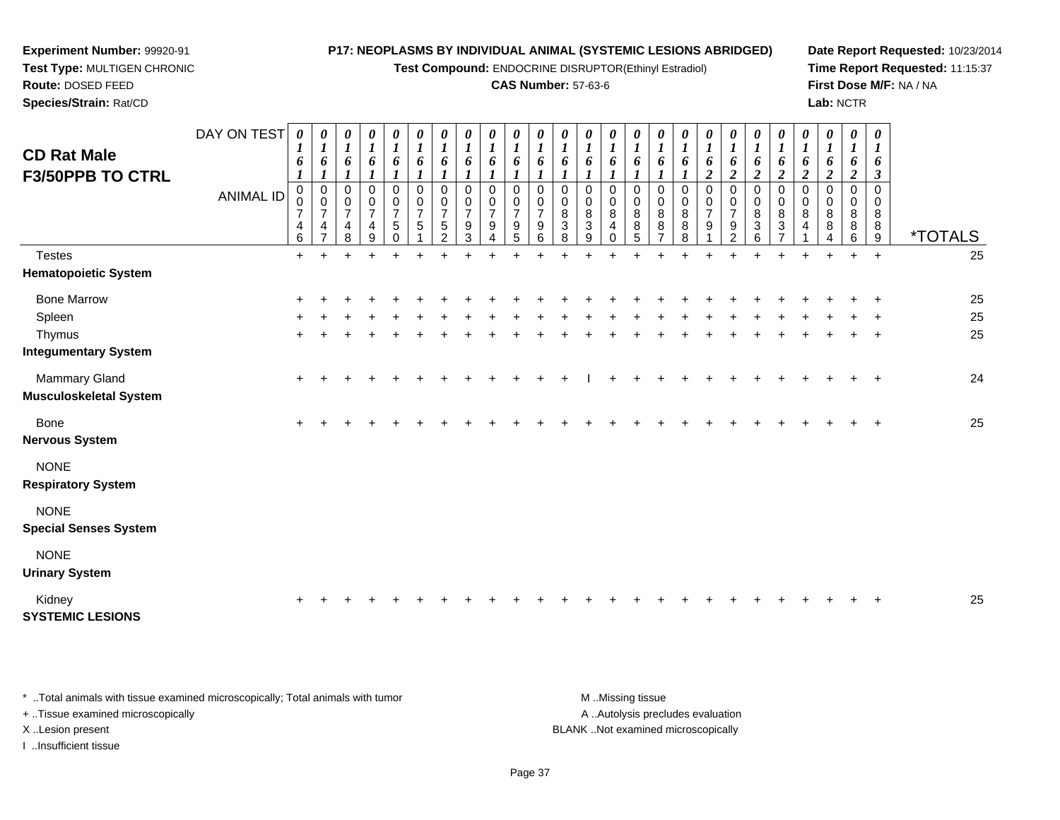**Experiment Number:** 99920-91
**Test Type:** MULTIGEN CHRONIC
**Route:** DOSED FEED
**Species/Strain:** Rat/CD

**P17: NEOPLASMS BY INDIVIDUAL ANIMAL (SYSTEMIC LESIONS ABRIDGED)**
**Test Compound:** ENDOCRINE DISRUPTOR(Ethinyl Estradiol)
**CAS Number:** 57-63-6

**Date Report Requested:** 10/23/2014
**Time Report Requested:** 11:15:37
**First Dose M/F:** NA / NA
**Lab:** NCTR

## CD Rat Male F3/50PPB TO CTRL

| DAY ON TEST | 0161 | 0161 | 0161 | 0161 | 0161 | 0161 | 0161 | 0161 | 0161 | 0161 | 0161 | 0161 | 0161 | 0161 | 0161 | 0161 | 0161 | 0162 | 0162 | 0162 | 0162 | 0162 | 0162 | 0162 | 0163 | |
|---|---|---|---|---|---|---|---|---|---|---|---|---|---|---|---|---|---|---|---|---|---|---|---|---|---|---|
| **ANIMAL ID** | 00746 | 00747 | 00748 | 00749 | 00750 | 00751 | 00752 | 00793 | 00794 | 00795 | 00796 | 00838 | 00839 | 00840 | 00885 | 00887 | 00888 | 00791 | 00792 | 00836 | 00837 | 00841 | 00884 | 00886 | 00889 | ***TOTALS** |
| Testes | + | + | + | + | + | + | + | + | + | + | + | + | + | + | + | + | + | + | + | + | + | + | + | + | + | 25 |
| **Hematopoietic System** | | | | | | | | | | | | | | | | | | | | | | | | | | |
| Bone Marrow | + | + | + | + | + | + | + | + | + | + | + | + | + | + | + | + | + | + | + | + | + | + | + | + | + | 25 |
| Spleen | + | + | + | + | + | + | + | + | + | + | + | + | + | + | + | + | + | + | + | + | + | + | + | + | + | 25 |
| Thymus | + | + | + | + | + | + | + | + | + | + | + | + | + | + | + | + | + | + | + | + | + | + | + | + | + | 25 |
| **Integumentary System** | | | | | | | | | | | | | | | | | | | | | | | | | | |
| Mammary Gland | + | + | + | + | + | + | + | + | + | + | + | + | I | + | + | + | + | + | + | + | + | + | + | + | + | 24 |
| **Musculoskeletal System** | | | | | | | | | | | | | | | | | | | | | | | | | | |
| Bone | + | + | + | + | + | + | + | + | + | + | + | + | + | + | + | + | + | + | + | + | + | + | + | + | + | 25 |
| **Nervous System** | | | | | | | | | | | | | | | | | | | | | | | | | | |
| NONE | | | | | | | | | | | | | | | | | | | | | | | | | | |
| **Respiratory System** | | | | | | | | | | | | | | | | | | | | | | | | | | |
| NONE | | | | | | | | | | | | | | | | | | | | | | | | | | |
| **Special Senses System** | | | | | | | | | | | | | | | | | | | | | | | | | | |
| NONE | | | | | | | | | | | | | | | | | | | | | | | | | | |
| **Urinary System** | | | | | | | | | | | | | | | | | | | | | | | | | | |
| Kidney | + | + | + | + | + | + | + | + | + | + | + | + | + | + | + | + | + | + | + | + | + | + | + | + | + | 25 |
| **SYSTEMIC LESIONS** | | | | | | | | | | | | | | | | | | | | | | | | | | |

* ..Total animals with tissue examined microscopically; Total animals with tumor
+ ..Tissue examined microscopically
X ..Lesion present
I ..Insufficient tissue

M ..Missing tissue
A ..Autolysis precludes evaluation
BLANK ..Not examined microscopically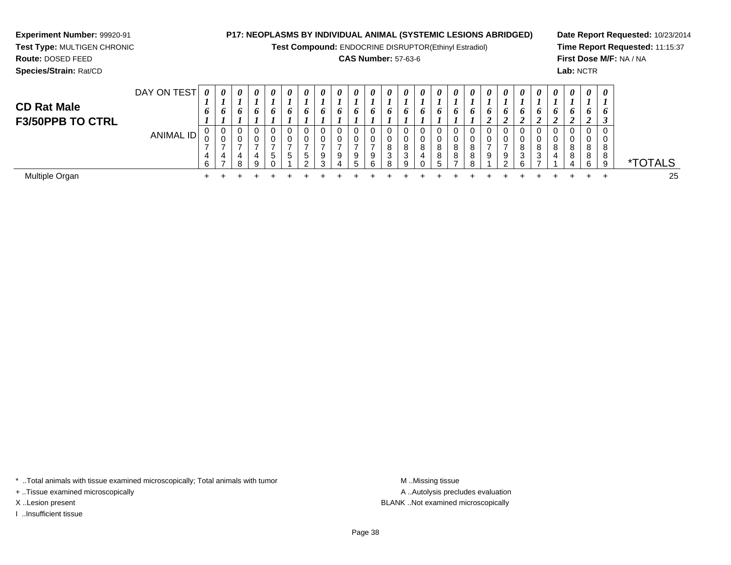**Experiment Number:** 99920-91
**Test Type:** MULTIGEN CHRONIC
**Route:** DOSED FEED
**Species/Strain:** Rat/CD

**P17: NEOPLASMS BY INDIVIDUAL ANIMAL (SYSTEMIC LESIONS ABRIDGED)**
**Test Compound:** ENDOCRINE DISRUPTOR(Ethinyl Estradiol)
**CAS Number:** 57-63-6

**Date Report Requested:** 10/23/2014
**Time Report Requested:** 11:15:37
**First Dose M/F:** NA / NA
**Lab:** NCTR

## CD Rat Male
## F3/50PPB TO CTRL

| DAY ON TEST | 0161 | 0161 | 0161 | 0161 | 0161 | 0161 | 0161 | 0161 | 0161 | 0161 | 0161 | 0161 | 0161 | 0161 | 0161 | 0161 | 0161 | 0162 | 0162 | 0162 | 0162 | 0162 | 0162 | 0162 | 0163 | |
|---|---|---|---|---|---|---|---|---|---|---|---|---|---|---|---|---|---|---|---|---|---|---|---|---|---|---|
| **ANIMAL ID** | 00746 | 00747 | 00748 | 00749 | 00750 | 00751 | 00752 | 00793 | 00794 | 00795 | 00796 | 00838 | 00839 | 00840 | 00885 | 00887 | 00888 | 00791 | 00792 | 00836 | 00837 | 00841 | 00884 | 00886 | 00889 | ***TOTALS** |
| Multiple Organ | + | + | + | + | + | + | + | + | + | + | + | + | + | + | + | + | + | + | + | + | + | + | + | + | + | 25 |

* ..Total animals with tissue examined microscopically; Total animals with tumor
+ ..Tissue examined microscopically
X ..Lesion present
I ..Insufficient tissue

M ..Missing tissue
A ..Autolysis precludes evaluation
BLANK ..Not examined microscopically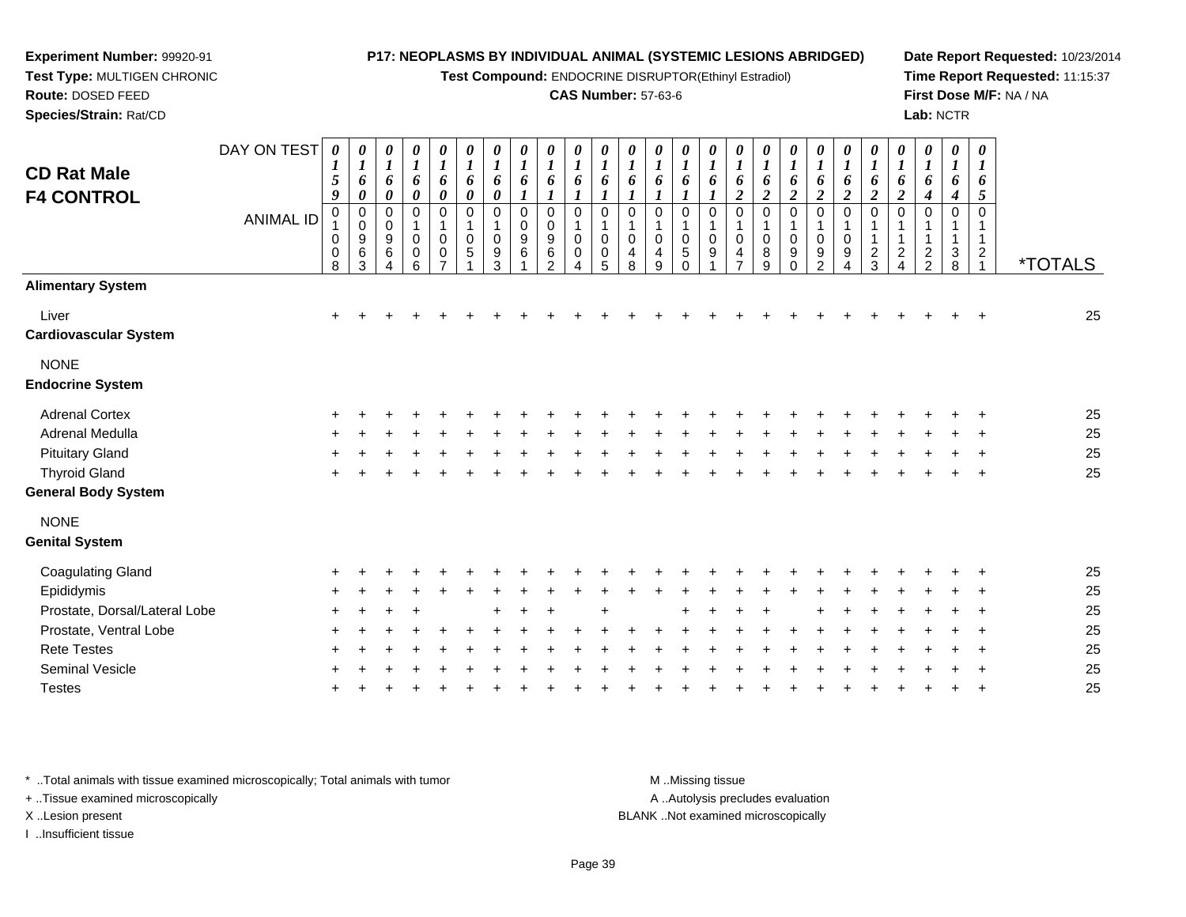**Experiment Number:** 99920-91
**Test Type:** MULTIGEN CHRONIC
**Route:** DOSED FEED
**Species/Strain:** Rat/CD

**P17: NEOPLASMS BY INDIVIDUAL ANIMAL (SYSTEMIC LESIONS ABRIDGED)**
**Test Compound:** ENDOCRINE DISRUPTOR(Ethinyl Estradiol)
**CAS Number:** 57-63-6

**Date Report Requested:** 10/23/2014
**Time Report Requested:** 11:15:37
**First Dose M/F:** NA / NA
**Lab:** NCTR

## CD Rat Male
## F4 CONTROL

| DAY ON TEST | 0159 | 0160 | 0160 | 0160 | 0160 | 0160 | 0160 | 0161 | 0161 | 0161 | 0161 | 0161 | 0161 | 0161 | 0161 | 0162 | 0162 | 0162 | 0162 | 0162 | 0162 | 0162 | 0164 | 0164 | 0165 | |
|---|---|---|---|---|---|---|---|---|---|---|---|---|---|---|---|---|---|---|---|---|---|---|---|---|---|---|
| **ANIMAL ID** | 01008 | 00963 | 00964 | 01006 | 01007 | 01051 | 01093 | 00961 | 00962 | 01004 | 01005 | 01048 | 01049 | 01050 | 01091 | 01047 | 01089 | 01090 | 01092 | 01094 | 01123 | 01124 | 01122 | 01138 | 01121 | ***TOTALS** |
| **Alimentary System** | | | | | | | | | | | | | | | | | | | | | | | | | | |
| Liver | + | + | + | + | + | + | + | + | + | + | + | + | + | + | + | + | + | + | + | + | + | + | + | + | + | 25 |
| **Cardiovascular System** | | | | | | | | | | | | | | | | | | | | | | | | | | |
| NONE | | | | | | | | | | | | | | | | | | | | | | | | | | |
| **Endocrine System** | | | | | | | | | | | | | | | | | | | | | | | | | | |
| Adrenal Cortex | + | + | + | + | + | + | + | + | + | + | + | + | + | + | + | + | + | + | + | + | + | + | + | + | + | 25 |
| Adrenal Medulla | + | + | + | + | + | + | + | + | + | + | + | + | + | + | + | + | + | + | + | + | + | + | + | + | + | 25 |
| Pituitary Gland | + | + | + | + | + | + | + | + | + | + | + | + | + | + | + | + | + | + | + | + | + | + | + | + | + | 25 |
| Thyroid Gland | + | + | + | + | + | + | + | + | + | + | + | + | + | + | + | + | + | + | + | + | + | + | + | + | + | 25 |
| **General Body System** | | | | | | | | | | | | | | | | | | | | | | | | | | |
| NONE | | | | | | | | | | | | | | | | | | | | | | | | | | |
| **Genital System** | | | | | | | | | | | | | | | | | | | | | | | | | | |
| Coagulating Gland | + | + | + | + | + | + | + | + | + | + | + | + | + | + | + | + | + | + | + | + | + | + | + | + | + | 25 |
| Epididymis | + | + | + | + | + | + | + | + | + | + | + | + | + | + | + | + | + | + | + | + | + | + | + | + | + | 25 |
| Prostate, Dorsal/Lateral Lobe | + | + | + | + | | | + | + | + | | + | | | + | + | + | + | | + | + | + | + | + | + | + | 25 |
| Prostate, Ventral Lobe | + | + | + | + | + | + | + | + | + | + | + | + | + | + | + | + | + | + | + | + | + | + | + | + | + | 25 |
| Rete Testes | + | + | + | + | + | + | + | + | + | + | + | + | + | + | + | + | + | + | + | + | + | + | + | + | + | 25 |
| Seminal Vesicle | + | + | + | + | + | + | + | + | + | + | + | + | + | + | + | + | + | + | + | + | + | + | + | + | + | 25 |
| Testes | + | + | + | + | + | + | + | + | + | + | + | + | + | + | + | + | + | + | + | + | + | + | + | + | + | 25 |

* ..Total animals with tissue examined microscopically; Total animals with tumor
+ ..Tissue examined microscopically
X ..Lesion present
I ..Insufficient tissue

M ..Missing tissue
A ..Autolysis precludes evaluation
BLANK ..Not examined microscopically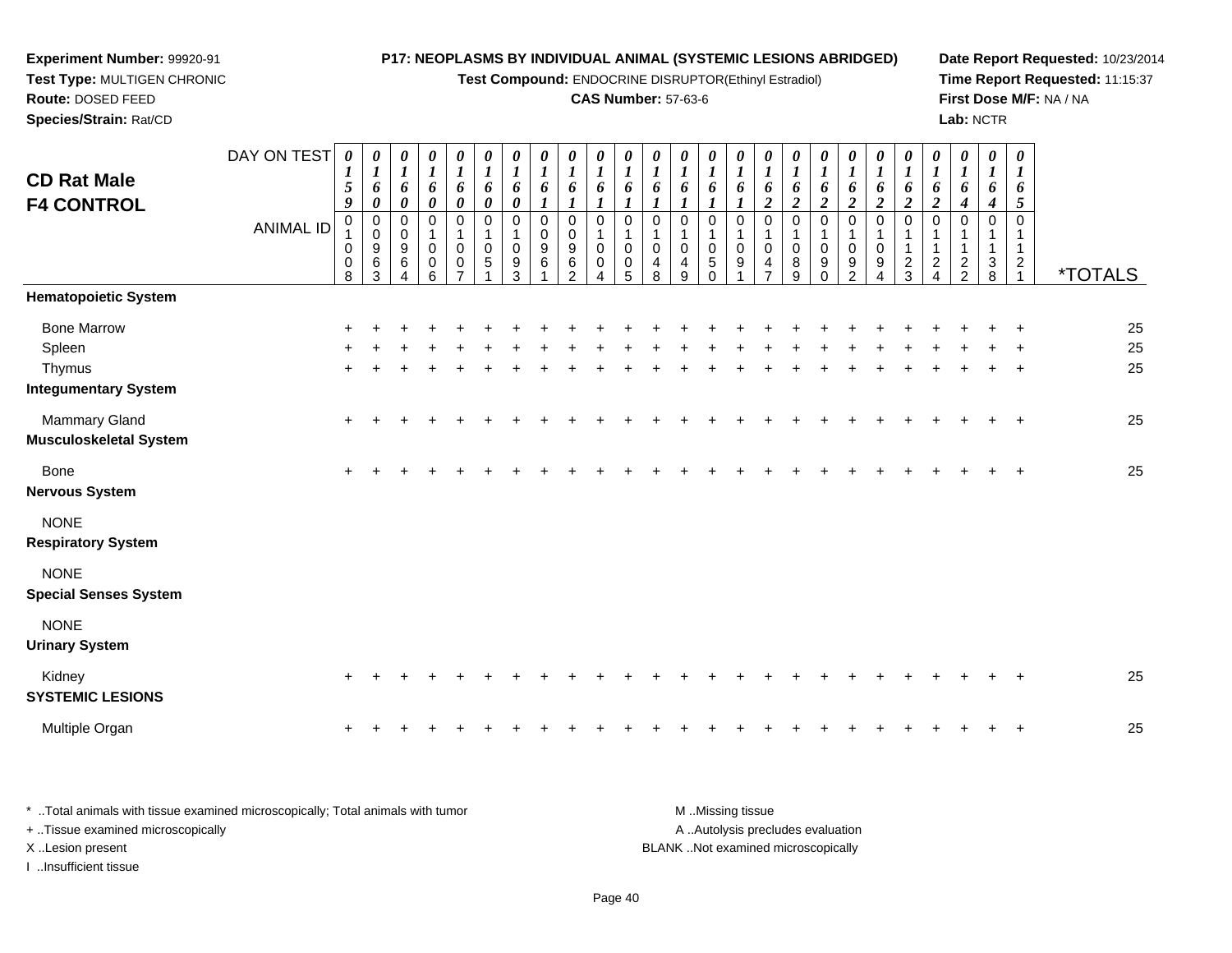**Experiment Number:** 99920-91
**Test Type:** MULTIGEN CHRONIC
**Route:** DOSED FEED
**Species/Strain:** Rat/CD

**P17: NEOPLASMS BY INDIVIDUAL ANIMAL (SYSTEMIC LESIONS ABRIDGED)**
**Test Compound:** ENDOCRINE DISRUPTOR(Ethinyl Estradiol)
**CAS Number:** 57-63-6

**Date Report Requested:** 10/23/2014
**Time Report Requested:** 11:15:37
**First Dose M/F:** NA / NA
**Lab:** NCTR

## CD Rat Male
## F4 CONTROL

| DAY ON TEST | 0159 | 0160 | 0160 | 0160 | 0160 | 0160 | 0160 | 0161 | 0161 | 0161 | 0161 | 0161 | 0161 | 0161 | 0161 | 0162 | 0162 | 0162 | 0162 | 0162 | 0162 | 0162 | 0164 | 0164 | 0165 | |
|---|---|---|---|---|---|---|---|---|---|---|---|---|---|---|---|---|---|---|---|---|---|---|---|---|---|---|
| **ANIMAL ID** | 01008 | 00963 | 00964 | 01006 | 01007 | 01051 | 01093 | 00961 | 00962 | 01004 | 01005 | 01048 | 01049 | 01050 | 01091 | 01047 | 01089 | 01090 | 01092 | 01094 | 01123 | 01124 | 01122 | 01138 | 01121 | ***TOTALS** |
| **Hematopoietic System** | | | | | | | | | | | | | | | | | | | | | | | | | | |
| Bone Marrow | + | + | + | + | + | + | + | + | + | + | + | + | + | + | + | + | + | + | + | + | + | + | + | + | + | 25 |
| Spleen | + | + | + | + | + | + | + | + | + | + | + | + | + | + | + | + | + | + | + | + | + | + | + | + | + | 25 |
| Thymus | + | + | + | + | + | + | + | + | + | + | + | + | + | + | + | + | + | + | + | + | + | + | + | + | + | 25 |
| **Integumentary System** | | | | | | | | | | | | | | | | | | | | | | | | | | |
| Mammary Gland | + | + | + | + | + | + | + | + | + | + | + | + | + | + | + | + | + | + | + | + | + | + | + | + | + | 25 |
| **Musculoskeletal System** | | | | | | | | | | | | | | | | | | | | | | | | | | |
| Bone | + | + | + | + | + | + | + | + | + | + | + | + | + | + | + | + | + | + | + | + | + | + | + | + | + | 25 |
| **Nervous System** | | | | | | | | | | | | | | | | | | | | | | | | | | |
| NONE | | | | | | | | | | | | | | | | | | | | | | | | | | |
| **Respiratory System** | | | | | | | | | | | | | | | | | | | | | | | | | | |
| NONE | | | | | | | | | | | | | | | | | | | | | | | | | | |
| **Special Senses System** | | | | | | | | | | | | | | | | | | | | | | | | | | |
| NONE | | | | | | | | | | | | | | | | | | | | | | | | | | |
| **Urinary System** | | | | | | | | | | | | | | | | | | | | | | | | | | |
| Kidney | + | + | + | + | + | + | + | + | + | + | + | + | + | + | + | + | + | + | + | + | + | + | + | + | + | 25 |
| **SYSTEMIC LESIONS** | | | | | | | | | | | | | | | | | | | | | | | | | | |
| Multiple Organ | + | + | + | + | + | + | + | + | + | + | + | + | + | + | + | + | + | + | + | + | + | + | + | + | + | 25 |

* ..Total animals with tissue examined microscopically; Total animals with tumor
+ ..Tissue examined microscopically
X ..Lesion present
I ..Insufficient tissue

M ..Missing tissue
A ..Autolysis precludes evaluation
BLANK ..Not examined microscopically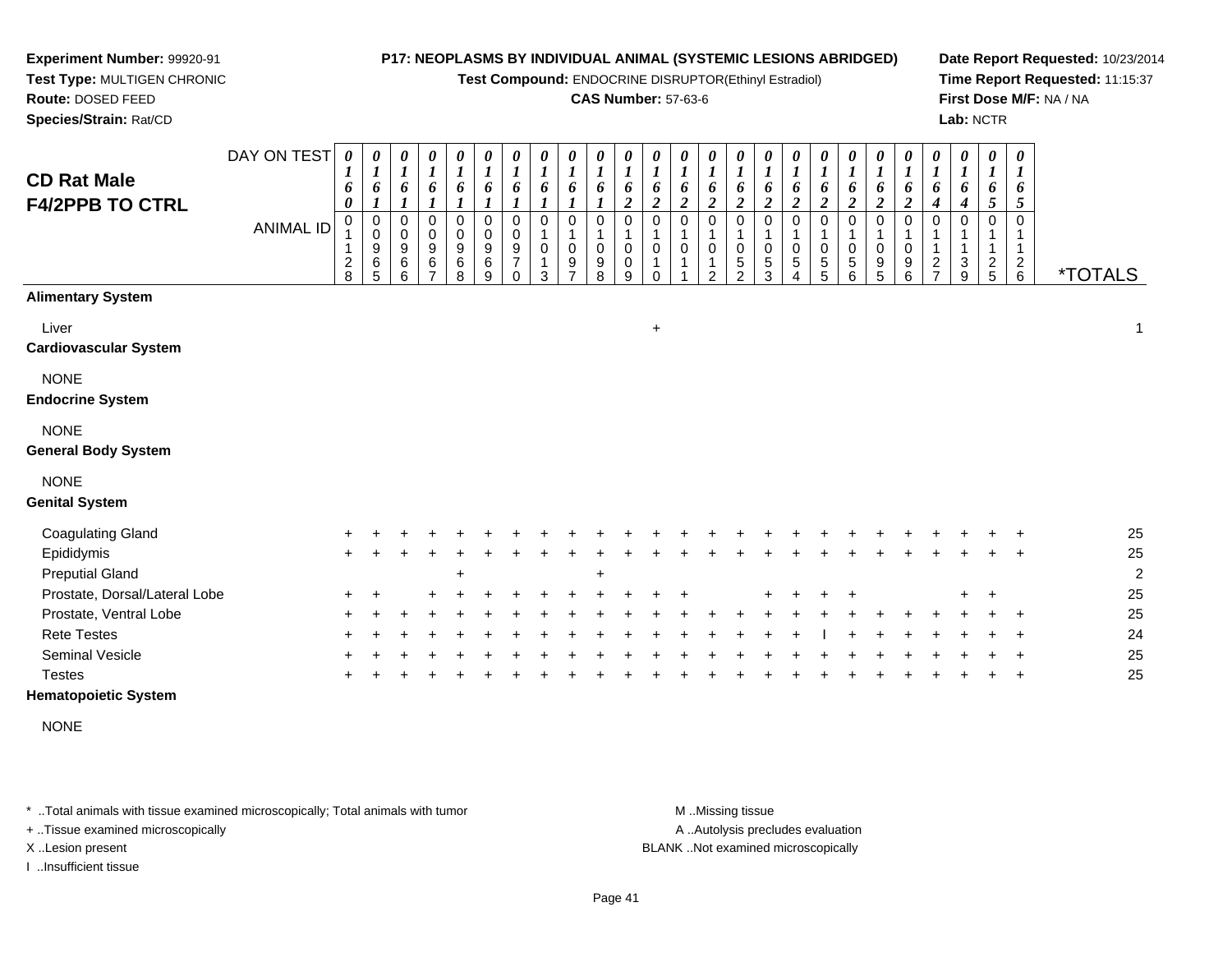**Experiment Number:** 99920-91
**Test Type:** MULTIGEN CHRONIC
**Route:** DOSED FEED
**Species/Strain:** Rat/CD

**P17: NEOPLASMS BY INDIVIDUAL ANIMAL (SYSTEMIC LESIONS ABRIDGED)**
**Test Compound:** ENDOCRINE DISRUPTOR(Ethinyl Estradiol)
**CAS Number:** 57-63-6

**Date Report Requested:** 10/23/2014
**Time Report Requested:** 11:15:37
**First Dose M/F:** NA / NA
**Lab:** NCTR

## CD Rat Male F4/2PPB TO CTRL

| DAY ON TEST | 0160 | 0161 | 0161 | 0161 | 0161 | 0161 | 0161 | 0161 | 0161 | 0161 | 0162 | 0162 | 0162 | 0162 | 0162 | 0162 | 0162 | 0162 | 0162 | 0162 | 0162 | 0164 | 0164 | 0165 | 0165 | |
|---|---|---|---|---|---|---|---|---|---|---|---|---|---|---|---|---|---|---|---|---|---|---|---|---|---|---|
| **ANIMAL ID** | 01128 | 00965 | 00966 | 00967 | 00968 | 00969 | 00970 | 01013 | 01097 | 01098 | 01009 | 01010 | 01011 | 01012 | 01052 | 01053 | 01054 | 01055 | 01056 | 01095 | 01096 | 01127 | 01139 | 01125 | 01126 | ***TOTALS** |
| **Alimentary System** | | | | | | | | | | | | | | | | | | | | | | | | | | |
| Liver | | | | | | | | | | | | + | | | | | | | | | | | | | | 1 |
| **Cardiovascular System** | | | | | | | | | | | | | | | | | | | | | | | | | | |
| NONE | | | | | | | | | | | | | | | | | | | | | | | | | | |
| **Endocrine System** | | | | | | | | | | | | | | | | | | | | | | | | | | |
| NONE | | | | | | | | | | | | | | | | | | | | | | | | | | |
| **General Body System** | | | | | | | | | | | | | | | | | | | | | | | | | | |
| NONE | | | | | | | | | | | | | | | | | | | | | | | | | | |
| **Genital System** | | | | | | | | | | | | | | | | | | | | | | | | | | |
| Coagulating Gland | + | + | + | + | + | + | + | + | + | + | + | + | + | + | + | + | + | + | + | + | + | + | + | + | + | 25 |
| Epididymis | + | + | + | + | + | + | + | + | + | + | + | + | + | + | + | + | + | + | + | + | + | + | + | + | + | 25 |
| Preputial Gland | | | | | + | | | | | + | | | | | | | | | | | | | | | | 2 |
| Prostate, Dorsal/Lateral Lobe | + | + | | + | + | + | + | + | + | + | + | + | + | | | + | + | + | + | | | | + | + | | 25 |
| Prostate, Ventral Lobe | + | + | + | + | + | + | + | + | + | + | + | + | + | + | + | + | + | + | + | + | + | + | + | + | + | 25 |
| Rete Testes | + | + | + | + | + | + | + | + | + | + | + | + | + | + | + | + | + | I | + | + | + | + | + | + | + | 24 |
| Seminal Vesicle | + | + | + | + | + | + | + | + | + | + | + | + | + | + | + | + | + | + | + | + | + | + | + | + | + | 25 |
| Testes | + | + | + | + | + | + | + | + | + | + | + | + | + | + | + | + | + | + | + | + | + | + | + | + | + | 25 |
| **Hematopoietic System** | | | | | | | | | | | | | | | | | | | | | | | | | | |
| NONE | | | | | | | | | | | | | | | | | | | | | | | | | | |

\* ..Total animals with tissue examined microscopically; Total animals with tumor
\+ ..Tissue examined microscopically
X ..Lesion present
I ..Insufficient tissue

M ..Missing tissue
A ..Autolysis precludes evaluation
BLANK ..Not examined microscopically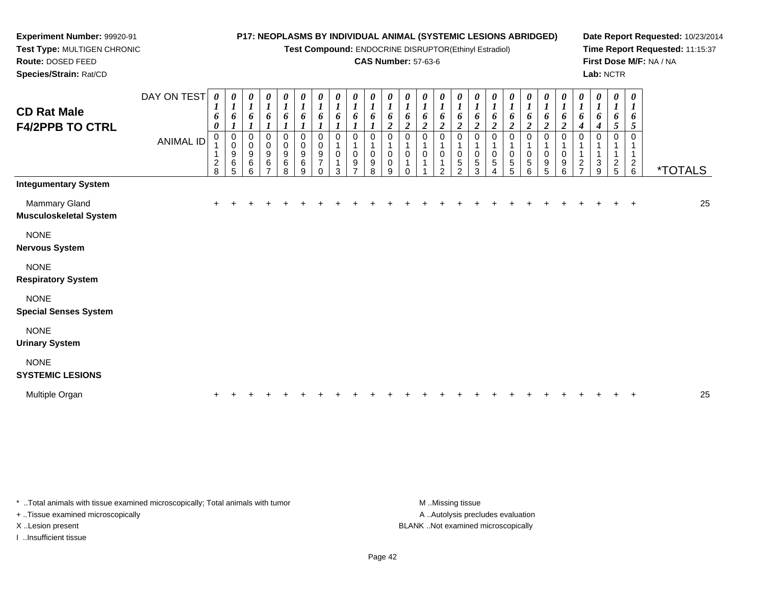**Experiment Number:** 99920-91
**Test Type:** MULTIGEN CHRONIC
**Route:** DOSED FEED
**Species/Strain:** Rat/CD

**P17: NEOPLASMS BY INDIVIDUAL ANIMAL (SYSTEMIC LESIONS ABRIDGED)**
**Test Compound:** ENDOCRINE DISRUPTOR(Ethinyl Estradiol)
**CAS Number:** 57-63-6

**Date Report Requested:** 10/23/2014
**Time Report Requested:** 11:15:37
**First Dose M/F:** NA / NA
**Lab:** NCTR

## CD Rat Male F4/2PPB TO CTRL

| DAY ON TEST | 0160 | 0161 | 0161 | 0161 | 0161 | 0161 | 0161 | 0161 | 0161 | 0161 | 0162 | 0162 | 0162 | 0162 | 0162 | 0162 | 0162 | 0162 | 0162 | 0162 | 0162 | 0164 | 0164 | 0165 | 0165 | |
|---|---|---|---|---|---|---|---|---|---|---|---|---|---|---|---|---|---|---|---|---|---|---|---|---|---|---|
| **ANIMAL ID** | 01128 | 00965 | 00966 | 00967 | 00968 | 00969 | 00970 | 01013 | 01097 | 01098 | 01009 | 01010 | 01011 | 01012 | 01052 | 01053 | 01054 | 01055 | 01056 | 01095 | 01096 | 01127 | 01139 | 01125 | 01126 | ***TOTALS** |
| **Integumentary System** | | | | | | | | | | | | | | | | | | | | | | | | | | |
| Mammary Gland | + | + | + | + | + | + | + | + | + | + | + | + | + | + | + | + | + | + | + | + | + | + | + | + | + | 25 |
| **Musculoskeletal System** | | | | | | | | | | | | | | | | | | | | | | | | | | |
| NONE | | | | | | | | | | | | | | | | | | | | | | | | | | |
| **Nervous System** | | | | | | | | | | | | | | | | | | | | | | | | | | |
| NONE | | | | | | | | | | | | | | | | | | | | | | | | | | |
| **Respiratory System** | | | | | | | | | | | | | | | | | | | | | | | | | | |
| NONE | | | | | | | | | | | | | | | | | | | | | | | | | | |
| **Special Senses System** | | | | | | | | | | | | | | | | | | | | | | | | | | |
| NONE | | | | | | | | | | | | | | | | | | | | | | | | | | |
| **Urinary System** | | | | | | | | | | | | | | | | | | | | | | | | | | |
| NONE | | | | | | | | | | | | | | | | | | | | | | | | | | |
| **SYSTEMIC LESIONS** | | | | | | | | | | | | | | | | | | | | | | | | | | |
| Multiple Organ | + | + | + | + | + | + | + | + | + | + | + | + | + | + | + | + | + | + | + | + | + | + | + | + | + | 25 |

\* ..Total animals with tissue examined microscopically; Total animals with tumor
+ ..Tissue examined microscopically
X ..Lesion present
I ..Insufficient tissue

M ..Missing tissue
A ..Autolysis precludes evaluation
BLANK ..Not examined microscopically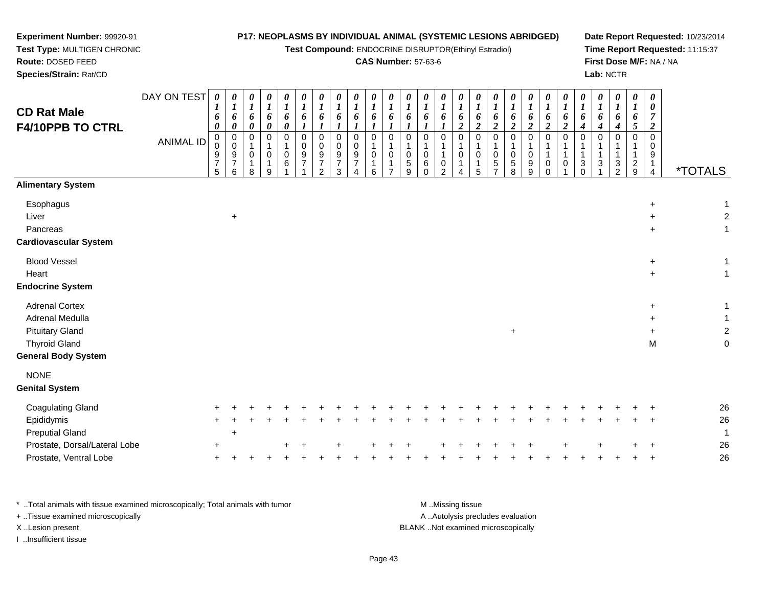**Experiment Number:** 99920-91
**Test Type:** MULTIGEN CHRONIC
**Route:** DOSED FEED
**Species/Strain:** Rat/CD

**P17: NEOPLASMS BY INDIVIDUAL ANIMAL (SYSTEMIC LESIONS ABRIDGED)**
**Test Compound:** ENDOCRINE DISRUPTOR(Ethinyl Estradiol)
**CAS Number:** 57-63-6

**Date Report Requested:** 10/23/2014
**Time Report Requested:** 11:15:37
**First Dose M/F:** NA / NA
**Lab:** NCTR

## CD Rat Male F4/10PPB TO CTRL

| DAY ON TEST | 0160 | 0160 | 0160 | 0160 | 0160 | 0161 | 0161 | 0161 | 0161 | 0161 | 0161 | 0161 | 0161 | 0161 | 0162 | 0162 | 0162 | 0162 | 0162 | 0162 | 0162 | 0164 | 0164 | 0164 | 0165 | 0072 | |
|---|---|---|---|---|---|---|---|---|---|---|---|---|---|---|---|---|---|---|---|---|---|---|---|---|---|---|---|
| **ANIMAL ID** | 00975 | 00976 | 01018 | 01019 | 01061 | 00971 | 00972 | 00973 | 00974 | 01016 | 01017 | 01059 | 01060 | 01102 | 01014 | 01015 | 01057 | 01058 | 01099 | 01100 | 01101 | 01130 | 01131 | 01132 | 01129 | 00914 | ***TOTALS** |
| **Alimentary System** | | | | | | | | | | | | | | | | | | | | | | | | | | | |
| Esophagus | | | | | | | | | | | | | | | | | | | | | | | | | | + | 1 |
| Liver | | + | | | | | | | | | | | | | | | | | | | | | | | | + | 2 |
| Pancreas | | | | | | | | | | | | | | | | | | | | | | | | | | + | 1 |
| **Cardiovascular System** | | | | | | | | | | | | | | | | | | | | | | | | | | | |
| Blood Vessel | | | | | | | | | | | | | | | | | | | | | | | | | | + | 1 |
| Heart | | | | | | | | | | | | | | | | | | | | | | | | | | + | 1 |
| **Endocrine System** | | | | | | | | | | | | | | | | | | | | | | | | | | | |
| Adrenal Cortex | | | | | | | | | | | | | | | | | | | | | | | | | | + | 1 |
| Adrenal Medulla | | | | | | | | | | | | | | | | | | | | | | | | | | + | 1 |
| Pituitary Gland | | | | | | | | | | | | | | | | | | + | | | | | | | | + | 2 |
| Thyroid Gland | | | | | | | | | | | | | | | | | | | | | | | | | | M | 0 |
| **General Body System** | | | | | | | | | | | | | | | | | | | | | | | | | | | |
| NONE | | | | | | | | | | | | | | | | | | | | | | | | | | | |
| **Genital System** | | | | | | | | | | | | | | | | | | | | | | | | | | | |
| Coagulating Gland | + | + | + | + | + | + | + | + | + | + | + | + | + | + | + | + | + | + | + | + | + | + | + | + | + | + | 26 |
| Epididymis | + | + | + | + | + | + | + | + | + | + | + | + | + | + | + | + | + | + | + | + | + | + | + | + | + | + | 26 |
| Preputial Gland | | + | | | | | | | | | | | | | | | | | | | | | | | | | 1 |
| Prostate, Dorsal/Lateral Lobe | + | | | | + | + | | + | | + | + | + | | + | + | + | + | + | + | | + | | + | | + | + | 26 |
| Prostate, Ventral Lobe | + | + | + | + | + | + | + | + | + | + | + | + | + | + | + | + | + | + | + | + | + | + | + | + | + | + | 26 |

\* ..Total animals with tissue examined microscopically; Total animals with tumor
\+ ..Tissue examined microscopically
X ..Lesion present
I ..Insufficient tissue

M ..Missing tissue
A ..Autolysis precludes evaluation
BLANK ..Not examined microscopically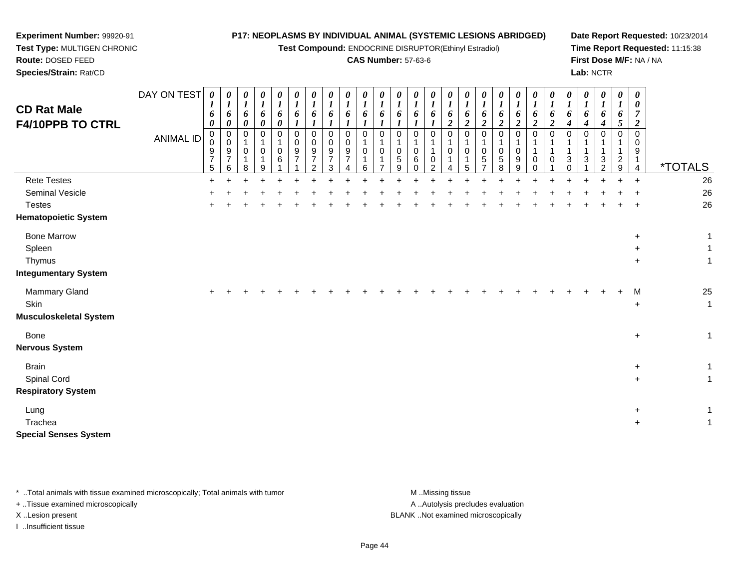**Experiment Number:** 99920-91
**Test Type:** MULTIGEN CHRONIC
**Route:** DOSED FEED
**Species/Strain:** Rat/CD

**P17: NEOPLASMS BY INDIVIDUAL ANIMAL (SYSTEMIC LESIONS ABRIDGED)**
**Test Compound:** ENDOCRINE DISRUPTOR(Ethinyl Estradiol)
**CAS Number:** 57-63-6

**Date Report Requested:** 10/23/2014
**Time Report Requested:** 11:15:38
**First Dose M/F:** NA / NA
**Lab:** NCTR

## CD Rat Male F4/10PPB TO CTRL

| DAY ON TEST | 0160 | 0160 | 0160 | 0160 | 0160 | 0161 | 0161 | 0161 | 0161 | 0161 | 0161 | 0161 | 0161 | 0161 | 0162 | 0162 | 0162 | 0162 | 0162 | 0162 | 0162 | 0164 | 0164 | 0164 | 0165 | 0072 | |
|---|---|---|---|---|---|---|---|---|---|---|---|---|---|---|---|---|---|---|---|---|---|---|---|---|---|---|---|
| **ANIMAL ID** | 00975 | 00976 | 01018 | 01019 | 01061 | 00971 | 00972 | 00973 | 00974 | 01016 | 01017 | 01059 | 01060 | 01102 | 01014 | 01015 | 01057 | 01058 | 01099 | 01100 | 01101 | 01130 | 01131 | 01132 | 01129 | 00914 | ***TOTALS** |
| Rete Testes | + | + | + | + | + | + | + | + | + | + | + | + | + | + | + | + | + | + | + | + | + | + | + | + | + | + | 26 |
| Seminal Vesicle | + | + | + | + | + | + | + | + | + | + | + | + | + | + | + | + | + | + | + | + | + | + | + | + | + | + | 26 |
| Testes | + | + | + | + | + | + | + | + | + | + | + | + | + | + | + | + | + | + | + | + | + | + | + | + | + | + | 26 |
| **Hematopoietic System** | | | | | | | | | | | | | | | | | | | | | | | | | | | |
| Bone Marrow | | | | | | | | | | | | | | | | | | | | | | | | | | + | 1 |
| Spleen | | | | | | | | | | | | | | | | | | | | | | | | | | + | 1 |
| Thymus | | | | | | | | | | | | | | | | | | | | | | | | | | + | 1 |
| **Integumentary System** | | | | | | | | | | | | | | | | | | | | | | | | | | | |
| Mammary Gland | + | + | + | + | + | + | + | + | + | + | + | + | + | + | + | + | + | + | + | + | + | + | + | + | + | M | 25 |
| Skin | | | | | | | | | | | | | | | | | | | | | | | | | | + | 1 |
| **Musculoskeletal System** | | | | | | | | | | | | | | | | | | | | | | | | | | | |
| Bone | | | | | | | | | | | | | | | | | | | | | | | | | | + | 1 |
| **Nervous System** | | | | | | | | | | | | | | | | | | | | | | | | | | | |
| Brain | | | | | | | | | | | | | | | | | | | | | | | | | | + | 1 |
| Spinal Cord | | | | | | | | | | | | | | | | | | | | | | | | | | + | 1 |
| **Respiratory System** | | | | | | | | | | | | | | | | | | | | | | | | | | | |
| Lung | | | | | | | | | | | | | | | | | | | | | | | | | | + | 1 |
| Trachea | | | | | | | | | | | | | | | | | | | | | | | | | | + | 1 |
| **Special Senses System** | | | | | | | | | | | | | | | | | | | | | | | | | | | |

* ..Total animals with tissue examined microscopically; Total animals with tumor
+ ..Tissue examined microscopically
X ..Lesion present
I ..Insufficient tissue

M ..Missing tissue
A ..Autolysis precludes evaluation
BLANK ..Not examined microscopically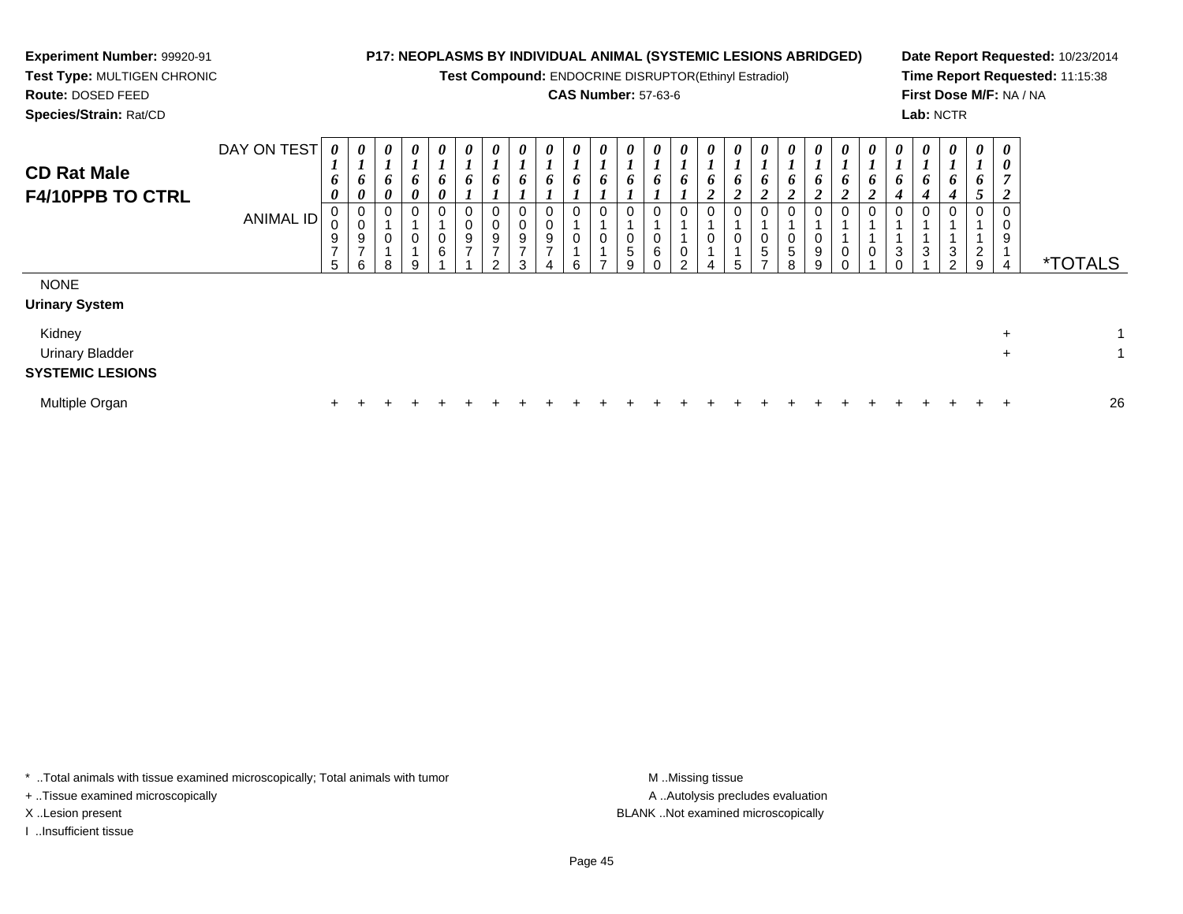**Experiment Number:** 99920-91
**Test Type:** MULTIGEN CHRONIC
**Route:** DOSED FEED
**Species/Strain:** Rat/CD

**P17: NEOPLASMS BY INDIVIDUAL ANIMAL (SYSTEMIC LESIONS ABRIDGED)**
**Test Compound:** ENDOCRINE DISRUPTOR(Ethinyl Estradiol)
**CAS Number:** 57-63-6

**Date Report Requested:** 10/23/2014
**Time Report Requested:** 11:15:38
**First Dose M/F:** NA / NA
**Lab:** NCTR

## CD Rat Male F4/10PPB TO CTRL

| DAY ON TEST | 0160 | 0160 | 0160 | 0160 | 0160 | 0161 | 0161 | 0161 | 0161 | 0161 | 0161 | 0161 | 0161 | 0161 | 0162 | 0162 | 0162 | 0162 | 0162 | 0162 | 0162 | 0164 | 0164 | 0164 | 0165 | 0072 | |
|---|---|---|---|---|---|---|---|---|---|---|---|---|---|---|---|---|---|---|---|---|---|---|---|---|---|---|---|
| **ANIMAL ID** | 00975 | 00976 | 01018 | 01019 | 01061 | 00971 | 00972 | 00973 | 00974 | 01016 | 01017 | 01059 | 01060 | 01102 | 01014 | 01015 | 01057 | 01058 | 01099 | 01100 | 01101 | 01130 | 01131 | 01132 | 01129 | 00914 | ***TOTALS** |
| NONE | | | | | | | | | | | | | | | | | | | | | | | | | | | |
| **Urinary System** | | | | | | | | | | | | | | | | | | | | | | | | | | | |
| Kidney | | | | | | | | | | | | | | | | | | | | | | | | | | + | 1 |
| Urinary Bladder | | | | | | | | | | | | | | | | | | | | | | | | | | + | 1 |
| **SYSTEMIC LESIONS** | | | | | | | | | | | | | | | | | | | | | | | | | | | |
| Multiple Organ | + | + | + | + | + | + | + | + | + | + | + | + | + | + | + | + | + | + | + | + | + | + | + | + | + | + | 26 |

* ..Total animals with tissue examined microscopically; Total animals with tumor
+ ..Tissue examined microscopically
X ..Lesion present
I ..Insufficient tissue

M ..Missing tissue
A ..Autolysis precludes evaluation
BLANK ..Not examined microscopically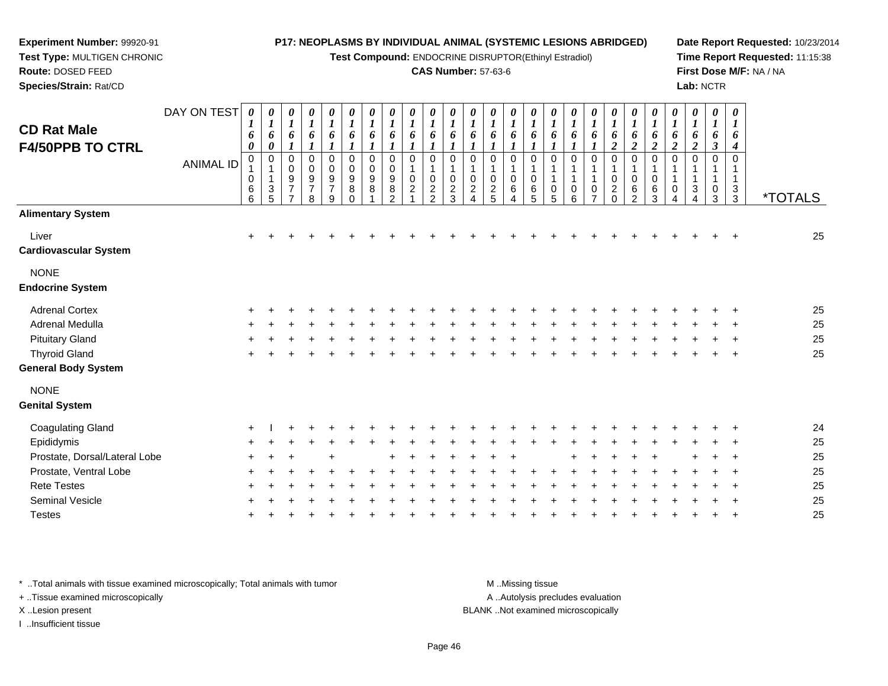**Experiment Number:** 99920-91
**Test Type:** MULTIGEN CHRONIC
**Route:** DOSED FEED
**Species/Strain:** Rat/CD

**P17: NEOPLASMS BY INDIVIDUAL ANIMAL (SYSTEMIC LESIONS ABRIDGED)**
**Test Compound:** ENDOCRINE DISRUPTOR(Ethinyl Estradiol)
**CAS Number:** 57-63-6

**Date Report Requested:** 10/23/2014
**Time Report Requested:** 11:15:38
**First Dose M/F:** NA / NA
**Lab:** NCTR

## CD Rat Male
## F4/50PPB TO CTRL

| DAY ON TEST | 0160 | 0160 | 0161 | 0161 | 0161 | 0161 | 0161 | 0161 | 0161 | 0161 | 0161 | 0161 | 0161 | 0161 | 0161 | 0161 | 0161 | 0161 | 0162 | 0162 | 0162 | 0162 | 0162 | 0163 | 0164 | |
|---|---|---|---|---|---|---|---|---|---|---|---|---|---|---|---|---|---|---|---|---|---|---|---|---|---|---|
| **ANIMAL ID** | 01066 | 01135 | 00977 | 00978 | 00979 | 00980 | 00981 | 00982 | 01021 | 01022 | 01023 | 01024 | 01025 | 01064 | 01065 | 01105 | 01106 | 01107 | 01020 | 01062 | 01063 | 01104 | 01134 | 01103 | 01133 | ***TOTALS** |
| **Alimentary System** | | | | | | | | | | | | | | | | | | | | | | | | | | |
| Liver | + | + | + | + | + | + | + | + | + | + | + | + | + | + | + | + | + | + | + | + | + | + | + | + | + | 25 |
| **Cardiovascular System** | | | | | | | | | | | | | | | | | | | | | | | | | | |
| NONE | | | | | | | | | | | | | | | | | | | | | | | | | | |
| **Endocrine System** | | | | | | | | | | | | | | | | | | | | | | | | | | |
| Adrenal Cortex | + | + | + | + | + | + | + | + | + | + | + | + | + | + | + | + | + | + | + | + | + | + | + | + | + | 25 |
| Adrenal Medulla | + | + | + | + | + | + | + | + | + | + | + | + | + | + | + | + | + | + | + | + | + | + | + | + | + | 25 |
| Pituitary Gland | + | + | + | + | + | + | + | + | + | + | + | + | + | + | + | + | + | + | + | + | + | + | + | + | + | 25 |
| Thyroid Gland | + | + | + | + | + | + | + | + | + | + | + | + | + | + | + | + | + | + | + | + | + | + | + | + | + | 25 |
| **General Body System** | | | | | | | | | | | | | | | | | | | | | | | | | | |
| NONE | | | | | | | | | | | | | | | | | | | | | | | | | | |
| **Genital System** | | | | | | | | | | | | | | | | | | | | | | | | | | |
| Coagulating Gland | + | I | + | + | + | + | + | + | + | + | + | + | + | + | + | + | + | + | + | + | + | + | + | + | + | 24 |
| Epididymis | + | + | + | + | + | + | + | + | + | + | + | + | + | + | + | + | + | + | + | + | + | + | + | + | + | 25 |
| Prostate, Dorsal/Lateral Lobe | + | + | + | | + | | | + | + | + | + | + | + | + | | | + | + | + | + | + | | + | + | + | 25 |
| Prostate, Ventral Lobe | + | + | + | + | + | + | + | + | + | + | + | + | + | + | + | + | + | + | + | + | + | + | + | + | + | 25 |
| Rete Testes | + | + | + | + | + | + | + | + | + | + | + | + | + | + | + | + | + | + | + | + | + | + | + | + | + | 25 |
| Seminal Vesicle | + | + | + | + | + | + | + | + | + | + | + | + | + | + | + | + | + | + | + | + | + | + | + | + | + | 25 |
| Testes | + | + | + | + | + | + | + | + | + | + | + | + | + | + | + | + | + | + | + | + | + | + | + | + | + | 25 |

\* ..Total animals with tissue examined microscopically; Total animals with tumor
+ ..Tissue examined microscopically
X ..Lesion present
I ..Insufficient tissue

M ..Missing tissue
A ..Autolysis precludes evaluation
BLANK ..Not examined microscopically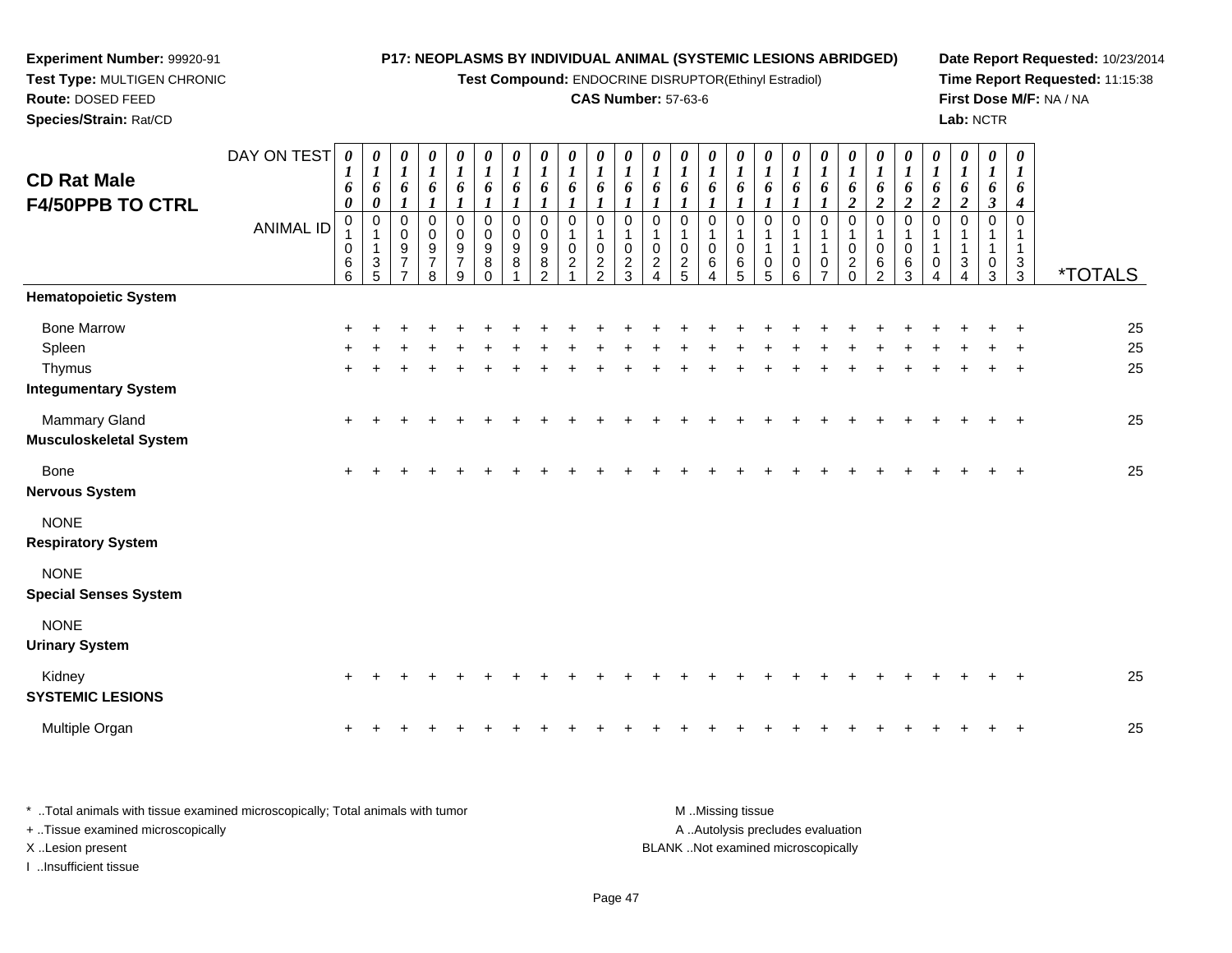**Experiment Number:** 99920-91
**Test Type:** MULTIGEN CHRONIC
**Route:** DOSED FEED
**Species/Strain:** Rat/CD

**P17: NEOPLASMS BY INDIVIDUAL ANIMAL (SYSTEMIC LESIONS ABRIDGED)**
**Test Compound:** ENDOCRINE DISRUPTOR(Ethinyl Estradiol)
**CAS Number:** 57-63-6

**Date Report Requested:** 10/23/2014
**Time Report Requested:** 11:15:38
**First Dose M/F:** NA / NA
**Lab:** NCTR

## CD Rat Male
## F4/50PPB TO CTRL

| DAY ON TEST | 0160 | 0160 | 0161 | 0161 | 0161 | 0161 | 0161 | 0161 | 0161 | 0161 | 0161 | 0161 | 0161 | 0161 | 0161 | 0161 | 0161 | 0161 | 0162 | 0162 | 0162 | 0162 | 0162 | 0163 | 0164 | |
|---|---|---|---|---|---|---|---|---|---|---|---|---|---|---|---|---|---|---|---|---|---|---|---|---|---|---|
| **ANIMAL ID** | 01066 | 01135 | 00977 | 00978 | 00979 | 00980 | 00981 | 00982 | 01021 | 01022 | 01023 | 01024 | 01025 | 01064 | 01065 | 01105 | 01106 | 01107 | 01020 | 01062 | 01063 | 01104 | 01134 | 01103 | 01133 | ***TOTALS** |
| **Hematopoietic System** | | | | | | | | | | | | | | | | | | | | | | | | | | |
| Bone Marrow | + | + | + | + | + | + | + | + | + | + | + | + | + | + | + | + | + | + | + | + | + | + | + | + | + | 25 |
| Spleen | + | + | + | + | + | + | + | + | + | + | + | + | + | + | + | + | + | + | + | + | + | + | + | + | + | 25 |
| Thymus | + | + | + | + | + | + | + | + | + | + | + | + | + | + | + | + | + | + | + | + | + | + | + | + | + | 25 |
| **Integumentary System** | | | | | | | | | | | | | | | | | | | | | | | | | | |
| Mammary Gland | + | + | + | + | + | + | + | + | + | + | + | + | + | + | + | + | + | + | + | + | + | + | + | + | + | 25 |
| **Musculoskeletal System** | | | | | | | | | | | | | | | | | | | | | | | | | | |
| Bone | + | + | + | + | + | + | + | + | + | + | + | + | + | + | + | + | + | + | + | + | + | + | + | + | + | 25 |
| **Nervous System** | | | | | | | | | | | | | | | | | | | | | | | | | | |
| NONE | | | | | | | | | | | | | | | | | | | | | | | | | | |
| **Respiratory System** | | | | | | | | | | | | | | | | | | | | | | | | | | |
| NONE | | | | | | | | | | | | | | | | | | | | | | | | | | |
| **Special Senses System** | | | | | | | | | | | | | | | | | | | | | | | | | | |
| NONE | | | | | | | | | | | | | | | | | | | | | | | | | | |
| **Urinary System** | | | | | | | | | | | | | | | | | | | | | | | | | | |
| Kidney | + | + | + | + | + | + | + | + | + | + | + | + | + | + | + | + | + | + | + | + | + | + | + | + | + | 25 |
| **SYSTEMIC LESIONS** | | | | | | | | | | | | | | | | | | | | | | | | | | |
| Multiple Organ | + | + | + | + | + | + | + | + | + | + | + | + | + | + | + | + | + | + | + | + | + | + | + | + | + | 25 |

\* ..Total animals with tissue examined microscopically; Total animals with tumor
+ ..Tissue examined microscopically
X ..Lesion present
I ..Insufficient tissue

M ..Missing tissue
A ..Autolysis precludes evaluation
BLANK ..Not examined microscopically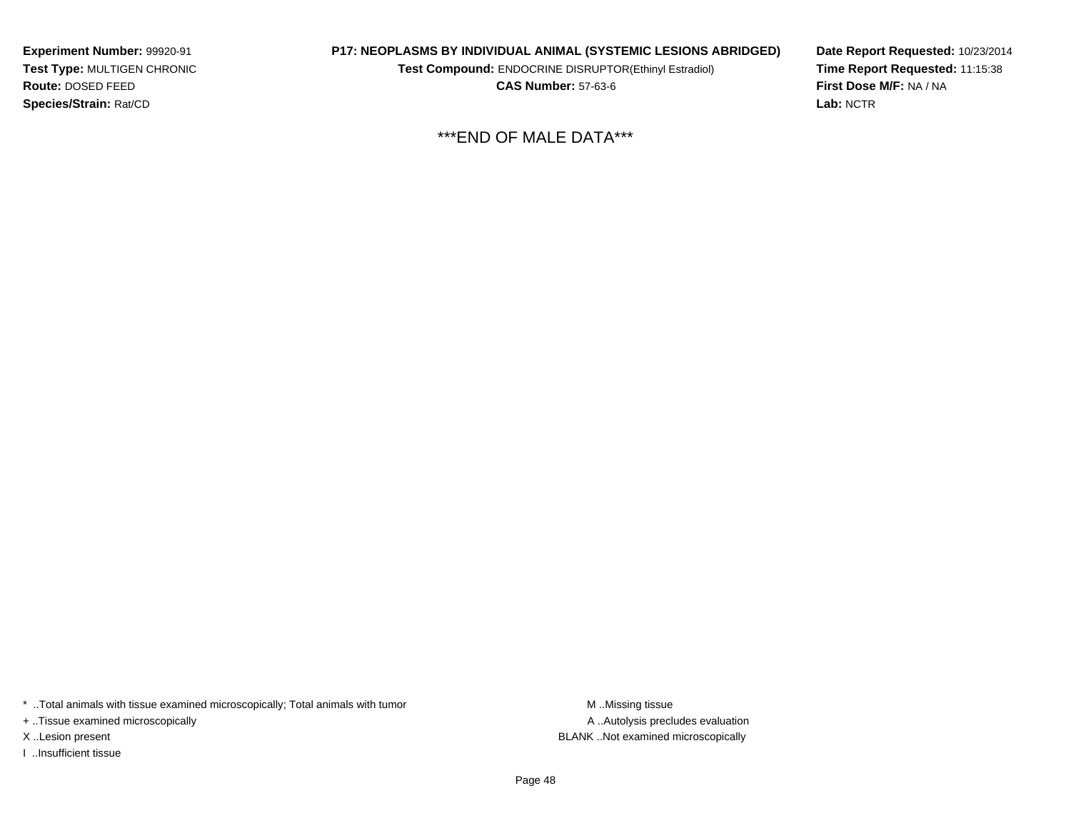***END OF MALE DATA***

* ..Total animals with tissue examined microscopically; Total animals with tumor
+ ..Tissue examined microscopically
X ..Lesion present
I ..Insufficient tissue

M ..Missing tissue
A ..Autolysis precludes evaluation
BLANK ..Not examined microscopically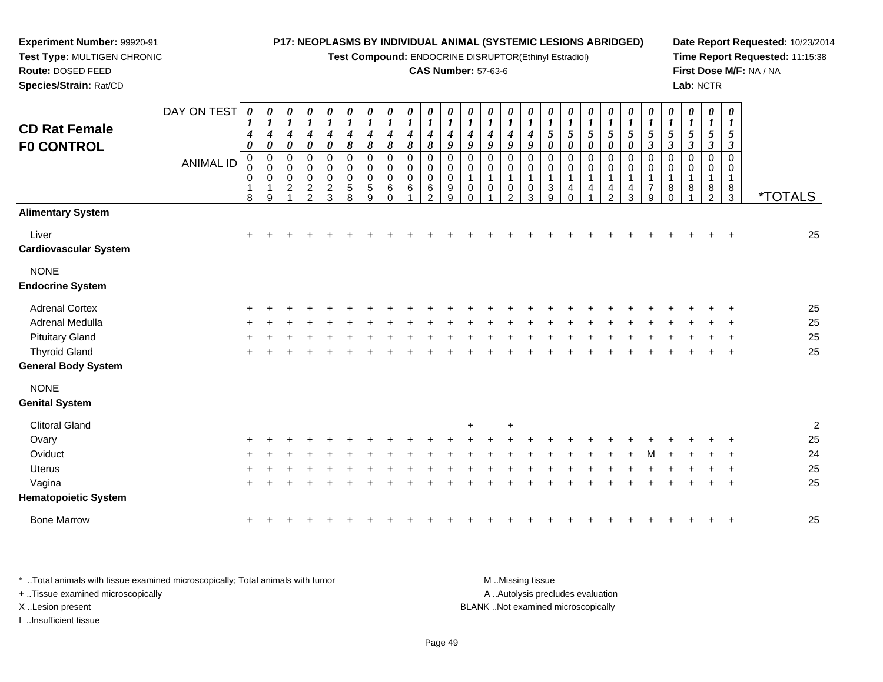**Experiment Number:** 99920-91
**Test Type:** MULTIGEN CHRONIC
**Route:** DOSED FEED
**Species/Strain:** Rat/CD

**P17: NEOPLASMS BY INDIVIDUAL ANIMAL (SYSTEMIC LESIONS ABRIDGED)**
**Test Compound:** ENDOCRINE DISRUPTOR(Ethinyl Estradiol)
**CAS Number:** 57-63-6

**Date Report Requested:** 10/23/2014
**Time Report Requested:** 11:15:38
**First Dose M/F:** NA / NA
**Lab:** NCTR

## CD Rat Female F0 CONTROL

| DAY ON TEST | 0140 | 0140 | 0140 | 0140 | 0140 | 0148 | 0148 | 0148 | 0148 | 0148 | 0149 | 0149 | 0149 | 0149 | 0149 | 0150 | 0150 | 0150 | 0150 | 0150 | 0153 | 0153 | 0153 | 0153 | 0153 | |
|---|---|---|---|---|---|---|---|---|---|---|---|---|---|---|---|---|---|---|---|---|---|---|---|---|---|---|
| **ANIMAL ID** | 00018 | 00019 | 00021 | 00022 | 00023 | 00058 | 00059 | 00060 | 00061 | 00062 | 00099 | 00100 | 00101 | 00102 | 00103 | 00139 | 00140 | 00141 | 00142 | 00143 | 00179 | 00180 | 00181 | 00182 | 00183 | ***TOTALS** |
| **Alimentary System** | | | | | | | | | | | | | | | | | | | | | | | | | | |
| Liver | + | + | + | + | + | + | + | + | + | + | + | + | + | + | + | + | + | + | + | + | + | + | + | + | + | 25 |
| **Cardiovascular System** | | | | | | | | | | | | | | | | | | | | | | | | | | |
| NONE | | | | | | | | | | | | | | | | | | | | | | | | | | |
| **Endocrine System** | | | | | | | | | | | | | | | | | | | | | | | | | | |
| Adrenal Cortex | + | + | + | + | + | + | + | + | + | + | + | + | + | + | + | + | + | + | + | + | + | + | + | + | + | 25 |
| Adrenal Medulla | + | + | + | + | + | + | + | + | + | + | + | + | + | + | + | + | + | + | + | + | + | + | + | + | + | 25 |
| Pituitary Gland | + | + | + | + | + | + | + | + | + | + | + | + | + | + | + | + | + | + | + | + | + | + | + | + | + | 25 |
| Thyroid Gland | + | + | + | + | + | + | + | + | + | + | + | + | + | + | + | + | + | + | + | + | + | + | + | + | + | 25 |
| **General Body System** | | | | | | | | | | | | | | | | | | | | | | | | | | |
| NONE | | | | | | | | | | | | | | | | | | | | | | | | | | |
| **Genital System** | | | | | | | | | | | | | | | | | | | | | | | | | | |
| Clitoral Gland | | | | | | | | | | | | + | | + | | | | | | | | | | | | 2 |
| Ovary | + | + | + | + | + | + | + | + | + | + | + | + | + | + | + | + | + | + | + | + | + | + | + | + | + | 25 |
| Oviduct | + | + | + | + | + | + | + | + | + | + | + | + | + | + | + | + | + | + | + | + | M | + | + | + | + | 24 |
| Uterus | + | + | + | + | + | + | + | + | + | + | + | + | + | + | + | + | + | + | + | + | + | + | + | + | + | 25 |
| Vagina | + | + | + | + | + | + | + | + | + | + | + | + | + | + | + | + | + | + | + | + | + | + | + | + | + | 25 |
| **Hematopoietic System** | | | | | | | | | | | | | | | | | | | | | | | | | | |
| Bone Marrow | + | + | + | + | + | + | + | + | + | + | + | + | + | + | + | + | + | + | + | + | + | + | + | + | + | 25 |

* ..Total animals with tissue examined microscopically; Total animals with tumor
+ ..Tissue examined microscopically
X ..Lesion present
I ..Insufficient tissue

M ..Missing tissue
A ..Autolysis precludes evaluation
BLANK ..Not examined microscopically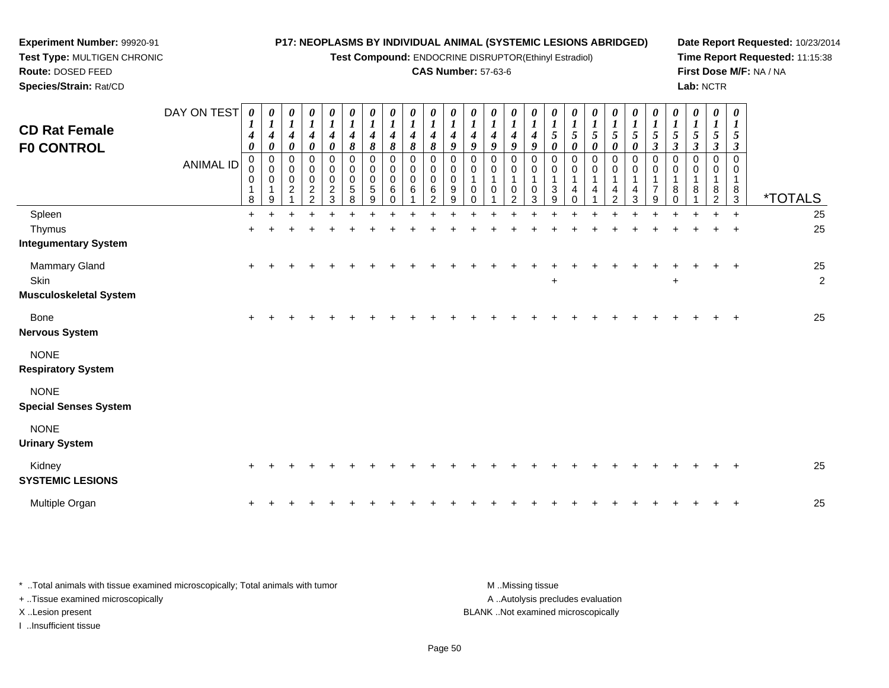**Experiment Number:** 99920-91
**Test Type:** MULTIGEN CHRONIC
**Route:** DOSED FEED
**Species/Strain:** Rat/CD

**P17: NEOPLASMS BY INDIVIDUAL ANIMAL (SYSTEMIC LESIONS ABRIDGED)**
**Test Compound:** ENDOCRINE DISRUPTOR(Ethinyl Estradiol)
**CAS Number:** 57-63-6

**Date Report Requested:** 10/23/2014
**Time Report Requested:** 11:15:38
**First Dose M/F:** NA / NA
**Lab:** NCTR

## CD Rat Female F0 CONTROL

| DAY ON TEST | 0140 | 0140 | 0140 | 0140 | 0140 | 0148 | 0148 | 0148 | 0148 | 0148 | 0149 | 0149 | 0149 | 0149 | 0149 | 0150 | 0150 | 0150 | 0150 | 0150 | 0153 | 0153 | 0153 | 0153 | 0153 | |
|---|---|---|---|---|---|---|---|---|---|---|---|---|---|---|---|---|---|---|---|---|---|---|---|---|---|---|
| **ANIMAL ID** | 00018 | 00019 | 00021 | 00022 | 00023 | 00058 | 00059 | 00060 | 00061 | 00062 | 00099 | 00100 | 00101 | 00102 | 00103 | 00139 | 00140 | 00141 | 00142 | 00143 | 00179 | 00180 | 00181 | 00182 | 00183 | ***TOTALS** |
| Spleen | + | + | + | + | + | + | + | + | + | + | + | + | + | + | + | + | + | + | + | + | + | + | + | + | + | 25 |
| Thymus | + | + | + | + | + | + | + | + | + | + | + | + | + | + | + | + | + | + | + | + | + | + | + | + | + | 25 |
| **Integumentary System** | | | | | | | | | | | | | | | | | | | | | | | | | | |
| Mammary Gland | + | + | + | + | + | + | + | + | + | + | + | + | + | + | + | + | + | + | + | + | + | + | + | + | + | 25 |
| Skin | | | | | | | | | | | | | | | | + | | | | | | + | | | | 2 |
| **Musculoskeletal System** | | | | | | | | | | | | | | | | | | | | | | | | | | |
| Bone | + | + | + | + | + | + | + | + | + | + | + | + | + | + | + | + | + | + | + | + | + | + | + | + | + | 25 |
| **Nervous System** | | | | | | | | | | | | | | | | | | | | | | | | | | |
| NONE | | | | | | | | | | | | | | | | | | | | | | | | | | |
| **Respiratory System** | | | | | | | | | | | | | | | | | | | | | | | | | | |
| NONE | | | | | | | | | | | | | | | | | | | | | | | | | | |
| **Special Senses System** | | | | | | | | | | | | | | | | | | | | | | | | | | |
| NONE | | | | | | | | | | | | | | | | | | | | | | | | | | |
| **Urinary System** | | | | | | | | | | | | | | | | | | | | | | | | | | |
| Kidney | + | + | + | + | + | + | + | + | + | + | + | + | + | + | + | + | + | + | + | + | + | + | + | + | + | 25 |
| **SYSTEMIC LESIONS** | | | | | | | | | | | | | | | | | | | | | | | | | | |
| Multiple Organ | + | + | + | + | + | + | + | + | + | + | + | + | + | + | + | + | + | + | + | + | + | + | + | + | + | 25 |

\* ..Total animals with tissue examined microscopically; Total animals with tumor
\+ ..Tissue examined microscopically
X ..Lesion present
I ..Insufficient tissue

M ..Missing tissue
A ..Autolysis precludes evaluation
BLANK ..Not examined microscopically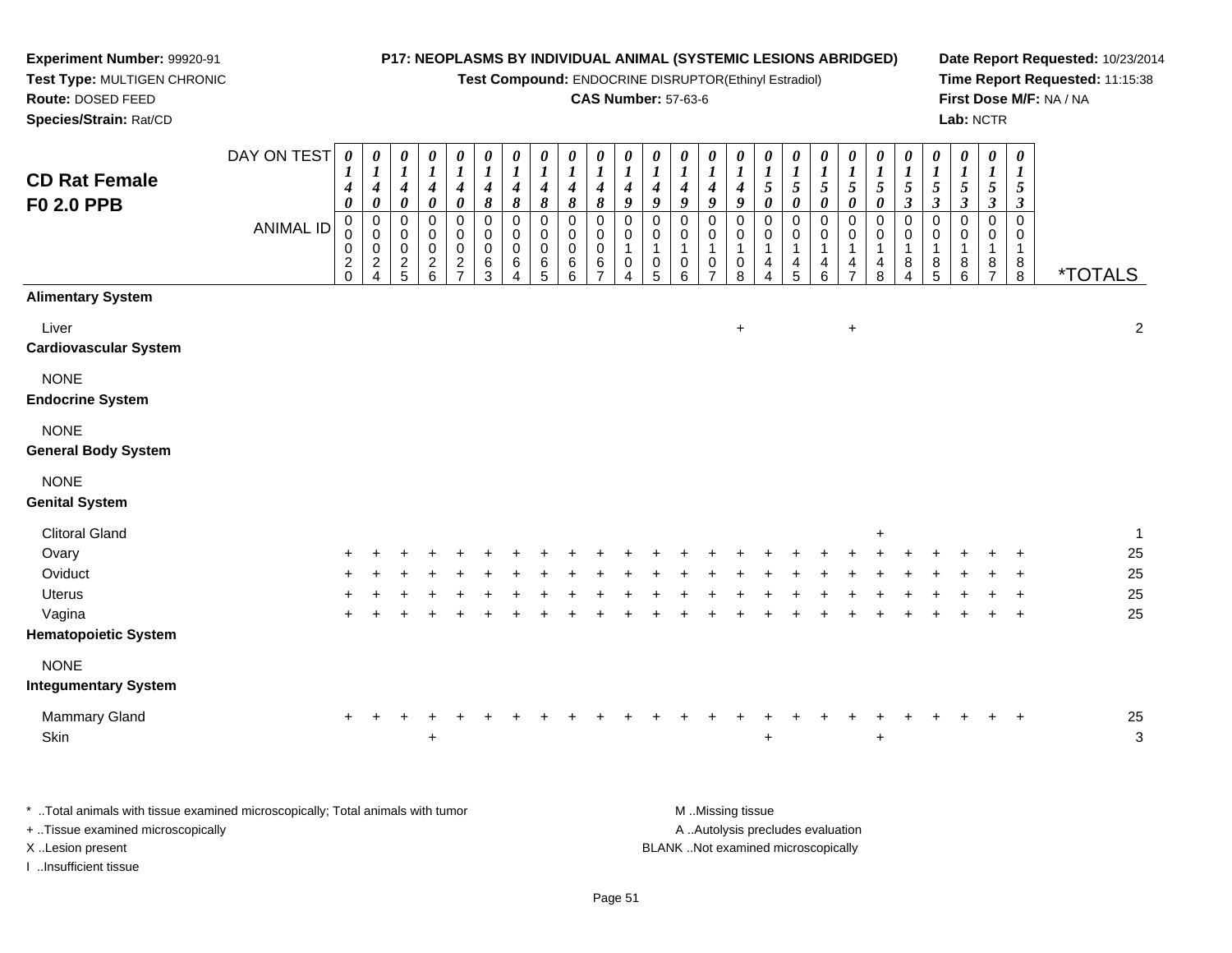**Experiment Number:** 99920-91
**Test Type:** MULTIGEN CHRONIC
**Route:** DOSED FEED
**Species/Strain:** Rat/CD

**P17: NEOPLASMS BY INDIVIDUAL ANIMAL (SYSTEMIC LESIONS ABRIDGED)**
**Test Compound:** ENDOCRINE DISRUPTOR(Ethinyl Estradiol)
**CAS Number:** 57-63-6

**Date Report Requested:** 10/23/2014
**Time Report Requested:** 11:15:38
**First Dose M/F:** NA / NA
**Lab:** NCTR

## CD Rat Female F0 2.0 PPB

| DAY ON TEST | 0140 | 0140 | 0140 | 0140 | 0140 | 0148 | 0148 | 0148 | 0148 | 0148 | 0149 | 0149 | 0149 | 0149 | 0149 | 0150 | 0150 | 0150 | 0150 | 0150 | 0153 | 0153 | 0153 | 0153 | 0153 | |
|---|---|---|---|---|---|---|---|---|---|---|---|---|---|---|---|---|---|---|---|---|---|---|---|---|---|---|
| ANIMAL ID | 00020 | 00024 | 00025 | 00026 | 00027 | 00063 | 00064 | 00065 | 00066 | 00067 | 00104 | 00105 | 00106 | 00107 | 00108 | 00144 | 00145 | 00146 | 00147 | 00148 | 00184 | 00185 | 00186 | 00187 | 00188 | *TOTALS |
| **Alimentary System** | | | | | | | | | | | | | | | | | | | | | | | | | | |
| Liver | | | | | | | | | | | | | | | + | | | | + | | | | | | | 2 |
| **Cardiovascular System** | | | | | | | | | | | | | | | | | | | | | | | | | | |
| NONE | | | | | | | | | | | | | | | | | | | | | | | | | | |
| **Endocrine System** | | | | | | | | | | | | | | | | | | | | | | | | | | |
| NONE | | | | | | | | | | | | | | | | | | | | | | | | | | |
| **General Body System** | | | | | | | | | | | | | | | | | | | | | | | | | | |
| NONE | | | | | | | | | | | | | | | | | | | | | | | | | | |
| **Genital System** | | | | | | | | | | | | | | | | | | | | | | | | | | |
| Clitoral Gland | | | | | | | | | | | | | | | | | | | | + | | | | | | 1 |
| Ovary | + | + | + | + | + | + | + | + | + | + | + | + | + | + | + | + | + | + | + | + | + | + | + | + | + | 25 |
| Oviduct | + | + | + | + | + | + | + | + | + | + | + | + | + | + | + | + | + | + | + | + | + | + | + | + | + | 25 |
| Uterus | + | + | + | + | + | + | + | + | + | + | + | + | + | + | + | + | + | + | + | + | + | + | + | + | + | 25 |
| Vagina | + | + | + | + | + | + | + | + | + | + | + | + | + | + | + | + | + | + | + | + | + | + | + | + | + | 25 |
| **Hematopoietic System** | | | | | | | | | | | | | | | | | | | | | | | | | | |
| NONE | | | | | | | | | | | | | | | | | | | | | | | | | | |
| **Integumentary System** | | | | | | | | | | | | | | | | | | | | | | | | | | |
| Mammary Gland | + | + | + | + | + | + | + | + | + | + | + | + | + | + | + | + | + | + | + | + | + | + | + | + | + | 25 |
| Skin | | | | + | | | | | | | | | | | | + | | | | + | | | | | | 3 |

\* ..Total animals with tissue examined microscopically; Total animals with tumor
\+ ..Tissue examined microscopically
X ..Lesion present
I ..Insufficient tissue

M ..Missing tissue
A ..Autolysis precludes evaluation
BLANK ..Not examined microscopically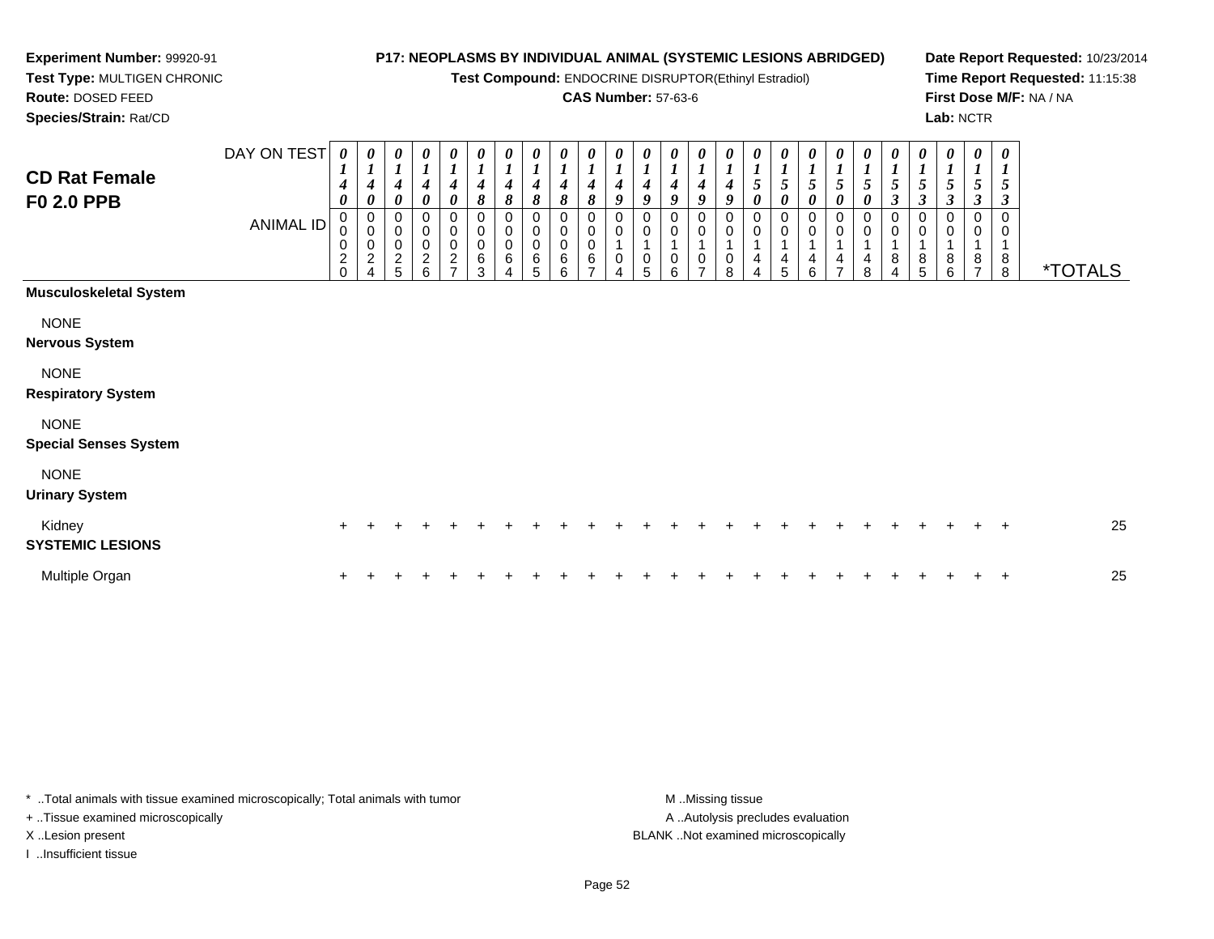**Experiment Number:** 99920-91
**Test Type:** MULTIGEN CHRONIC
**Route:** DOSED FEED
**Species/Strain:** Rat/CD

**P17: NEOPLASMS BY INDIVIDUAL ANIMAL (SYSTEMIC LESIONS ABRIDGED)**
**Test Compound:** ENDOCRINE DISRUPTOR(Ethinyl Estradiol)
**CAS Number:** 57-63-6

**Date Report Requested:** 10/23/2014
**Time Report Requested:** 11:15:38
**First Dose M/F:** NA / NA
**Lab:** NCTR

## CD Rat Female F0 2.0 PPB

| DAY ON TEST | 0140 | 0140 | 0140 | 0140 | 0140 | 0148 | 0148 | 0148 | 0148 | 0148 | 0149 | 0149 | 0149 | 0149 | 0149 | 0150 | 0150 | 0150 | 0150 | 0150 | 0153 | 0153 | 0153 | 0153 | 0153 | |
|---|---|---|---|---|---|---|---|---|---|---|---|---|---|---|---|---|---|---|---|---|---|---|---|---|---|---|
| **ANIMAL ID** | 00020 | 00024 | 00025 | 00026 | 00027 | 00063 | 00064 | 00065 | 00066 | 00067 | 00104 | 00105 | 00106 | 00107 | 00108 | 00144 | 00145 | 00146 | 00147 | 00148 | 00184 | 00185 | 00186 | 00187 | 00188 | ***TOTALS** |
| **Musculoskeletal System** | | | | | | | | | | | | | | | | | | | | | | | | | | |
| NONE | | | | | | | | | | | | | | | | | | | | | | | | | | |
| **Nervous System** | | | | | | | | | | | | | | | | | | | | | | | | | | |
| NONE | | | | | | | | | | | | | | | | | | | | | | | | | | |
| **Respiratory System** | | | | | | | | | | | | | | | | | | | | | | | | | | |
| NONE | | | | | | | | | | | | | | | | | | | | | | | | | | |
| **Special Senses System** | | | | | | | | | | | | | | | | | | | | | | | | | | |
| NONE | | | | | | | | | | | | | | | | | | | | | | | | | | |
| **Urinary System** | | | | | | | | | | | | | | | | | | | | | | | | | | |
| Kidney | + | + | + | + | + | + | + | + | + | + | + | + | + | + | + | + | + | + | + | + | + | + | + | + | + | 25 |
| **SYSTEMIC LESIONS** | | | | | | | | | | | | | | | | | | | | | | | | | | |
| Multiple Organ | + | + | + | + | + | + | + | + | + | + | + | + | + | + | + | + | + | + | + | + | + | + | + | + | + | 25 |

\* ..Total animals with tissue examined microscopically; Total animals with tumor
\+ ..Tissue examined microscopically
X ..Lesion present
I ..Insufficient tissue

M ..Missing tissue
A ..Autolysis precludes evaluation
BLANK ..Not examined microscopically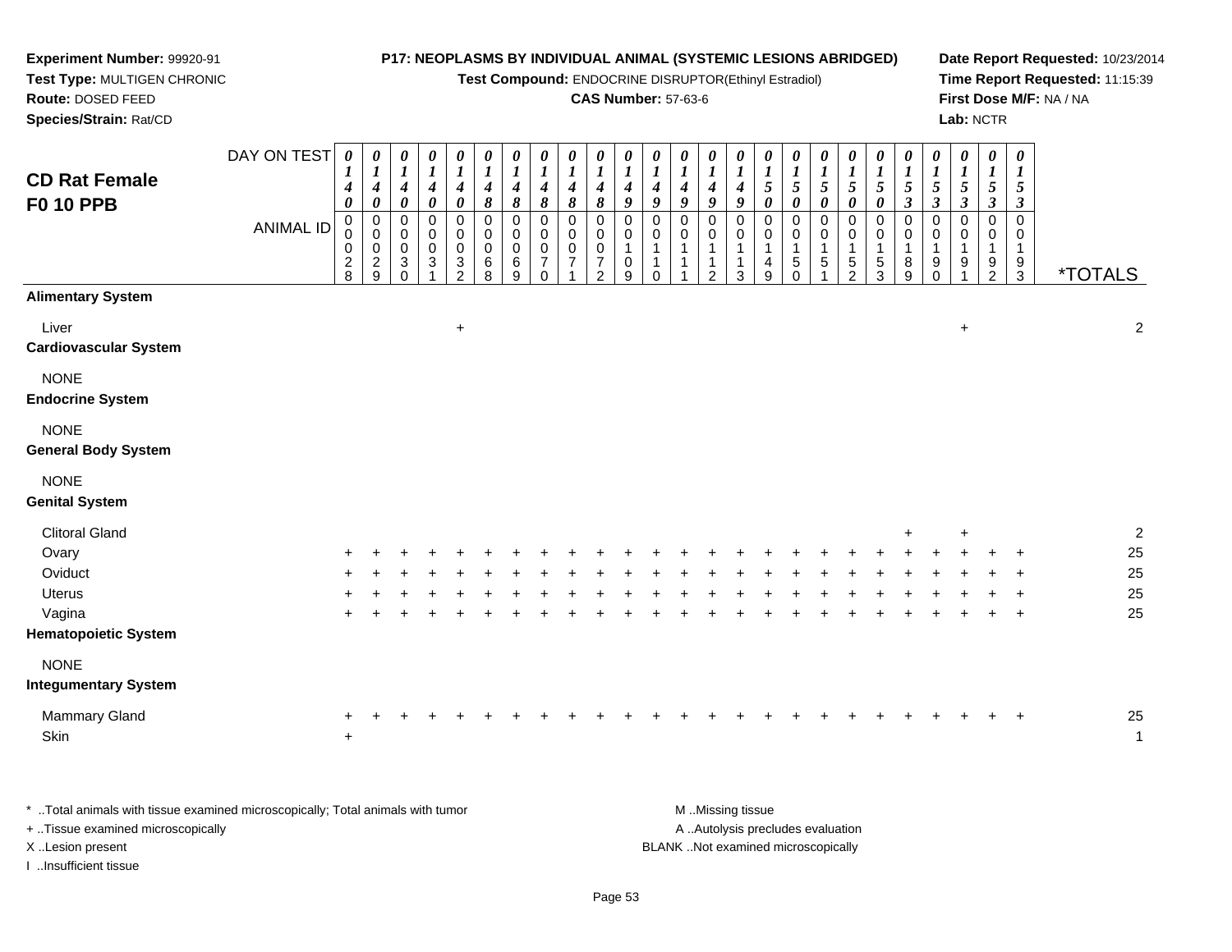**Experiment Number:** 99920-91
**Test Type:** MULTIGEN CHRONIC
**Route:** DOSED FEED
**Species/Strain:** Rat/CD

**P17: NEOPLASMS BY INDIVIDUAL ANIMAL (SYSTEMIC LESIONS ABRIDGED)**
**Test Compound:** ENDOCRINE DISRUPTOR(Ethinyl Estradiol)
**CAS Number:** 57-63-6

**Date Report Requested:** 10/23/2014
**Time Report Requested:** 11:15:39
**First Dose M/F:** NA / NA
**Lab:** NCTR

## CD Rat Female F0 10 PPB

| DAY ON TEST | 0140 | 0140 | 0140 | 0140 | 0140 | 0148 | 0148 | 0148 | 0148 | 0148 | 0149 | 0149 | 0149 | 0149 | 0149 | 0150 | 0150 | 0150 | 0150 | 0150 | 0153 | 0153 | 0153 | 0153 | 0153 | |
|---|---|---|---|---|---|---|---|---|---|---|---|---|---|---|---|---|---|---|---|---|---|---|---|---|---|---|
| **ANIMAL ID** | 00028 | 00029 | 00030 | 00031 | 00032 | 00068 | 00069 | 00070 | 00071 | 00072 | 00109 | 00110 | 00111 | 00112 | 00113 | 00149 | 00150 | 00151 | 00152 | 00153 | 00189 | 00190 | 00191 | 00192 | 00193 | ***TOTALS** |
| **Alimentary System** | | | | | | | | | | | | | | | | | | | | | | | | | | |
| Liver | | | | | + | | | | | | | | | | | | | | | | | | + | | | 2 |
| **Cardiovascular System** | | | | | | | | | | | | | | | | | | | | | | | | | | |
| NONE | | | | | | | | | | | | | | | | | | | | | | | | | | |
| **Endocrine System** | | | | | | | | | | | | | | | | | | | | | | | | | | |
| NONE | | | | | | | | | | | | | | | | | | | | | | | | | | |
| **General Body System** | | | | | | | | | | | | | | | | | | | | | | | | | | |
| NONE | | | | | | | | | | | | | | | | | | | | | | | | | | |
| **Genital System** | | | | | | | | | | | | | | | | | | | | | | | | | | |
| Clitoral Gland | | | | | | | | | | | | | | | | | | | | | + | | + | | | 2 |
| Ovary | + | + | + | + | + | + | + | + | + | + | + | + | + | + | + | + | + | + | + | + | + | + | + | + | + | 25 |
| Oviduct | + | + | + | + | + | + | + | + | + | + | + | + | + | + | + | + | + | + | + | + | + | + | + | + | + | 25 |
| Uterus | + | + | + | + | + | + | + | + | + | + | + | + | + | + | + | + | + | + | + | + | + | + | + | + | + | 25 |
| Vagina | + | + | + | + | + | + | + | + | + | + | + | + | + | + | + | + | + | + | + | + | + | + | + | + | + | 25 |
| **Hematopoietic System** | | | | | | | | | | | | | | | | | | | | | | | | | | |
| NONE | | | | | | | | | | | | | | | | | | | | | | | | | | |
| **Integumentary System** | | | | | | | | | | | | | | | | | | | | | | | | | | |
| Mammary Gland | + | + | + | + | + | + | + | + | + | + | + | + | + | + | + | + | + | + | + | + | + | + | + | + | + | 25 |
| Skin | + | | | | | | | | | | | | | | | | | | | | | | | | | 1 |

* ..Total animals with tissue examined microscopically; Total animals with tumor
+ ..Tissue examined microscopically
X ..Lesion present
I ..Insufficient tissue

M ..Missing tissue
A ..Autolysis precludes evaluation
BLANK ..Not examined microscopically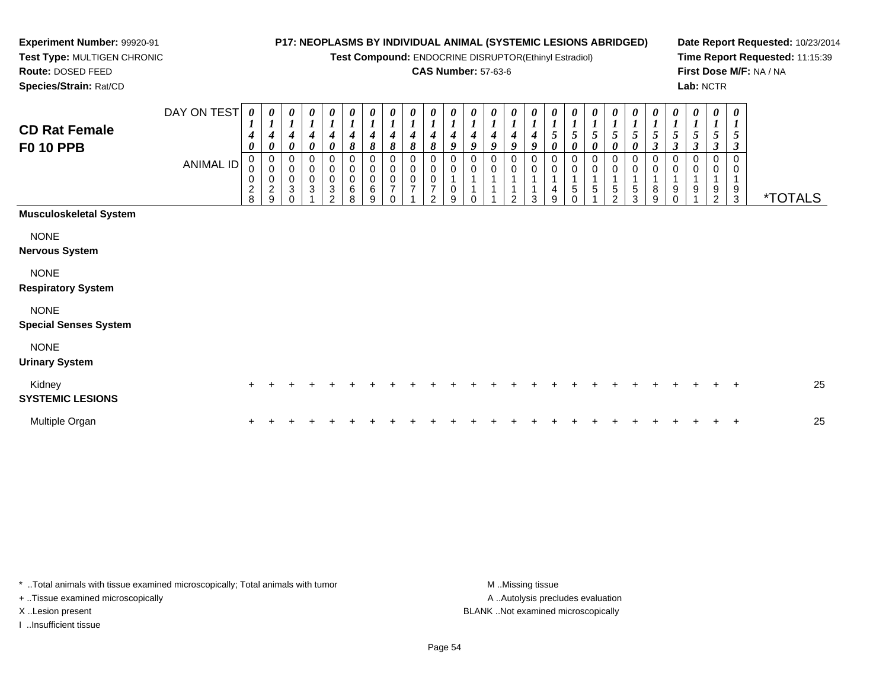**Experiment Number:** 99920-91
**Test Type:** MULTIGEN CHRONIC
**Route:** DOSED FEED
**Species/Strain:** Rat/CD

**P17: NEOPLASMS BY INDIVIDUAL ANIMAL (SYSTEMIC LESIONS ABRIDGED)**
**Test Compound:** ENDOCRINE DISRUPTOR(Ethinyl Estradiol)
**CAS Number:** 57-63-6

**Date Report Requested:** 10/23/2014
**Time Report Requested:** 11:15:39
**First Dose M/F:** NA / NA
**Lab:** NCTR

## CD Rat Female F0 10 PPB

| DAY ON TEST | 0140 | 0140 | 0140 | 0140 | 0140 | 0148 | 0148 | 0148 | 0148 | 0148 | 0149 | 0149 | 0149 | 0149 | 0149 | 0150 | 0150 | 0150 | 0150 | 0150 | 0153 | 0153 | 0153 | 0153 | 0153 | |
|---|---|---|---|---|---|---|---|---|---|---|---|---|---|---|---|---|---|---|---|---|---|---|---|---|---|---|
| **ANIMAL ID** | 00028 | 00029 | 00030 | 00031 | 00032 | 00068 | 00069 | 00070 | 00071 | 00072 | 00109 | 00110 | 00111 | 00112 | 00113 | 00149 | 00150 | 00151 | 00152 | 00153 | 00189 | 00190 | 00191 | 00192 | 00193 | ***TOTALS** |
| **Musculoskeletal System** | | | | | | | | | | | | | | | | | | | | | | | | | | |
| NONE | | | | | | | | | | | | | | | | | | | | | | | | | | |
| **Nervous System** | | | | | | | | | | | | | | | | | | | | | | | | | | |
| NONE | | | | | | | | | | | | | | | | | | | | | | | | | | |
| **Respiratory System** | | | | | | | | | | | | | | | | | | | | | | | | | | |
| NONE | | | | | | | | | | | | | | | | | | | | | | | | | | |
| **Special Senses System** | | | | | | | | | | | | | | | | | | | | | | | | | | |
| NONE | | | | | | | | | | | | | | | | | | | | | | | | | | |
| **Urinary System** | | | | | | | | | | | | | | | | | | | | | | | | | | |
| Kidney | + | + | + | + | + | + | + | + | + | + | + | + | + | + | + | + | + | + | + | + | + | + | + | + | + | 25 |
| **SYSTEMIC LESIONS** | | | | | | | | | | | | | | | | | | | | | | | | | | |
| Multiple Organ | + | + | + | + | + | + | + | + | + | + | + | + | + | + | + | + | + | + | + | + | + | + | + | + | + | 25 |

\* ..Total animals with tissue examined microscopically; Total animals with tumor
+ ..Tissue examined microscopically
X ..Lesion present
I ..Insufficient tissue

M ..Missing tissue
A ..Autolysis precludes evaluation
BLANK ..Not examined microscopically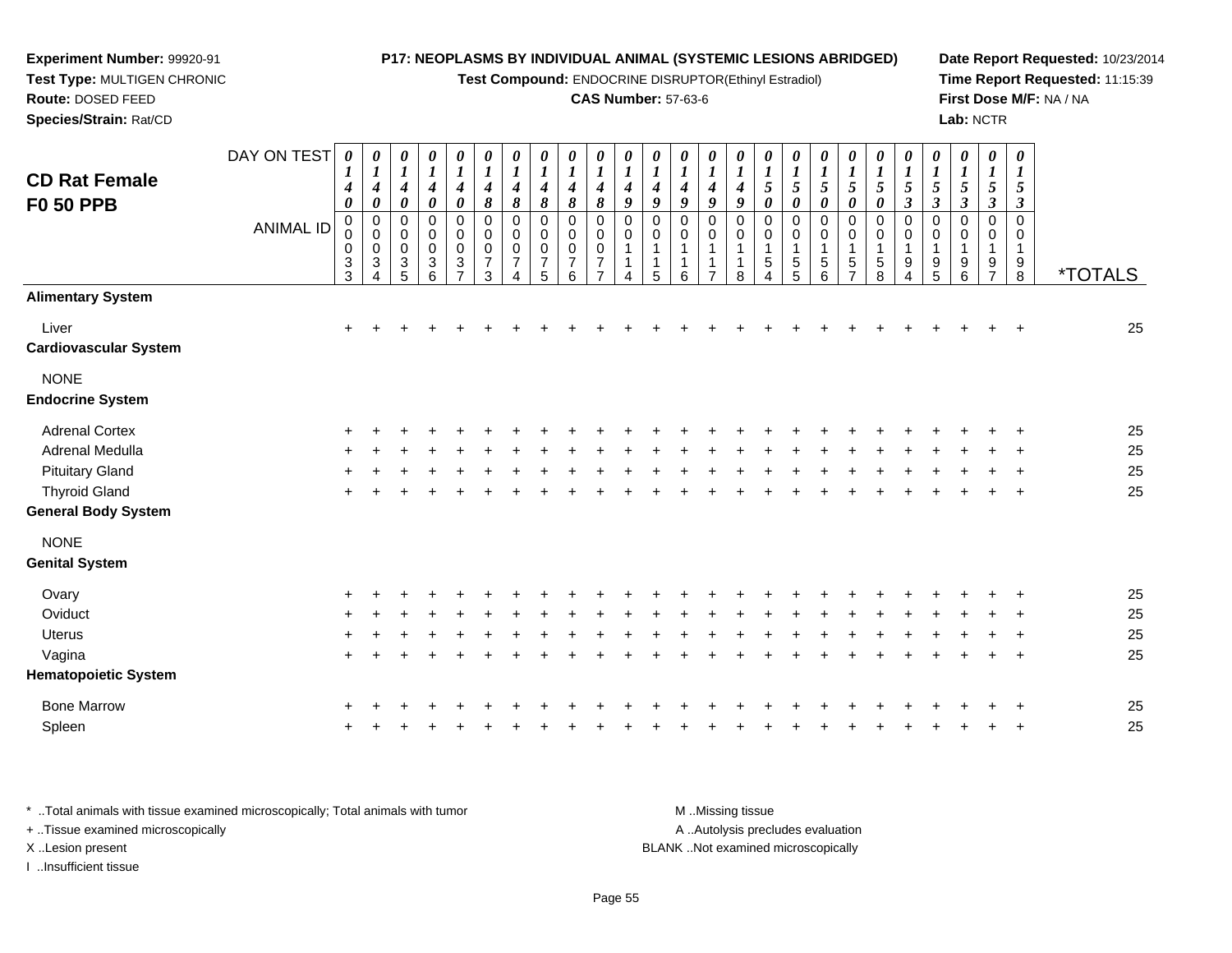**Experiment Number:** 99920-91
**Test Type:** MULTIGEN CHRONIC
**Route:** DOSED FEED
**Species/Strain:** Rat/CD

**P17: NEOPLASMS BY INDIVIDUAL ANIMAL (SYSTEMIC LESIONS ABRIDGED)**
**Test Compound:** ENDOCRINE DISRUPTOR(Ethinyl Estradiol)
**CAS Number:** 57-63-6

**Date Report Requested:** 10/23/2014
**Time Report Requested:** 11:15:39
**First Dose M/F:** NA / NA
**Lab:** NCTR

## CD Rat Female F0 50 PPB

| DAY ON TEST | 0140 | 0140 | 0140 | 0140 | 0140 | 0148 | 0148 | 0148 | 0148 | 0148 | 0149 | 0149 | 0149 | 0149 | 0149 | 0150 | 0150 | 0150 | 0150 | 0150 | 0153 | 0153 | 0153 | 0153 | 0153 | |
|---|---|---|---|---|---|---|---|---|---|---|---|---|---|---|---|---|---|---|---|---|---|---|---|---|---|---|
| **ANIMAL ID** | 00033 | 00034 | 00035 | 00036 | 00037 | 00073 | 00074 | 00075 | 00076 | 00077 | 00114 | 00115 | 00116 | 00117 | 00118 | 00154 | 00155 | 00156 | 00157 | 00158 | 00194 | 00195 | 00196 | 00197 | 00198 | ***TOTALS** |
| **Alimentary System** | | | | | | | | | | | | | | | | | | | | | | | | | | |
| Liver | + | + | + | + | + | + | + | + | + | + | + | + | + | + | + | + | + | + | + | + | + | + | + | + | + | 25 |
| **Cardiovascular System** | | | | | | | | | | | | | | | | | | | | | | | | | | |
| NONE | | | | | | | | | | | | | | | | | | | | | | | | | | |
| **Endocrine System** | | | | | | | | | | | | | | | | | | | | | | | | | | |
| Adrenal Cortex | + | + | + | + | + | + | + | + | + | + | + | + | + | + | + | + | + | + | + | + | + | + | + | + | + | 25 |
| Adrenal Medulla | + | + | + | + | + | + | + | + | + | + | + | + | + | + | + | + | + | + | + | + | + | + | + | + | + | 25 |
| Pituitary Gland | + | + | + | + | + | + | + | + | + | + | + | + | + | + | + | + | + | + | + | + | + | + | + | + | + | 25 |
| Thyroid Gland | + | + | + | + | + | + | + | + | + | + | + | + | + | + | + | + | + | + | + | + | + | + | + | + | + | 25 |
| **General Body System** | | | | | | | | | | | | | | | | | | | | | | | | | | |
| NONE | | | | | | | | | | | | | | | | | | | | | | | | | | |
| **Genital System** | | | | | | | | | | | | | | | | | | | | | | | | | | |
| Ovary | + | + | + | + | + | + | + | + | + | + | + | + | + | + | + | + | + | + | + | + | + | + | + | + | + | 25 |
| Oviduct | + | + | + | + | + | + | + | + | + | + | + | + | + | + | + | + | + | + | + | + | + | + | + | + | + | 25 |
| Uterus | + | + | + | + | + | + | + | + | + | + | + | + | + | + | + | + | + | + | + | + | + | + | + | + | + | 25 |
| Vagina | + | + | + | + | + | + | + | + | + | + | + | + | + | + | + | + | + | + | + | + | + | + | + | + | + | 25 |
| **Hematopoietic System** | | | | | | | | | | | | | | | | | | | | | | | | | | |
| Bone Marrow | + | + | + | + | + | + | + | + | + | + | + | + | + | + | + | + | + | + | + | + | + | + | + | + | + | 25 |
| Spleen | + | + | + | + | + | + | + | + | + | + | + | + | + | + | + | + | + | + | + | + | + | + | + | + | + | 25 |

* ..Total animals with tissue examined microscopically; Total animals with tumor
+ ..Tissue examined microscopically
X ..Lesion present
I ..Insufficient tissue

M ..Missing tissue
A ..Autolysis precludes evaluation
BLANK ..Not examined microscopically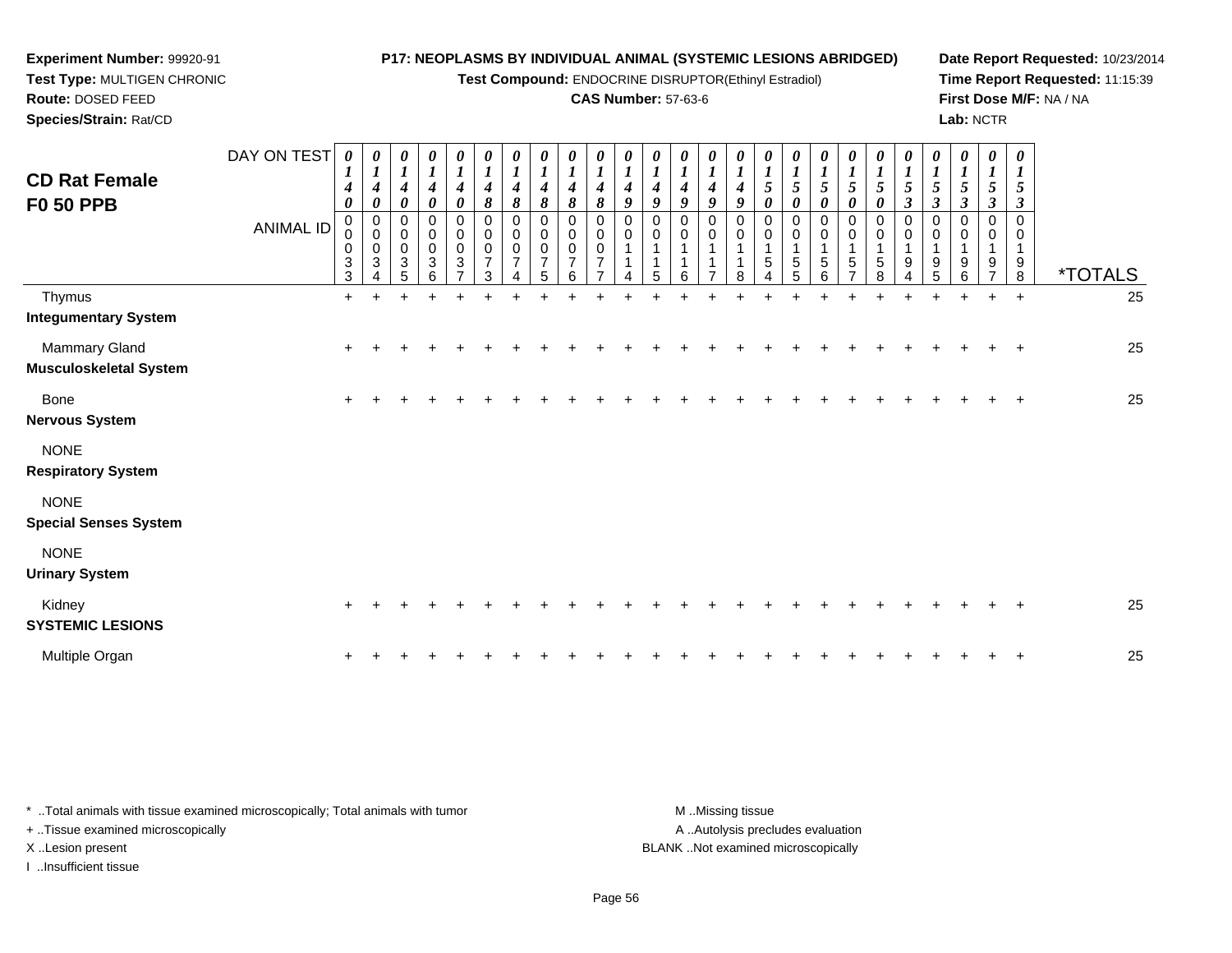**Experiment Number:** 99920-91
**Test Type:** MULTIGEN CHRONIC
**Route:** DOSED FEED
**Species/Strain:** Rat/CD

**P17: NEOPLASMS BY INDIVIDUAL ANIMAL (SYSTEMIC LESIONS ABRIDGED)**
**Test Compound:** ENDOCRINE DISRUPTOR(Ethinyl Estradiol)
**CAS Number:** 57-63-6

**Date Report Requested:** 10/23/2014
**Time Report Requested:** 11:15:39
**First Dose M/F:** NA / NA
**Lab:** NCTR

## CD Rat Female F0 50 PPB

| DAY ON TEST | 0140 | 0140 | 0140 | 0140 | 0140 | 0148 | 0148 | 0148 | 0148 | 0148 | 0149 | 0149 | 0149 | 0149 | 0149 | 0150 | 0150 | 0150 | 0150 | 0150 | 0153 | 0153 | 0153 | 0153 | 0153 | |
|---|---|---|---|---|---|---|---|---|---|---|---|---|---|---|---|---|---|---|---|---|---|---|---|---|---|---|
| **ANIMAL ID** | 00033 | 00034 | 00035 | 00036 | 00037 | 00073 | 00074 | 00075 | 00076 | 00077 | 00114 | 00115 | 00116 | 00117 | 00118 | 00154 | 00155 | 00156 | 00157 | 00158 | 00194 | 00195 | 00196 | 00197 | 00198 | ***TOTALS** |
| Thymus | + | + | + | + | + | + | + | + | + | + | + | + | + | + | + | + | + | + | + | + | + | + | + | + | + | 25 |
| **Integumentary System** | | | | | | | | | | | | | | | | | | | | | | | | | | |
| Mammary Gland | + | + | + | + | + | + | + | + | + | + | + | + | + | + | + | + | + | + | + | + | + | + | + | + | + | 25 |
| **Musculoskeletal System** | | | | | | | | | | | | | | | | | | | | | | | | | | |
| Bone | + | + | + | + | + | + | + | + | + | + | + | + | + | + | + | + | + | + | + | + | + | + | + | + | + | 25 |
| **Nervous System** | | | | | | | | | | | | | | | | | | | | | | | | | | |
| NONE | | | | | | | | | | | | | | | | | | | | | | | | | | |
| **Respiratory System** | | | | | | | | | | | | | | | | | | | | | | | | | | |
| NONE | | | | | | | | | | | | | | | | | | | | | | | | | | |
| **Special Senses System** | | | | | | | | | | | | | | | | | | | | | | | | | | |
| NONE | | | | | | | | | | | | | | | | | | | | | | | | | | |
| **Urinary System** | | | | | | | | | | | | | | | | | | | | | | | | | | |
| Kidney | + | + | + | + | + | + | + | + | + | + | + | + | + | + | + | + | + | + | + | + | + | + | + | + | + | 25 |
| **SYSTEMIC LESIONS** | | | | | | | | | | | | | | | | | | | | | | | | | | |
| Multiple Organ | + | + | + | + | + | + | + | + | + | + | + | + | + | + | + | + | + | + | + | + | + | + | + | + | + | 25 |

\* ..Total animals with tissue examined microscopically; Total animals with tumor
+ ..Tissue examined microscopically
X ..Lesion present
I ..Insufficient tissue

M ..Missing tissue
A ..Autolysis precludes evaluation
BLANK ..Not examined microscopically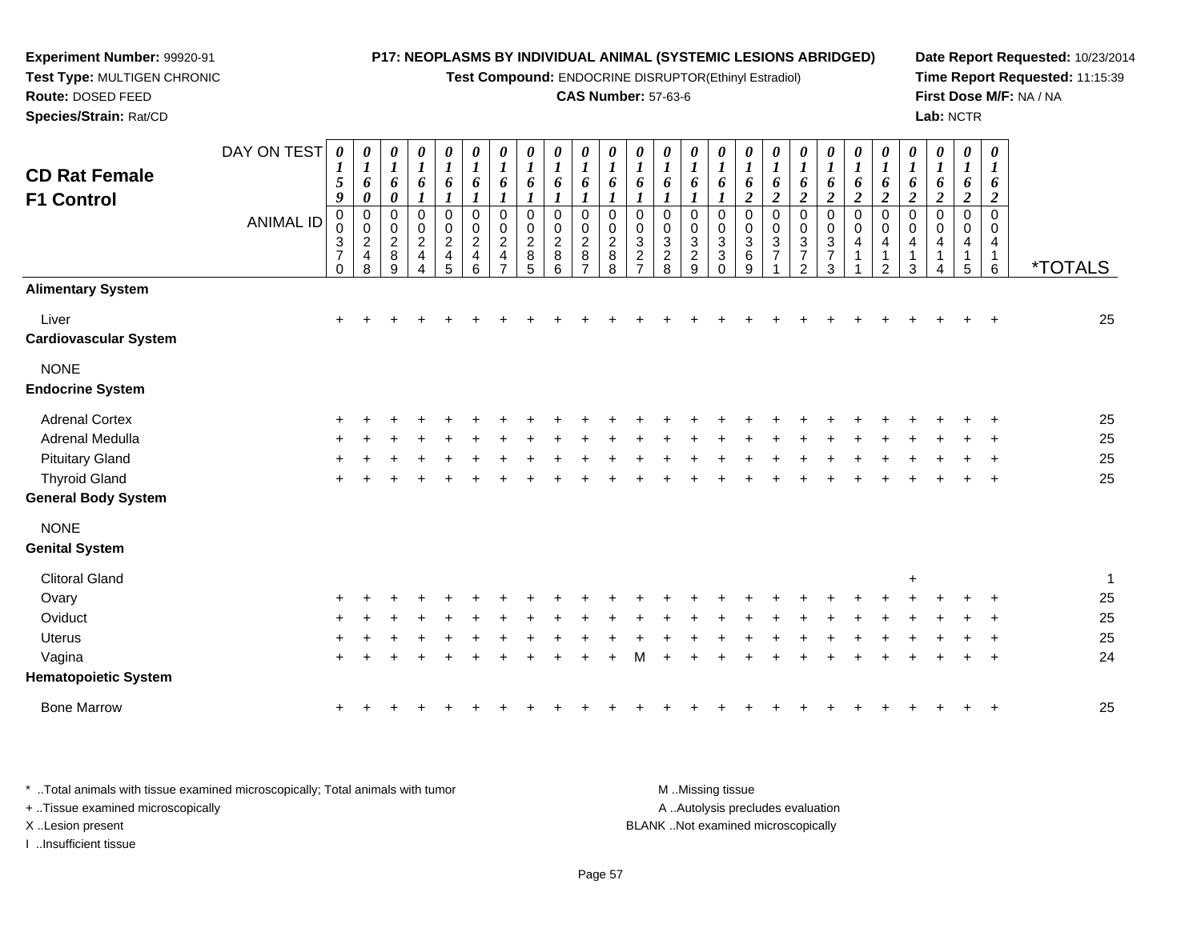**Experiment Number:** 99920-91
**Test Type:** MULTIGEN CHRONIC
**Route:** DOSED FEED
**Species/Strain:** Rat/CD

**P17: NEOPLASMS BY INDIVIDUAL ANIMAL (SYSTEMIC LESIONS ABRIDGED)**
**Test Compound:** ENDOCRINE DISRUPTOR(Ethinyl Estradiol)
**CAS Number:** 57-63-6

**Date Report Requested:** 10/23/2014
**Time Report Requested:** 11:15:39
**First Dose M/F:** NA / NA
**Lab:** NCTR

## CD Rat Female F1 Control

| DAY ON TEST | 0159 | 0160 | 0160 | 0161 | 0161 | 0161 | 0161 | 0161 | 0161 | 0161 | 0161 | 0161 | 0161 | 0161 | 0161 | 0162 | 0162 | 0162 | 0162 | 0162 | 0162 | 0162 | 0162 | 0162 | 0162 | |
|---|---|---|---|---|---|---|---|---|---|---|---|---|---|---|---|---|---|---|---|---|---|---|---|---|---|---|
| **ANIMAL ID** | 00370 | 00248 | 00289 | 00244 | 00245 | 00246 | 00247 | 00285 | 00286 | 00287 | 00288 | 00327 | 00328 | 00329 | 00330 | 00369 | 00371 | 00372 | 00373 | 00411 | 00412 | 00413 | 00414 | 00415 | 00416 | ***TOTALS** |
| **Alimentary System** | | | | | | | | | | | | | | | | | | | | | | | | | | |
| Liver | + | + | + | + | + | + | + | + | + | + | + | + | + | + | + | + | + | + | + | + | + | + | + | + | + | 25 |
| **Cardiovascular System** | | | | | | | | | | | | | | | | | | | | | | | | | | |
| NONE | | | | | | | | | | | | | | | | | | | | | | | | | | |
| **Endocrine System** | | | | | | | | | | | | | | | | | | | | | | | | | | |
| Adrenal Cortex | + | + | + | + | + | + | + | + | + | + | + | + | + | + | + | + | + | + | + | + | + | + | + | + | + | 25 |
| Adrenal Medulla | + | + | + | + | + | + | + | + | + | + | + | + | + | + | + | + | + | + | + | + | + | + | + | + | + | 25 |
| Pituitary Gland | + | + | + | + | + | + | + | + | + | + | + | + | + | + | + | + | + | + | + | + | + | + | + | + | + | 25 |
| Thyroid Gland | + | + | + | + | + | + | + | + | + | + | + | + | + | + | + | + | + | + | + | + | + | + | + | + | + | 25 |
| **General Body System** | | | | | | | | | | | | | | | | | | | | | | | | | | |
| NONE | | | | | | | | | | | | | | | | | | | | | | | | | | |
| **Genital System** | | | | | | | | | | | | | | | | | | | | | | | | | | |
| Clitoral Gland | | | | | | | | | | | | | | | | | | | | | | + | | | | 1 |
| Ovary | + | + | + | + | + | + | + | + | + | + | + | + | + | + | + | + | + | + | + | + | + | + | + | + | + | 25 |
| Oviduct | + | + | + | + | + | + | + | + | + | + | + | + | + | + | + | + | + | + | + | + | + | + | + | + | + | 25 |
| Uterus | + | + | + | + | + | + | + | + | + | + | + | + | + | + | + | + | + | + | + | + | + | + | + | + | + | 25 |
| Vagina | + | + | + | + | + | + | + | + | + | + | + | M | + | + | + | + | + | + | + | + | + | + | + | + | + | 24 |
| **Hematopoietic System** | | | | | | | | | | | | | | | | | | | | | | | | | | |
| Bone Marrow | + | + | + | + | + | + | + | + | + | + | + | + | + | + | + | + | + | + | + | + | + | + | + | + | + | 25 |

\* ..Total animals with tissue examined microscopically; Total animals with tumor
+ ..Tissue examined microscopically
X ..Lesion present
I ..Insufficient tissue

M ..Missing tissue
A ..Autolysis precludes evaluation
BLANK ..Not examined microscopically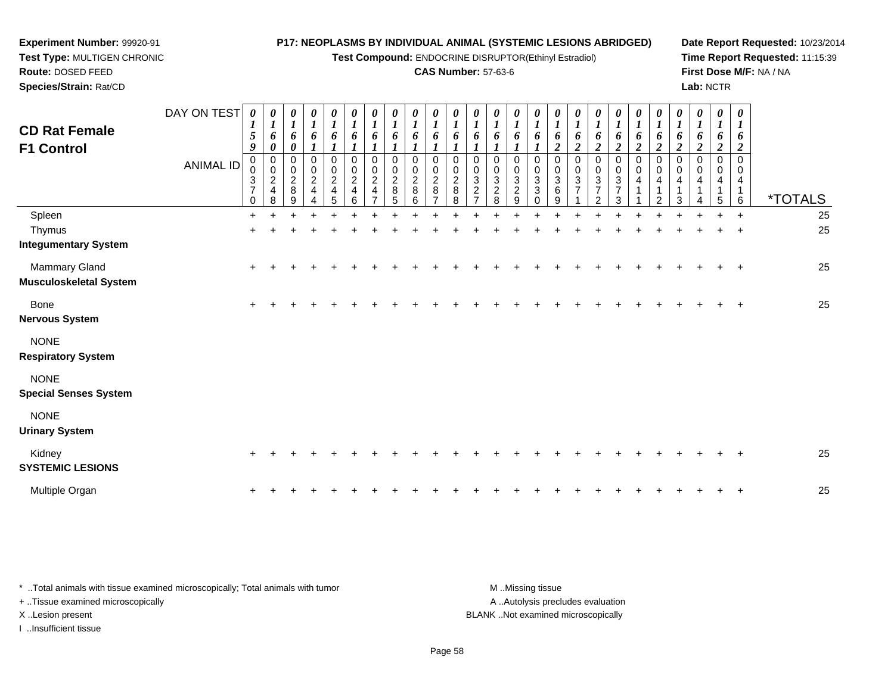**Experiment Number:** 99920-91
**Test Type:** MULTIGEN CHRONIC
**Route:** DOSED FEED
**Species/Strain:** Rat/CD

**P17: NEOPLASMS BY INDIVIDUAL ANIMAL (SYSTEMIC LESIONS ABRIDGED)**
**Test Compound:** ENDOCRINE DISRUPTOR(Ethinyl Estradiol)
**CAS Number:** 57-63-6

**Date Report Requested:** 10/23/2014
**Time Report Requested:** 11:15:39
**First Dose M/F:** NA / NA
**Lab:** NCTR

# CD Rat Female F1 Control

| DAY ON TEST | 0159 | 0160 | 0160 | 0161 | 0161 | 0161 | 0161 | 0161 | 0161 | 0161 | 0161 | 0161 | 0161 | 0161 | 0161 | 0162 | 0162 | 0162 | 0162 | 0162 | 0162 | 0162 | 0162 | 0162 | 0162 | |
|---|---|---|---|---|---|---|---|---|---|---|---|---|---|---|---|---|---|---|---|---|---|---|---|---|---|---|
| **ANIMAL ID** | 00370 | 00248 | 00289 | 00244 | 00245 | 00246 | 00247 | 00285 | 00286 | 00287 | 00288 | 00327 | 00328 | 00329 | 00330 | 00369 | 00371 | 00372 | 00373 | 00411 | 00412 | 00413 | 00414 | 00415 | 00416 | ***TOTALS** |
| Spleen | + | + | + | + | + | + | + | + | + | + | + | + | + | + | + | + | + | + | + | + | + | + | + | + | + | 25 |
| Thymus | + | + | + | + | + | + | + | + | + | + | + | + | + | + | + | + | + | + | + | + | + | + | + | + | + | 25 |
| **Integumentary System** | | | | | | | | | | | | | | | | | | | | | | | | | | |
| Mammary Gland | + | + | + | + | + | + | + | + | + | + | + | + | + | + | + | + | + | + | + | + | + | + | + | + | + | 25 |
| **Musculoskeletal System** | | | | | | | | | | | | | | | | | | | | | | | | | | |
| Bone | + | + | + | + | + | + | + | + | + | + | + | + | + | + | + | + | + | + | + | + | + | + | + | + | + | 25 |
| **Nervous System** | | | | | | | | | | | | | | | | | | | | | | | | | | |
| NONE | | | | | | | | | | | | | | | | | | | | | | | | | | |
| **Respiratory System** | | | | | | | | | | | | | | | | | | | | | | | | | | |
| NONE | | | | | | | | | | | | | | | | | | | | | | | | | | |
| **Special Senses System** | | | | | | | | | | | | | | | | | | | | | | | | | | |
| NONE | | | | | | | | | | | | | | | | | | | | | | | | | | |
| **Urinary System** | | | | | | | | | | | | | | | | | | | | | | | | | | |
| Kidney | + | + | + | + | + | + | + | + | + | + | + | + | + | + | + | + | + | + | + | + | + | + | + | + | + | 25 |
| **SYSTEMIC LESIONS** | | | | | | | | | | | | | | | | | | | | | | | | | | |
| Multiple Organ | + | + | + | + | + | + | + | + | + | + | + | + | + | + | + | + | + | + | + | + | + | + | + | + | + | 25 |

* ..Total animals with tissue examined microscopically; Total animals with tumor
+ ..Tissue examined microscopically
X ..Lesion present
I ..Insufficient tissue

M ..Missing tissue
A ..Autolysis precludes evaluation
BLANK ..Not examined microscopically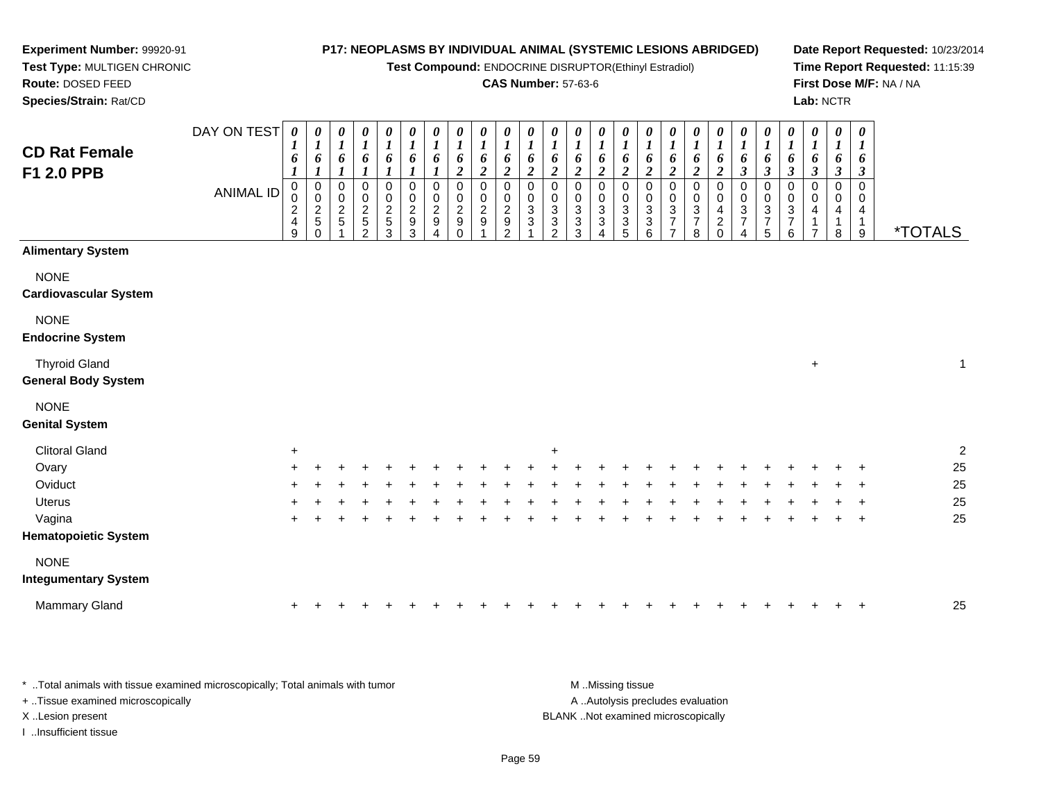**Experiment Number:** 99920-91
**Test Type:** MULTIGEN CHRONIC
**Route:** DOSED FEED
**Species/Strain:** Rat/CD

**P17: NEOPLASMS BY INDIVIDUAL ANIMAL (SYSTEMIC LESIONS ABRIDGED)**
**Test Compound:** ENDOCRINE DISRUPTOR(Ethinyl Estradiol)
**CAS Number:** 57-63-6

**Date Report Requested:** 10/23/2014
**Time Report Requested:** 11:15:39
**First Dose M/F:** NA / NA
**Lab:** NCTR

## CD Rat Female F1 2.0 PPB

| DAY ON TEST | 0161 | 0161 | 0161 | 0161 | 0161 | 0161 | 0161 | 0162 | 0162 | 0162 | 0162 | 0162 | 0162 | 0162 | 0162 | 0162 | 0162 | 0162 | 0162 | 0163 | 0163 | 0163 | 0163 | 0163 | 0163 | |
|---|---|---|---|---|---|---|---|---|---|---|---|---|---|---|---|---|---|---|---|---|---|---|---|---|---|---|
| **ANIMAL ID** | 0249 | 0250 | 0251 | 0252 | 0253 | 0293 | 0294 | 0290 | 0291 | 0292 | 0331 | 0332 | 0333 | 0334 | 0335 | 0336 | 0377 | 0378 | 0420 | 0374 | 0375 | 0376 | 0417 | 0418 | 0419 | ***TOTALS** |
| **Alimentary System** | | | | | | | | | | | | | | | | | | | | | | | | | | |
| NONE | | | | | | | | | | | | | | | | | | | | | | | | | | |
| **Cardiovascular System** | | | | | | | | | | | | | | | | | | | | | | | | | | |
| NONE | | | | | | | | | | | | | | | | | | | | | | | | | | |
| **Endocrine System** | | | | | | | | | | | | | | | | | | | | | | | | | | |
| Thyroid Gland | | | | | | | | | | | | | | | | | | | | | | | + | | | 1 |
| **General Body System** | | | | | | | | | | | | | | | | | | | | | | | | | | |
| NONE | | | | | | | | | | | | | | | | | | | | | | | | | | |
| **Genital System** | | | | | | | | | | | | | | | | | | | | | | | | | | |
| Clitoral Gland | + | | | | | | | | | | | + | | | | | | | | | | | | | | 2 |
| Ovary | + | + | + | + | + | + | + | + | + | + | + | + | + | + | + | + | + | + | + | + | + | + | + | + | + | 25 |
| Oviduct | + | + | + | + | + | + | + | + | + | + | + | + | + | + | + | + | + | + | + | + | + | + | + | + | + | 25 |
| Uterus | + | + | + | + | + | + | + | + | + | + | + | + | + | + | + | + | + | + | + | + | + | + | + | + | + | 25 |
| Vagina | + | + | + | + | + | + | + | + | + | + | + | + | + | + | + | + | + | + | + | + | + | + | + | + | + | 25 |
| **Hematopoietic System** | | | | | | | | | | | | | | | | | | | | | | | | | | |
| NONE | | | | | | | | | | | | | | | | | | | | | | | | | | |
| **Integumentary System** | | | | | | | | | | | | | | | | | | | | | | | | | | |
| Mammary Gland | + | + | + | + | + | + | + | + | + | + | + | + | + | + | + | + | + | + | + | + | + | + | + | + | + | 25 |

\* ..Total animals with tissue examined microscopically; Total animals with tumor
\+ ..Tissue examined microscopically
X ..Lesion present
I ..Insufficient tissue

M ..Missing tissue
A ..Autolysis precludes evaluation
BLANK ..Not examined microscopically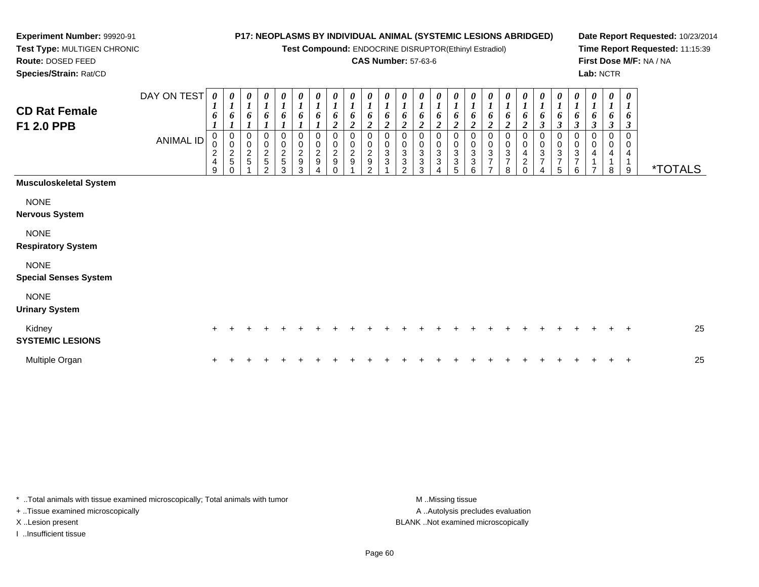**Experiment Number:** 99920-91
**Test Type:** MULTIGEN CHRONIC
**Route:** DOSED FEED
**Species/Strain:** Rat/CD

**P17: NEOPLASMS BY INDIVIDUAL ANIMAL (SYSTEMIC LESIONS ABRIDGED)**
**Test Compound:** ENDOCRINE DISRUPTOR(Ethinyl Estradiol)
**CAS Number:** 57-63-6

**Date Report Requested:** 10/23/2014
**Time Report Requested:** 11:15:39
**First Dose M/F:** NA / NA
**Lab:** NCTR

# CD Rat Female F1 2.0 PPB

| DAY ON TEST | 0161 | 0161 | 0161 | 0161 | 0161 | 0161 | 0161 | 0162 | 0162 | 0162 | 0162 | 0162 | 0162 | 0162 | 0162 | 0162 | 0162 | 0162 | 0162 | 0163 | 0163 | 0163 | 0163 | 0163 | 0163 | |
|---|---|---|---|---|---|---|---|---|---|---|---|---|---|---|---|---|---|---|---|---|---|---|---|---|---|---|
| ANIMAL ID | 00249 | 00250 | 00251 | 00252 | 00253 | 00293 | 00294 | 00290 | 00291 | 00292 | 00331 | 00332 | 00333 | 00334 | 00335 | 00336 | 00377 | 00378 | 00420 | 00374 | 00375 | 00376 | 00417 | 00418 | 00419 | *TOTALS |
| **Musculoskeletal System** | | | | | | | | | | | | | | | | | | | | | | | | | | |
| NONE | | | | | | | | | | | | | | | | | | | | | | | | | | |
| **Nervous System** | | | | | | | | | | | | | | | | | | | | | | | | | | |
| NONE | | | | | | | | | | | | | | | | | | | | | | | | | | |
| **Respiratory System** | | | | | | | | | | | | | | | | | | | | | | | | | | |
| NONE | | | | | | | | | | | | | | | | | | | | | | | | | | |
| **Special Senses System** | | | | | | | | | | | | | | | | | | | | | | | | | | |
| NONE | | | | | | | | | | | | | | | | | | | | | | | | | | |
| **Urinary System** | | | | | | | | | | | | | | | | | | | | | | | | | | |
| Kidney | + | + | + | + | + | + | + | + | + | + | + | + | + | + | + | + | + | + | + | + | + | + | + | + | + | 25 |
| **SYSTEMIC LESIONS** | | | | | | | | | | | | | | | | | | | | | | | | | | |
| Multiple Organ | + | + | + | + | + | + | + | + | + | + | + | + | + | + | + | + | + | + | + | + | + | + | + | + | + | 25 |

\* ..Total animals with tissue examined microscopically; Total animals with tumor
\+ ..Tissue examined microscopically
X ..Lesion present
I ..Insufficient tissue

M ..Missing tissue
A ..Autolysis precludes evaluation
BLANK ..Not examined microscopically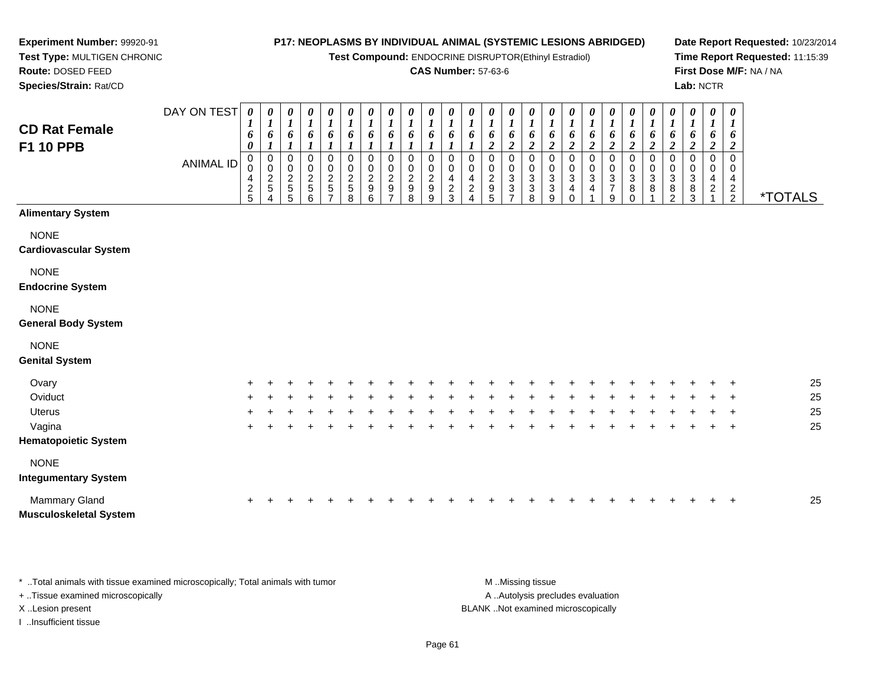**Experiment Number:** 99920-91
**Test Type:** MULTIGEN CHRONIC
**Route:** DOSED FEED
**Species/Strain:** Rat/CD

**P17: NEOPLASMS BY INDIVIDUAL ANIMAL (SYSTEMIC LESIONS ABRIDGED)**
**Test Compound:** ENDOCRINE DISRUPTOR(Ethinyl Estradiol)
**CAS Number:** 57-63-6

**Date Report Requested:** 10/23/2014
**Time Report Requested:** 11:15:39
**First Dose M/F:** NA / NA
**Lab:** NCTR

## CD Rat Female F1 10 PPB

| DAY ON TEST | 0160 | 0161 | 0161 | 0161 | 0161 | 0161 | 0161 | 0161 | 0161 | 0161 | 0161 | 0161 | 0162 | 0162 | 0162 | 0162 | 0162 | 0162 | 0162 | 0162 | 0162 | 0162 | 0162 | 0162 | 0162 | |
|---|---|---|---|---|---|---|---|---|---|---|---|---|---|---|---|---|---|---|---|---|---|---|---|---|---|---|
| ANIMAL ID | 00425 | 00254 | 00255 | 00256 | 00257 | 00258 | 00296 | 00297 | 00298 | 00299 | 00423 | 00424 | 00295 | 00337 | 00338 | 00339 | 00340 | 00341 | 00379 | 00380 | 00381 | 00382 | 00383 | 00421 | 00422 | *TOTALS |
| **Alimentary System** | | | | | | | | | | | | | | | | | | | | | | | | | | |
| NONE | | | | | | | | | | | | | | | | | | | | | | | | | | |
| **Cardiovascular System** | | | | | | | | | | | | | | | | | | | | | | | | | | |
| NONE | | | | | | | | | | | | | | | | | | | | | | | | | | |
| **Endocrine System** | | | | | | | | | | | | | | | | | | | | | | | | | | |
| NONE | | | | | | | | | | | | | | | | | | | | | | | | | | |
| **General Body System** | | | | | | | | | | | | | | | | | | | | | | | | | | |
| NONE | | | | | | | | | | | | | | | | | | | | | | | | | | |
| **Genital System** | | | | | | | | | | | | | | | | | | | | | | | | | | |
| Ovary | + | + | + | + | + | + | + | + | + | + | + | + | + | + | + | + | + | + | + | + | + | + | + | + | + | 25 |
| Oviduct | + | + | + | + | + | + | + | + | + | + | + | + | + | + | + | + | + | + | + | + | + | + | + | + | + | 25 |
| Uterus | + | + | + | + | + | + | + | + | + | + | + | + | + | + | + | + | + | + | + | + | + | + | + | + | + | 25 |
| Vagina | + | + | + | + | + | + | + | + | + | + | + | + | + | + | + | + | + | + | + | + | + | + | + | + | + | 25 |
| **Hematopoietic System** | | | | | | | | | | | | | | | | | | | | | | | | | | |
| NONE | | | | | | | | | | | | | | | | | | | | | | | | | | |
| **Integumentary System** | | | | | | | | | | | | | | | | | | | | | | | | | | |
| Mammary Gland | + | + | + | + | + | + | + | + | + | + | + | + | + | + | + | + | + | + | + | + | + | + | + | + | + | 25 |
| **Musculoskeletal System** | | | | | | | | | | | | | | | | | | | | | | | | | | |

\* ..Total animals with tissue examined microscopically; Total animals with tumor
+ ..Tissue examined microscopically
X ..Lesion present
I ..Insufficient tissue

M ..Missing tissue
A ..Autolysis precludes evaluation
BLANK ..Not examined microscopically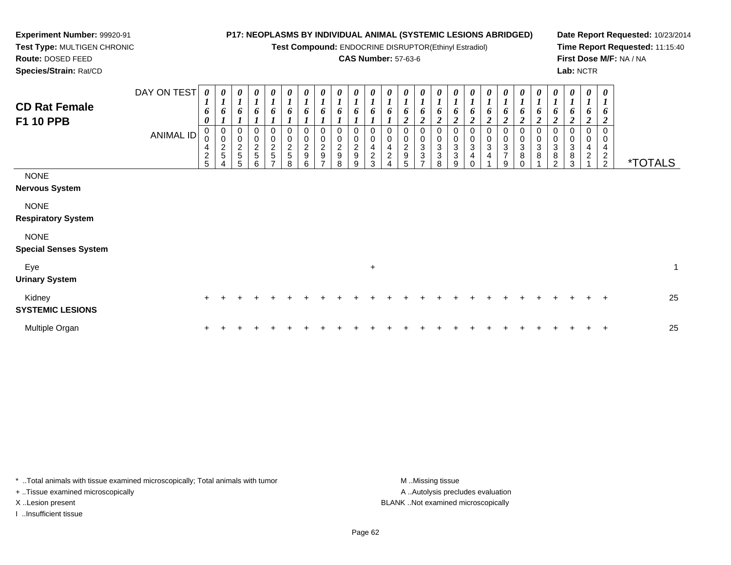**Experiment Number:** 99920-91
**Test Type:** MULTIGEN CHRONIC
**Route:** DOSED FEED
**Species/Strain:** Rat/CD

**P17: NEOPLASMS BY INDIVIDUAL ANIMAL (SYSTEMIC LESIONS ABRIDGED)**
**Test Compound:** ENDOCRINE DISRUPTOR(Ethinyl Estradiol)
**CAS Number:** 57-63-6

**Date Report Requested:** 10/23/2014
**Time Report Requested:** 11:15:40
**First Dose M/F:** NA / NA
**Lab:** NCTR

## CD Rat Female F1 10 PPB

| DAY ON TEST | 0160 | 0161 | 0161 | 0161 | 0161 | 0161 | 0161 | 0161 | 0161 | 0161 | 0161 | 0161 | 0162 | 0162 | 0162 | 0162 | 0162 | 0162 | 0162 | 0162 | 0162 | 0162 | 0162 | 0162 | 0162 | |
|---|---|---|---|---|---|---|---|---|---|---|---|---|---|---|---|---|---|---|---|---|---|---|---|---|---|---|
| ANIMAL ID | 00425 | 00254 | 00255 | 00256 | 00257 | 00258 | 00296 | 00297 | 00298 | 00299 | 00423 | 00424 | 00295 | 00337 | 00338 | 00339 | 00340 | 00341 | 00379 | 00380 | 00381 | 00382 | 00383 | 00421 | 00422 | *TOTALS |
| NONE | | | | | | | | | | | | | | | | | | | | | | | | | | |
| **Nervous System** | | | | | | | | | | | | | | | | | | | | | | | | | | |
| NONE | | | | | | | | | | | | | | | | | | | | | | | | | | |
| **Respiratory System** | | | | | | | | | | | | | | | | | | | | | | | | | | |
| NONE | | | | | | | | | | | | | | | | | | | | | | | | | | |
| **Special Senses System** | | | | | | | | | | | | | | | | | | | | | | | | | | |
| Eye | | | | | | | | | | | + | | | | | | | | | | | | | | | 1 |
| **Urinary System** | | | | | | | | | | | | | | | | | | | | | | | | | | |
| Kidney | + | + | + | + | + | + | + | + | + | + | + | + | + | + | + | + | + | + | + | + | + | + | + | + | + | 25 |
| **SYSTEMIC LESIONS** | | | | | | | | | | | | | | | | | | | | | | | | | | |
| Multiple Organ | + | + | + | + | + | + | + | + | + | + | + | + | + | + | + | + | + | + | + | + | + | + | + | + | + | 25 |

\* ..Total animals with tissue examined microscopically; Total animals with tumor
\+ ..Tissue examined microscopically
X ..Lesion present
I ..Insufficient tissue

M ..Missing tissue
A ..Autolysis precludes evaluation
BLANK ..Not examined microscopically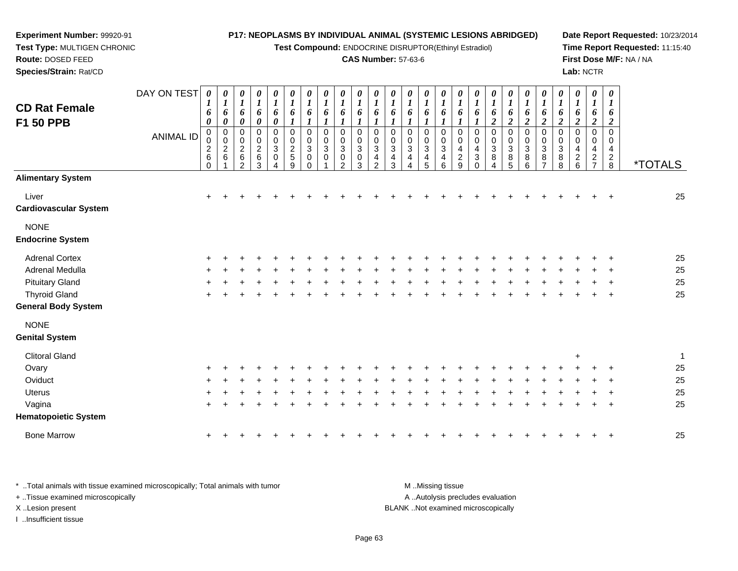**Experiment Number:** 99920-91
**Test Type:** MULTIGEN CHRONIC
**Route:** DOSED FEED
**Species/Strain:** Rat/CD

**P17: NEOPLASMS BY INDIVIDUAL ANIMAL (SYSTEMIC LESIONS ABRIDGED)**
**Test Compound:** ENDOCRINE DISRUPTOR(Ethinyl Estradiol)
**CAS Number:** 57-63-6

**Date Report Requested:** 10/23/2014
**Time Report Requested:** 11:15:40
**First Dose M/F:** NA / NA
**Lab:** NCTR

# CD Rat Female F1 50 PPB

| DAY ON TEST | 0160 | 0160 | 0160 | 0160 | 0160 | 0161 | 0161 | 0161 | 0161 | 0161 | 0161 | 0161 | 0161 | 0161 | 0161 | 0161 | 0161 | 0162 | 0162 | 0162 | 0162 | 0162 | 0162 | 0162 | 0162 | |
|---|---|---|---|---|---|---|---|---|---|---|---|---|---|---|---|---|---|---|---|---|---|---|---|---|---|---|
| **ANIMAL ID** | 00260 | 00261 | 00262 | 00263 | 00304 | 00259 | 00300 | 00301 | 00302 | 00303 | 00342 | 00343 | 00344 | 00345 | 00346 | 00429 | 00430 | 00384 | 00385 | 00386 | 00387 | 00388 | 00426 | 00427 | 00428 | ***TOTALS** |
| **Alimentary System** | | | | | | | | | | | | | | | | | | | | | | | | | | |
| Liver | + | + | + | + | + | + | + | + | + | + | + | + | + | + | + | + | + | + | + | + | + | + | + | + | + | 25 |
| **Cardiovascular System** | | | | | | | | | | | | | | | | | | | | | | | | | | |
| NONE | | | | | | | | | | | | | | | | | | | | | | | | | | |
| **Endocrine System** | | | | | | | | | | | | | | | | | | | | | | | | | | |
| Adrenal Cortex | + | + | + | + | + | + | + | + | + | + | + | + | + | + | + | + | + | + | + | + | + | + | + | + | + | 25 |
| Adrenal Medulla | + | + | + | + | + | + | + | + | + | + | + | + | + | + | + | + | + | + | + | + | + | + | + | + | + | 25 |
| Pituitary Gland | + | + | + | + | + | + | + | + | + | + | + | + | + | + | + | + | + | + | + | + | + | + | + | + | + | 25 |
| Thyroid Gland | + | + | + | + | + | + | + | + | + | + | + | + | + | + | + | + | + | + | + | + | + | + | + | + | + | 25 |
| **General Body System** | | | | | | | | | | | | | | | | | | | | | | | | | | |
| NONE | | | | | | | | | | | | | | | | | | | | | | | | | | |
| **Genital System** | | | | | | | | | | | | | | | | | | | | | | | | | | |
| Clitoral Gland | | | | | | | | | | | | | | | | | | | | | | | + | | | 1 |
| Ovary | + | + | + | + | + | + | + | + | + | + | + | + | + | + | + | + | + | + | + | + | + | + | + | + | + | 25 |
| Oviduct | + | + | + | + | + | + | + | + | + | + | + | + | + | + | + | + | + | + | + | + | + | + | + | + | + | 25 |
| Uterus | + | + | + | + | + | + | + | + | + | + | + | + | + | + | + | + | + | + | + | + | + | + | + | + | + | 25 |
| Vagina | + | + | + | + | + | + | + | + | + | + | + | + | + | + | + | + | + | + | + | + | + | + | + | + | + | 25 |
| **Hematopoietic System** | | | | | | | | | | | | | | | | | | | | | | | | | | |
| Bone Marrow | + | + | + | + | + | + | + | + | + | + | + | + | + | + | + | + | + | + | + | + | + | + | + | + | + | 25 |

* ..Total animals with tissue examined microscopically; Total animals with tumor
+ ..Tissue examined microscopically
X ..Lesion present
I ..Insufficient tissue

M ..Missing tissue
A ..Autolysis precludes evaluation
BLANK ..Not examined microscopically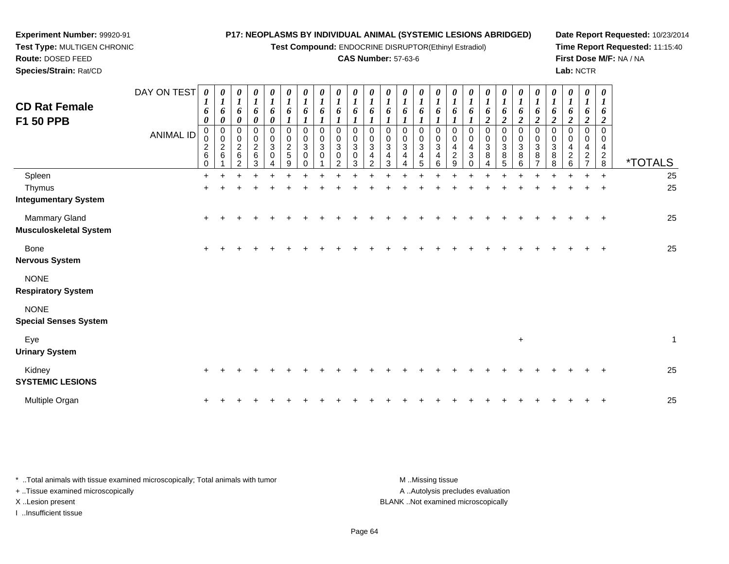**Experiment Number:** 99920-91
**Test Type:** MULTIGEN CHRONIC
**Route:** DOSED FEED
**Species/Strain:** Rat/CD

**P17: NEOPLASMS BY INDIVIDUAL ANIMAL (SYSTEMIC LESIONS ABRIDGED)**
**Test Compound:** ENDOCRINE DISRUPTOR(Ethinyl Estradiol)
**CAS Number:** 57-63-6

**Date Report Requested:** 10/23/2014
**Time Report Requested:** 11:15:40
**First Dose M/F:** NA / NA
**Lab:** NCTR

## CD Rat Female F1 50 PPB

| DAY ON TEST | 0160 | 0160 | 0160 | 0160 | 0160 | 0161 | 0161 | 0161 | 0161 | 0161 | 0161 | 0161 | 0161 | 0161 | 0161 | 0161 | 0161 | 0162 | 0162 | 0162 | 0162 | 0162 | 0162 | 0162 | 0162 | |
|---|---|---|---|---|---|---|---|---|---|---|---|---|---|---|---|---|---|---|---|---|---|---|---|---|---|---|
| ANIMAL ID | 00260 | 00261 | 00262 | 00263 | 00304 | 00259 | 00300 | 00301 | 00302 | 00303 | 00342 | 00343 | 00344 | 00345 | 00346 | 00429 | 00430 | 00384 | 00385 | 00386 | 00387 | 00388 | 00426 | 00427 | 00428 | *TOTALS |
| Spleen | + | + | + | + | + | + | + | + | + | + | + | + | + | + | + | + | + | + | + | + | + | + | + | + | + | 25 |
| Thymus | + | + | + | + | + | + | + | + | + | + | + | + | + | + | + | + | + | + | + | + | + | + | + | + | + | 25 |
| **Integumentary System** | | | | | | | | | | | | | | | | | | | | | | | | | | |
| Mammary Gland | + | + | + | + | + | + | + | + | + | + | + | + | + | + | + | + | + | + | + | + | + | + | + | + | + | 25 |
| **Musculoskeletal System** | | | | | | | | | | | | | | | | | | | | | | | | | | |
| Bone | + | + | + | + | + | + | + | + | + | + | + | + | + | + | + | + | + | + | + | + | + | + | + | + | + | 25 |
| **Nervous System** | | | | | | | | | | | | | | | | | | | | | | | | | | |
| NONE | | | | | | | | | | | | | | | | | | | | | | | | | | |
| **Respiratory System** | | | | | | | | | | | | | | | | | | | | | | | | | | |
| NONE | | | | | | | | | | | | | | | | | | | | | | | | | | |
| **Special Senses System** | | | | | | | | | | | | | | | | | | | | | | | | | | |
| Eye | | | | | | | | | | | | | | | | | | | | + | | | | | | 1 |
| **Urinary System** | | | | | | | | | | | | | | | | | | | | | | | | | | |
| Kidney | + | + | + | + | + | + | + | + | + | + | + | + | + | + | + | + | + | + | + | + | + | + | + | + | + | 25 |
| **SYSTEMIC LESIONS** | | | | | | | | | | | | | | | | | | | | | | | | | | |
| Multiple Organ | + | + | + | + | + | + | + | + | + | + | + | + | + | + | + | + | + | + | + | + | + | + | + | + | + | 25 |

* ..Total animals with tissue examined microscopically; Total animals with tumor
+ ..Tissue examined microscopically
X ..Lesion present
I ..Insufficient tissue

M ..Missing tissue
A ..Autolysis precludes evaluation
BLANK ..Not examined microscopically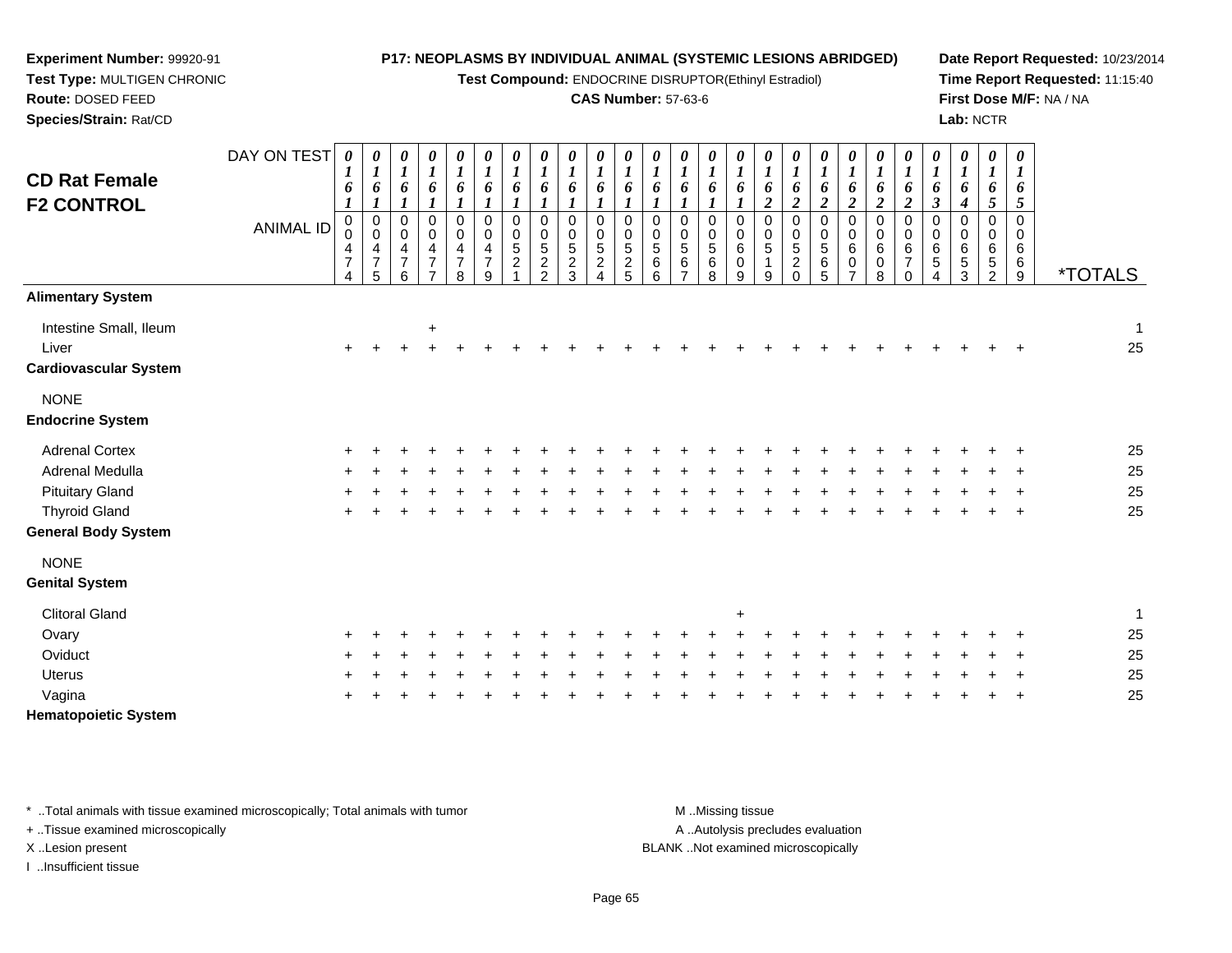**Experiment Number:** 99920-91
**Test Type:** MULTIGEN CHRONIC
**Route:** DOSED FEED
**Species/Strain:** Rat/CD

**P17: NEOPLASMS BY INDIVIDUAL ANIMAL (SYSTEMIC LESIONS ABRIDGED)**
**Test Compound:** ENDOCRINE DISRUPTOR(Ethinyl Estradiol)
**CAS Number:** 57-63-6

**Date Report Requested:** 10/23/2014
**Time Report Requested:** 11:15:40
**First Dose M/F:** NA / NA
**Lab:** NCTR

## CD Rat Female F2 CONTROL

| DAY ON TEST | 0161 | 0161 | 0161 | 0161 | 0161 | 0161 | 0161 | 0161 | 0161 | 0161 | 0161 | 0161 | 0161 | 0161 | 0161 | 0162 | 0162 | 0162 | 0162 | 0162 | 0162 | 0163 | 0164 | 0165 | 0165 | |
|---|---|---|---|---|---|---|---|---|---|---|---|---|---|---|---|---|---|---|---|---|---|---|---|---|---|---|
| **ANIMAL ID** | 00474 | 00475 | 00476 | 00477 | 00478 | 00479 | 00521 | 00522 | 00523 | 00524 | 00525 | 00566 | 00567 | 00568 | 00609 | 00519 | 00520 | 00565 | 00607 | 00608 | 00670 | 00654 | 00653 | 00652 | 00669 | ***TOTALS** |
| **Alimentary System** | | | | | | | | | | | | | | | | | | | | | | | | | | |
| Intestine Small, Ileum | | | | + | | | | | | | | | | | | | | | | | | | | | | 1 |
| Liver | + | + | + | + | + | + | + | + | + | + | + | + | + | + | + | + | + | + | + | + | + | + | + | + | + | 25 |
| **Cardiovascular System** | | | | | | | | | | | | | | | | | | | | | | | | | | |
| NONE | | | | | | | | | | | | | | | | | | | | | | | | | | |
| **Endocrine System** | | | | | | | | | | | | | | | | | | | | | | | | | | |
| Adrenal Cortex | + | + | + | + | + | + | + | + | + | + | + | + | + | + | + | + | + | + | + | + | + | + | + | + | + | 25 |
| Adrenal Medulla | + | + | + | + | + | + | + | + | + | + | + | + | + | + | + | + | + | + | + | + | + | + | + | + | + | 25 |
| Pituitary Gland | + | + | + | + | + | + | + | + | + | + | + | + | + | + | + | + | + | + | + | + | + | + | + | + | + | 25 |
| Thyroid Gland | + | + | + | + | + | + | + | + | + | + | + | + | + | + | + | + | + | + | + | + | + | + | + | + | + | 25 |
| **General Body System** | | | | | | | | | | | | | | | | | | | | | | | | | | |
| NONE | | | | | | | | | | | | | | | | | | | | | | | | | | |
| **Genital System** | | | | | | | | | | | | | | | | | | | | | | | | | | |
| Clitoral Gland | | | | | | | | | | | | | | | + | | | | | | | | | | | 1 |
| Ovary | + | + | + | + | + | + | + | + | + | + | + | + | + | + | + | + | + | + | + | + | + | + | + | + | + | 25 |
| Oviduct | + | + | + | + | + | + | + | + | + | + | + | + | + | + | + | + | + | + | + | + | + | + | + | + | + | 25 |
| Uterus | + | + | + | + | + | + | + | + | + | + | + | + | + | + | + | + | + | + | + | + | + | + | + | + | + | 25 |
| Vagina | + | + | + | + | + | + | + | + | + | + | + | + | + | + | + | + | + | + | + | + | + | + | + | + | + | 25 |
| **Hematopoietic System** | | | | | | | | | | | | | | | | | | | | | | | | | | |

\* ..Total animals with tissue examined microscopically; Total animals with tumor
\+ ..Tissue examined microscopically
X ..Lesion present
I ..Insufficient tissue

M ..Missing tissue
A ..Autolysis precludes evaluation
BLANK ..Not examined microscopically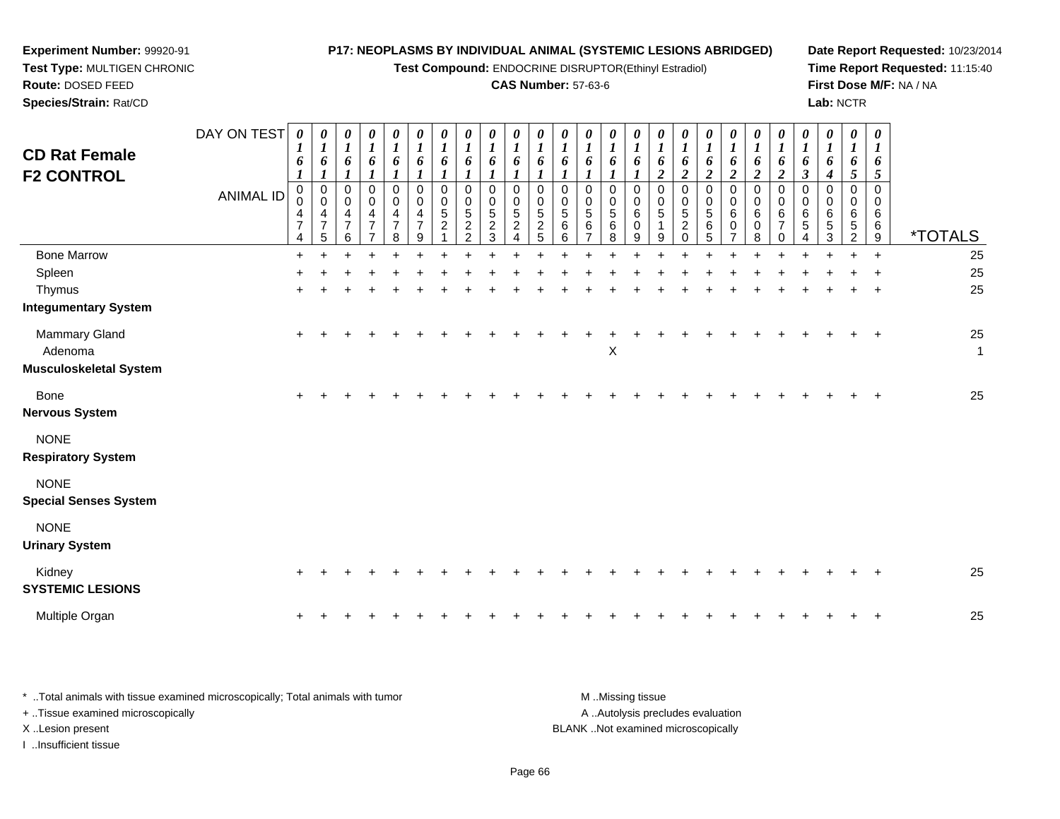**Experiment Number:** 99920-91
**Test Type:** MULTIGEN CHRONIC
**Route:** DOSED FEED
**Species/Strain:** Rat/CD

**P17: NEOPLASMS BY INDIVIDUAL ANIMAL (SYSTEMIC LESIONS ABRIDGED)**
**Test Compound:** ENDOCRINE DISRUPTOR(Ethinyl Estradiol)
**CAS Number:** 57-63-6

**Date Report Requested:** 10/23/2014
**Time Report Requested:** 11:15:40
**First Dose M/F:** NA / NA
**Lab:** NCTR

## CD Rat Female F2 CONTROL

| DAY ON TEST | 0161 | 0161 | 0161 | 0161 | 0161 | 0161 | 0161 | 0161 | 0161 | 0161 | 0161 | 0161 | 0161 | 0161 | 0161 | 0162 | 0162 | 0162 | 0162 | 0162 | 0162 | 0163 | 0164 | 0165 | 0165 | |
|---|---|---|---|---|---|---|---|---|---|---|---|---|---|---|---|---|---|---|---|---|---|---|---|---|---|---|
| **ANIMAL ID** | 00474 | 00475 | 00476 | 00477 | 00478 | 00479 | 00521 | 00522 | 00523 | 00524 | 00525 | 00566 | 00567 | 00568 | 00609 | 00519 | 00520 | 00565 | 00607 | 00608 | 00670 | 00654 | 00653 | 00652 | 00669 | ***TOTALS** |
| Bone Marrow | + | + | + | + | + | + | + | + | + | + | + | + | + | + | + | + | + | + | + | + | + | + | + | + | + | 25 |
| Spleen | + | + | + | + | + | + | + | + | + | + | + | + | + | + | + | + | + | + | + | + | + | + | + | + | + | 25 |
| Thymus | + | + | + | + | + | + | + | + | + | + | + | + | + | + | + | + | + | + | + | + | + | + | + | + | + | 25 |
| **Integumentary System** | | | | | | | | | | | | | | | | | | | | | | | | | | |
| Mammary Gland | + | + | + | + | + | + | + | + | + | + | + | + | + | + | + | + | + | + | + | + | + | + | + | + | + | 25 |
| Adenoma | | | | | | | | | | | | | | X | | | | | | | | | | | | 1 |
| **Musculoskeletal System** | | | | | | | | | | | | | | | | | | | | | | | | | | |
| Bone | + | + | + | + | + | + | + | + | + | + | + | + | + | + | + | + | + | + | + | + | + | + | + | + | + | 25 |
| **Nervous System** | | | | | | | | | | | | | | | | | | | | | | | | | | |
| NONE | | | | | | | | | | | | | | | | | | | | | | | | | | |
| **Respiratory System** | | | | | | | | | | | | | | | | | | | | | | | | | | |
| NONE | | | | | | | | | | | | | | | | | | | | | | | | | | |
| **Special Senses System** | | | | | | | | | | | | | | | | | | | | | | | | | | |
| NONE | | | | | | | | | | | | | | | | | | | | | | | | | | |
| **Urinary System** | | | | | | | | | | | | | | | | | | | | | | | | | | |
| Kidney | + | + | + | + | + | + | + | + | + | + | + | + | + | + | + | + | + | + | + | + | + | + | + | + | + | 25 |
| **SYSTEMIC LESIONS** | | | | | | | | | | | | | | | | | | | | | | | | | | |
| Multiple Organ | + | + | + | + | + | + | + | + | + | + | + | + | + | + | + | + | + | + | + | + | + | + | + | + | + | 25 |

\* ..Total animals with tissue examined microscopically; Total animals with tumor
\+ ..Tissue examined microscopically
X ..Lesion present
I ..Insufficient tissue

M ..Missing tissue
A ..Autolysis precludes evaluation
BLANK ..Not examined microscopically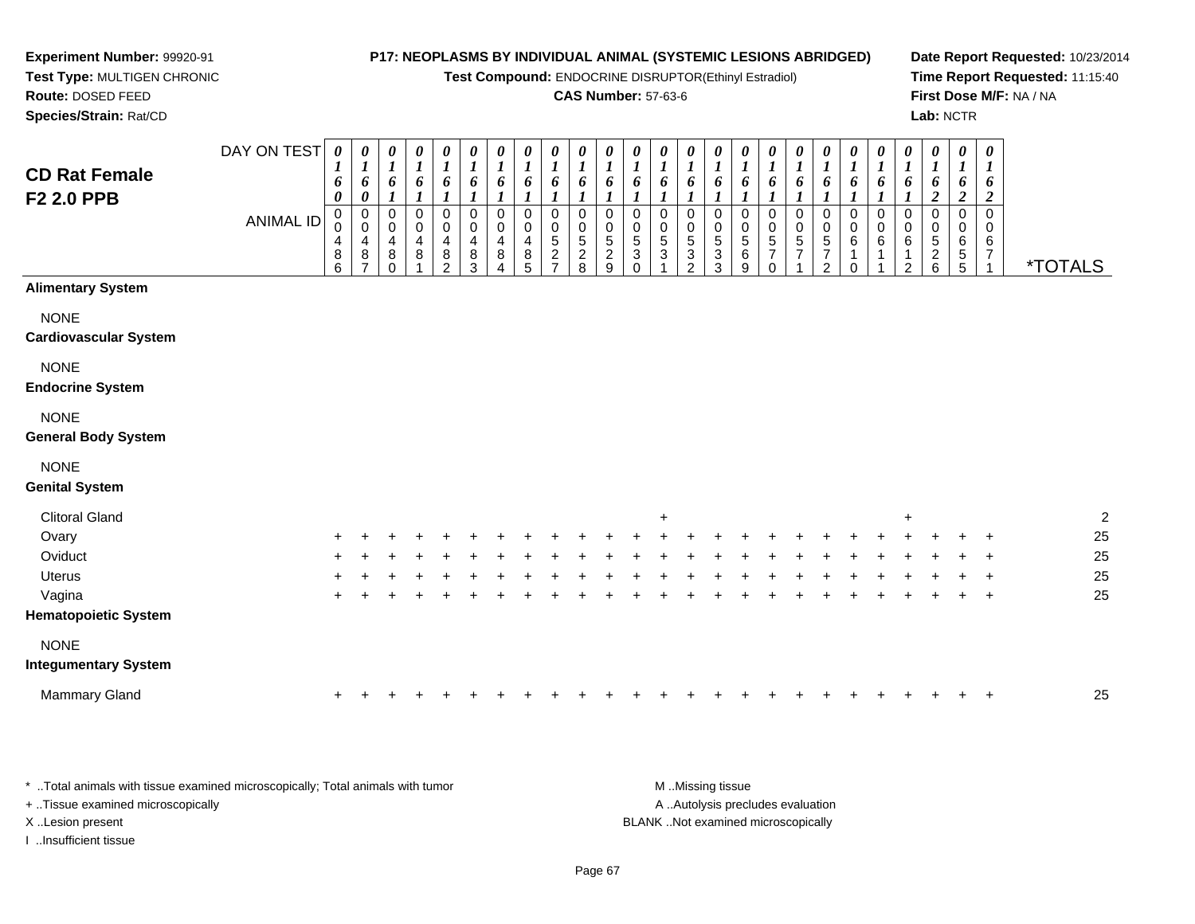**Experiment Number:** 99920-91
**Test Type:** MULTIGEN CHRONIC
**Route:** DOSED FEED
**Species/Strain:** Rat/CD

**P17: NEOPLASMS BY INDIVIDUAL ANIMAL (SYSTEMIC LESIONS ABRIDGED)**
**Test Compound:** ENDOCRINE DISRUPTOR(Ethinyl Estradiol)
**CAS Number:** 57-63-6

**Date Report Requested:** 10/23/2014
**Time Report Requested:** 11:15:40
**First Dose M/F:** NA / NA
**Lab:** NCTR

## CD Rat Female F2 2.0 PPB

| DAY ON TEST | 0160 | 0160 | 0161 | 0161 | 0161 | 0161 | 0161 | 0161 | 0161 | 0161 | 0161 | 0161 | 0161 | 0161 | 0161 | 0161 | 0161 | 0161 | 0161 | 0161 | 0161 | 0161 | 0162 | 0162 | 0162 | |
|---|---|---|---|---|---|---|---|---|---|---|---|---|---|---|---|---|---|---|---|---|---|---|---|---|---|---|
| **ANIMAL ID** | 00486 | 00487 | 00480 | 00481 | 00482 | 00483 | 00484 | 00485 | 00527 | 00528 | 00529 | 00530 | 00531 | 00532 | 00533 | 00569 | 00570 | 00571 | 00572 | 00610 | 00611 | 00612 | 00526 | 00655 | 00671 | ***TOTALS** |
| **Alimentary System** | | | | | | | | | | | | | | | | | | | | | | | | | | |
| NONE | | | | | | | | | | | | | | | | | | | | | | | | | | |
| **Cardiovascular System** | | | | | | | | | | | | | | | | | | | | | | | | | | |
| NONE | | | | | | | | | | | | | | | | | | | | | | | | | | |
| **Endocrine System** | | | | | | | | | | | | | | | | | | | | | | | | | | |
| NONE | | | | | | | | | | | | | | | | | | | | | | | | | | |
| **General Body System** | | | | | | | | | | | | | | | | | | | | | | | | | | |
| NONE | | | | | | | | | | | | | | | | | | | | | | | | | | |
| **Genital System** | | | | | | | | | | | | | | | | | | | | | | | | | | |
| Clitoral Gland | | | | | | | | | | | | | + | | | | | | | | | + | | | | 2 |
| Ovary | + | + | + | + | + | + | + | + | + | + | + | + | + | + | + | + | + | + | + | + | + | + | + | + | + | 25 |
| Oviduct | + | + | + | + | + | + | + | + | + | + | + | + | + | + | + | + | + | + | + | + | + | + | + | + | + | 25 |
| Uterus | + | + | + | + | + | + | + | + | + | + | + | + | + | + | + | + | + | + | + | + | + | + | + | + | + | 25 |
| Vagina | + | + | + | + | + | + | + | + | + | + | + | + | + | + | + | + | + | + | + | + | + | + | + | + | + | 25 |
| **Hematopoietic System** | | | | | | | | | | | | | | | | | | | | | | | | | | |
| NONE | | | | | | | | | | | | | | | | | | | | | | | | | | |
| **Integumentary System** | | | | | | | | | | | | | | | | | | | | | | | | | | |
| Mammary Gland | + | + | + | + | + | + | + | + | + | + | + | + | + | + | + | + | + | + | + | + | + | + | + | + | + | 25 |

\* ..Total animals with tissue examined microscopically; Total animals with tumor
\+ ..Tissue examined microscopically
X ..Lesion present
I ..Insufficient tissue

M ..Missing tissue
A ..Autolysis precludes evaluation
BLANK ..Not examined microscopically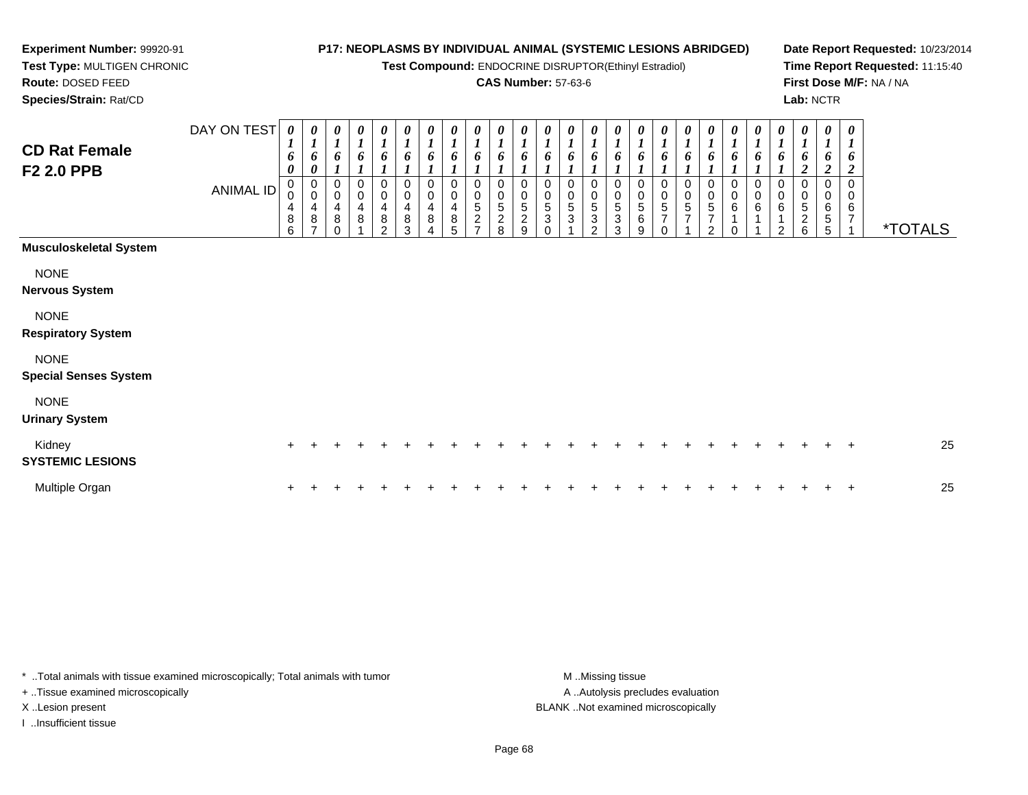**Experiment Number:** 99920-91
**Test Type:** MULTIGEN CHRONIC
**Route:** DOSED FEED
**Species/Strain:** Rat/CD

**P17: NEOPLASMS BY INDIVIDUAL ANIMAL (SYSTEMIC LESIONS ABRIDGED)**
**Test Compound:** ENDOCRINE DISRUPTOR(Ethinyl Estradiol)
**CAS Number:** 57-63-6

**Date Report Requested:** 10/23/2014
**Time Report Requested:** 11:15:40
**First Dose M/F:** NA / NA
**Lab:** NCTR

## CD Rat Female
## F2 2.0 PPB

| DAY ON TEST | 0160 | 0160 | 0161 | 0161 | 0161 | 0161 | 0161 | 0161 | 0161 | 0161 | 0161 | 0161 | 0161 | 0161 | 0161 | 0161 | 0161 | 0161 | 0161 | 0161 | 0161 | 0161 | 0162 | 0162 | 0162 | |
|---|---|---|---|---|---|---|---|---|---|---|---|---|---|---|---|---|---|---|---|---|---|---|---|---|---|---|
| **ANIMAL ID** | 00486 | 00487 | 00480 | 00481 | 00482 | 00483 | 00484 | 00485 | 00527 | 00528 | 00529 | 00530 | 00531 | 00532 | 00533 | 00569 | 00570 | 00571 | 00572 | 00610 | 00611 | 00612 | 00526 | 00655 | 00671 | ***TOTALS** |
| **Musculoskeletal System** | | | | | | | | | | | | | | | | | | | | | | | | | | |
| NONE | | | | | | | | | | | | | | | | | | | | | | | | | | |
| **Nervous System** | | | | | | | | | | | | | | | | | | | | | | | | | | |
| NONE | | | | | | | | | | | | | | | | | | | | | | | | | | |
| **Respiratory System** | | | | | | | | | | | | | | | | | | | | | | | | | | |
| NONE | | | | | | | | | | | | | | | | | | | | | | | | | | |
| **Special Senses System** | | | | | | | | | | | | | | | | | | | | | | | | | | |
| NONE | | | | | | | | | | | | | | | | | | | | | | | | | | |
| **Urinary System** | | | | | | | | | | | | | | | | | | | | | | | | | | |
| Kidney | + | + | + | + | + | + | + | + | + | + | + | + | + | + | + | + | + | + | + | + | + | + | + | + | + | 25 |
| **SYSTEMIC LESIONS** | | | | | | | | | | | | | | | | | | | | | | | | | | |
| Multiple Organ | + | + | + | + | + | + | + | + | + | + | + | + | + | + | + | + | + | + | + | + | + | + | + | + | + | 25 |

* ..Total animals with tissue examined microscopically; Total animals with tumor
+ ..Tissue examined microscopically
X ..Lesion present
I ..Insufficient tissue

M ..Missing tissue
A ..Autolysis precludes evaluation
BLANK ..Not examined microscopically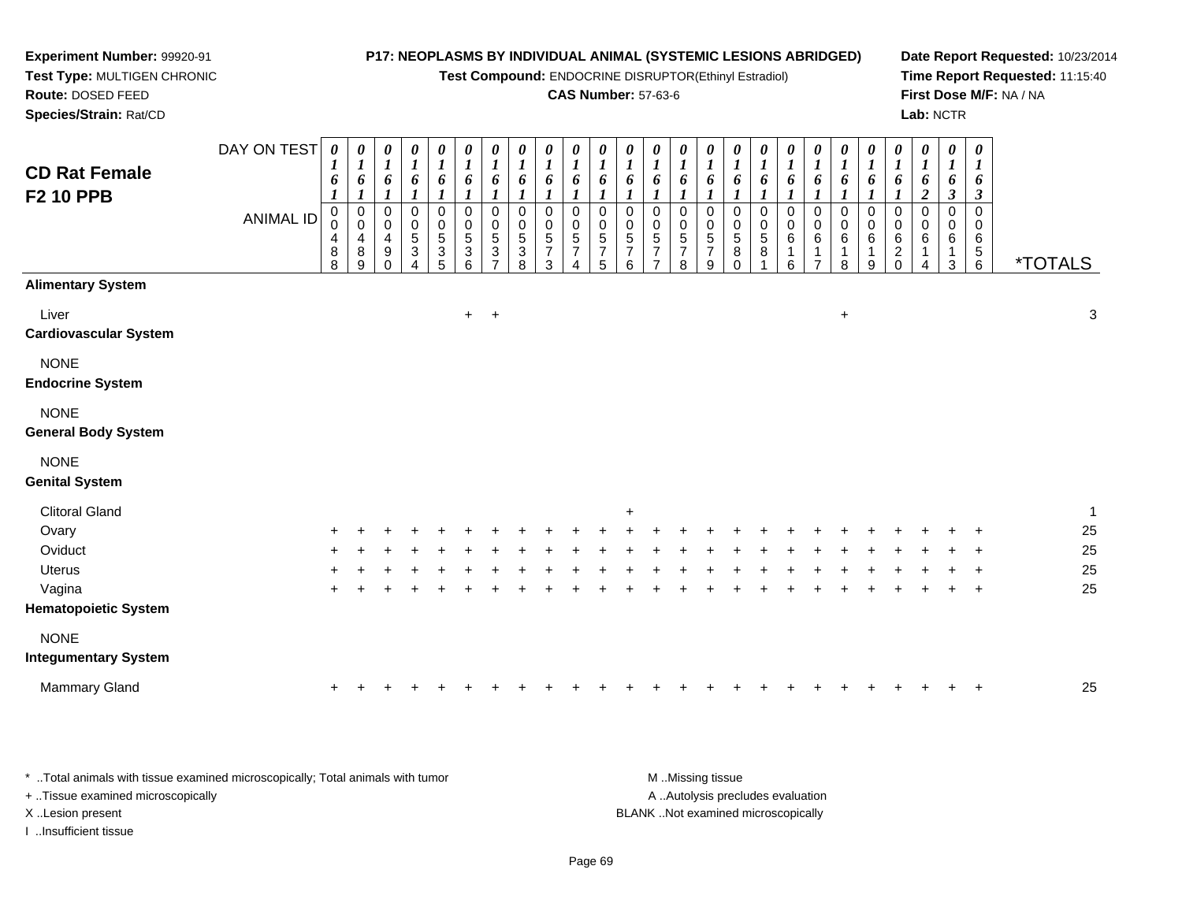**Experiment Number:** 99920-91
**Test Type:** MULTIGEN CHRONIC
**Route:** DOSED FEED
**Species/Strain:** Rat/CD

**P17: NEOPLASMS BY INDIVIDUAL ANIMAL (SYSTEMIC LESIONS ABRIDGED)**
**Test Compound:** ENDOCRINE DISRUPTOR(Ethinyl Estradiol)
**CAS Number:** 57-63-6

**Date Report Requested:** 10/23/2014
**Time Report Requested:** 11:15:40
**First Dose M/F:** NA / NA
**Lab:** NCTR

## CD Rat Female F2 10 PPB

| DAY ON TEST | 0161 | 0161 | 0161 | 0161 | 0161 | 0161 | 0161 | 0161 | 0161 | 0161 | 0161 | 0161 | 0161 | 0161 | 0161 | 0161 | 0161 | 0161 | 0161 | 0161 | 0161 | 0161 | 0162 | 0163 | 0163 | |
|---|---|---|---|---|---|---|---|---|---|---|---|---|---|---|---|---|---|---|---|---|---|---|---|---|---|---|
| **ANIMAL ID** | 00488 | 00489 | 00490 | 00534 | 00535 | 00536 | 00537 | 00538 | 00573 | 00574 | 00575 | 00576 | 00577 | 00578 | 00579 | 00580 | 00581 | 00616 | 00617 | 00618 | 00619 | 00620 | 00614 | 00613 | 00656 | ***TOTALS** |
| **Alimentary System** | | | | | | | | | | | | | | | | | | | | | | | | | | |
| Liver | | | | | | + | + | | | | | | | | | | | | | + | | | | | | 3 |
| **Cardiovascular System** | | | | | | | | | | | | | | | | | | | | | | | | | | |
| NONE | | | | | | | | | | | | | | | | | | | | | | | | | | |
| **Endocrine System** | | | | | | | | | | | | | | | | | | | | | | | | | | |
| NONE | | | | | | | | | | | | | | | | | | | | | | | | | | |
| **General Body System** | | | | | | | | | | | | | | | | | | | | | | | | | | |
| NONE | | | | | | | | | | | | | | | | | | | | | | | | | | |
| **Genital System** | | | | | | | | | | | | | | | | | | | | | | | | | | |
| Clitoral Gland | | | | | | | | | | | | + | | | | | | | | | | | | | | 1 |
| Ovary | + | + | + | + | + | + | + | + | + | + | + | + | + | + | + | + | + | + | + | + | + | + | + | + | + | 25 |
| Oviduct | + | + | + | + | + | + | + | + | + | + | + | + | + | + | + | + | + | + | + | + | + | + | + | + | + | 25 |
| Uterus | + | + | + | + | + | + | + | + | + | + | + | + | + | + | + | + | + | + | + | + | + | + | + | + | + | 25 |
| Vagina | + | + | + | + | + | + | + | + | + | + | + | + | + | + | + | + | + | + | + | + | + | + | + | + | + | 25 |
| **Hematopoietic System** | | | | | | | | | | | | | | | | | | | | | | | | | | |
| NONE | | | | | | | | | | | | | | | | | | | | | | | | | | |
| **Integumentary System** | | | | | | | | | | | | | | | | | | | | | | | | | | |
| Mammary Gland | + | + | + | + | + | + | + | + | + | + | + | + | + | + | + | + | + | + | + | + | + | + | + | + | + | 25 |

\* ..Total animals with tissue examined microscopically; Total animals with tumor
\+ ..Tissue examined microscopically
X ..Lesion present
I ..Insufficient tissue

M ..Missing tissue
A ..Autolysis precludes evaluation
BLANK ..Not examined microscopically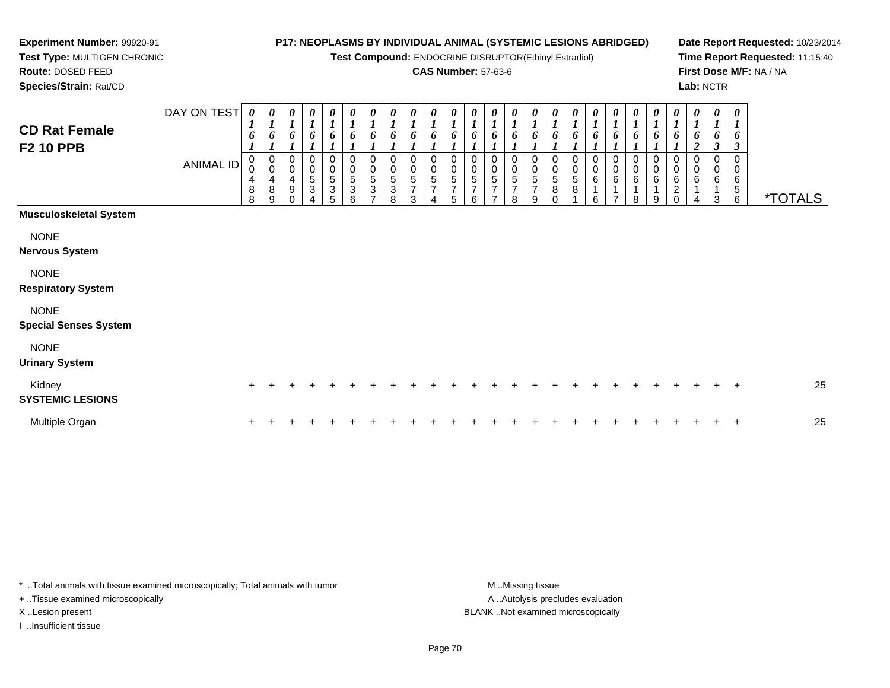**Experiment Number:** 99920-91
**Test Type:** MULTIGEN CHRONIC
**Route:** DOSED FEED
**Species/Strain:** Rat/CD

**P17: NEOPLASMS BY INDIVIDUAL ANIMAL (SYSTEMIC LESIONS ABRIDGED)**
**Test Compound:** ENDOCRINE DISRUPTOR(Ethinyl Estradiol)
**CAS Number:** 57-63-6

**Date Report Requested:** 10/23/2014
**Time Report Requested:** 11:15:40
**First Dose M/F:** NA / NA
**Lab:** NCTR

## CD Rat Female F2 10 PPB

| DAY ON TEST | 0161 | 0161 | 0161 | 0161 | 0161 | 0161 | 0161 | 0161 | 0161 | 0161 | 0161 | 0161 | 0161 | 0161 | 0161 | 0161 | 0161 | 0161 | 0161 | 0161 | 0161 | 0161 | 0162 | 0163 | 0163 | |
|---|---|---|---|---|---|---|---|---|---|---|---|---|---|---|---|---|---|---|---|---|---|---|---|---|---|---|
| **ANIMAL ID** | 00488 | 00489 | 00490 | 00534 | 00535 | 00536 | 00537 | 00538 | 00573 | 00574 | 00575 | 00576 | 00577 | 00578 | 00579 | 00580 | 00581 | 00616 | 00617 | 00618 | 00619 | 00620 | 00614 | 00613 | 00656 | ***TOTALS** |
| **Musculoskeletal System** | | | | | | | | | | | | | | | | | | | | | | | | | | |
| NONE | | | | | | | | | | | | | | | | | | | | | | | | | | |
| **Nervous System** | | | | | | | | | | | | | | | | | | | | | | | | | | |
| NONE | | | | | | | | | | | | | | | | | | | | | | | | | | |
| **Respiratory System** | | | | | | | | | | | | | | | | | | | | | | | | | | |
| NONE | | | | | | | | | | | | | | | | | | | | | | | | | | |
| **Special Senses System** | | | | | | | | | | | | | | | | | | | | | | | | | | |
| NONE | | | | | | | | | | | | | | | | | | | | | | | | | | |
| **Urinary System** | | | | | | | | | | | | | | | | | | | | | | | | | | |
| Kidney | + | + | + | + | + | + | + | + | + | + | + | + | + | + | + | + | + | + | + | + | + | + | + | + | + | 25 |
| **SYSTEMIC LESIONS** | | | | | | | | | | | | | | | | | | | | | | | | | | |
| Multiple Organ | + | + | + | + | + | + | + | + | + | + | + | + | + | + | + | + | + | + | + | + | + | + | + | + | + | 25 |

\* ..Total animals with tissue examined microscopically; Total animals with tumor
\+ ..Tissue examined microscopically
X ..Lesion present
I ..Insufficient tissue

M ..Missing tissue
A ..Autolysis precludes evaluation
BLANK ..Not examined microscopically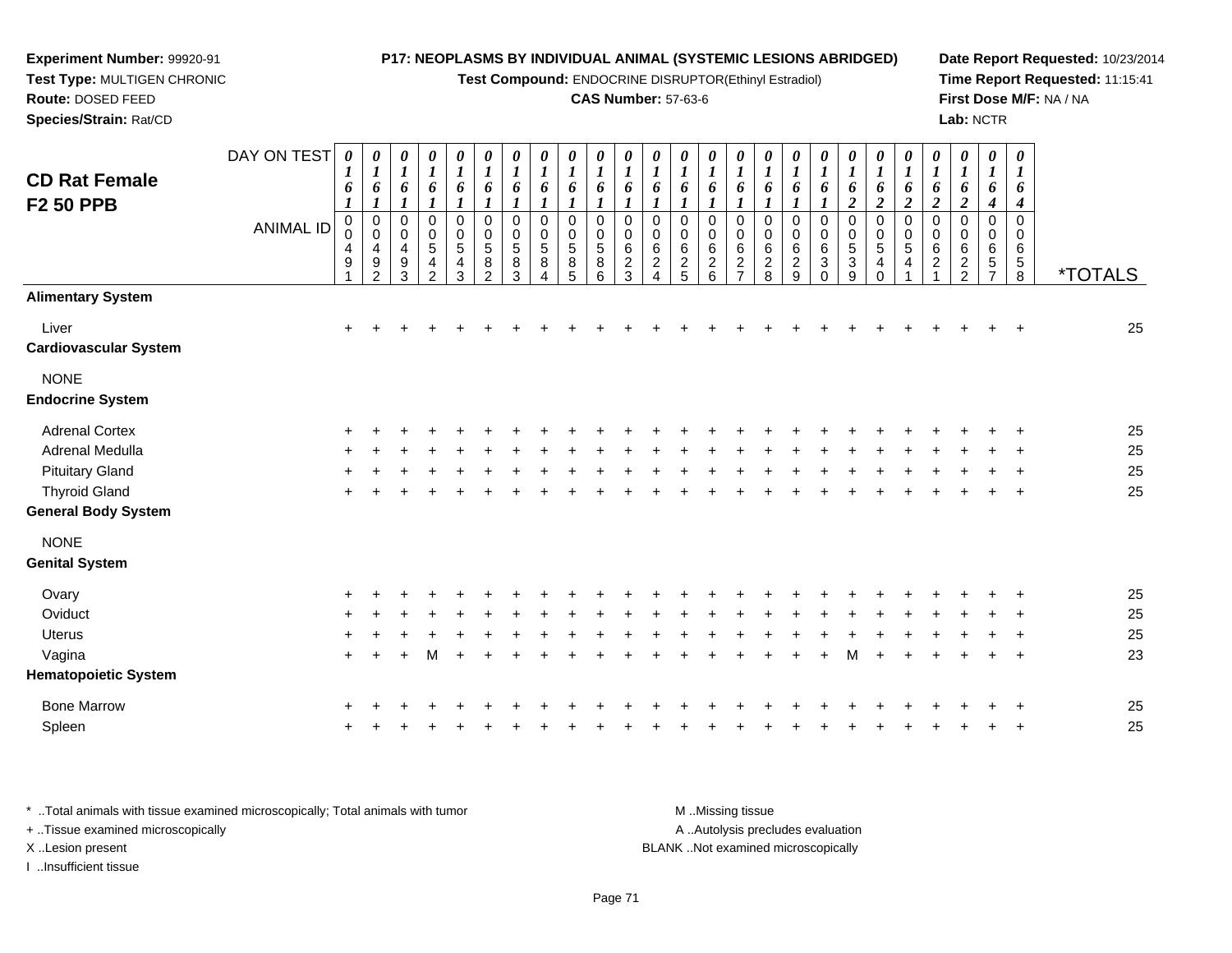**Experiment Number:** 99920-91
**Test Type:** MULTIGEN CHRONIC
**Route:** DOSED FEED
**Species/Strain:** Rat/CD

**P17: NEOPLASMS BY INDIVIDUAL ANIMAL (SYSTEMIC LESIONS ABRIDGED)**
**Test Compound:** ENDOCRINE DISRUPTOR(Ethinyl Estradiol)
**CAS Number:** 57-63-6

**Date Report Requested:** 10/23/2014
**Time Report Requested:** 11:15:41
**First Dose M/F:** NA / NA
**Lab:** NCTR

## CD Rat Female F2 50 PPB

| DAY ON TEST | 0161 | 0161 | 0161 | 0161 | 0161 | 0161 | 0161 | 0161 | 0161 | 0161 | 0161 | 0161 | 0161 | 0161 | 0161 | 0161 | 0161 | 0161 | 0162 | 0162 | 0162 | 0162 | 0162 | 0164 | 0164 | |
|---|---|---|---|---|---|---|---|---|---|---|---|---|---|---|---|---|---|---|---|---|---|---|---|---|---|---|
| **ANIMAL ID** | 00491 | 00492 | 00493 | 00542 | 00543 | 00582 | 00583 | 00584 | 00585 | 00586 | 00623 | 00624 | 00625 | 00626 | 00627 | 00628 | 00629 | 00630 | 00539 | 00540 | 00541 | 00621 | 00622 | 00657 | 00658 | ***TOTALS** |
| **Alimentary System** | | | | | | | | | | | | | | | | | | | | | | | | | | |
| Liver | + | + | + | + | + | + | + | + | + | + | + | + | + | + | + | + | + | + | + | + | + | + | + | + | + | 25 |
| **Cardiovascular System** | | | | | | | | | | | | | | | | | | | | | | | | | | |
| NONE | | | | | | | | | | | | | | | | | | | | | | | | | | |
| **Endocrine System** | | | | | | | | | | | | | | | | | | | | | | | | | | |
| Adrenal Cortex | + | + | + | + | + | + | + | + | + | + | + | + | + | + | + | + | + | + | + | + | + | + | + | + | + | 25 |
| Adrenal Medulla | + | + | + | + | + | + | + | + | + | + | + | + | + | + | + | + | + | + | + | + | + | + | + | + | + | 25 |
| Pituitary Gland | + | + | + | + | + | + | + | + | + | + | + | + | + | + | + | + | + | + | + | + | + | + | + | + | + | 25 |
| Thyroid Gland | + | + | + | + | + | + | + | + | + | + | + | + | + | + | + | + | + | + | + | + | + | + | + | + | + | 25 |
| **General Body System** | | | | | | | | | | | | | | | | | | | | | | | | | | |
| NONE | | | | | | | | | | | | | | | | | | | | | | | | | | |
| **Genital System** | | | | | | | | | | | | | | | | | | | | | | | | | | |
| Ovary | + | + | + | + | + | + | + | + | + | + | + | + | + | + | + | + | + | + | + | + | + | + | + | + | + | 25 |
| Oviduct | + | + | + | + | + | + | + | + | + | + | + | + | + | + | + | + | + | + | + | + | + | + | + | + | + | 25 |
| Uterus | + | + | + | + | + | + | + | + | + | + | + | + | + | + | + | + | + | + | + | + | + | + | + | + | + | 25 |
| Vagina | + | + | + | M | + | + | + | + | + | + | + | + | + | + | + | + | + | + | M | + | + | + | + | + | + | 23 |
| **Hematopoietic System** | | | | | | | | | | | | | | | | | | | | | | | | | | |
| Bone Marrow | + | + | + | + | + | + | + | + | + | + | + | + | + | + | + | + | + | + | + | + | + | + | + | + | + | 25 |
| Spleen | + | + | + | + | + | + | + | + | + | + | + | + | + | + | + | + | + | + | + | + | + | + | + | + | + | 25 |

* ..Total animals with tissue examined microscopically; Total animals with tumor
+ ..Tissue examined microscopically
X ..Lesion present
I ..Insufficient tissue

M ..Missing tissue
A ..Autolysis precludes evaluation
BLANK ..Not examined microscopically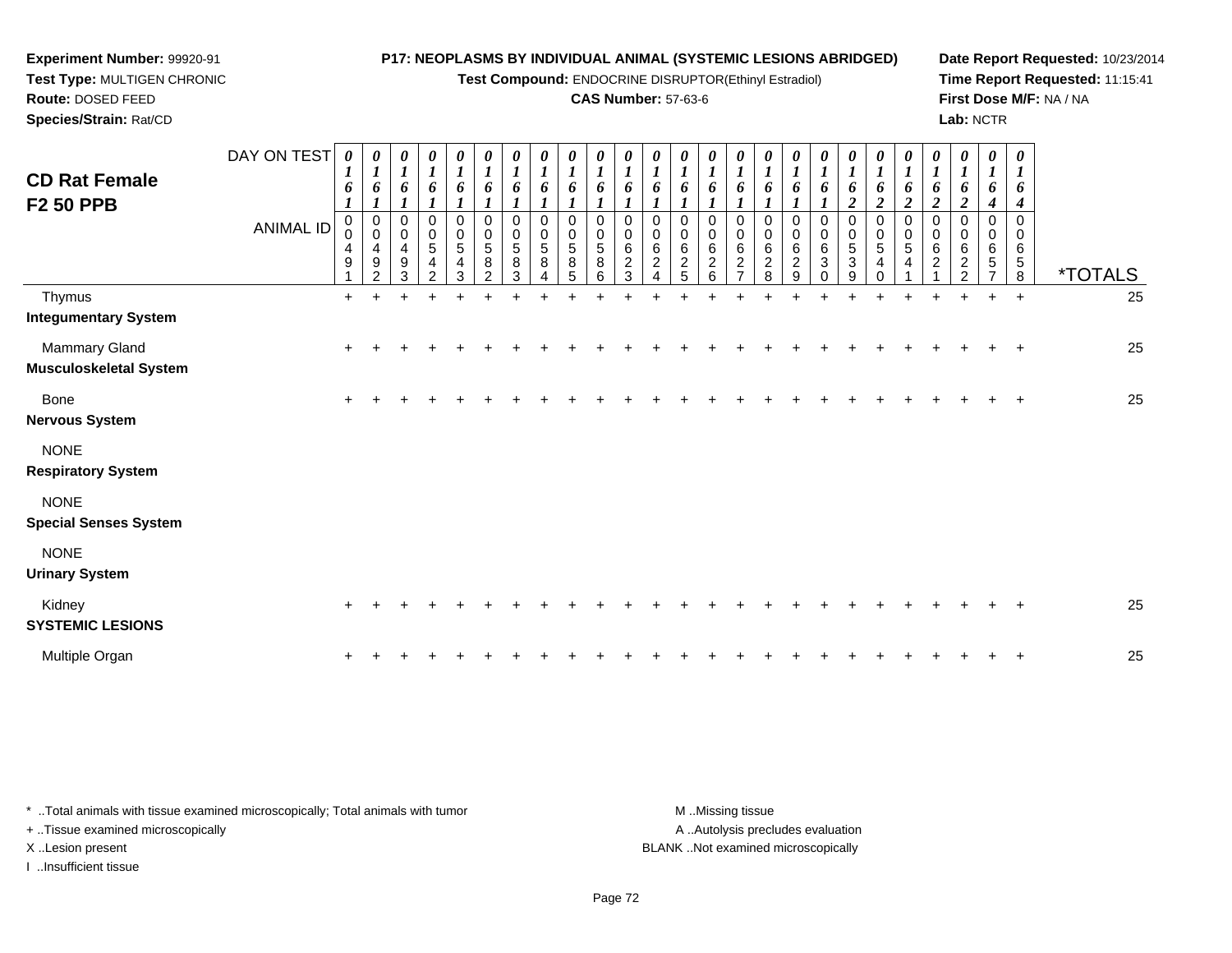**Experiment Number:** 99920-91
**Test Type:** MULTIGEN CHRONIC
**Route:** DOSED FEED
**Species/Strain:** Rat/CD

**P17: NEOPLASMS BY INDIVIDUAL ANIMAL (SYSTEMIC LESIONS ABRIDGED)**
**Test Compound:** ENDOCRINE DISRUPTOR(Ethinyl Estradiol)
**CAS Number:** 57-63-6

**Date Report Requested:** 10/23/2014
**Time Report Requested:** 11:15:41
**First Dose M/F:** NA / NA
**Lab:** NCTR

## CD Rat Female F2 50 PPB

| DAY ON TEST | 0161 | 0161 | 0161 | 0161 | 0161 | 0161 | 0161 | 0161 | 0161 | 0161 | 0161 | 0161 | 0161 | 0161 | 0161 | 0161 | 0161 | 0161 | 0162 | 0162 | 0162 | 0162 | 0162 | 0164 | 0164 | |
|---|---|---|---|---|---|---|---|---|---|---|---|---|---|---|---|---|---|---|---|---|---|---|---|---|---|---|
| **ANIMAL ID** | 00491 | 00492 | 00493 | 00542 | 00543 | 00582 | 00583 | 00584 | 00585 | 00586 | 00623 | 00624 | 00625 | 00626 | 00627 | 00628 | 00629 | 00630 | 00539 | 00540 | 00541 | 00621 | 00622 | 00657 | 00658 | ***TOTALS** |
| Thymus | + | + | + | + | + | + | + | + | + | + | + | + | + | + | + | + | + | + | + | + | + | + | + | + | + | 25 |
| **Integumentary System** | | | | | | | | | | | | | | | | | | | | | | | | | | |
| Mammary Gland | + | + | + | + | + | + | + | + | + | + | + | + | + | + | + | + | + | + | + | + | + | + | + | + | + | 25 |
| **Musculoskeletal System** | | | | | | | | | | | | | | | | | | | | | | | | | | |
| Bone | + | + | + | + | + | + | + | + | + | + | + | + | + | + | + | + | + | + | + | + | + | + | + | + | + | 25 |
| **Nervous System** | | | | | | | | | | | | | | | | | | | | | | | | | | |
| NONE | | | | | | | | | | | | | | | | | | | | | | | | | | |
| **Respiratory System** | | | | | | | | | | | | | | | | | | | | | | | | | | |
| NONE | | | | | | | | | | | | | | | | | | | | | | | | | | |
| **Special Senses System** | | | | | | | | | | | | | | | | | | | | | | | | | | |
| NONE | | | | | | | | | | | | | | | | | | | | | | | | | | |
| **Urinary System** | | | | | | | | | | | | | | | | | | | | | | | | | | |
| Kidney | + | + | + | + | + | + | + | + | + | + | + | + | + | + | + | + | + | + | + | + | + | + | + | + | + | 25 |
| **SYSTEMIC LESIONS** | | | | | | | | | | | | | | | | | | | | | | | | | | |
| Multiple Organ | + | + | + | + | + | + | + | + | + | + | + | + | + | + | + | + | + | + | + | + | + | + | + | + | + | 25 |

\* ..Total animals with tissue examined microscopically; Total animals with tumor
+ ..Tissue examined microscopically
X ..Lesion present
I ..Insufficient tissue

M ..Missing tissue
A ..Autolysis precludes evaluation
BLANK ..Not examined microscopically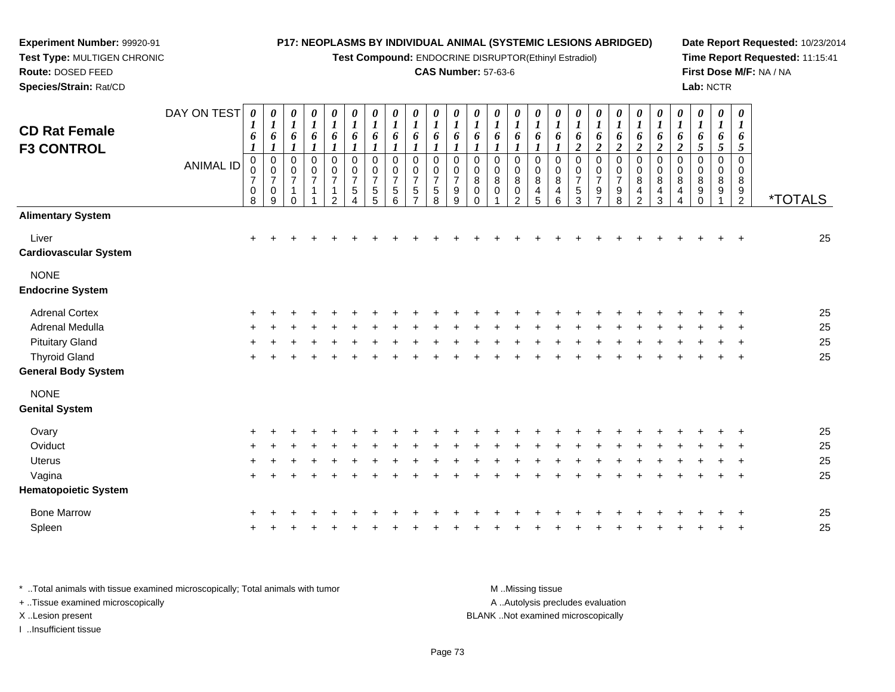**Experiment Number:** 99920-91
**Test Type:** MULTIGEN CHRONIC
**Route:** DOSED FEED
**Species/Strain:** Rat/CD

**P17: NEOPLASMS BY INDIVIDUAL ANIMAL (SYSTEMIC LESIONS ABRIDGED)**
**Test Compound:** ENDOCRINE DISRUPTOR(Ethinyl Estradiol)
**CAS Number:** 57-63-6

**Date Report Requested:** 10/23/2014
**Time Report Requested:** 11:15:41
**First Dose M/F:** NA / NA
**Lab:** NCTR

## CD Rat Female F3 CONTROL

| DAY ON TEST | 0161 | 0161 | 0161 | 0161 | 0161 | 0161 | 0161 | 0161 | 0161 | 0161 | 0161 | 0161 | 0161 | 0161 | 0161 | 0161 | 0162 | 0162 | 0162 | 0162 | 0162 | 0162 | 0165 | 0165 | 0165 | |
|---|---|---|---|---|---|---|---|---|---|---|---|---|---|---|---|---|---|---|---|---|---|---|---|---|---|---|
| **ANIMAL ID** | 00708 | 00709 | 00710 | 00711 | 00712 | 00754 | 00755 | 00756 | 00757 | 00758 | 00799 | 00800 | 00801 | 00802 | 00845 | 00846 | 00753 | 00797 | 00798 | 00842 | 00843 | 00844 | 00890 | 00891 | 00892 | ***TOTALS** |
| **Alimentary System** | | | | | | | | | | | | | | | | | | | | | | | | | | |
| Liver | + | + | + | + | + | + | + | + | + | + | + | + | + | + | + | + | + | + | + | + | + | + | + | + | + | 25 |
| **Cardiovascular System** | | | | | | | | | | | | | | | | | | | | | | | | | | |
| NONE | | | | | | | | | | | | | | | | | | | | | | | | | | |
| **Endocrine System** | | | | | | | | | | | | | | | | | | | | | | | | | | |
| Adrenal Cortex | + | + | + | + | + | + | + | + | + | + | + | + | + | + | + | + | + | + | + | + | + | + | + | + | + | 25 |
| Adrenal Medulla | + | + | + | + | + | + | + | + | + | + | + | + | + | + | + | + | + | + | + | + | + | + | + | + | + | 25 |
| Pituitary Gland | + | + | + | + | + | + | + | + | + | + | + | + | + | + | + | + | + | + | + | + | + | + | + | + | + | 25 |
| Thyroid Gland | + | + | + | + | + | + | + | + | + | + | + | + | + | + | + | + | + | + | + | + | + | + | + | + | + | 25 |
| **General Body System** | | | | | | | | | | | | | | | | | | | | | | | | | | |
| NONE | | | | | | | | | | | | | | | | | | | | | | | | | | |
| **Genital System** | | | | | | | | | | | | | | | | | | | | | | | | | | |
| Ovary | + | + | + | + | + | + | + | + | + | + | + | + | + | + | + | + | + | + | + | + | + | + | + | + | + | 25 |
| Oviduct | + | + | + | + | + | + | + | + | + | + | + | + | + | + | + | + | + | + | + | + | + | + | + | + | + | 25 |
| Uterus | + | + | + | + | + | + | + | + | + | + | + | + | + | + | + | + | + | + | + | + | + | + | + | + | + | 25 |
| Vagina | + | + | + | + | + | + | + | + | + | + | + | + | + | + | + | + | + | + | + | + | + | + | + | + | + | 25 |
| **Hematopoietic System** | | | | | | | | | | | | | | | | | | | | | | | | | | |
| Bone Marrow | + | + | + | + | + | + | + | + | + | + | + | + | + | + | + | + | + | + | + | + | + | + | + | + | + | 25 |
| Spleen | + | + | + | + | + | + | + | + | + | + | + | + | + | + | + | + | + | + | + | + | + | + | + | + | + | 25 |

* ..Total animals with tissue examined microscopically; Total animals with tumor
+ ..Tissue examined microscopically
X ..Lesion present
I ..Insufficient tissue

M ..Missing tissue
A ..Autolysis precludes evaluation
BLANK ..Not examined microscopically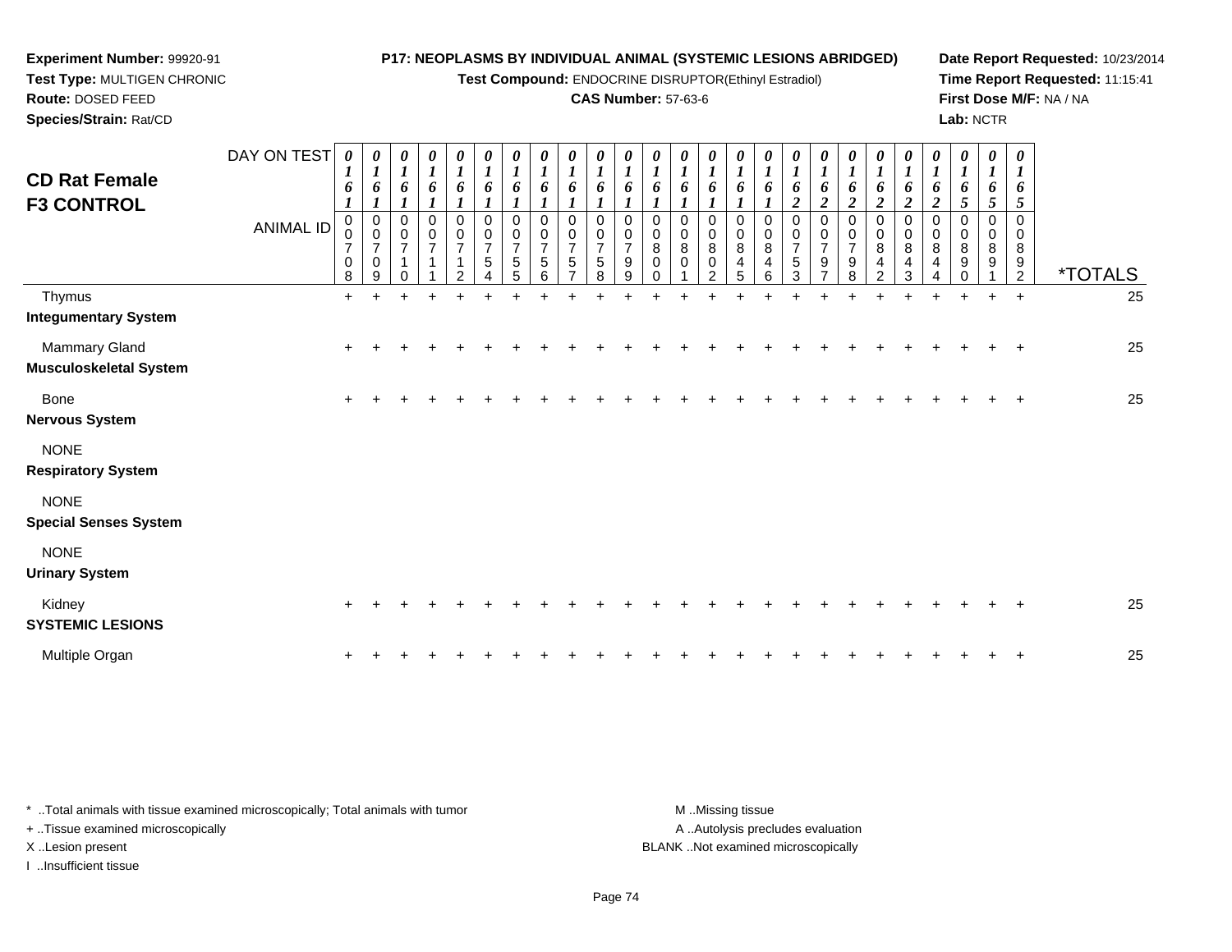**Experiment Number:** 99920-91
**Test Type:** MULTIGEN CHRONIC
**Route:** DOSED FEED
**Species/Strain:** Rat/CD

**P17: NEOPLASMS BY INDIVIDUAL ANIMAL (SYSTEMIC LESIONS ABRIDGED)**
**Test Compound:** ENDOCRINE DISRUPTOR(Ethinyl Estradiol)
**CAS Number:** 57-63-6

**Date Report Requested:** 10/23/2014
**Time Report Requested:** 11:15:41
**First Dose M/F:** NA / NA
**Lab:** NCTR

## CD Rat Female F3 CONTROL

| DAY ON TEST | 0161 | 0161 | 0161 | 0161 | 0161 | 0161 | 0161 | 0161 | 0161 | 0161 | 0161 | 0161 | 0161 | 0161 | 0161 | 0161 | 0162 | 0162 | 0162 | 0162 | 0162 | 0162 | 0165 | 0165 | 0165 | |
|---|---|---|---|---|---|---|---|---|---|---|---|---|---|---|---|---|---|---|---|---|---|---|---|---|---|---|
| **ANIMAL ID** | 00708 | 00709 | 00710 | 00711 | 00712 | 00754 | 00755 | 00756 | 00757 | 00758 | 00799 | 00800 | 00801 | 00802 | 00845 | 00846 | 00753 | 00797 | 00798 | 00842 | 00843 | 00844 | 00890 | 00891 | 00892 | ***TOTALS** |
| Thymus | + | + | + | + | + | + | + | + | + | + | + | + | + | + | + | + | + | + | + | + | + | + | + | + | + | 25 |
| **Integumentary System** | | | | | | | | | | | | | | | | | | | | | | | | | | |
| Mammary Gland | + | + | + | + | + | + | + | + | + | + | + | + | + | + | + | + | + | + | + | + | + | + | + | + | + | 25 |
| **Musculoskeletal System** | | | | | | | | | | | | | | | | | | | | | | | | | | |
| Bone | + | + | + | + | + | + | + | + | + | + | + | + | + | + | + | + | + | + | + | + | + | + | + | + | + | 25 |
| **Nervous System** | | | | | | | | | | | | | | | | | | | | | | | | | | |
| NONE | | | | | | | | | | | | | | | | | | | | | | | | | | |
| **Respiratory System** | | | | | | | | | | | | | | | | | | | | | | | | | | |
| NONE | | | | | | | | | | | | | | | | | | | | | | | | | | |
| **Special Senses System** | | | | | | | | | | | | | | | | | | | | | | | | | | |
| NONE | | | | | | | | | | | | | | | | | | | | | | | | | | |
| **Urinary System** | | | | | | | | | | | | | | | | | | | | | | | | | | |
| Kidney | + | + | + | + | + | + | + | + | + | + | + | + | + | + | + | + | + | + | + | + | + | + | + | + | + | 25 |
| **SYSTEMIC LESIONS** | | | | | | | | | | | | | | | | | | | | | | | | | | |
| Multiple Organ | + | + | + | + | + | + | + | + | + | + | + | + | + | + | + | + | + | + | + | + | + | + | + | + | + | 25 |

* ..Total animals with tissue examined microscopically; Total animals with tumor
+ ..Tissue examined microscopically
X ..Lesion present
I ..Insufficient tissue

M ..Missing tissue
A ..Autolysis precludes evaluation
BLANK ..Not examined microscopically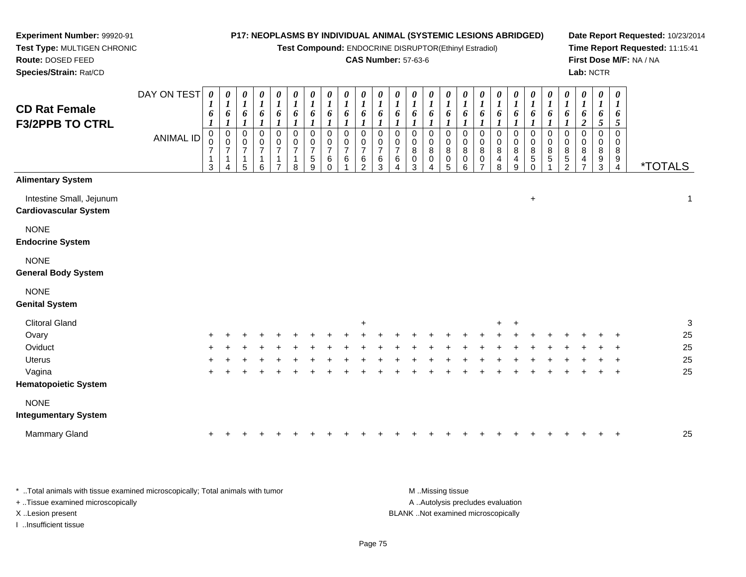**Experiment Number:** 99920-91
**Test Type:** MULTIGEN CHRONIC
**Route:** DOSED FEED
**Species/Strain:** Rat/CD

**P17: NEOPLASMS BY INDIVIDUAL ANIMAL (SYSTEMIC LESIONS ABRIDGED)**
**Test Compound:** ENDOCRINE DISRUPTOR(Ethinyl Estradiol)
**CAS Number:** 57-63-6

**Date Report Requested:** 10/23/2014
**Time Report Requested:** 11:15:41
**First Dose M/F:** NA / NA
**Lab:** NCTR

## CD Rat Female F3/2PPB TO CTRL

| DAY ON TEST | 0161 | 0161 | 0161 | 0161 | 0161 | 0161 | 0161 | 0161 | 0161 | 0161 | 0161 | 0161 | 0161 | 0161 | 0161 | 0161 | 0161 | 0161 | 0161 | 0161 | 0161 | 0161 | 0162 | 0165 | 0165 | |
|---|---|---|---|---|---|---|---|---|---|---|---|---|---|---|---|---|---|---|---|---|---|---|---|---|---|---|
| **ANIMAL ID** | 00713 | 00714 | 00715 | 00716 | 00717 | 00718 | 00759 | 00760 | 00761 | 00762 | 00763 | 00764 | 00803 | 00804 | 00805 | 00806 | 00807 | 00848 | 00849 | 00850 | 00851 | 00852 | 00847 | 00893 | 00894 | ***TOTALS** |
| **Alimentary System** | | | | | | | | | | | | | | | | | | | | | | | | | | |
| Intestine Small, Jejunum | | | | | | | | | | | | | | | | | | | | + | | | | | | 1 |
| **Cardiovascular System** | | | | | | | | | | | | | | | | | | | | | | | | | | |
| NONE | | | | | | | | | | | | | | | | | | | | | | | | | | |
| **Endocrine System** | | | | | | | | | | | | | | | | | | | | | | | | | | |
| NONE | | | | | | | | | | | | | | | | | | | | | | | | | | |
| **General Body System** | | | | | | | | | | | | | | | | | | | | | | | | | | |
| NONE | | | | | | | | | | | | | | | | | | | | | | | | | | |
| **Genital System** | | | | | | | | | | | | | | | | | | | | | | | | | | |
| Clitoral Gland | | | | | | | | | | + | | | | | | | | + | + | | | | | | | 3 |
| Ovary | + | + | + | + | + | + | + | + | + | + | + | + | + | + | + | + | + | + | + | + | + | + | + | + | + | 25 |
| Oviduct | + | + | + | + | + | + | + | + | + | + | + | + | + | + | + | + | + | + | + | + | + | + | + | + | + | 25 |
| Uterus | + | + | + | + | + | + | + | + | + | + | + | + | + | + | + | + | + | + | + | + | + | + | + | + | + | 25 |
| Vagina | + | + | + | + | + | + | + | + | + | + | + | + | + | + | + | + | + | + | + | + | + | + | + | + | + | 25 |
| **Hematopoietic System** | | | | | | | | | | | | | | | | | | | | | | | | | | |
| NONE | | | | | | | | | | | | | | | | | | | | | | | | | | |
| **Integumentary System** | | | | | | | | | | | | | | | | | | | | | | | | | | |
| Mammary Gland | + | + | + | + | + | + | + | + | + | + | + | + | + | + | + | + | + | + | + | + | + | + | + | + | + | 25 |

* ..Total animals with tissue examined microscopically; Total animals with tumor
+ ..Tissue examined microscopically
X ..Lesion present
I ..Insufficient tissue

M ..Missing tissue
A ..Autolysis precludes evaluation
BLANK ..Not examined microscopically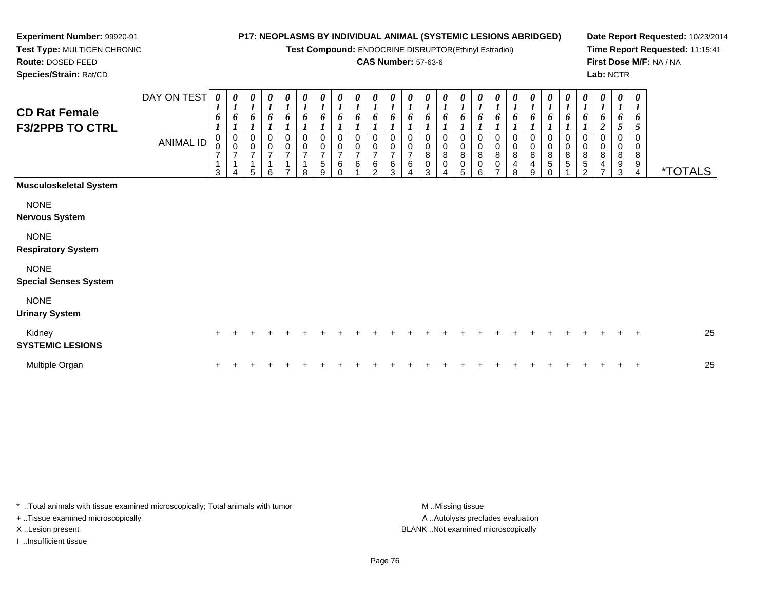**Experiment Number:** 99920-91
**Test Type:** MULTIGEN CHRONIC
**Route:** DOSED FEED
**Species/Strain:** Rat/CD

**P17: NEOPLASMS BY INDIVIDUAL ANIMAL (SYSTEMIC LESIONS ABRIDGED)**
**Test Compound:** ENDOCRINE DISRUPTOR(Ethinyl Estradiol)
**CAS Number:** 57-63-6

**Date Report Requested:** 10/23/2014
**Time Report Requested:** 11:15:41
**First Dose M/F:** NA / NA
**Lab:** NCTR

## CD Rat Female F3/2PPB TO CTRL

| DAY ON TEST | 0161 | 0161 | 0161 | 0161 | 0161 | 0161 | 0161 | 0161 | 0161 | 0161 | 0161 | 0161 | 0161 | 0161 | 0161 | 0161 | 0161 | 0161 | 0161 | 0161 | 0161 | 0161 | 0162 | 0165 | 0165 | |
|---|---|---|---|---|---|---|---|---|---|---|---|---|---|---|---|---|---|---|---|---|---|---|---|---|---|---|
| **ANIMAL ID** | 00713 | 00714 | 00715 | 00716 | 00717 | 00718 | 00759 | 00760 | 00761 | 00762 | 00763 | 00764 | 00803 | 00804 | 00805 | 00806 | 00807 | 00848 | 00849 | 00850 | 00851 | 00852 | 00847 | 00893 | 00894 | ***TOTALS** |
| **Musculoskeletal System** | | | | | | | | | | | | | | | | | | | | | | | | | | |
| NONE | | | | | | | | | | | | | | | | | | | | | | | | | | |
| **Nervous System** | | | | | | | | | | | | | | | | | | | | | | | | | | |
| NONE | | | | | | | | | | | | | | | | | | | | | | | | | | |
| **Respiratory System** | | | | | | | | | | | | | | | | | | | | | | | | | | |
| NONE | | | | | | | | | | | | | | | | | | | | | | | | | | |
| **Special Senses System** | | | | | | | | | | | | | | | | | | | | | | | | | | |
| NONE | | | | | | | | | | | | | | | | | | | | | | | | | | |
| **Urinary System** | | | | | | | | | | | | | | | | | | | | | | | | | | |
| Kidney | + | + | + | + | + | + | + | + | + | + | + | + | + | + | + | + | + | + | + | + | + | + | + | + | + | 25 |
| **SYSTEMIC LESIONS** | | | | | | | | | | | | | | | | | | | | | | | | | | |
| Multiple Organ | + | + | + | + | + | + | + | + | + | + | + | + | + | + | + | + | + | + | + | + | + | + | + | + | + | 25 |

* ..Total animals with tissue examined microscopically; Total animals with tumor
+ ..Tissue examined microscopically
X ..Lesion present
I ..Insufficient tissue

M ..Missing tissue
A ..Autolysis precludes evaluation
BLANK ..Not examined microscopically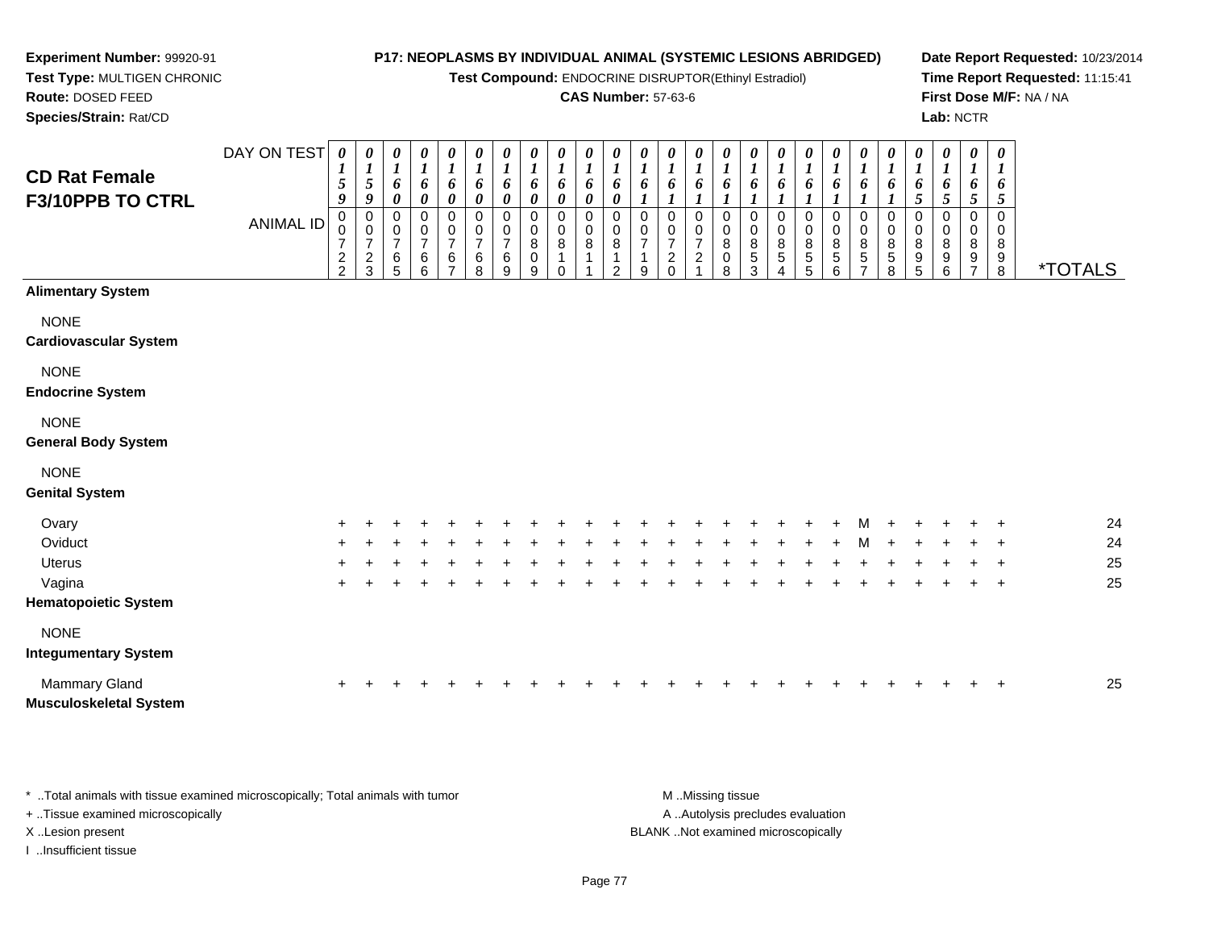**Experiment Number:** 99920-91
**Test Type:** MULTIGEN CHRONIC
**Route:** DOSED FEED
**Species/Strain:** Rat/CD

**P17: NEOPLASMS BY INDIVIDUAL ANIMAL (SYSTEMIC LESIONS ABRIDGED)**
**Test Compound:** ENDOCRINE DISRUPTOR(Ethinyl Estradiol)
**CAS Number:** 57-63-6

**Date Report Requested:** 10/23/2014
**Time Report Requested:** 11:15:41
**First Dose M/F:** NA / NA
**Lab:** NCTR

## CD Rat Female F3/10PPB TO CTRL

| DAY ON TEST | 0159 | 0159 | 0160 | 0160 | 0160 | 0160 | 0160 | 0160 | 0160 | 0160 | 0160 | 0161 | 0161 | 0161 | 0161 | 0161 | 0161 | 0161 | 0161 | 0161 | 0161 | 0165 | 0165 | 0165 | 0165 | |
|---|---|---|---|---|---|---|---|---|---|---|---|---|---|---|---|---|---|---|---|---|---|---|---|---|---|---|
| **ANIMAL ID** | 00722 | 00723 | 00765 | 00766 | 00767 | 00768 | 00769 | 00809 | 00810 | 00811 | 00812 | 00719 | 00720 | 00721 | 00808 | 00853 | 00854 | 00855 | 00856 | 00857 | 00858 | 00895 | 00896 | 00897 | 00898 | ***TOTALS** |
| **Alimentary System** | | | | | | | | | | | | | | | | | | | | | | | | | | |
| NONE | | | | | | | | | | | | | | | | | | | | | | | | | | |
| **Cardiovascular System** | | | | | | | | | | | | | | | | | | | | | | | | | | |
| NONE | | | | | | | | | | | | | | | | | | | | | | | | | | |
| **Endocrine System** | | | | | | | | | | | | | | | | | | | | | | | | | | |
| NONE | | | | | | | | | | | | | | | | | | | | | | | | | | |
| **General Body System** | | | | | | | | | | | | | | | | | | | | | | | | | | |
| NONE | | | | | | | | | | | | | | | | | | | | | | | | | | |
| **Genital System** | | | | | | | | | | | | | | | | | | | | | | | | | | |
| Ovary | + | + | + | + | + | + | + | + | + | + | + | + | + | + | + | + | + | + | + | M | + | + | + | + | + | 24 |
| Oviduct | + | + | + | + | + | + | + | + | + | + | + | + | + | + | + | + | + | + | + | M | + | + | + | + | + | 24 |
| Uterus | + | + | + | + | + | + | + | + | + | + | + | + | + | + | + | + | + | + | + | + | + | + | + | + | + | 25 |
| Vagina | + | + | + | + | + | + | + | + | + | + | + | + | + | + | + | + | + | + | + | + | + | + | + | + | + | 25 |
| **Hematopoietic System** | | | | | | | | | | | | | | | | | | | | | | | | | | |
| NONE | | | | | | | | | | | | | | | | | | | | | | | | | | |
| **Integumentary System** | | | | | | | | | | | | | | | | | | | | | | | | | | |
| Mammary Gland | + | + | + | + | + | + | + | + | + | + | + | + | + | + | + | + | + | + | + | + | + | + | + | + | + | 25 |
| **Musculoskeletal System** | | | | | | | | | | | | | | | | | | | | | | | | | | |

* ..Total animals with tissue examined microscopically; Total animals with tumor
+ ..Tissue examined microscopically
X ..Lesion present
I ..Insufficient tissue

M ..Missing tissue
A ..Autolysis precludes evaluation
BLANK ..Not examined microscopically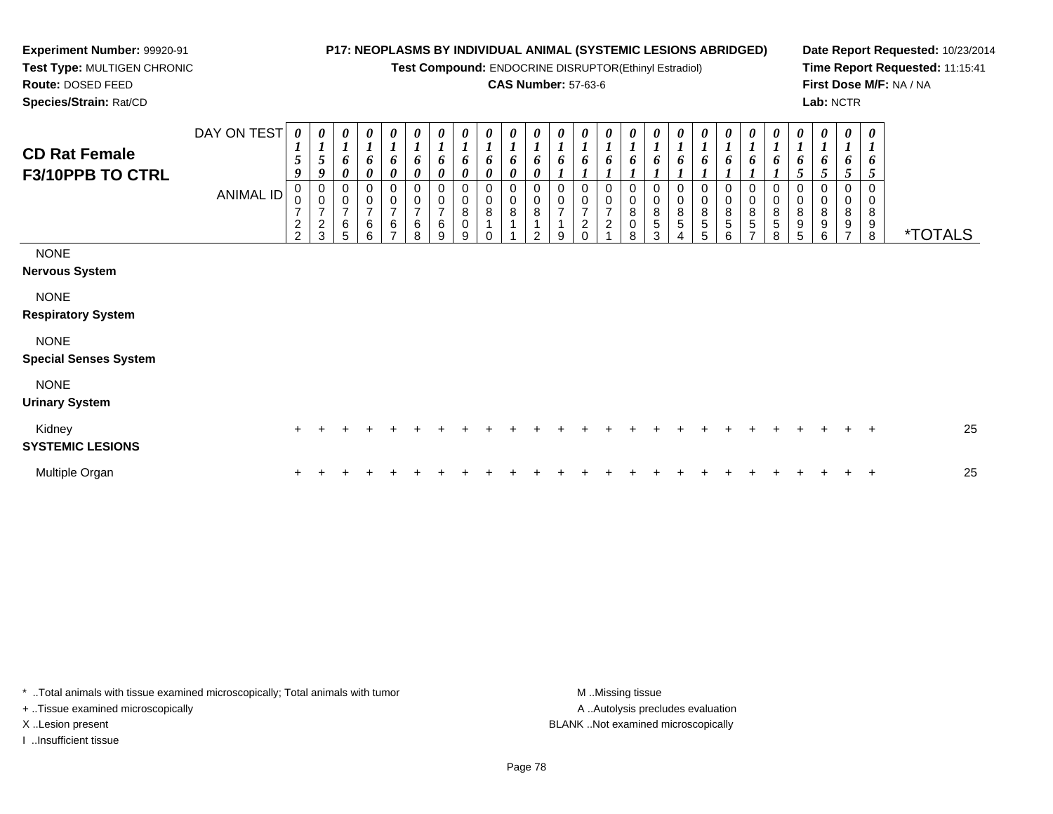**Experiment Number:** 99920-91
**Test Type:** MULTIGEN CHRONIC
**Route:** DOSED FEED
**Species/Strain:** Rat/CD

**P17: NEOPLASMS BY INDIVIDUAL ANIMAL (SYSTEMIC LESIONS ABRIDGED)**
**Test Compound:** ENDOCRINE DISRUPTOR(Ethinyl Estradiol)
**CAS Number:** 57-63-6

**Date Report Requested:** 10/23/2014
**Time Report Requested:** 11:15:41
**First Dose M/F:** NA / NA
**Lab:** NCTR

## CD Rat Female F3/10PPB TO CTRL

| DAY ON TEST | 0159 | 0159 | 0160 | 0160 | 0160 | 0160 | 0160 | 0160 | 0160 | 0160 | 0160 | 0161 | 0161 | 0161 | 0161 | 0161 | 0161 | 0161 | 0161 | 0161 | 0161 | 0165 | 0165 | 0165 | 0165 | |
|---|---|---|---|---|---|---|---|---|---|---|---|---|---|---|---|---|---|---|---|---|---|---|---|---|---|---|
| **ANIMAL ID** | 0007 22 | 0007 23 | 0007 65 | 0007 66 | 0007 67 | 0007 68 | 0007 69 | 0008 09 | 0008 10 | 0008 11 | 0008 12 | 0007 19 | 0007 20 | 0007 21 | 0008 08 | 0008 53 | 0008 54 | 0008 55 | 0008 56 | 0008 57 | 0008 58 | 0008 95 | 0008 96 | 0008 97 | 0008 98 | ***TOTALS** |
| NONE | | | | | | | | | | | | | | | | | | | | | | | | | | |
| **Nervous System** | | | | | | | | | | | | | | | | | | | | | | | | | | |
| NONE | | | | | | | | | | | | | | | | | | | | | | | | | | |
| **Respiratory System** | | | | | | | | | | | | | | | | | | | | | | | | | | |
| NONE | | | | | | | | | | | | | | | | | | | | | | | | | | |
| **Special Senses System** | | | | | | | | | | | | | | | | | | | | | | | | | | |
| NONE | | | | | | | | | | | | | | | | | | | | | | | | | | |
| **Urinary System** | | | | | | | | | | | | | | | | | | | | | | | | | | |
| Kidney | + | + | + | + | + | + | + | + | + | + | + | + | + | + | + | + | + | + | + | + | + | + | + | + | + | 25 |
| **SYSTEMIC LESIONS** | | | | | | | | | | | | | | | | | | | | | | | | | | |
| Multiple Organ | + | + | + | + | + | + | + | + | + | + | + | + | + | + | + | + | + | + | + | + | + | + | + | + | + | 25 |

\* ..Total animals with tissue examined microscopically; Total animals with tumor
\+ ..Tissue examined microscopically
X ..Lesion present
I ..Insufficient tissue

M ..Missing tissue
A ..Autolysis precludes evaluation
BLANK ..Not examined microscopically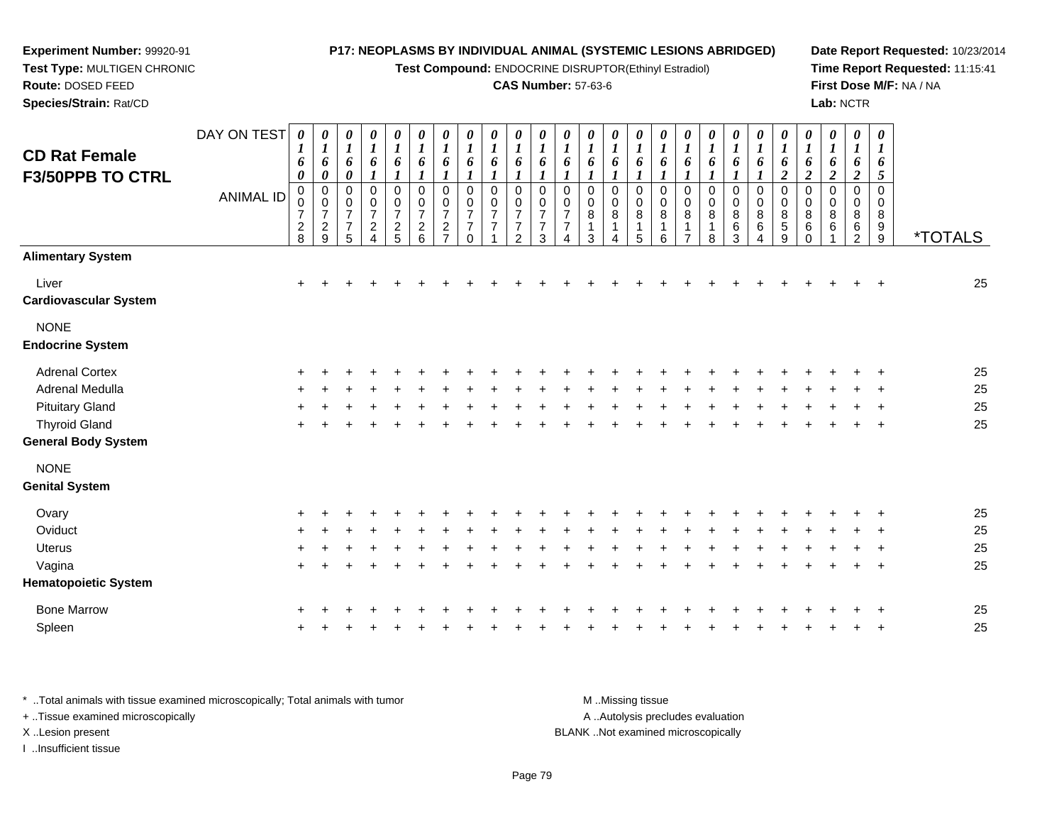**Experiment Number:** 99920-91
**Test Type:** MULTIGEN CHRONIC
**Route:** DOSED FEED
**Species/Strain:** Rat/CD

**P17: NEOPLASMS BY INDIVIDUAL ANIMAL (SYSTEMIC LESIONS ABRIDGED)**
**Test Compound:** ENDOCRINE DISRUPTOR(Ethinyl Estradiol)
**CAS Number:** 57-63-6

**Date Report Requested:** 10/23/2014
**Time Report Requested:** 11:15:41
**First Dose M/F:** NA / NA
**Lab:** NCTR

## CD Rat Female F3/50PPB TO CTRL

| DAY ON TEST | 0160 | 0160 | 0160 | 0161 | 0161 | 0161 | 0161 | 0161 | 0161 | 0161 | 0161 | 0161 | 0161 | 0161 | 0161 | 0161 | 0161 | 0161 | 0161 | 0161 | 0162 | 0162 | 0162 | 0162 | 0165 | |
|---|---|---|---|---|---|---|---|---|---|---|---|---|---|---|---|---|---|---|---|---|---|---|---|---|---|---|
| **ANIMAL ID** | 00728 | 00729 | 00775 | 00724 | 00725 | 00726 | 00727 | 00770 | 00771 | 00772 | 00773 | 00774 | 00813 | 00814 | 00815 | 00816 | 00817 | 00818 | 00863 | 00864 | 00859 | 00860 | 00861 | 00862 | 00899 | ***TOTALS** |
| **Alimentary System** | | | | | | | | | | | | | | | | | | | | | | | | | | |
| Liver | + | + | + | + | + | + | + | + | + | + | + | + | + | + | + | + | + | + | + | + | + | + | + | + | + | 25 |
| **Cardiovascular System** | | | | | | | | | | | | | | | | | | | | | | | | | | |
| NONE | | | | | | | | | | | | | | | | | | | | | | | | | | |
| **Endocrine System** | | | | | | | | | | | | | | | | | | | | | | | | | | |
| Adrenal Cortex | + | + | + | + | + | + | + | + | + | + | + | + | + | + | + | + | + | + | + | + | + | + | + | + | + | 25 |
| Adrenal Medulla | + | + | + | + | + | + | + | + | + | + | + | + | + | + | + | + | + | + | + | + | + | + | + | + | + | 25 |
| Pituitary Gland | + | + | + | + | + | + | + | + | + | + | + | + | + | + | + | + | + | + | + | + | + | + | + | + | + | 25 |
| Thyroid Gland | + | + | + | + | + | + | + | + | + | + | + | + | + | + | + | + | + | + | + | + | + | + | + | + | + | 25 |
| **General Body System** | | | | | | | | | | | | | | | | | | | | | | | | | | |
| NONE | | | | | | | | | | | | | | | | | | | | | | | | | | |
| **Genital System** | | | | | | | | | | | | | | | | | | | | | | | | | | |
| Ovary | + | + | + | + | + | + | + | + | + | + | + | + | + | + | + | + | + | + | + | + | + | + | + | + | + | 25 |
| Oviduct | + | + | + | + | + | + | + | + | + | + | + | + | + | + | + | + | + | + | + | + | + | + | + | + | + | 25 |
| Uterus | + | + | + | + | + | + | + | + | + | + | + | + | + | + | + | + | + | + | + | + | + | + | + | + | + | 25 |
| Vagina | + | + | + | + | + | + | + | + | + | + | + | + | + | + | + | + | + | + | + | + | + | + | + | + | + | 25 |
| **Hematopoietic System** | | | | | | | | | | | | | | | | | | | | | | | | | | |
| Bone Marrow | + | + | + | + | + | + | + | + | + | + | + | + | + | + | + | + | + | + | + | + | + | + | + | + | + | 25 |
| Spleen | + | + | + | + | + | + | + | + | + | + | + | + | + | + | + | + | + | + | + | + | + | + | + | + | + | 25 |

* ..Total animals with tissue examined microscopically; Total animals with tumor
+ ..Tissue examined microscopically
X ..Lesion present
I ..Insufficient tissue

M ..Missing tissue
A ..Autolysis precludes evaluation
BLANK ..Not examined microscopically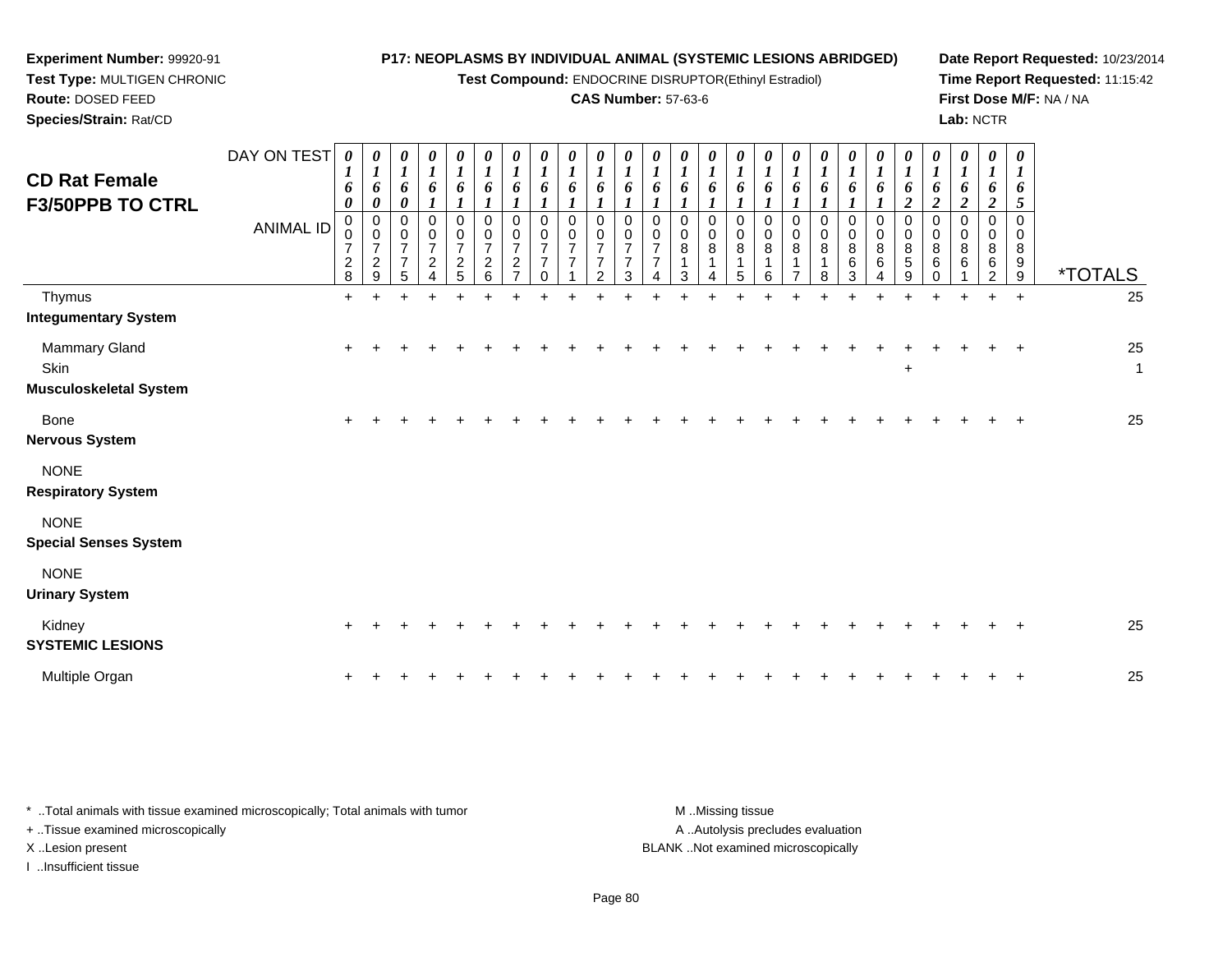**Experiment Number:** 99920-91
**Test Type:** MULTIGEN CHRONIC
**Route:** DOSED FEED
**Species/Strain:** Rat/CD

**P17: NEOPLASMS BY INDIVIDUAL ANIMAL (SYSTEMIC LESIONS ABRIDGED)**
**Test Compound:** ENDOCRINE DISRUPTOR(Ethinyl Estradiol)
**CAS Number:** 57-63-6

**Date Report Requested:** 10/23/2014
**Time Report Requested:** 11:15:42
**First Dose M/F:** NA / NA
**Lab:** NCTR

## CD Rat Female F3/50PPB TO CTRL

| DAY ON TEST | 0160 | 0160 | 0160 | 0161 | 0161 | 0161 | 0161 | 0161 | 0161 | 0161 | 0161 | 0161 | 0161 | 0161 | 0161 | 0161 | 0161 | 0161 | 0161 | 0161 | 0162 | 0162 | 0162 | 0162 | 0165 | |
|---|---|---|---|---|---|---|---|---|---|---|---|---|---|---|---|---|---|---|---|---|---|---|---|---|---|---|
| **ANIMAL ID** | 00728 | 00729 | 00775 | 00724 | 00725 | 00726 | 00727 | 00770 | 00771 | 00772 | 00773 | 00774 | 00813 | 00814 | 00815 | 00816 | 00817 | 00818 | 00863 | 00864 | 00859 | 00860 | 00861 | 00862 | 00899 | ***TOTALS** |
| Thymus | + | + | + | + | + | + | + | + | + | + | + | + | + | + | + | + | + | + | + | + | + | + | + | + | + | 25 |
| **Integumentary System** | | | | | | | | | | | | | | | | | | | | | | | | | | |
| Mammary Gland | + | + | + | + | + | + | + | + | + | + | + | + | + | + | + | + | + | + | + | + | + | + | + | + | + | 25 |
| Skin | | | | | | | | | | | | | | | | | | | | | + | | | | | 1 |
| **Musculoskeletal System** | | | | | | | | | | | | | | | | | | | | | | | | | | |
| Bone | + | + | + | + | + | + | + | + | + | + | + | + | + | + | + | + | + | + | + | + | + | + | + | + | + | 25 |
| **Nervous System** | | | | | | | | | | | | | | | | | | | | | | | | | | |
| NONE | | | | | | | | | | | | | | | | | | | | | | | | | | |
| **Respiratory System** | | | | | | | | | | | | | | | | | | | | | | | | | | |
| NONE | | | | | | | | | | | | | | | | | | | | | | | | | | |
| **Special Senses System** | | | | | | | | | | | | | | | | | | | | | | | | | | |
| NONE | | | | | | | | | | | | | | | | | | | | | | | | | | |
| **Urinary System** | | | | | | | | | | | | | | | | | | | | | | | | | | |
| Kidney | + | + | + | + | + | + | + | + | + | + | + | + | + | + | + | + | + | + | + | + | + | + | + | + | + | 25 |
| **SYSTEMIC LESIONS** | | | | | | | | | | | | | | | | | | | | | | | | | | |
| Multiple Organ | + | + | + | + | + | + | + | + | + | + | + | + | + | + | + | + | + | + | + | + | + | + | + | + | + | 25 |

\* ..Total animals with tissue examined microscopically; Total animals with tumor
\+ ..Tissue examined microscopically
X ..Lesion present
I ..Insufficient tissue

M ..Missing tissue
A ..Autolysis precludes evaluation
BLANK ..Not examined microscopically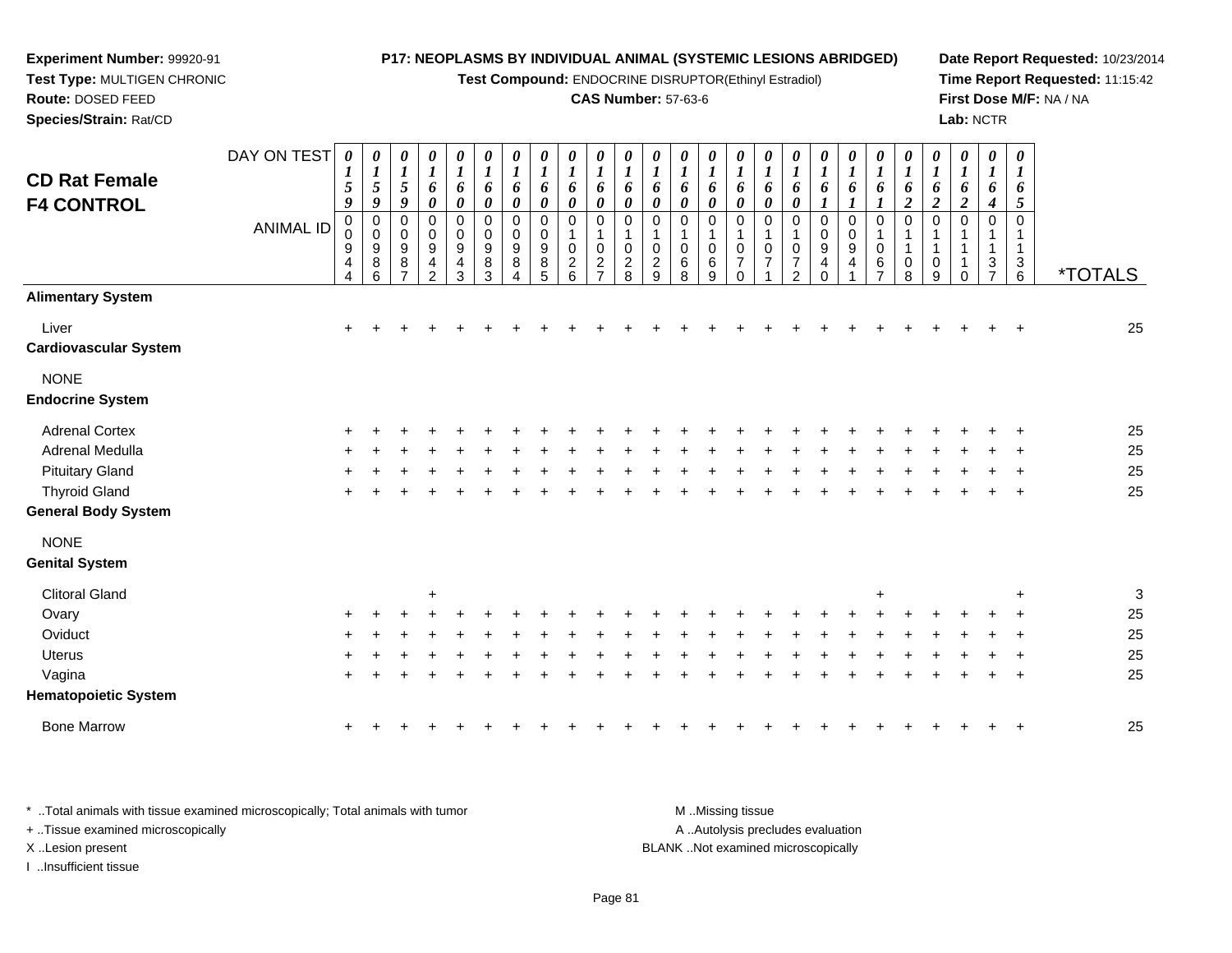**Experiment Number:** 99920-91
**Test Type:** MULTIGEN CHRONIC
**Route:** DOSED FEED
**Species/Strain:** Rat/CD

**P17: NEOPLASMS BY INDIVIDUAL ANIMAL (SYSTEMIC LESIONS ABRIDGED)**
**Test Compound:** ENDOCRINE DISRUPTOR(Ethinyl Estradiol)
**CAS Number:** 57-63-6

**Date Report Requested:** 10/23/2014
**Time Report Requested:** 11:15:42
**First Dose M/F:** NA / NA
**Lab:** NCTR

## CD Rat Female F4 CONTROL

| DAY ON TEST | 0159 | 0159 | 0159 | 0160 | 0160 | 0160 | 0160 | 0160 | 0160 | 0160 | 0160 | 0160 | 0160 | 0160 | 0160 | 0160 | 0160 | 0161 | 0161 | 0161 | 0162 | 0162 | 0162 | 0164 | 0165 | |
|---|---|---|---|---|---|---|---|---|---|---|---|---|---|---|---|---|---|---|---|---|---|---|---|---|---|---|
| **ANIMAL ID** | 00944 | 00986 | 00987 | 00942 | 00943 | 00983 | 00984 | 00985 | 01026 | 01027 | 01028 | 01029 | 01068 | 01069 | 01070 | 01071 | 01072 | 00940 | 00941 | 01067 | 01108 | 01109 | 01110 | 01137 | 01136 | ***TOTALS** |
| **Alimentary System** | | | | | | | | | | | | | | | | | | | | | | | | | | |
| Liver | + | + | + | + | + | + | + | + | + | + | + | + | + | + | + | + | + | + | + | + | + | + | + | + | + | 25 |
| **Cardiovascular System** | | | | | | | | | | | | | | | | | | | | | | | | | | |
| NONE | | | | | | | | | | | | | | | | | | | | | | | | | | |
| **Endocrine System** | | | | | | | | | | | | | | | | | | | | | | | | | | |
| Adrenal Cortex | + | + | + | + | + | + | + | + | + | + | + | + | + | + | + | + | + | + | + | + | + | + | + | + | + | 25 |
| Adrenal Medulla | + | + | + | + | + | + | + | + | + | + | + | + | + | + | + | + | + | + | + | + | + | + | + | + | + | 25 |
| Pituitary Gland | + | + | + | + | + | + | + | + | + | + | + | + | + | + | + | + | + | + | + | + | + | + | + | + | + | 25 |
| Thyroid Gland | + | + | + | + | + | + | + | + | + | + | + | + | + | + | + | + | + | + | + | + | + | + | + | + | + | 25 |
| **General Body System** | | | | | | | | | | | | | | | | | | | | | | | | | | |
| NONE | | | | | | | | | | | | | | | | | | | | | | | | | | |
| **Genital System** | | | | | | | | | | | | | | | | | | | | | | | | | | |
| Clitoral Gland | | | | + | | | | | | | | | | | | | | | | + | | | | | + | 3 |
| Ovary | + | + | + | + | + | + | + | + | + | + | + | + | + | + | + | + | + | + | + | + | + | + | + | + | + | 25 |
| Oviduct | + | + | + | + | + | + | + | + | + | + | + | + | + | + | + | + | + | + | + | + | + | + | + | + | + | 25 |
| Uterus | + | + | + | + | + | + | + | + | + | + | + | + | + | + | + | + | + | + | + | + | + | + | + | + | + | 25 |
| Vagina | + | + | + | + | + | + | + | + | + | + | + | + | + | + | + | + | + | + | + | + | + | + | + | + | + | 25 |
| **Hematopoietic System** | | | | | | | | | | | | | | | | | | | | | | | | | | |
| Bone Marrow | + | + | + | + | + | + | + | + | + | + | + | + | + | + | + | + | + | + | + | + | + | + | + | + | + | 25 |

\* ..Total animals with tissue examined microscopically; Total animals with tumor
\+ ..Tissue examined microscopically
X ..Lesion present
I ..Insufficient tissue

M ..Missing tissue
A ..Autolysis precludes evaluation
BLANK ..Not examined microscopically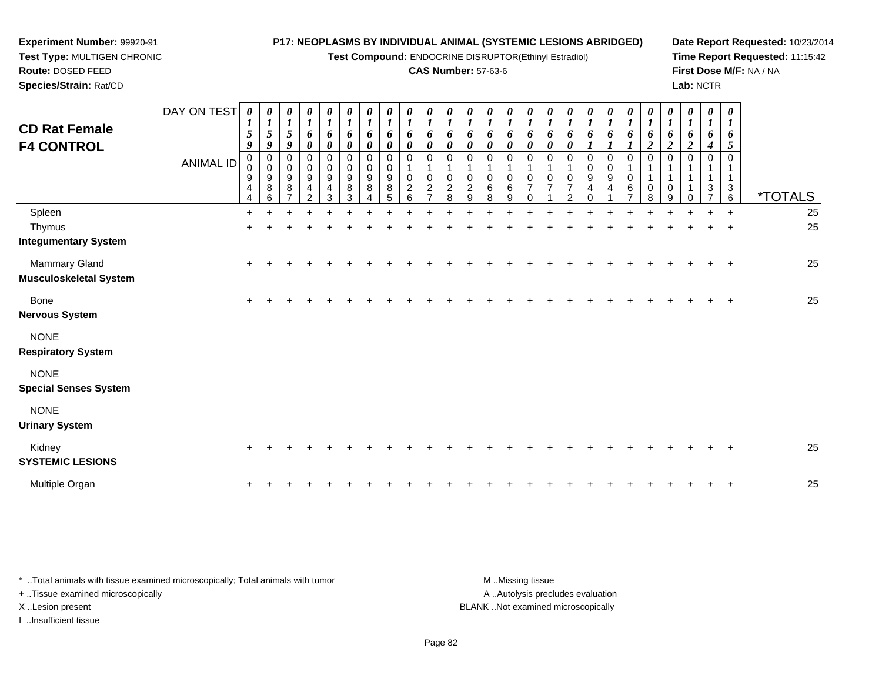**Experiment Number:** 99920-91
**Test Type:** MULTIGEN CHRONIC
**Route:** DOSED FEED
**Species/Strain:** Rat/CD

**P17: NEOPLASMS BY INDIVIDUAL ANIMAL (SYSTEMIC LESIONS ABRIDGED)**
**Test Compound:** ENDOCRINE DISRUPTOR(Ethinyl Estradiol)
**CAS Number:** 57-63-6

**Date Report Requested:** 10/23/2014
**Time Report Requested:** 11:15:42
**First Dose M/F:** NA / NA
**Lab:** NCTR

## CD Rat Female F4 CONTROL

| DAY ON TEST | 0159 | 0159 | 0159 | 0160 | 0160 | 0160 | 0160 | 0160 | 0160 | 0160 | 0160 | 0160 | 0160 | 0160 | 0160 | 0160 | 0160 | 0161 | 0161 | 0161 | 0162 | 0162 | 0162 | 0164 | 0165 | |
|---|---|---|---|---|---|---|---|---|---|---|---|---|---|---|---|---|---|---|---|---|---|---|---|---|---|---|
| **ANIMAL ID** | 00944 | 00986 | 00987 | 00942 | 00943 | 00983 | 00984 | 00985 | 01026 | 01027 | 01028 | 01029 | 01068 | 01069 | 01070 | 01071 | 01072 | 00940 | 00941 | 01067 | 01108 | 01109 | 01110 | 01137 | 01136 | ***TOTALS** |
| Spleen | + | + | + | + | + | + | + | + | + | + | + | + | + | + | + | + | + | + | + | + | + | + | + | + | + | 25 |
| Thymus | + | + | + | + | + | + | + | + | + | + | + | + | + | + | + | + | + | + | + | + | + | + | + | + | + | 25 |
| **Integumentary System** | | | | | | | | | | | | | | | | | | | | | | | | | | |
| Mammary Gland | + | + | + | + | + | + | + | + | + | + | + | + | + | + | + | + | + | + | + | + | + | + | + | + | + | 25 |
| **Musculoskeletal System** | | | | | | | | | | | | | | | | | | | | | | | | | | |
| Bone | + | + | + | + | + | + | + | + | + | + | + | + | + | + | + | + | + | + | + | + | + | + | + | + | + | 25 |
| **Nervous System** | | | | | | | | | | | | | | | | | | | | | | | | | | |
| NONE | | | | | | | | | | | | | | | | | | | | | | | | | | |
| **Respiratory System** | | | | | | | | | | | | | | | | | | | | | | | | | | |
| NONE | | | | | | | | | | | | | | | | | | | | | | | | | | |
| **Special Senses System** | | | | | | | | | | | | | | | | | | | | | | | | | | |
| NONE | | | | | | | | | | | | | | | | | | | | | | | | | | |
| **Urinary System** | | | | | | | | | | | | | | | | | | | | | | | | | | |
| Kidney | + | + | + | + | + | + | + | + | + | + | + | + | + | + | + | + | + | + | + | + | + | + | + | + | + | 25 |
| **SYSTEMIC LESIONS** | | | | | | | | | | | | | | | | | | | | | | | | | | |
| Multiple Organ | + | + | + | + | + | + | + | + | + | + | + | + | + | + | + | + | + | + | + | + | + | + | + | + | + | 25 |

\* ..Total animals with tissue examined microscopically; Total animals with tumor
\+ ..Tissue examined microscopically
X ..Lesion present
I ..Insufficient tissue

M ..Missing tissue
A ..Autolysis precludes evaluation
BLANK ..Not examined microscopically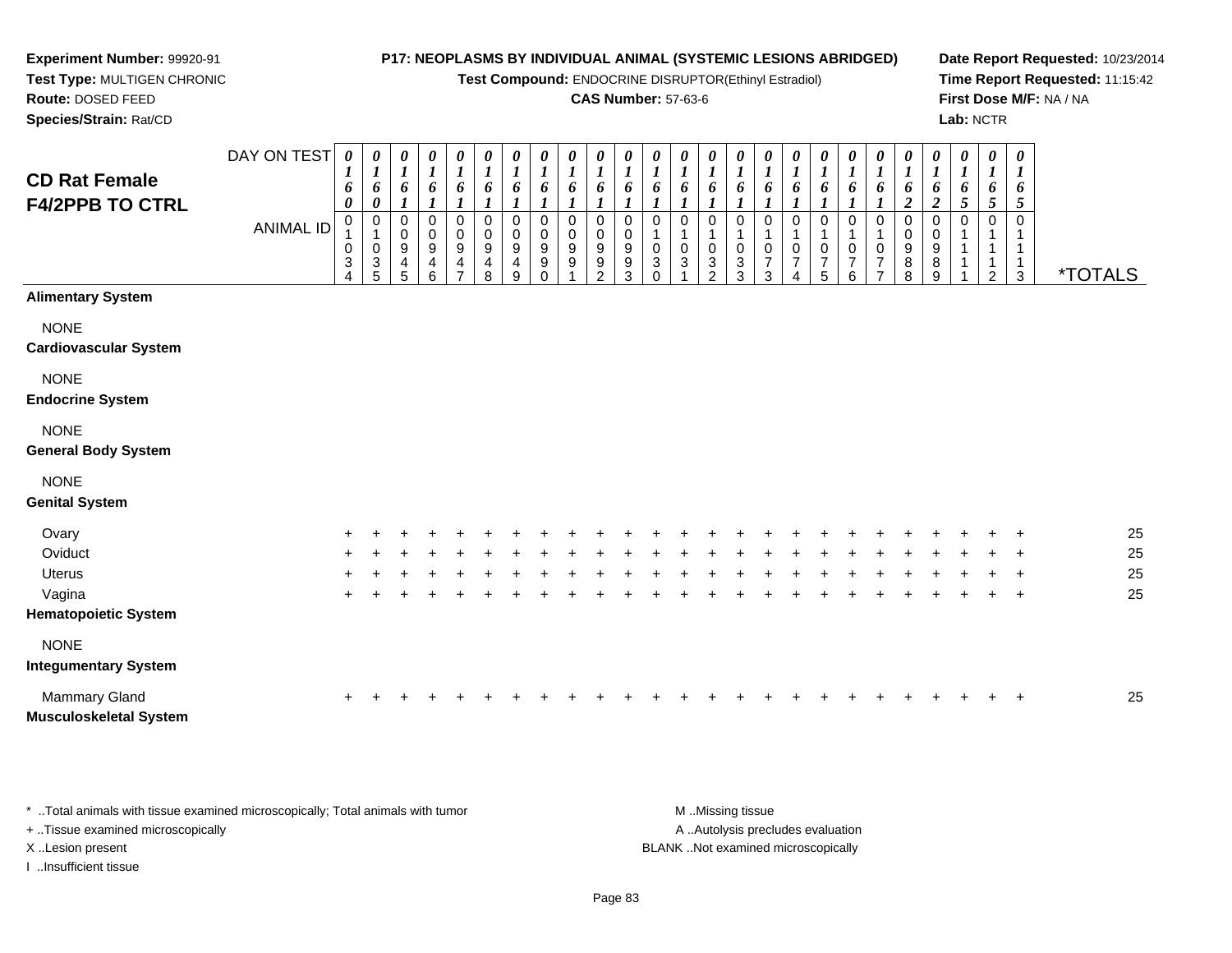**Experiment Number:** 99920-91
**Test Type:** MULTIGEN CHRONIC
**Route:** DOSED FEED
**Species/Strain:** Rat/CD

**P17: NEOPLASMS BY INDIVIDUAL ANIMAL (SYSTEMIC LESIONS ABRIDGED)**
**Test Compound:** ENDOCRINE DISRUPTOR(Ethinyl Estradiol)
**CAS Number:** 57-63-6

**Date Report Requested:** 10/23/2014
**Time Report Requested:** 11:15:42
**First Dose M/F:** NA / NA
**Lab:** NCTR

## CD Rat Female F4/2PPB TO CTRL

| DAY ON TEST | 0160 | 0160 | 0161 | 0161 | 0161 | 0161 | 0161 | 0161 | 0161 | 0161 | 0161 | 0161 | 0161 | 0161 | 0161 | 0161 | 0161 | 0161 | 0161 | 0161 | 0162 | 0162 | 0165 | 0165 | 0165 | |
|---|---|---|---|---|---|---|---|---|---|---|---|---|---|---|---|---|---|---|---|---|---|---|---|---|---|---|
| **ANIMAL ID** | 01034 | 01035 | 00945 | 00946 | 00947 | 00948 | 00949 | 00990 | 00991 | 00992 | 00993 | 01030 | 01031 | 01032 | 01033 | 01073 | 01074 | 01075 | 01076 | 01077 | 00988 | 00989 | 01111 | 01112 | 01113 | ***TOTALS** |
| **Alimentary System** | | | | | | | | | | | | | | | | | | | | | | | | | | |
| NONE | | | | | | | | | | | | | | | | | | | | | | | | | | |
| **Cardiovascular System** | | | | | | | | | | | | | | | | | | | | | | | | | | |
| NONE | | | | | | | | | | | | | | | | | | | | | | | | | | |
| **Endocrine System** | | | | | | | | | | | | | | | | | | | | | | | | | | |
| NONE | | | | | | | | | | | | | | | | | | | | | | | | | | |
| **General Body System** | | | | | | | | | | | | | | | | | | | | | | | | | | |
| NONE | | | | | | | | | | | | | | | | | | | | | | | | | | |
| **Genital System** | | | | | | | | | | | | | | | | | | | | | | | | | | |
| Ovary | + | + | + | + | + | + | + | + | + | + | + | + | + | + | + | + | + | + | + | + | + | + | + | + | + | 25 |
| Oviduct | + | + | + | + | + | + | + | + | + | + | + | + | + | + | + | + | + | + | + | + | + | + | + | + | + | 25 |
| Uterus | + | + | + | + | + | + | + | + | + | + | + | + | + | + | + | + | + | + | + | + | + | + | + | + | + | 25 |
| Vagina | + | + | + | + | + | + | + | + | + | + | + | + | + | + | + | + | + | + | + | + | + | + | + | + | + | 25 |
| **Hematopoietic System** | | | | | | | | | | | | | | | | | | | | | | | | | | |
| NONE | | | | | | | | | | | | | | | | | | | | | | | | | | |
| **Integumentary System** | | | | | | | | | | | | | | | | | | | | | | | | | | |
| Mammary Gland | + | + | + | + | + | + | + | + | + | + | + | + | + | + | + | + | + | + | + | + | + | + | + | + | + | 25 |
| **Musculoskeletal System** | | | | | | | | | | | | | | | | | | | | | | | | | | |

\* ..Total animals with tissue examined microscopically; Total animals with tumor
\+ ..Tissue examined microscopically
X ..Lesion present
I ..Insufficient tissue

M ..Missing tissue
A ..Autolysis precludes evaluation
BLANK ..Not examined microscopically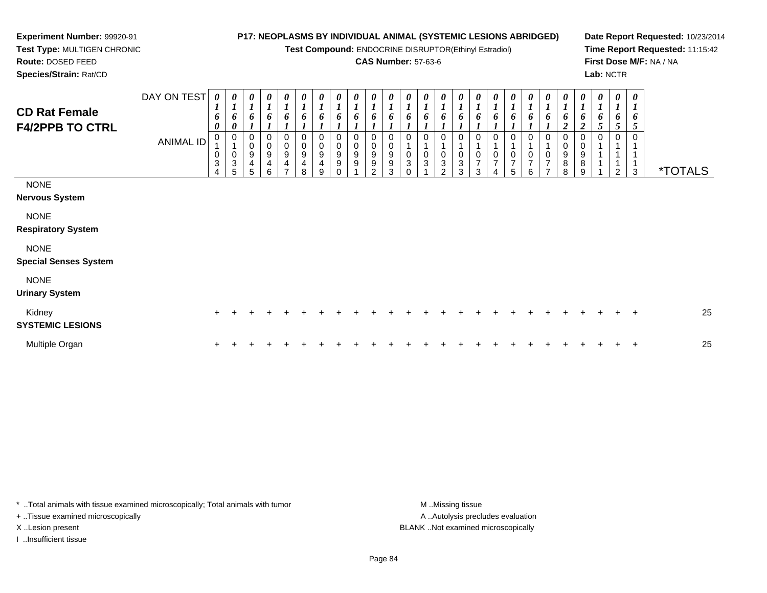**Experiment Number:** 99920-91
**Test Type:** MULTIGEN CHRONIC
**Route:** DOSED FEED
**Species/Strain:** Rat/CD

**P17: NEOPLASMS BY INDIVIDUAL ANIMAL (SYSTEMIC LESIONS ABRIDGED)**
**Test Compound:** ENDOCRINE DISRUPTOR(Ethinyl Estradiol)
**CAS Number:** 57-63-6

**Date Report Requested:** 10/23/2014
**Time Report Requested:** 11:15:42
**First Dose M/F:** NA / NA
**Lab:** NCTR

## CD Rat Female F4/2PPB TO CTRL

| DAY ON TEST | 0160 | 0160 | 0161 | 0161 | 0161 | 0161 | 0161 | 0161 | 0161 | 0161 | 0161 | 0161 | 0161 | 0161 | 0161 | 0161 | 0161 | 0161 | 0161 | 0161 | 0162 | 0162 | 0165 | 0165 | 0165 | |
|---|---|---|---|---|---|---|---|---|---|---|---|---|---|---|---|---|---|---|---|---|---|---|---|---|---|---|
| **ANIMAL ID** | 01034 | 01035 | 00945 | 00946 | 00947 | 00948 | 00949 | 00990 | 00991 | 00992 | 00993 | 01030 | 01031 | 01032 | 01033 | 01073 | 01074 | 01075 | 01076 | 01077 | 00988 | 00989 | 01111 | 01112 | 01113 | ***TOTALS** |
| NONE | | | | | | | | | | | | | | | | | | | | | | | | | | |
| **Nervous System** | | | | | | | | | | | | | | | | | | | | | | | | | | |
| NONE | | | | | | | | | | | | | | | | | | | | | | | | | | |
| **Respiratory System** | | | | | | | | | | | | | | | | | | | | | | | | | | |
| NONE | | | | | | | | | | | | | | | | | | | | | | | | | | |
| **Special Senses System** | | | | | | | | | | | | | | | | | | | | | | | | | | |
| NONE | | | | | | | | | | | | | | | | | | | | | | | | | | |
| **Urinary System** | | | | | | | | | | | | | | | | | | | | | | | | | | |
| Kidney | + | + | + | + | + | + | + | + | + | + | + | + | + | + | + | + | + | + | + | + | + | + | + | + | + | 25 |
| **SYSTEMIC LESIONS** | | | | | | | | | | | | | | | | | | | | | | | | | | |
| Multiple Organ | + | + | + | + | + | + | + | + | + | + | + | + | + | + | + | + | + | + | + | + | + | + | + | + | + | 25 |

* ..Total animals with tissue examined microscopically; Total animals with tumor
+ ..Tissue examined microscopically
X ..Lesion present
I ..Insufficient tissue

M ..Missing tissue
A ..Autolysis precludes evaluation
BLANK ..Not examined microscopically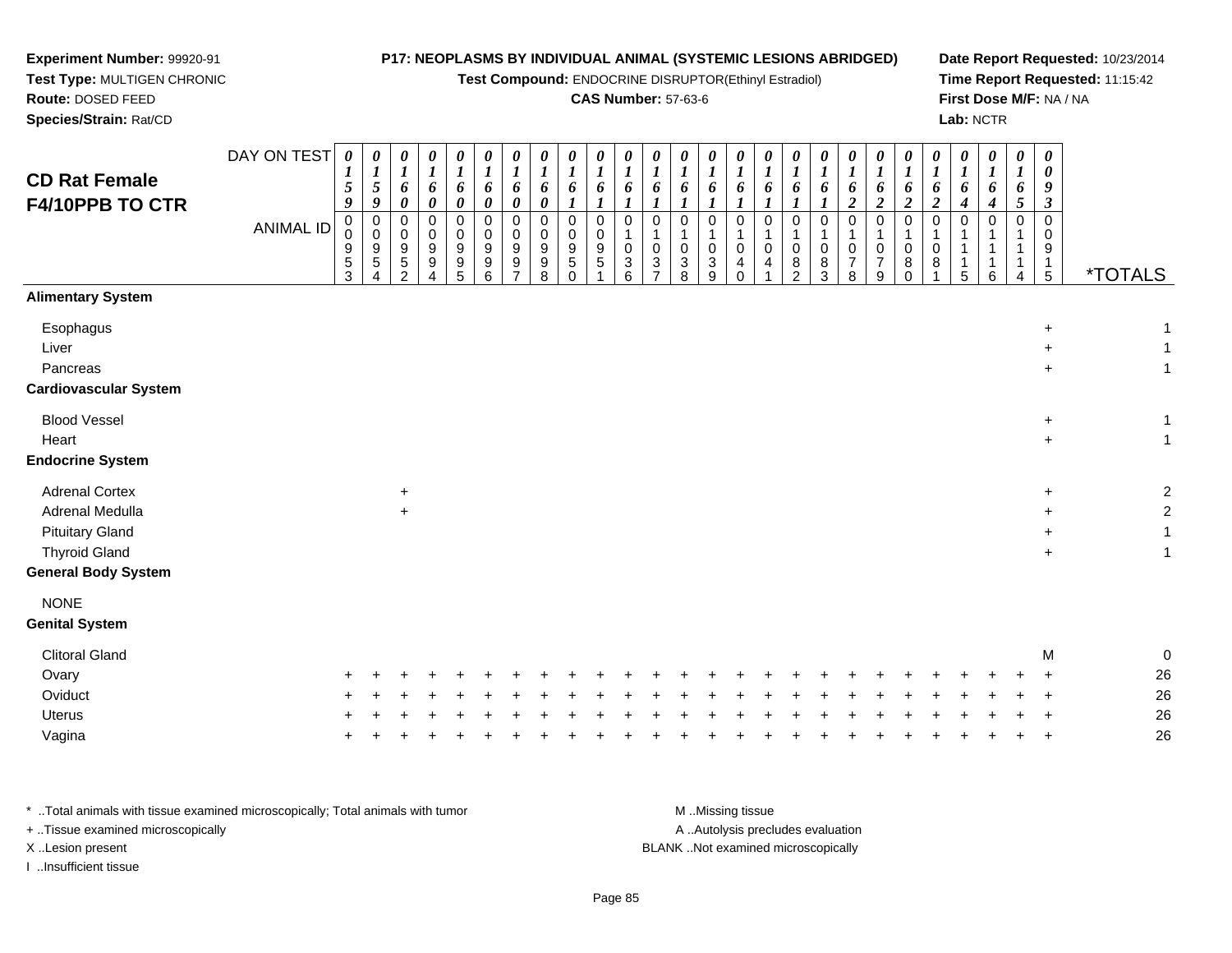**Experiment Number:** 99920-91
**Test Type:** MULTIGEN CHRONIC
**Route:** DOSED FEED
**Species/Strain:** Rat/CD

**P17: NEOPLASMS BY INDIVIDUAL ANIMAL (SYSTEMIC LESIONS ABRIDGED)**
**Test Compound:** ENDOCRINE DISRUPTOR(Ethinyl Estradiol)
**CAS Number:** 57-63-6

**Date Report Requested:** 10/23/2014
**Time Report Requested:** 11:15:42
**First Dose M/F:** NA / NA
**Lab:** NCTR

## CD Rat Female F4/10PPB TO CTR

| DAY ON TEST | 0159 | 0159 | 0160 | 0160 | 0160 | 0160 | 0160 | 0160 | 0161 | 0161 | 0161 | 0161 | 0161 | 0161 | 0161 | 0161 | 0161 | 0161 | 0162 | 0162 | 0162 | 0162 | 0164 | 0164 | 0165 | 0093 | |
|---|---|---|---|---|---|---|---|---|---|---|---|---|---|---|---|---|---|---|---|---|---|---|---|---|---|---|---|
| **ANIMAL ID** | 00953 | 00954 | 00952 | 00994 | 00995 | 00996 | 00997 | 00998 | 00950 | 00951 | 01036 | 01037 | 01038 | 01039 | 01040 | 01041 | 01082 | 01083 | 01078 | 01079 | 01080 | 01081 | 01115 | 01116 | 01114 | 00915 | ***TOTALS** |
| **Alimentary System** | | | | | | | | | | | | | | | | | | | | | | | | | | | |
| Esophagus | | | | | | | | | | | | | | | | | | | | | | | | | | + | 1 |
| Liver | | | | | | | | | | | | | | | | | | | | | | | | | | + | 1 |
| Pancreas | | | | | | | | | | | | | | | | | | | | | | | | | | + | 1 |
| **Cardiovascular System** | | | | | | | | | | | | | | | | | | | | | | | | | | | |
| Blood Vessel | | | | | | | | | | | | | | | | | | | | | | | | | | + | 1 |
| Heart | | | | | | | | | | | | | | | | | | | | | | | | | | + | 1 |
| **Endocrine System** | | | | | | | | | | | | | | | | | | | | | | | | | | | |
| Adrenal Cortex | | | + | | | | | | | | | | | | | | | | | | | | | | | + | 2 |
| Adrenal Medulla | | | + | | | | | | | | | | | | | | | | | | | | | | | + | 2 |
| Pituitary Gland | | | | | | | | | | | | | | | | | | | | | | | | | | + | 1 |
| Thyroid Gland | | | | | | | | | | | | | | | | | | | | | | | | | | + | 1 |
| **General Body System** | | | | | | | | | | | | | | | | | | | | | | | | | | | |
| NONE | | | | | | | | | | | | | | | | | | | | | | | | | | | |
| **Genital System** | | | | | | | | | | | | | | | | | | | | | | | | | | | |
| Clitoral Gland | | | | | | | | | | | | | | | | | | | | | | | | | | M | 0 |
| Ovary | + | + | + | + | + | + | + | + | + | + | + | + | + | + | + | + | + | + | + | + | + | + | + | + | + | + | 26 |
| Oviduct | + | + | + | + | + | + | + | + | + | + | + | + | + | + | + | + | + | + | + | + | + | + | + | + | + | + | 26 |
| Uterus | + | + | + | + | + | + | + | + | + | + | + | + | + | + | + | + | + | + | + | + | + | + | + | + | + | + | 26 |
| Vagina | + | + | + | + | + | + | + | + | + | + | + | + | + | + | + | + | + | + | + | + | + | + | + | + | + | + | 26 |

\* ..Total animals with tissue examined microscopically; Total animals with tumor
+ ..Tissue examined microscopically
X ..Lesion present
I ..Insufficient tissue

M ..Missing tissue
A ..Autolysis precludes evaluation
BLANK ..Not examined microscopically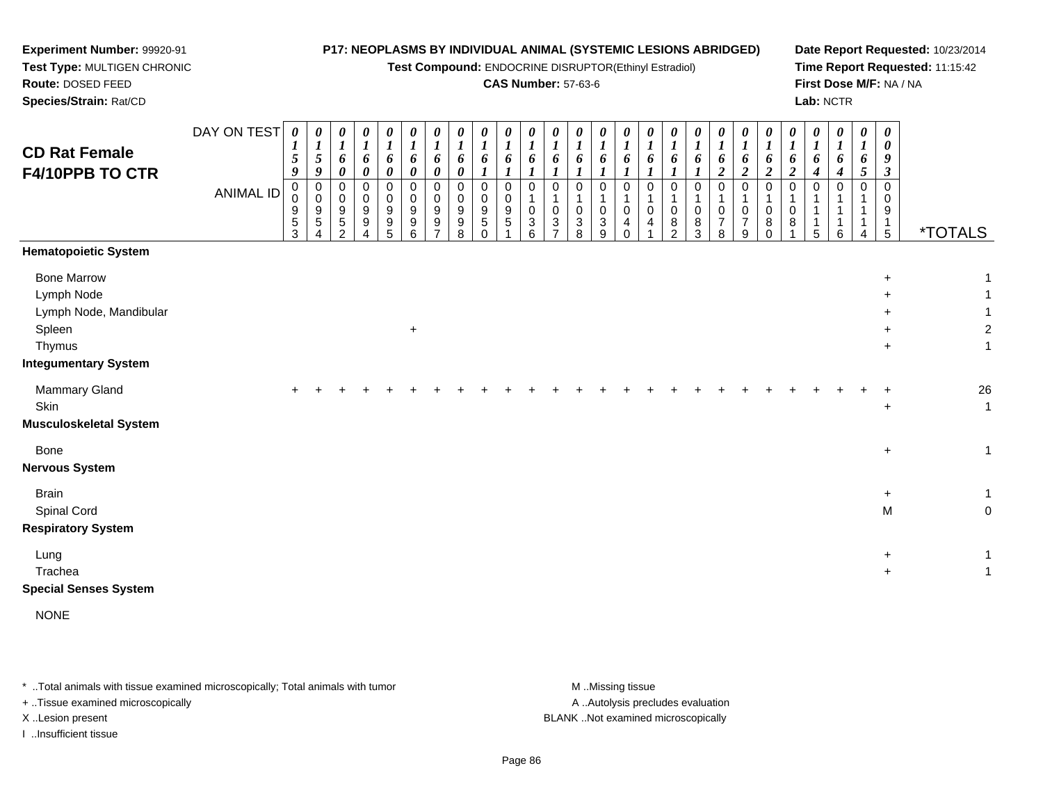**Experiment Number:** 99920-91
**Test Type:** MULTIGEN CHRONIC
**Route:** DOSED FEED
**Species/Strain:** Rat/CD

**P17: NEOPLASMS BY INDIVIDUAL ANIMAL (SYSTEMIC LESIONS ABRIDGED)**
**Test Compound:** ENDOCRINE DISRUPTOR(Ethinyl Estradiol)
**CAS Number:** 57-63-6

**Date Report Requested:** 10/23/2014
**Time Report Requested:** 11:15:42
**First Dose M/F:** NA / NA
**Lab:** NCTR

## CD Rat Female F4/10PPB TO CTR

| DAY ON TEST | 0159 | 0159 | 0160 | 0160 | 0160 | 0160 | 0160 | 0160 | 0161 | 0161 | 0161 | 0161 | 0161 | 0161 | 0161 | 0161 | 0161 | 0161 | 0162 | 0162 | 0162 | 0162 | 0164 | 0164 | 0165 | 0093 | |
|---|---|---|---|---|---|---|---|---|---|---|---|---|---|---|---|---|---|---|---|---|---|---|---|---|---|---|---|
| ANIMAL ID | 00953 | 00954 | 00952 | 00994 | 00995 | 00996 | 00997 | 00998 | 00950 | 00951 | 01036 | 01037 | 01038 | 01039 | 01040 | 01041 | 01082 | 01083 | 01078 | 01079 | 01080 | 01081 | 01115 | 01116 | 01114 | 00915 | *TOTALS |
| **Hematopoietic System** | | | | | | | | | | | | | | | | | | | | | | | | | | | |
| Bone Marrow | | | | | | | | | | | | | | | | | | | | | | | | | | + | 1 |
| Lymph Node | | | | | | | | | | | | | | | | | | | | | | | | | | + | 1 |
| Lymph Node, Mandibular | | | | | | | | | | | | | | | | | | | | | | | | | | + | 1 |
| Spleen | | | | | | + | | | | | | | | | | | | | | | | | | | | + | 2 |
| Thymus | | | | | | | | | | | | | | | | | | | | | | | | | | + | 1 |
| **Integumentary System** | | | | | | | | | | | | | | | | | | | | | | | | | | | |
| Mammary Gland | + | + | + | + | + | + | + | + | + | + | + | + | + | + | + | + | + | + | + | + | + | + | + | + | + | + | 26 |
| Skin | | | | | | | | | | | | | | | | | | | | | | | | | | + | 1 |
| **Musculoskeletal System** | | | | | | | | | | | | | | | | | | | | | | | | | | | |
| Bone | | | | | | | | | | | | | | | | | | | | | | | | | | + | 1 |
| **Nervous System** | | | | | | | | | | | | | | | | | | | | | | | | | | | |
| Brain | | | | | | | | | | | | | | | | | | | | | | | | | | + | 1 |
| Spinal Cord | | | | | | | | | | | | | | | | | | | | | | | | | | M | 0 |
| **Respiratory System** | | | | | | | | | | | | | | | | | | | | | | | | | | | |
| Lung | | | | | | | | | | | | | | | | | | | | | | | | | | + | 1 |
| Trachea | | | | | | | | | | | | | | | | | | | | | | | | | | + | 1 |
| **Special Senses System** | | | | | | | | | | | | | | | | | | | | | | | | | | | |
| NONE | | | | | | | | | | | | | | | | | | | | | | | | | | | |

\* ..Total animals with tissue examined microscopically; Total animals with tumor
+ ..Tissue examined microscopically
X ..Lesion present
I ..Insufficient tissue

M ..Missing tissue
A ..Autolysis precludes evaluation
BLANK ..Not examined microscopically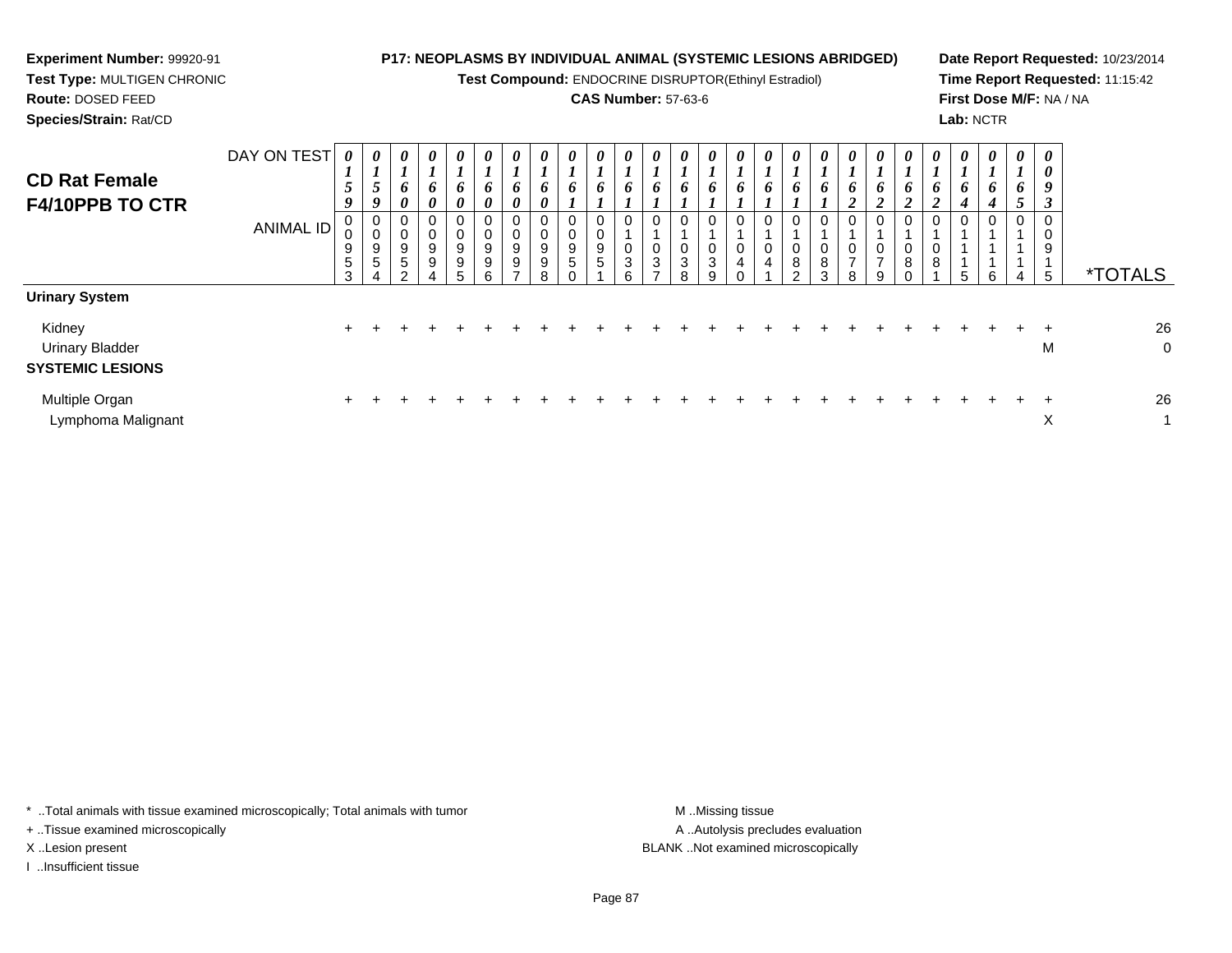**Experiment Number:** 99920-91
**Test Type:** MULTIGEN CHRONIC
**Route:** DOSED FEED
**Species/Strain:** Rat/CD

**P17: NEOPLASMS BY INDIVIDUAL ANIMAL (SYSTEMIC LESIONS ABRIDGED)**
**Test Compound:** ENDOCRINE DISRUPTOR(Ethinyl Estradiol)
**CAS Number:** 57-63-6

**Date Report Requested:** 10/23/2014
**Time Report Requested:** 11:15:42
**First Dose M/F:** NA / NA
**Lab:** NCTR

## CD Rat Female F4/10PPB TO CTR

| DAY ON TEST | 0159 | 0159 | 0160 | 0160 | 0160 | 0160 | 0160 | 0160 | 0161 | 0161 | 0161 | 0161 | 0161 | 0161 | 0161 | 0161 | 0161 | 0161 | 0162 | 0162 | 0162 | 0162 | 0164 | 0164 | 0165 | 0093 | |
|---|---|---|---|---|---|---|---|---|---|---|---|---|---|---|---|---|---|---|---|---|---|---|---|---|---|---|---|
| **ANIMAL ID** | 00953 | 00954 | 00952 | 00994 | 00995 | 00996 | 00997 | 00998 | 00950 | 00951 | 01036 | 01037 | 01038 | 01039 | 01040 | 01041 | 01082 | 01083 | 01078 | 01079 | 01080 | 01081 | 01115 | 01116 | 01114 | 00915 | ***TOTALS** |
| **Urinary System** | | | | | | | | | | | | | | | | | | | | | | | | | | | |
| Kidney | + | + | + | + | + | + | + | + | + | + | + | + | + | + | + | + | + | + | + | + | + | + | + | + | + | + | 26 |
| Urinary Bladder | | | | | | | | | | | | | | | | | | | | | | | | | | M | 0 |
| **SYSTEMIC LESIONS** | | | | | | | | | | | | | | | | | | | | | | | | | | | |
| Multiple Organ | + | + | + | + | + | + | + | + | + | + | + | + | + | + | + | + | + | + | + | + | + | + | + | + | + | + | 26 |
| Lymphoma Malignant | | | | | | | | | | | | | | | | | | | | | | | | | | X | 1 |

* ..Total animals with tissue examined microscopically; Total animals with tumor
+ ..Tissue examined microscopically
X ..Lesion present
I ..Insufficient tissue

M ..Missing tissue
A ..Autolysis precludes evaluation
BLANK ..Not examined microscopically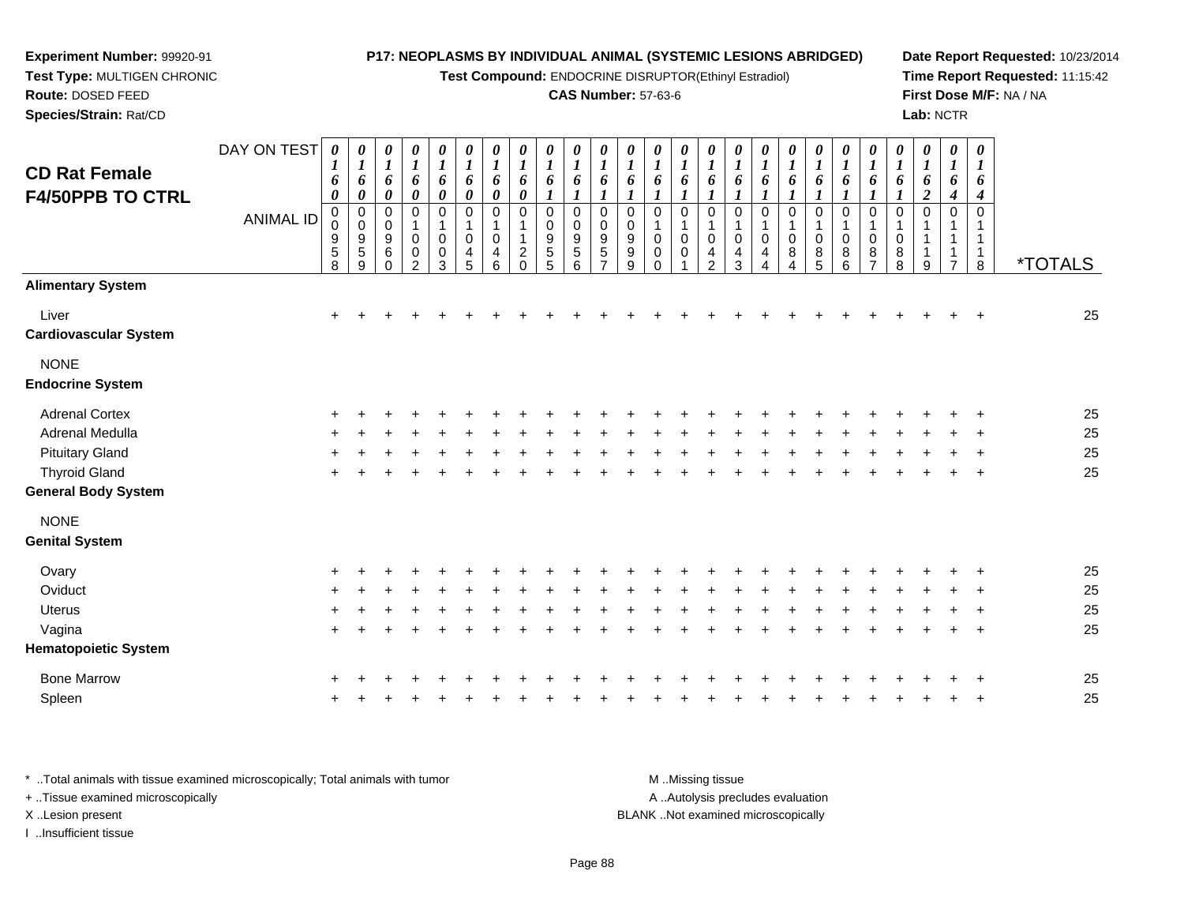**Experiment Number:** 99920-91
**Test Type:** MULTIGEN CHRONIC
**Route:** DOSED FEED
**Species/Strain:** Rat/CD

**P17: NEOPLASMS BY INDIVIDUAL ANIMAL (SYSTEMIC LESIONS ABRIDGED)**
**Test Compound:** ENDOCRINE DISRUPTOR(Ethinyl Estradiol)
**CAS Number:** 57-63-6

**Date Report Requested:** 10/23/2014
**Time Report Requested:** 11:15:42
**First Dose M/F:** NA / NA
**Lab:** NCTR

## CD Rat Female F4/50PPB TO CTRL

| DAY ON TEST | 0160 | 0160 | 0160 | 0160 | 0160 | 0160 | 0160 | 0160 | 0161 | 0161 | 0161 | 0161 | 0161 | 0161 | 0161 | 0161 | 0161 | 0161 | 0161 | 0161 | 0161 | 0161 | 0162 | 0164 | 0164 | |
|---|---|---|---|---|---|---|---|---|---|---|---|---|---|---|---|---|---|---|---|---|---|---|---|---|---|---|
| **ANIMAL ID** | 00958 | 00959 | 00960 | 01002 | 01003 | 01045 | 01046 | 01120 | 00955 | 00956 | 00957 | 00999 | 01000 | 01001 | 01042 | 01043 | 01044 | 01084 | 01085 | 01086 | 01087 | 01088 | 01119 | 01117 | 01118 | ***TOTALS** |
| **Alimentary System** | | | | | | | | | | | | | | | | | | | | | | | | | | |
| Liver | + | + | + | + | + | + | + | + | + | + | + | + | + | + | + | + | + | + | + | + | + | + | + | + | + | 25 |
| **Cardiovascular System** | | | | | | | | | | | | | | | | | | | | | | | | | | |
| NONE | | | | | | | | | | | | | | | | | | | | | | | | | | |
| **Endocrine System** | | | | | | | | | | | | | | | | | | | | | | | | | | |
| Adrenal Cortex | + | + | + | + | + | + | + | + | + | + | + | + | + | + | + | + | + | + | + | + | + | + | + | + | + | 25 |
| Adrenal Medulla | + | + | + | + | + | + | + | + | + | + | + | + | + | + | + | + | + | + | + | + | + | + | + | + | + | 25 |
| Pituitary Gland | + | + | + | + | + | + | + | + | + | + | + | + | + | + | + | + | + | + | + | + | + | + | + | + | + | 25 |
| Thyroid Gland | + | + | + | + | + | + | + | + | + | + | + | + | + | + | + | + | + | + | + | + | + | + | + | + | + | 25 |
| **General Body System** | | | | | | | | | | | | | | | | | | | | | | | | | | |
| NONE | | | | | | | | | | | | | | | | | | | | | | | | | | |
| **Genital System** | | | | | | | | | | | | | | | | | | | | | | | | | | |
| Ovary | + | + | + | + | + | + | + | + | + | + | + | + | + | + | + | + | + | + | + | + | + | + | + | + | + | 25 |
| Oviduct | + | + | + | + | + | + | + | + | + | + | + | + | + | + | + | + | + | + | + | + | + | + | + | + | + | 25 |
| Uterus | + | + | + | + | + | + | + | + | + | + | + | + | + | + | + | + | + | + | + | + | + | + | + | + | + | 25 |
| Vagina | + | + | + | + | + | + | + | + | + | + | + | + | + | + | + | + | + | + | + | + | + | + | + | + | + | 25 |
| **Hematopoietic System** | | | | | | | | | | | | | | | | | | | | | | | | | | |
| Bone Marrow | + | + | + | + | + | + | + | + | + | + | + | + | + | + | + | + | + | + | + | + | + | + | + | + | + | 25 |
| Spleen | + | + | + | + | + | + | + | + | + | + | + | + | + | + | + | + | + | + | + | + | + | + | + | + | + | 25 |

* ..Total animals with tissue examined microscopically; Total animals with tumor
+ ..Tissue examined microscopically
X ..Lesion present
I ..Insufficient tissue

M ..Missing tissue
A ..Autolysis precludes evaluation
BLANK ..Not examined microscopically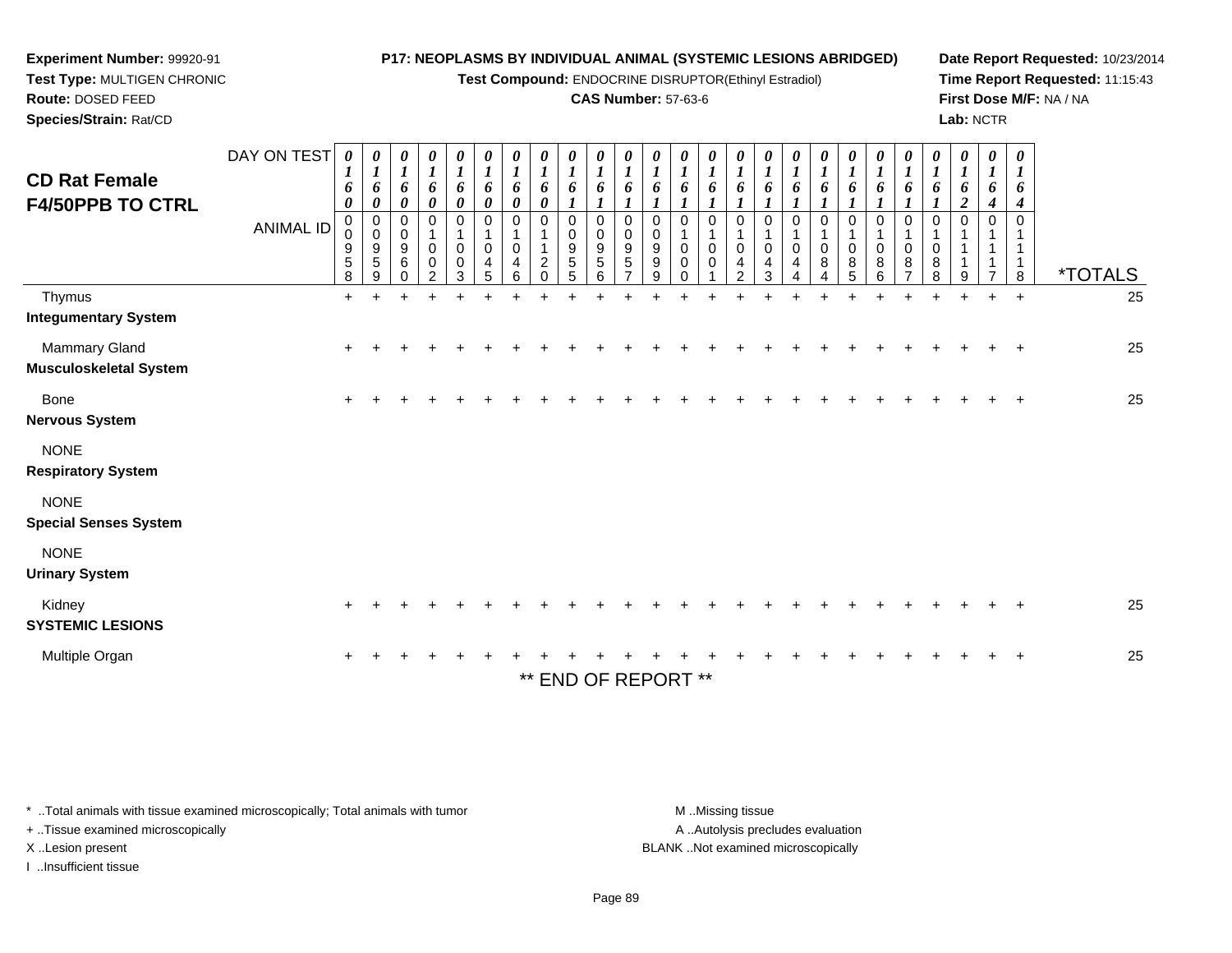**Experiment Number:** 99920-91
**Test Type:** MULTIGEN CHRONIC
**Route:** DOSED FEED
**Species/Strain:** Rat/CD

**P17: NEOPLASMS BY INDIVIDUAL ANIMAL (SYSTEMIC LESIONS ABRIDGED)**
**Test Compound:** ENDOCRINE DISRUPTOR(Ethinyl Estradiol)
**CAS Number:** 57-63-6

**Date Report Requested:** 10/23/2014
**Time Report Requested:** 11:15:43
**First Dose M/F:** NA / NA
**Lab:** NCTR

# CD Rat Female F4/50PPB TO CTRL

| DAY ON TEST | 0160 | 0160 | 0160 | 0160 | 0160 | 0160 | 0160 | 0160 | 0161 | 0161 | 0161 | 0161 | 0161 | 0161 | 0161 | 0161 | 0161 | 0161 | 0161 | 0161 | 0161 | 0161 | 0162 | 0164 | 0164 | |
|---|---|---|---|---|---|---|---|---|---|---|---|---|---|---|---|---|---|---|---|---|---|---|---|---|---|---|
| ANIMAL ID | 00958 | 00959 | 00960 | 01002 | 01003 | 01045 | 01046 | 01120 | 00955 | 00956 | 00957 | 00999 | 01000 | 01001 | 01042 | 01043 | 01044 | 01084 | 01085 | 01086 | 01087 | 01088 | 01119 | 01117 | 01118 | *TOTALS |
| Thymus | + | + | + | + | + | + | + | + | + | + | + | + | + | + | + | + | + | + | + | + | + | + | + | + | + | 25 |
| **Integumentary System** | | | | | | | | | | | | | | | | | | | | | | | | | | |
| Mammary Gland | + | + | + | + | + | + | + | + | + | + | + | + | + | + | + | + | + | + | + | + | + | + | + | + | + | 25 |
| **Musculoskeletal System** | | | | | | | | | | | | | | | | | | | | | | | | | | |
| Bone | + | + | + | + | + | + | + | + | + | + | + | + | + | + | + | + | + | + | + | + | + | + | + | + | + | 25 |
| **Nervous System** | | | | | | | | | | | | | | | | | | | | | | | | | | |
| NONE | | | | | | | | | | | | | | | | | | | | | | | | | | |
| **Respiratory System** | | | | | | | | | | | | | | | | | | | | | | | | | | |
| NONE | | | | | | | | | | | | | | | | | | | | | | | | | | |
| **Special Senses System** | | | | | | | | | | | | | | | | | | | | | | | | | | |
| NONE | | | | | | | | | | | | | | | | | | | | | | | | | | |
| **Urinary System** | | | | | | | | | | | | | | | | | | | | | | | | | | |
| Kidney | + | + | + | + | + | + | + | + | + | + | + | + | + | + | + | + | + | + | + | + | + | + | + | + | + | 25 |
| **SYSTEMIC LESIONS** | | | | | | | | | | | | | | | | | | | | | | | | | | |
| Multiple Organ | + | + | + | + | + | + | + | + | + | + | + | + | + | + | + | + | + | + | + | + | + | + | + | + | + | 25 |

** END OF REPORT **

\* ..Total animals with tissue examined microscopically; Total animals with tumor
+ ..Tissue examined microscopically
X ..Lesion present
I ..Insufficient tissue

M ..Missing tissue
A ..Autolysis precludes evaluation
BLANK ..Not examined microscopically